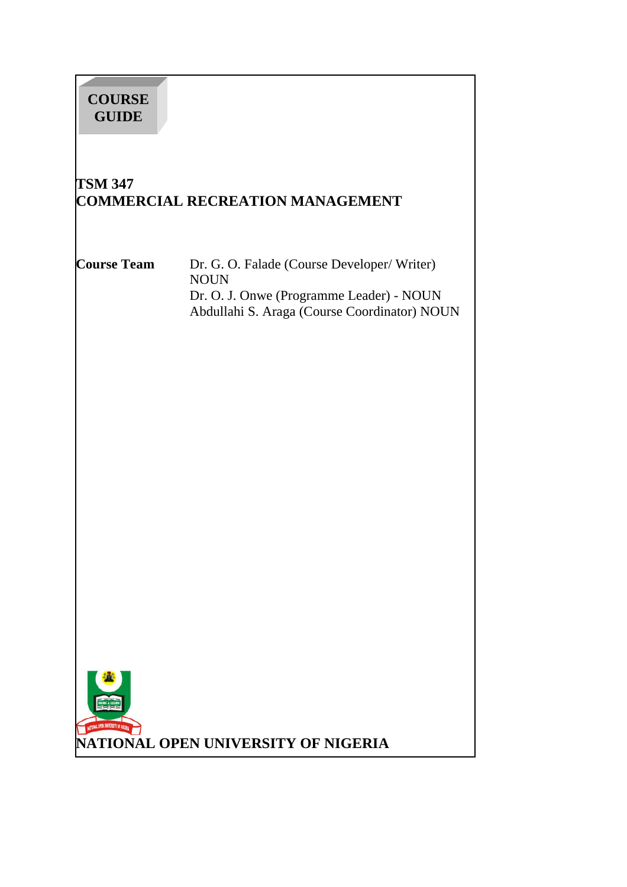**COURSE GUIDE**

# TSM 347
# COMMERCIAL RECREATION MANAGEMENT

**Course Team**

Dr. G. O. Falade (Course Developer/ Writer) NOUN  
Dr. O. J. Onwe (Programme Leader) - NOUN  
Abdullahi S. Araga (Course Coordinator) NOUN

**NATIONAL OPEN UNIVERSITY OF NIGERIA**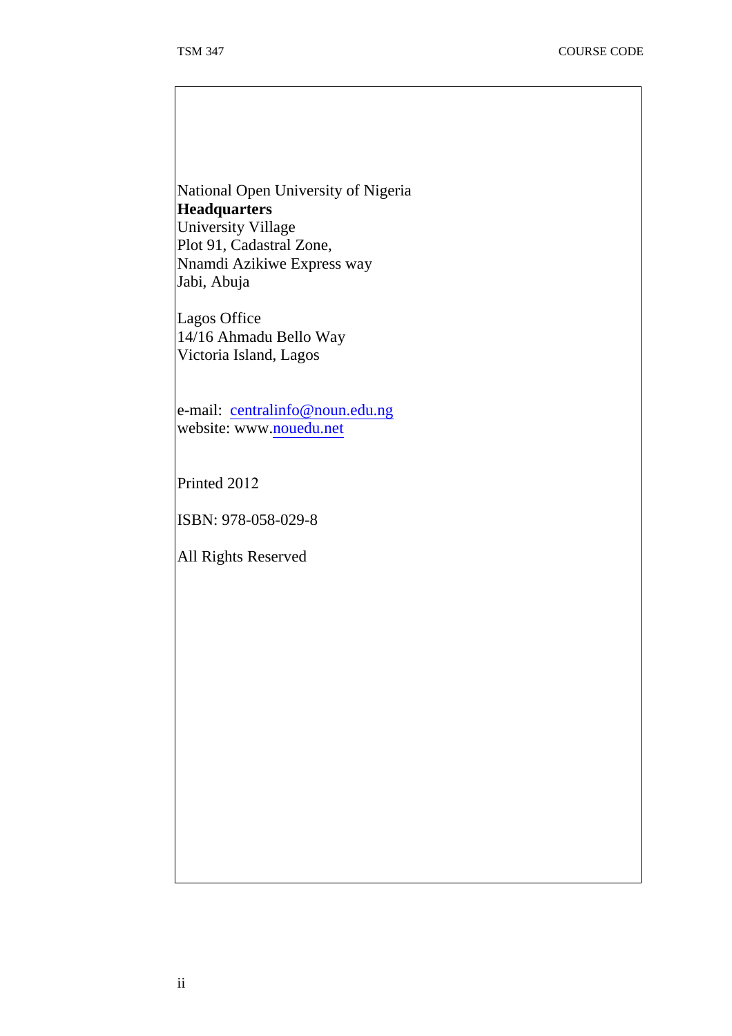National Open University of Nigeria
**Headquarters**
University Village
Plot 91, Cadastral Zone,
Nnamdi Azikiwe Express way
Jabi, Abuja

Lagos Office
14/16 Ahmadu Bello Way
Victoria Island, Lagos

e-mail: centralinfo@noun.edu.ng
website: www.nouedu.net

Printed 2012

ISBN: 978-058-029-8

All Rights Reserved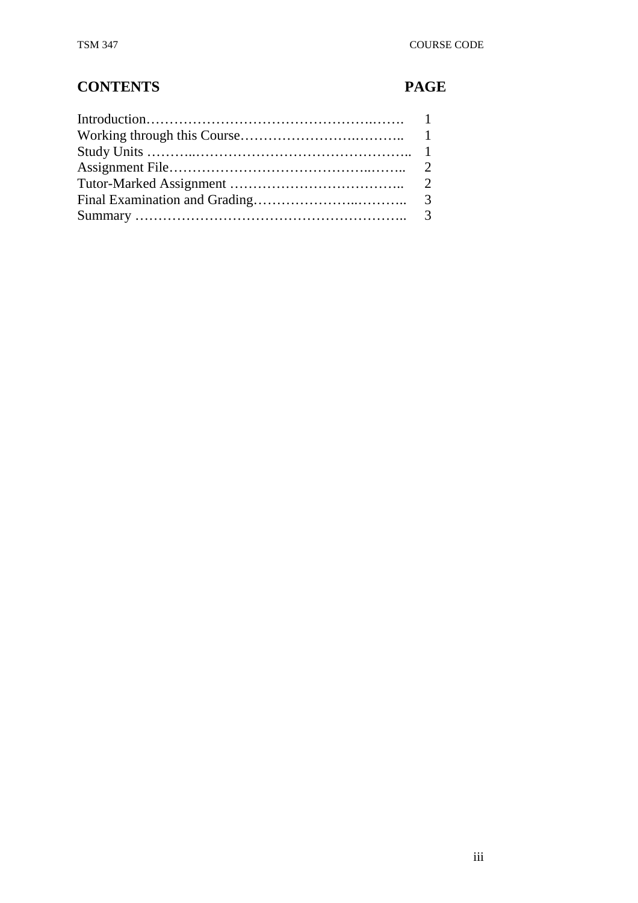## CONTENTS PAGE

| CONTENTS | PAGE |
|---|---|
| Introduction | 1 |
| Working through this Course | 1 |
| Study Units | 1 |
| Assignment File | 2 |
| Tutor-Marked Assignment | 2 |
| Final Examination and Grading | 3 |
| Summary | 3 |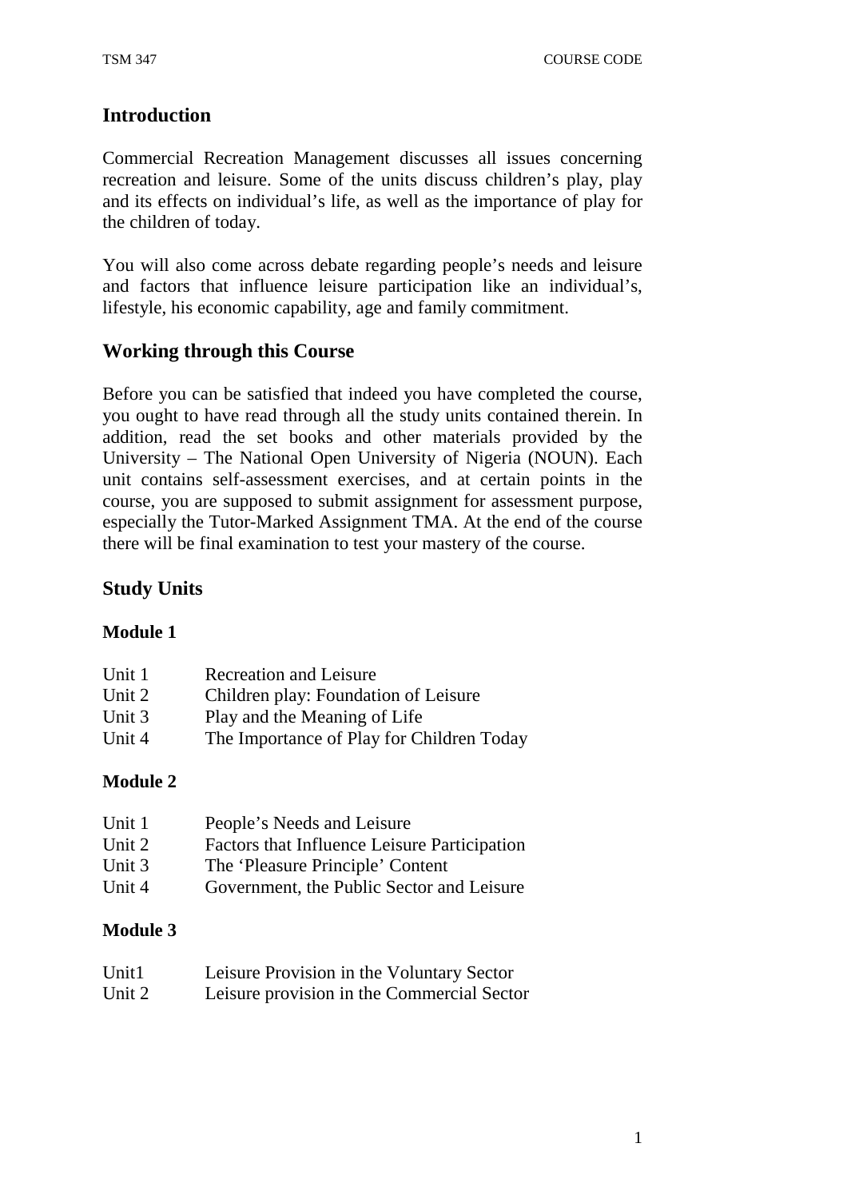## Introduction

Commercial Recreation Management discusses all issues concerning recreation and leisure. Some of the units discuss children's play, play and its effects on individual's life, as well as the importance of play for the children of today.

You will also come across debate regarding people's needs and leisure and factors that influence leisure participation like an individual's, lifestyle, his economic capability, age and family commitment.

## Working through this Course

Before you can be satisfied that indeed you have completed the course, you ought to have read through all the study units contained therein. In addition, read the set books and other materials provided by the University – The National Open University of Nigeria (NOUN). Each unit contains self-assessment exercises, and at certain points in the course, you are supposed to submit assignment for assessment purpose, especially the Tutor-Marked Assignment TMA. At the end of the course there will be final examination to test your mastery of the course.

## Study Units

### Module 1

Unit 1 Recreation and Leisure
Unit 2 Children play: Foundation of Leisure
Unit 3 Play and the Meaning of Life
Unit 4 The Importance of Play for Children Today

### Module 2

Unit 1 People's Needs and Leisure
Unit 2 Factors that Influence Leisure Participation
Unit 3 The 'Pleasure Principle' Content
Unit 4 Government, the Public Sector and Leisure

### Module 3

Unit1 Leisure Provision in the Voluntary Sector
Unit 2 Leisure provision in the Commercial Sector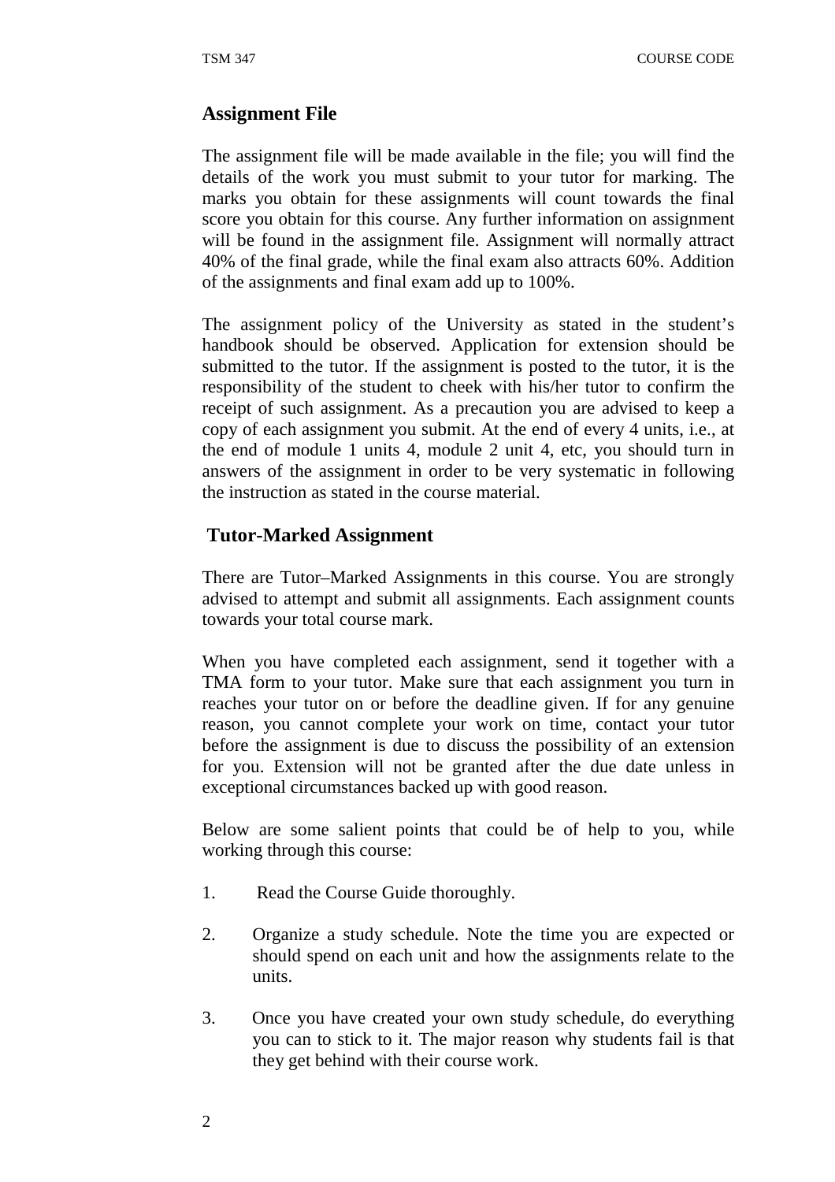## Assignment File

The assignment file will be made available in the file; you will find the details of the work you must submit to your tutor for marking. The marks you obtain for these assignments will count towards the final score you obtain for this course. Any further information on assignment will be found in the assignment file. Assignment will normally attract 40% of the final grade, while the final exam also attracts 60%. Addition of the assignments and final exam add up to 100%.

The assignment policy of the University as stated in the student's handbook should be observed. Application for extension should be submitted to the tutor. If the assignment is posted to the tutor, it is the responsibility of the student to cheek with his/her tutor to confirm the receipt of such assignment. As a precaution you are advised to keep a copy of each assignment you submit. At the end of every 4 units, i.e., at the end of module 1 units 4, module 2 unit 4, etc, you should turn in answers of the assignment in order to be very systematic in following the instruction as stated in the course material.

## Tutor-Marked Assignment

There are Tutor–Marked Assignments in this course. You are strongly advised to attempt and submit all assignments. Each assignment counts towards your total course mark.

When you have completed each assignment, send it together with a TMA form to your tutor. Make sure that each assignment you turn in reaches your tutor on or before the deadline given. If for any genuine reason, you cannot complete your work on time, contact your tutor before the assignment is due to discuss the possibility of an extension for you. Extension will not be granted after the due date unless in exceptional circumstances backed up with good reason.

Below are some salient points that could be of help to you, while working through this course:

1. Read the Course Guide thoroughly.

2. Organize a study schedule. Note the time you are expected or should spend on each unit and how the assignments relate to the units.

3. Once you have created your own study schedule, do everything you can to stick to it. The major reason why students fail is that they get behind with their course work.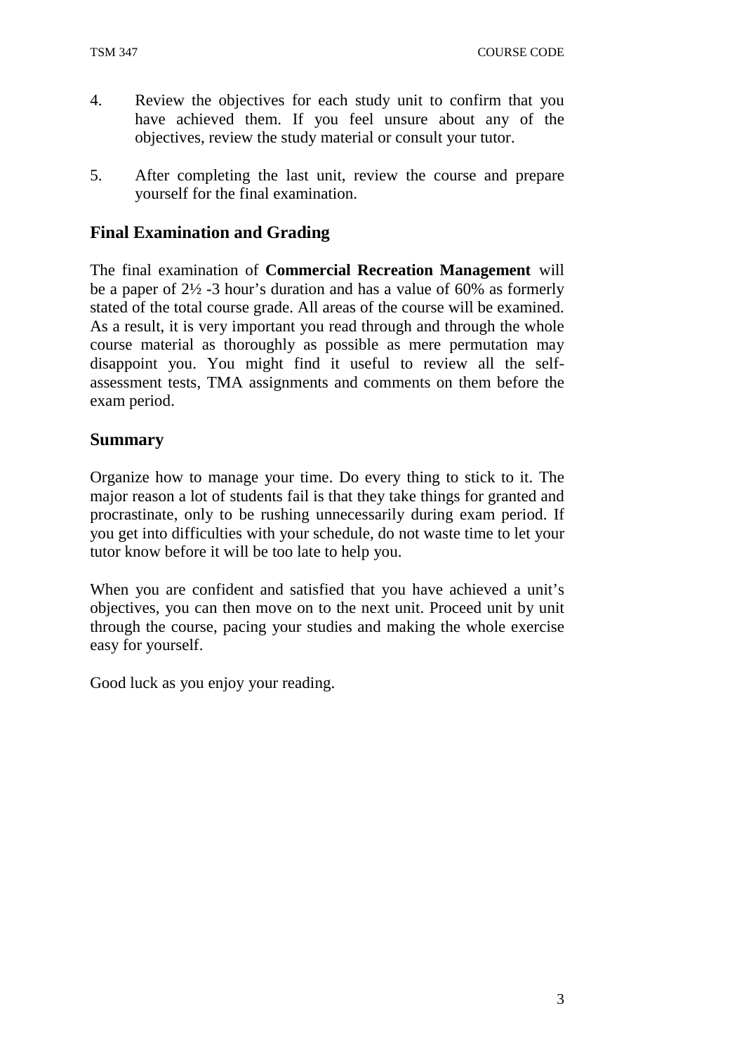4. Review the objectives for each study unit to confirm that you have achieved them. If you feel unsure about any of the objectives, review the study material or consult your tutor.

5. After completing the last unit, review the course and prepare yourself for the final examination.

## Final Examination and Grading

The final examination of **Commercial Recreation Management** will be a paper of 2½ -3 hour's duration and has a value of 60% as formerly stated of the total course grade. All areas of the course will be examined. As a result, it is very important you read through and through the whole course material as thoroughly as possible as mere permutation may disappoint you. You might find it useful to review all the self-assessment tests, TMA assignments and comments on them before the exam period.

## Summary

Organize how to manage your time. Do every thing to stick to it. The major reason a lot of students fail is that they take things for granted and procrastinate, only to be rushing unnecessarily during exam period. If you get into difficulties with your schedule, do not waste time to let your tutor know before it will be too late to help you.

When you are confident and satisfied that you have achieved a unit's objectives, you can then move on to the next unit. Proceed unit by unit through the course, pacing your studies and making the whole exercise easy for yourself.

Good luck as you enjoy your reading.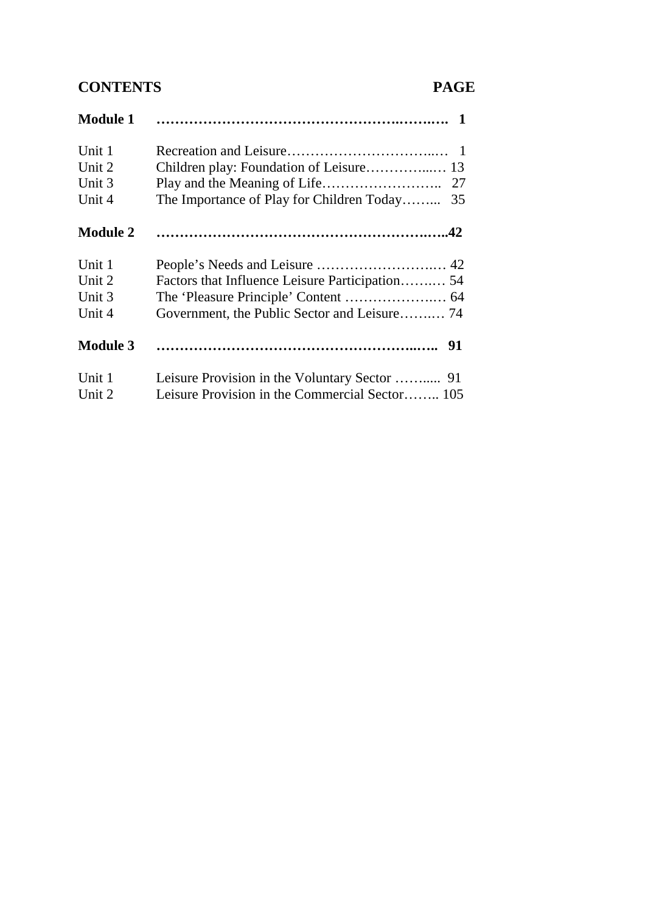| **CONTENTS** | | **PAGE** |
|---|---|---|
| **Module 1** | | **1** |
| Unit 1 | Recreation and Leisure | 1 |
| Unit 2 | Children play: Foundation of Leisure | 13 |
| Unit 3 | Play and the Meaning of Life | 27 |
| Unit 4 | The Importance of Play for Children Today | 35 |
| **Module 2** | | **42** |
| Unit 1 | People's Needs and Leisure | 42 |
| Unit 2 | Factors that Influence Leisure Participation | 54 |
| Unit 3 | The 'Pleasure Principle' Content | 64 |
| Unit 4 | Government, the Public Sector and Leisure | 74 |
| **Module 3** | | **91** |
| Unit 1 | Leisure Provision in the Voluntary Sector | 91 |
| Unit 2 | Leisure Provision in the Commercial Sector | 105 |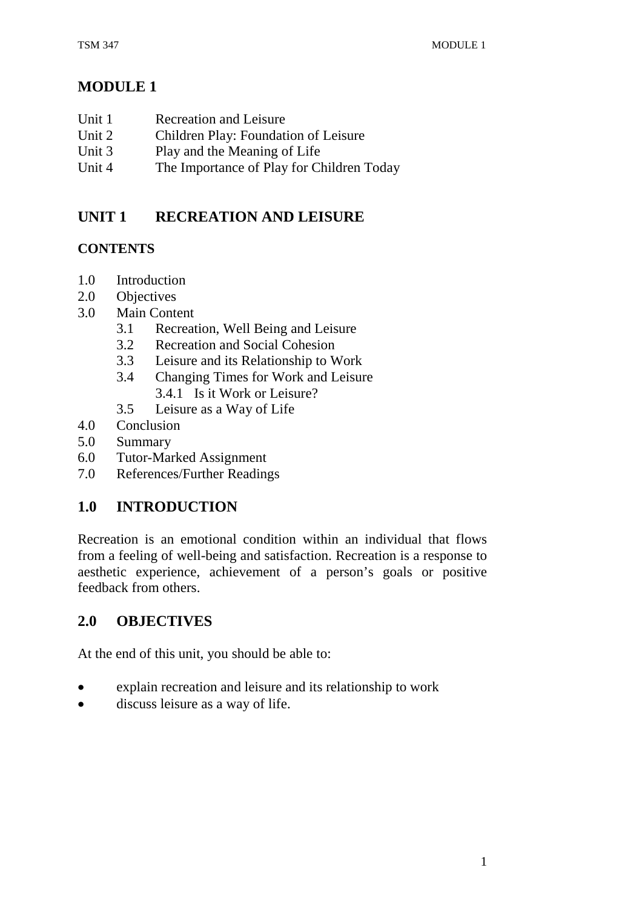# MODULE 1

Unit 1 Recreation and Leisure
Unit 2 Children Play: Foundation of Leisure
Unit 3 Play and the Meaning of Life
Unit 4 The Importance of Play for Children Today

## UNIT 1 RECREATION AND LEISURE

### CONTENTS

1.0 Introduction
2.0 Objectives
3.0 Main Content
 3.1 Recreation, Well Being and Leisure
 3.2 Recreation and Social Cohesion
 3.3 Leisure and its Relationship to Work
 3.4 Changing Times for Work and Leisure
  3.4.1 Is it Work or Leisure?
 3.5 Leisure as a Way of Life
4.0 Conclusion
5.0 Summary
6.0 Tutor-Marked Assignment
7.0 References/Further Readings

## 1.0 INTRODUCTION

Recreation is an emotional condition within an individual that flows from a feeling of well-being and satisfaction. Recreation is a response to aesthetic experience, achievement of a person's goals or positive feedback from others.

## 2.0 OBJECTIVES

At the end of this unit, you should be able to:

- explain recreation and leisure and its relationship to work
- discuss leisure as a way of life.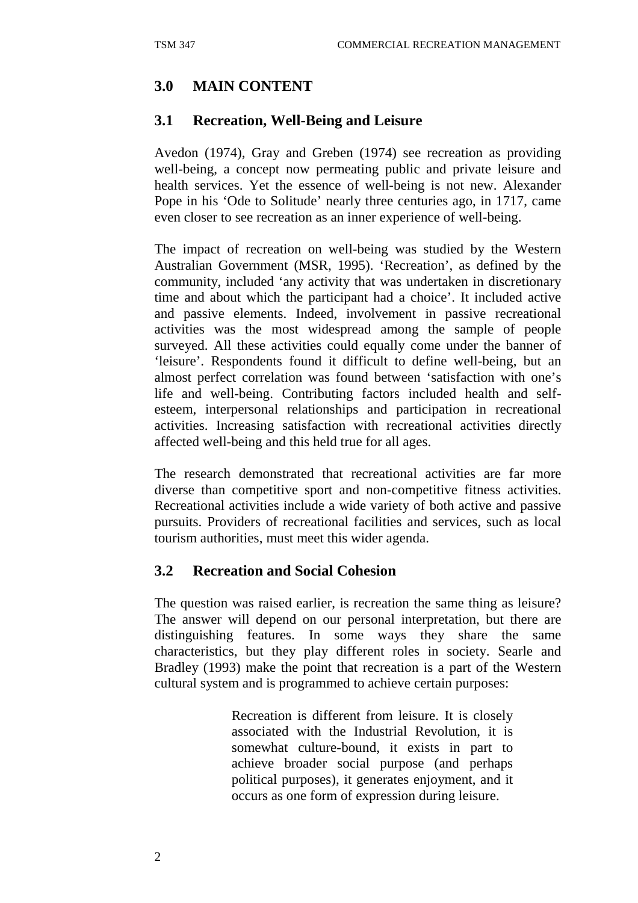## 3.0 MAIN CONTENT

### 3.1 Recreation, Well-Being and Leisure

Avedon (1974), Gray and Greben (1974) see recreation as providing well-being, a concept now permeating public and private leisure and health services. Yet the essence of well-being is not new. Alexander Pope in his 'Ode to Solitude' nearly three centuries ago, in 1717, came even closer to see recreation as an inner experience of well-being.

The impact of recreation on well-being was studied by the Western Australian Government (MSR, 1995). 'Recreation', as defined by the community, included 'any activity that was undertaken in discretionary time and about which the participant had a choice'. It included active and passive elements. Indeed, involvement in passive recreational activities was the most widespread among the sample of people surveyed. All these activities could equally come under the banner of 'leisure'. Respondents found it difficult to define well-being, but an almost perfect correlation was found between 'satisfaction with one's life and well-being. Contributing factors included health and self-esteem, interpersonal relationships and participation in recreational activities. Increasing satisfaction with recreational activities directly affected well-being and this held true for all ages.

The research demonstrated that recreational activities are far more diverse than competitive sport and non-competitive fitness activities. Recreational activities include a wide variety of both active and passive pursuits. Providers of recreational facilities and services, such as local tourism authorities, must meet this wider agenda.

### 3.2 Recreation and Social Cohesion

The question was raised earlier, is recreation the same thing as leisure? The answer will depend on our personal interpretation, but there are distinguishing features. In some ways they share the same characteristics, but they play different roles in society. Searle and Bradley (1993) make the point that recreation is a part of the Western cultural system and is programmed to achieve certain purposes:

> Recreation is different from leisure. It is closely associated with the Industrial Revolution, it is somewhat culture-bound, it exists in part to achieve broader social purpose (and perhaps political purposes), it generates enjoyment, and it occurs as one form of expression during leisure.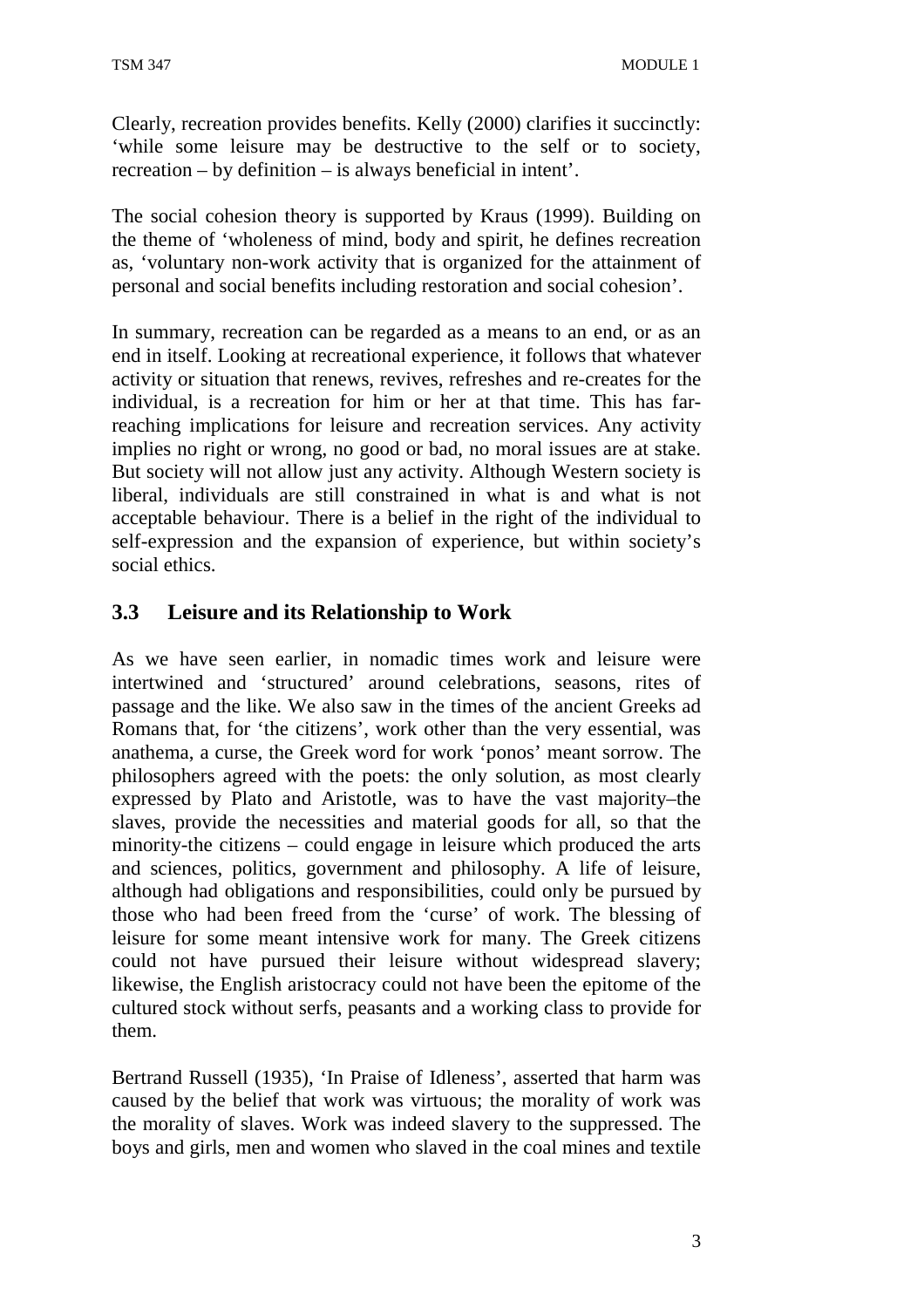Clearly, recreation provides benefits. Kelly (2000) clarifies it succinctly: 'while some leisure may be destructive to the self or to society, recreation – by definition – is always beneficial in intent'.

The social cohesion theory is supported by Kraus (1999). Building on the theme of 'wholeness of mind, body and spirit, he defines recreation as, 'voluntary non-work activity that is organized for the attainment of personal and social benefits including restoration and social cohesion'.

In summary, recreation can be regarded as a means to an end, or as an end in itself. Looking at recreational experience, it follows that whatever activity or situation that renews, revives, refreshes and re-creates for the individual, is a recreation for him or her at that time. This has far-reaching implications for leisure and recreation services. Any activity implies no right or wrong, no good or bad, no moral issues are at stake. But society will not allow just any activity. Although Western society is liberal, individuals are still constrained in what is and what is not acceptable behaviour. There is a belief in the right of the individual to self-expression and the expansion of experience, but within society's social ethics.

## 3.3 Leisure and its Relationship to Work

As we have seen earlier, in nomadic times work and leisure were intertwined and 'structured' around celebrations, seasons, rites of passage and the like. We also saw in the times of the ancient Greeks ad Romans that, for 'the citizens', work other than the very essential, was anathema, a curse, the Greek word for work 'ponos' meant sorrow. The philosophers agreed with the poets: the only solution, as most clearly expressed by Plato and Aristotle, was to have the vast majority–the slaves, provide the necessities and material goods for all, so that the minority-the citizens – could engage in leisure which produced the arts and sciences, politics, government and philosophy. A life of leisure, although had obligations and responsibilities, could only be pursued by those who had been freed from the 'curse' of work. The blessing of leisure for some meant intensive work for many. The Greek citizens could not have pursued their leisure without widespread slavery; likewise, the English aristocracy could not have been the epitome of the cultured stock without serfs, peasants and a working class to provide for them.

Bertrand Russell (1935), 'In Praise of Idleness', asserted that harm was caused by the belief that work was virtuous; the morality of work was the morality of slaves. Work was indeed slavery to the suppressed. The boys and girls, men and women who slaved in the coal mines and textile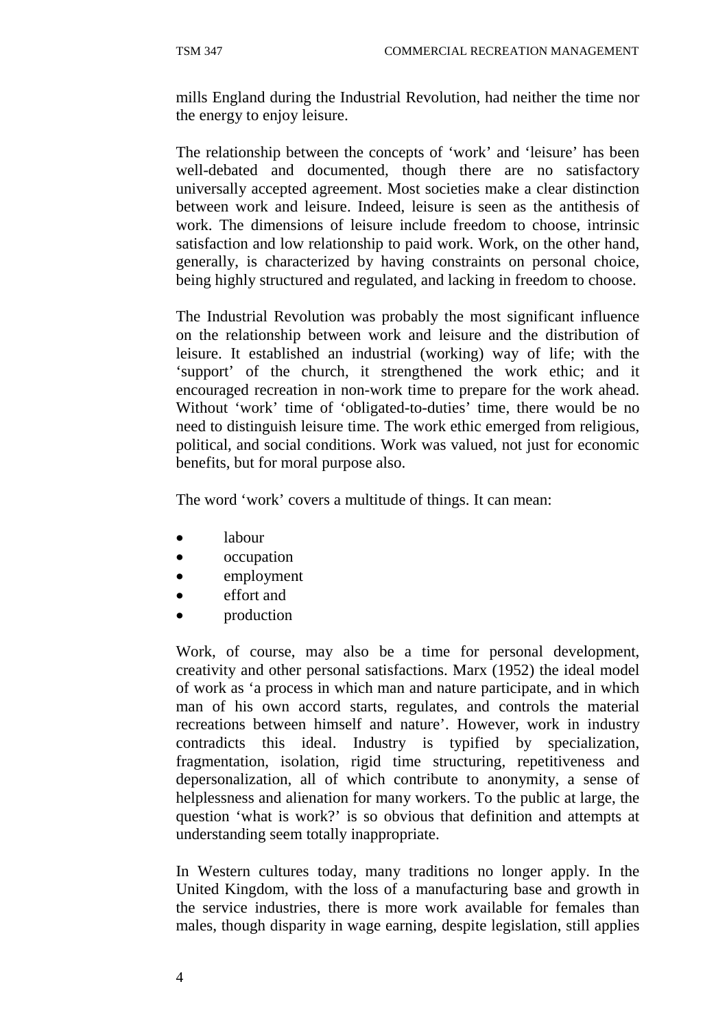mills England during the Industrial Revolution, had neither the time nor the energy to enjoy leisure.

The relationship between the concepts of 'work' and 'leisure' has been well-debated and documented, though there are no satisfactory universally accepted agreement. Most societies make a clear distinction between work and leisure. Indeed, leisure is seen as the antithesis of work. The dimensions of leisure include freedom to choose, intrinsic satisfaction and low relationship to paid work. Work, on the other hand, generally, is characterized by having constraints on personal choice, being highly structured and regulated, and lacking in freedom to choose.

The Industrial Revolution was probably the most significant influence on the relationship between work and leisure and the distribution of leisure. It established an industrial (working) way of life; with the 'support' of the church, it strengthened the work ethic; and it encouraged recreation in non-work time to prepare for the work ahead. Without 'work' time of 'obligated-to-duties' time, there would be no need to distinguish leisure time. The work ethic emerged from religious, political, and social conditions. Work was valued, not just for economic benefits, but for moral purpose also.

The word 'work' covers a multitude of things. It can mean:

- labour
- occupation
- employment
- effort and
- production

Work, of course, may also be a time for personal development, creativity and other personal satisfactions. Marx (1952) the ideal model of work as 'a process in which man and nature participate, and in which man of his own accord starts, regulates, and controls the material recreations between himself and nature'. However, work in industry contradicts this ideal. Industry is typified by specialization, fragmentation, isolation, rigid time structuring, repetitiveness and depersonalization, all of which contribute to anonymity, a sense of helplessness and alienation for many workers. To the public at large, the question 'what is work?' is so obvious that definition and attempts at understanding seem totally inappropriate.

In Western cultures today, many traditions no longer apply. In the United Kingdom, with the loss of a manufacturing base and growth in the service industries, there is more work available for females than males, though disparity in wage earning, despite legislation, still applies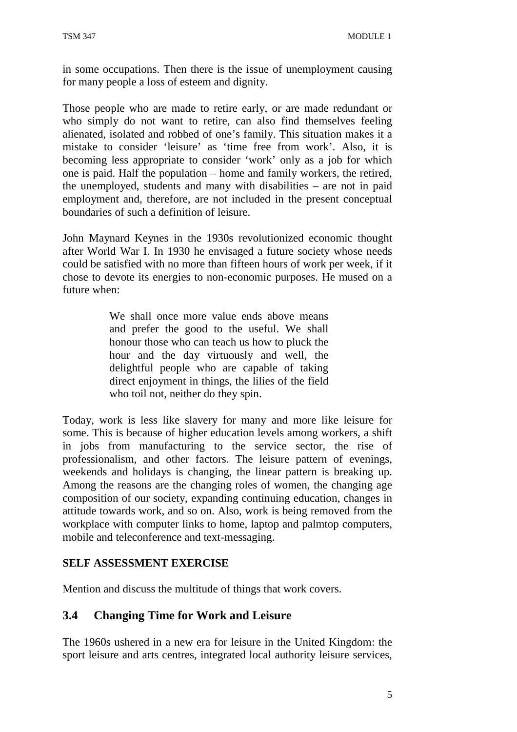in some occupations. Then there is the issue of unemployment causing for many people a loss of esteem and dignity.

Those people who are made to retire early, or are made redundant or who simply do not want to retire, can also find themselves feeling alienated, isolated and robbed of one's family. This situation makes it a mistake to consider 'leisure' as 'time free from work'. Also, it is becoming less appropriate to consider 'work' only as a job for which one is paid. Half the population – home and family workers, the retired, the unemployed, students and many with disabilities – are not in paid employment and, therefore, are not included in the present conceptual boundaries of such a definition of leisure.

John Maynard Keynes in the 1930s revolutionized economic thought after World War I. In 1930 he envisaged a future society whose needs could be satisfied with no more than fifteen hours of work per week, if it chose to devote its energies to non-economic purposes. He mused on a future when:

> We shall once more value ends above means and prefer the good to the useful. We shall honour those who can teach us how to pluck the hour and the day virtuously and well, the delightful people who are capable of taking direct enjoyment in things, the lilies of the field who toil not, neither do they spin.

Today, work is less like slavery for many and more like leisure for some. This is because of higher education levels among workers, a shift in jobs from manufacturing to the service sector, the rise of professionalism, and other factors. The leisure pattern of evenings, weekends and holidays is changing, the linear pattern is breaking up. Among the reasons are the changing roles of women, the changing age composition of our society, expanding continuing education, changes in attitude towards work, and so on. Also, work is being removed from the workplace with computer links to home, laptop and palmtop computers, mobile and teleconference and text-messaging.

**SELF ASSESSMENT EXERCISE**

Mention and discuss the multitude of things that work covers.

## 3.4 Changing Time for Work and Leisure

The 1960s ushered in a new era for leisure in the United Kingdom: the sport leisure and arts centres, integrated local authority leisure services,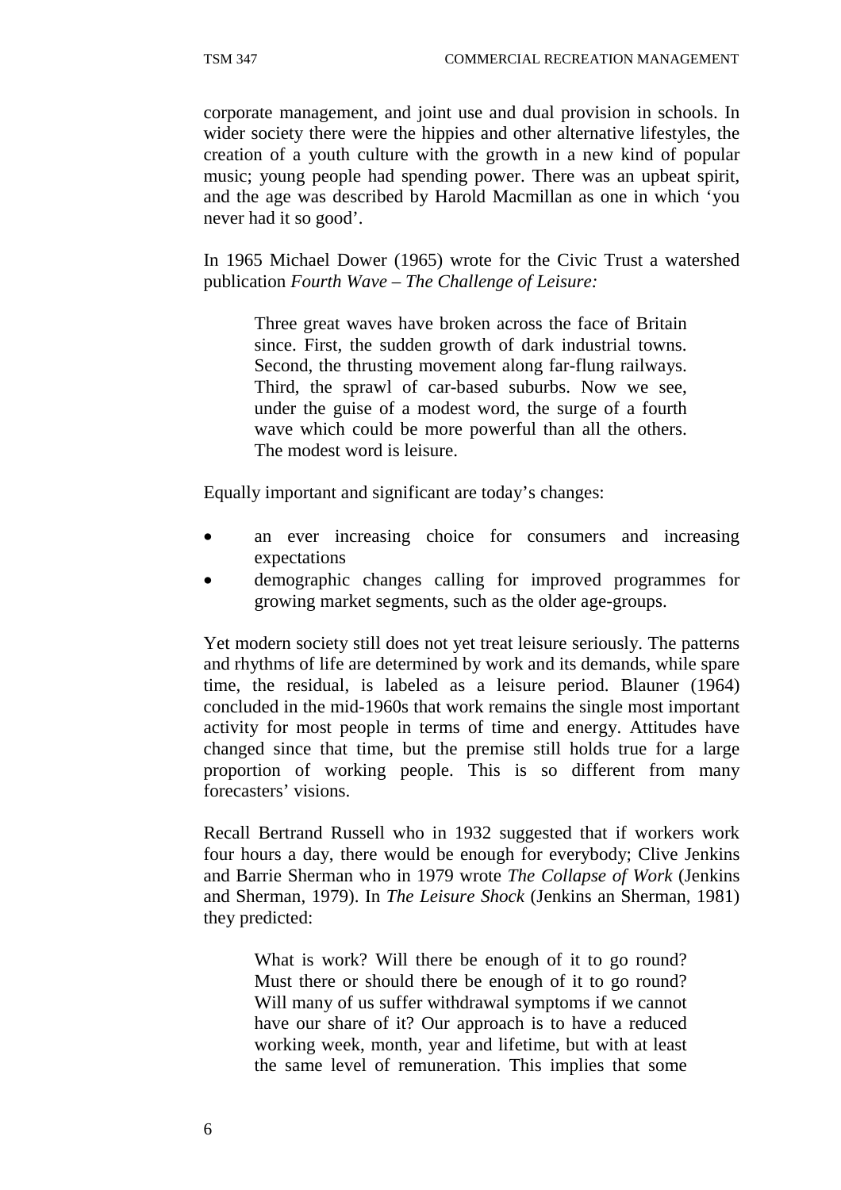corporate management, and joint use and dual provision in schools. In wider society there were the hippies and other alternative lifestyles, the creation of a youth culture with the growth in a new kind of popular music; young people had spending power. There was an upbeat spirit, and the age was described by Harold Macmillan as one in which 'you never had it so good'.

In 1965 Michael Dower (1965) wrote for the Civic Trust a watershed publication *Fourth Wave – The Challenge of Leisure:*

> Three great waves have broken across the face of Britain since. First, the sudden growth of dark industrial towns. Second, the thrusting movement along far-flung railways. Third, the sprawl of car-based suburbs. Now we see, under the guise of a modest word, the surge of a fourth wave which could be more powerful than all the others. The modest word is leisure.

Equally important and significant are today's changes:

- an ever increasing choice for consumers and increasing expectations
- demographic changes calling for improved programmes for growing market segments, such as the older age-groups.

Yet modern society still does not yet treat leisure seriously. The patterns and rhythms of life are determined by work and its demands, while spare time, the residual, is labeled as a leisure period. Blauner (1964) concluded in the mid-1960s that work remains the single most important activity for most people in terms of time and energy. Attitudes have changed since that time, but the premise still holds true for a large proportion of working people. This is so different from many forecasters' visions.

Recall Bertrand Russell who in 1932 suggested that if workers work four hours a day, there would be enough for everybody; Clive Jenkins and Barrie Sherman who in 1979 wrote *The Collapse of Work* (Jenkins and Sherman, 1979). In *The Leisure Shock* (Jenkins an Sherman, 1981) they predicted:

> What is work? Will there be enough of it to go round? Must there or should there be enough of it to go round? Will many of us suffer withdrawal symptoms if we cannot have our share of it? Our approach is to have a reduced working week, month, year and lifetime, but with at least the same level of remuneration. This implies that some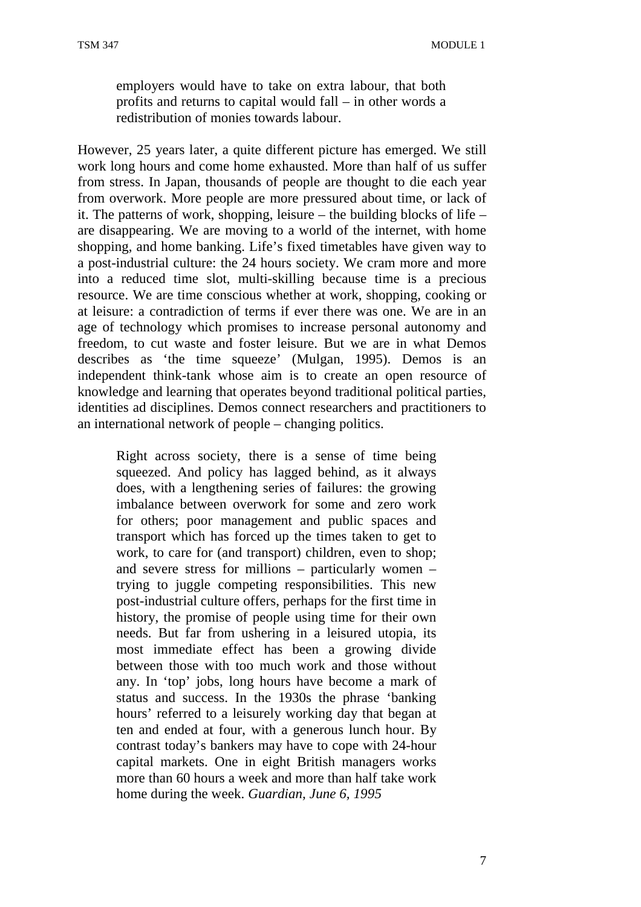> employers would have to take on extra labour, that both profits and returns to capital would fall – in other words a redistribution of monies towards labour.

However, 25 years later, a quite different picture has emerged. We still work long hours and come home exhausted. More than half of us suffer from stress. In Japan, thousands of people are thought to die each year from overwork. More people are more pressured about time, or lack of it. The patterns of work, shopping, leisure – the building blocks of life – are disappearing. We are moving to a world of the internet, with home shopping, and home banking. Life's fixed timetables have given way to a post-industrial culture: the 24 hours society. We cram more and more into a reduced time slot, multi-skilling because time is a precious resource. We are time conscious whether at work, shopping, cooking or at leisure: a contradiction of terms if ever there was one. We are in an age of technology which promises to increase personal autonomy and freedom, to cut waste and foster leisure. But we are in what Demos describes as 'the time squeeze' (Mulgan, 1995). Demos is an independent think-tank whose aim is to create an open resource of knowledge and learning that operates beyond traditional political parties, identities ad disciplines. Demos connect researchers and practitioners to an international network of people – changing politics.

> Right across society, there is a sense of time being squeezed. And policy has lagged behind, as it always does, with a lengthening series of failures: the growing imbalance between overwork for some and zero work for others; poor management and public spaces and transport which has forced up the times taken to get to work, to care for (and transport) children, even to shop; and severe stress for millions – particularly women – trying to juggle competing responsibilities. This new post-industrial culture offers, perhaps for the first time in history, the promise of people using time for their own needs. But far from ushering in a leisured utopia, its most immediate effect has been a growing divide between those with too much work and those without any. In 'top' jobs, long hours have become a mark of status and success. In the 1930s the phrase 'banking hours' referred to a leisurely working day that began at ten and ended at four, with a generous lunch hour. By contrast today's bankers may have to cope with 24-hour capital markets. One in eight British managers works more than 60 hours a week and more than half take work home during the week. *Guardian, June 6, 1995*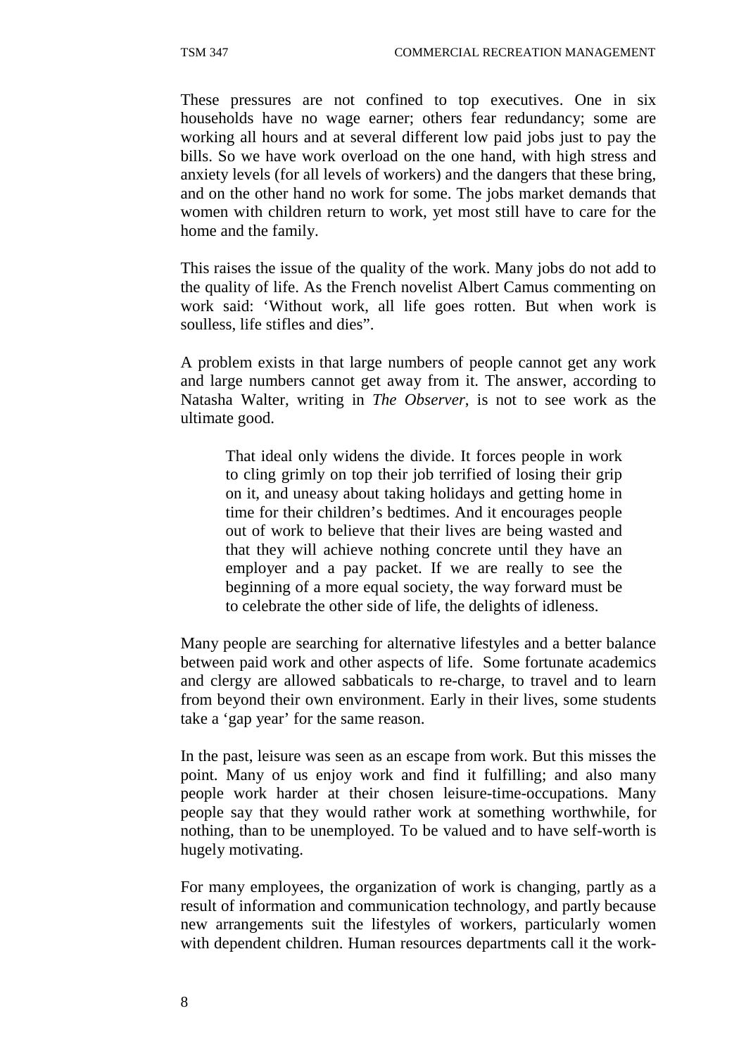These pressures are not confined to top executives. One in six households have no wage earner; others fear redundancy; some are working all hours and at several different low paid jobs just to pay the bills. So we have work overload on the one hand, with high stress and anxiety levels (for all levels of workers) and the dangers that these bring, and on the other hand no work for some. The jobs market demands that women with children return to work, yet most still have to care for the home and the family.

This raises the issue of the quality of the work. Many jobs do not add to the quality of life. As the French novelist Albert Camus commenting on work said: 'Without work, all life goes rotten. But when work is soulless, life stifles and dies".

A problem exists in that large numbers of people cannot get any work and large numbers cannot get away from it. The answer, according to Natasha Walter, writing in *The Observer*, is not to see work as the ultimate good.

> That ideal only widens the divide. It forces people in work to cling grimly on top their job terrified of losing their grip on it, and uneasy about taking holidays and getting home in time for their children's bedtimes. And it encourages people out of work to believe that their lives are being wasted and that they will achieve nothing concrete until they have an employer and a pay packet. If we are really to see the beginning of a more equal society, the way forward must be to celebrate the other side of life, the delights of idleness.

Many people are searching for alternative lifestyles and a better balance between paid work and other aspects of life. Some fortunate academics and clergy are allowed sabbaticals to re-charge, to travel and to learn from beyond their own environment. Early in their lives, some students take a 'gap year' for the same reason.

In the past, leisure was seen as an escape from work. But this misses the point. Many of us enjoy work and find it fulfilling; and also many people work harder at their chosen leisure-time-occupations. Many people say that they would rather work at something worthwhile, for nothing, than to be unemployed. To be valued and to have self-worth is hugely motivating.

For many employees, the organization of work is changing, partly as a result of information and communication technology, and partly because new arrangements suit the lifestyles of workers, particularly women with dependent children. Human resources departments call it the work-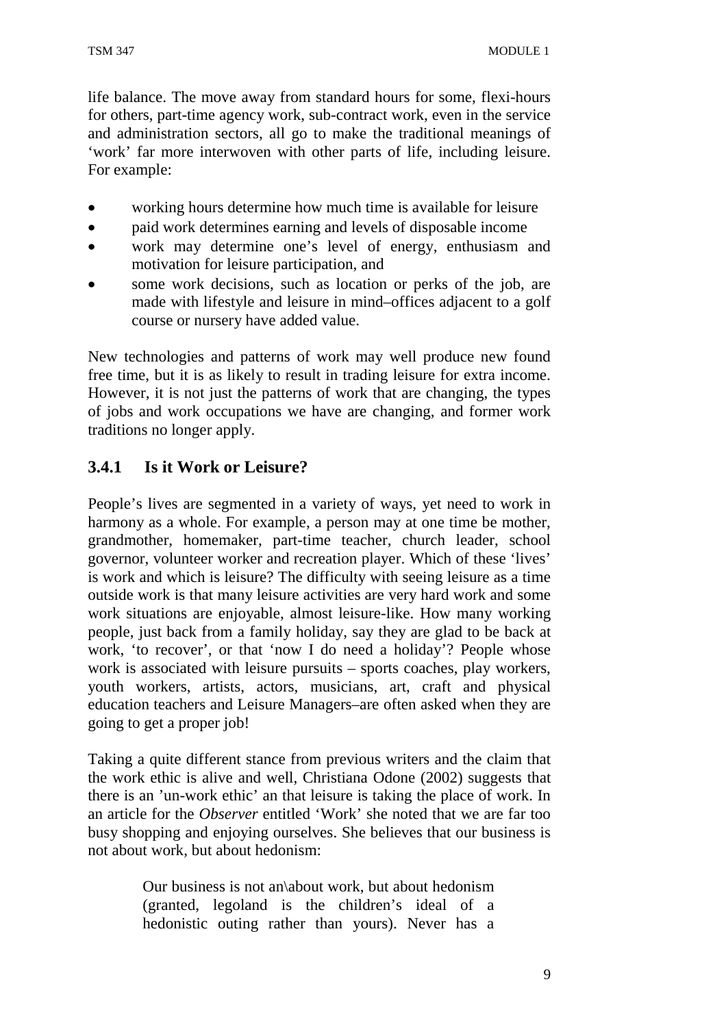life balance. The move away from standard hours for some, flexi-hours for others, part-time agency work, sub-contract work, even in the service and administration sectors, all go to make the traditional meanings of 'work' far more interwoven with other parts of life, including leisure. For example:

- working hours determine how much time is available for leisure
- paid work determines earning and levels of disposable income
- work may determine one's level of energy, enthusiasm and motivation for leisure participation, and
- some work decisions, such as location or perks of the job, are made with lifestyle and leisure in mind–offices adjacent to a golf course or nursery have added value.

New technologies and patterns of work may well produce new found free time, but it is as likely to result in trading leisure for extra income. However, it is not just the patterns of work that are changing, the types of jobs and work occupations we have are changing, and former work traditions no longer apply.

### 3.4.1 Is it Work or Leisure?

People's lives are segmented in a variety of ways, yet need to work in harmony as a whole. For example, a person may at one time be mother, grandmother, homemaker, part-time teacher, church leader, school governor, volunteer worker and recreation player. Which of these 'lives' is work and which is leisure? The difficulty with seeing leisure as a time outside work is that many leisure activities are very hard work and some work situations are enjoyable, almost leisure-like. How many working people, just back from a family holiday, say they are glad to be back at work, 'to recover', or that 'now I do need a holiday'? People whose work is associated with leisure pursuits – sports coaches, play workers, youth workers, artists, actors, musicians, art, craft and physical education teachers and Leisure Managers–are often asked when they are going to get a proper job!

Taking a quite different stance from previous writers and the claim that the work ethic is alive and well, Christiana Odone (2002) suggests that there is an 'un-work ethic' an that leisure is taking the place of work. In an article for the *Observer* entitled 'Work' she noted that we are far too busy shopping and enjoying ourselves. She believes that our business is not about work, but about hedonism:

> Our business is not an\about work, but about hedonism (granted, legoland is the children's ideal of a hedonistic outing rather than yours). Never has a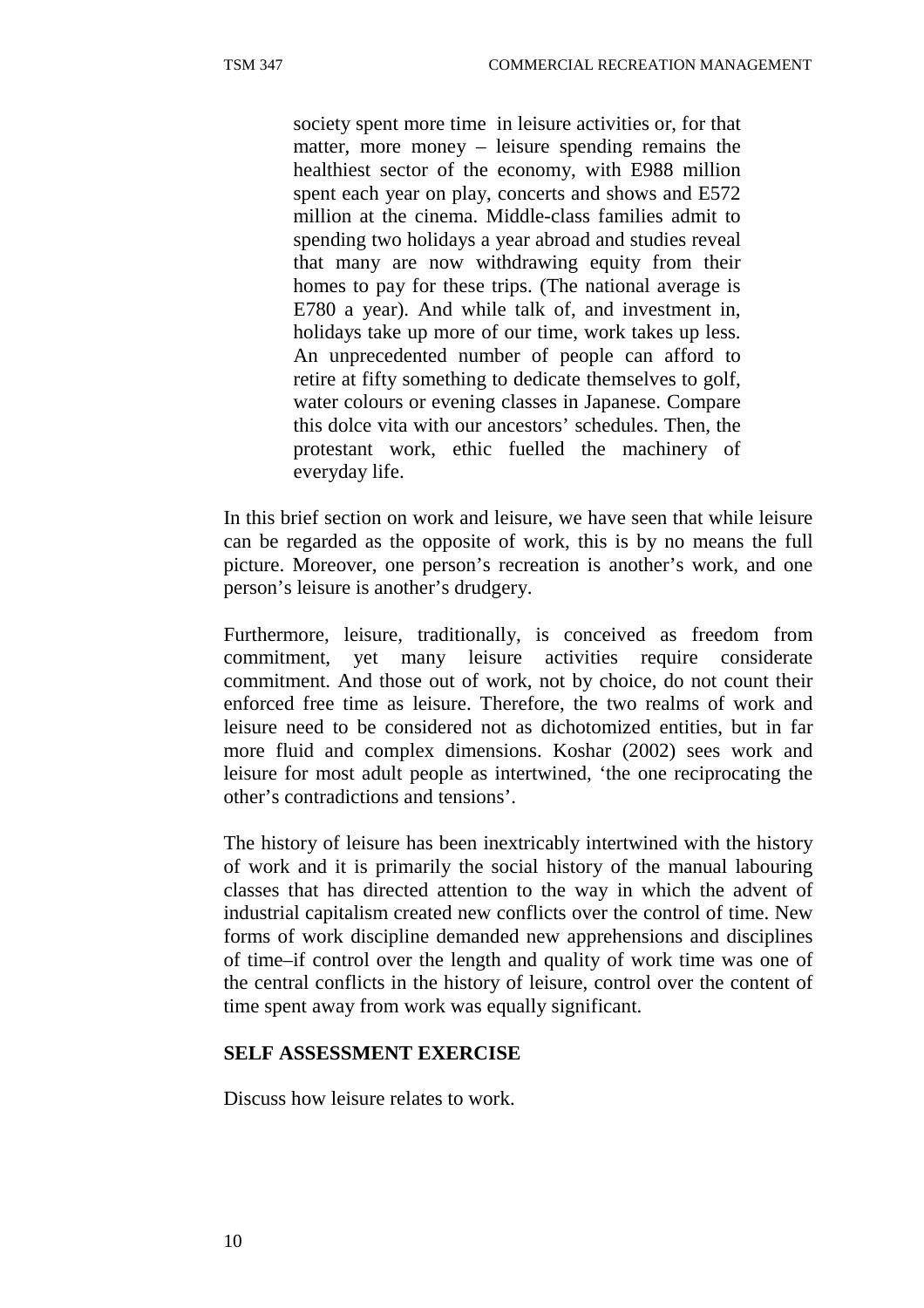> society spent more time in leisure activities or, for that matter, more money – leisure spending remains the healthiest sector of the economy, with E988 million spent each year on play, concerts and shows and E572 million at the cinema. Middle-class families admit to spending two holidays a year abroad and studies reveal that many are now withdrawing equity from their homes to pay for these trips. (The national average is E780 a year). And while talk of, and investment in, holidays take up more of our time, work takes up less. An unprecedented number of people can afford to retire at fifty something to dedicate themselves to golf, water colours or evening classes in Japanese. Compare this dolce vita with our ancestors' schedules. Then, the protestant work, ethic fuelled the machinery of everyday life.

In this brief section on work and leisure, we have seen that while leisure can be regarded as the opposite of work, this is by no means the full picture. Moreover, one person's recreation is another's work, and one person's leisure is another's drudgery.

Furthermore, leisure, traditionally, is conceived as freedom from commitment, yet many leisure activities require considerate commitment. And those out of work, not by choice, do not count their enforced free time as leisure. Therefore, the two realms of work and leisure need to be considered not as dichotomized entities, but in far more fluid and complex dimensions. Koshar (2002) sees work and leisure for most adult people as intertwined, 'the one reciprocating the other's contradictions and tensions'.

The history of leisure has been inextricably intertwined with the history of work and it is primarily the social history of the manual labouring classes that has directed attention to the way in which the advent of industrial capitalism created new conflicts over the control of time. New forms of work discipline demanded new apprehensions and disciplines of time–if control over the length and quality of work time was one of the central conflicts in the history of leisure, control over the content of time spent away from work was equally significant.

**SELF ASSESSMENT EXERCISE**

Discuss how leisure relates to work.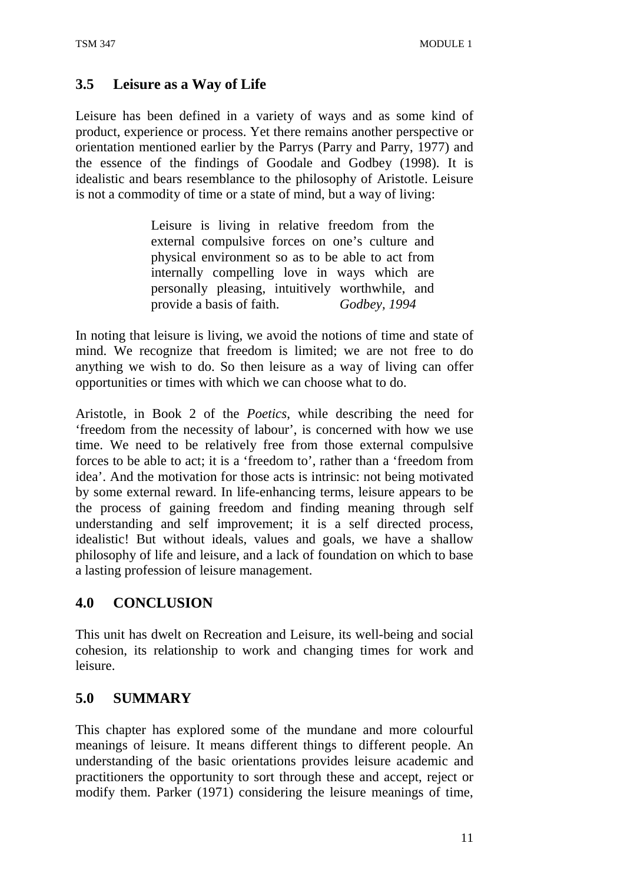## 3.5 Leisure as a Way of Life

Leisure has been defined in a variety of ways and as some kind of product, experience or process. Yet there remains another perspective or orientation mentioned earlier by the Parrys (Parry and Parry, 1977) and the essence of the findings of Goodale and Godbey (1998). It is idealistic and bears resemblance to the philosophy of Aristotle. Leisure is not a commodity of time or a state of mind, but a way of living:

> Leisure is living in relative freedom from the external compulsive forces on one's culture and physical environment so as to be able to act from internally compelling love in ways which are personally pleasing, intuitively worthwhile, and provide a basis of faith. *Godbey, 1994*

In noting that leisure is living, we avoid the notions of time and state of mind. We recognize that freedom is limited; we are not free to do anything we wish to do. So then leisure as a way of living can offer opportunities or times with which we can choose what to do.

Aristotle, in Book 2 of the *Poetics*, while describing the need for 'freedom from the necessity of labour', is concerned with how we use time. We need to be relatively free from those external compulsive forces to be able to act; it is a 'freedom to', rather than a 'freedom from idea'. And the motivation for those acts is intrinsic: not being motivated by some external reward. In life-enhancing terms, leisure appears to be the process of gaining freedom and finding meaning through self understanding and self improvement; it is a self directed process, idealistic! But without ideals, values and goals, we have a shallow philosophy of life and leisure, and a lack of foundation on which to base a lasting profession of leisure management.

## 4.0 CONCLUSION

This unit has dwelt on Recreation and Leisure, its well-being and social cohesion, its relationship to work and changing times for work and leisure.

## 5.0 SUMMARY

This chapter has explored some of the mundane and more colourful meanings of leisure. It means different things to different people. An understanding of the basic orientations provides leisure academic and practitioners the opportunity to sort through these and accept, reject or modify them. Parker (1971) considering the leisure meanings of time,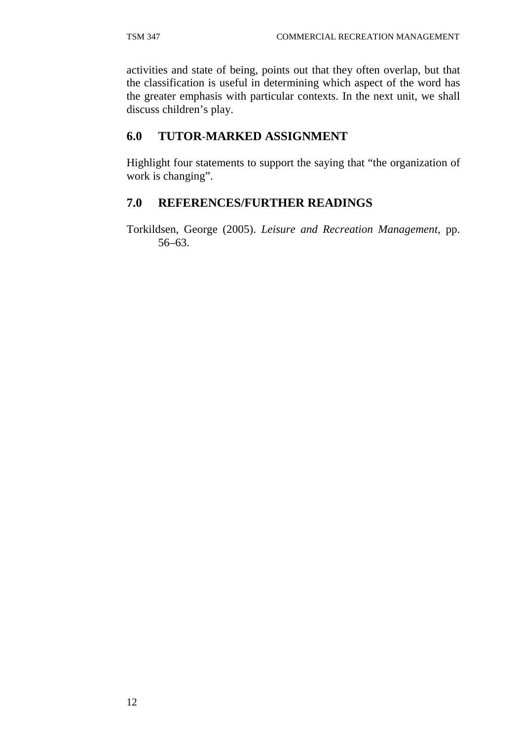activities and state of being, points out that they often overlap, but that the classification is useful in determining which aspect of the word has the greater emphasis with particular contexts. In the next unit, we shall discuss children's play.

## 6.0 TUTOR-MARKED ASSIGNMENT

Highlight four statements to support the saying that "the organization of work is changing".

## 7.0 REFERENCES/FURTHER READINGS

Torkildsen, George (2005). *Leisure and Recreation Management*, pp. 56–63.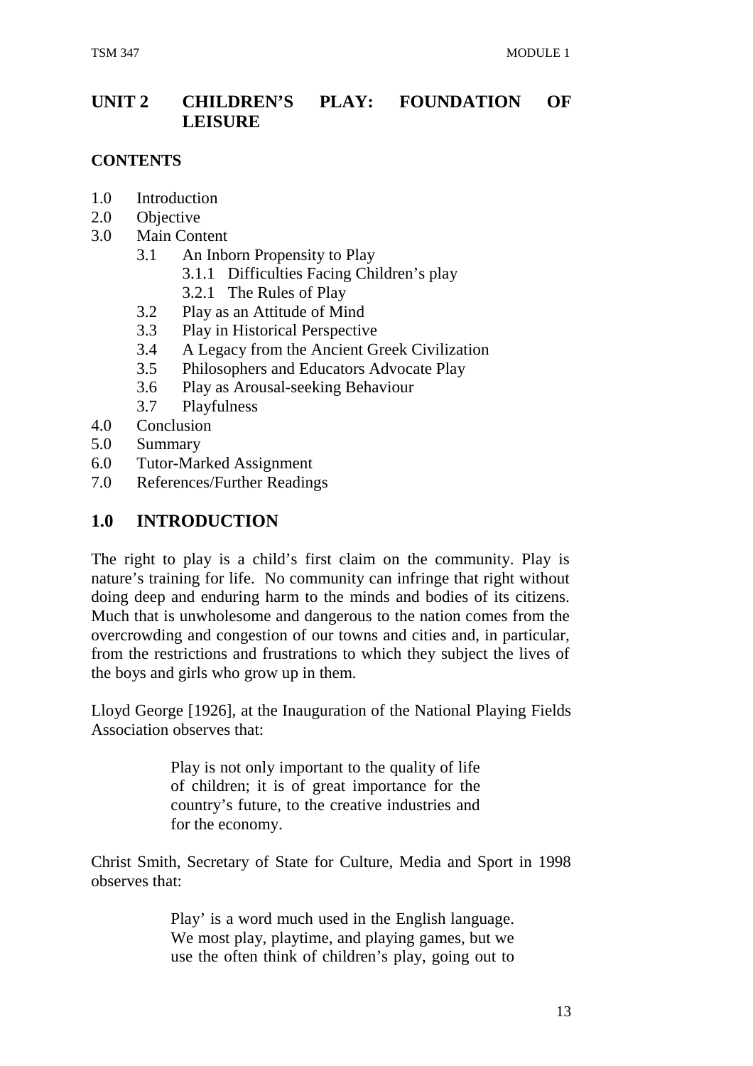# UNIT 2 CHILDREN'S PLAY: FOUNDATION OF LEISURE

**CONTENTS**

- 1.0 Introduction
- 2.0 Objective
- 3.0 Main Content
    - 3.1 An Inborn Propensity to Play
        - 3.1.1 Difficulties Facing Children's play
        - 3.2.1 The Rules of Play
    - 3.2 Play as an Attitude of Mind
    - 3.3 Play in Historical Perspective
    - 3.4 A Legacy from the Ancient Greek Civilization
    - 3.5 Philosophers and Educators Advocate Play
    - 3.6 Play as Arousal-seeking Behaviour
    - 3.7 Playfulness
- 4.0 Conclusion
- 5.0 Summary
- 6.0 Tutor-Marked Assignment
- 7.0 References/Further Readings

## 1.0 INTRODUCTION

The right to play is a child's first claim on the community. Play is nature's training for life. No community can infringe that right without doing deep and enduring harm to the minds and bodies of its citizens. Much that is unwholesome and dangerous to the nation comes from the overcrowding and congestion of our towns and cities and, in particular, from the restrictions and frustrations to which they subject the lives of the boys and girls who grow up in them.

Lloyd George [1926], at the Inauguration of the National Playing Fields Association observes that:

> Play is not only important to the quality of life of children; it is of great importance for the country's future, to the creative industries and for the economy.

Christ Smith, Secretary of State for Culture, Media and Sport in 1998 observes that:

> Play' is a word much used in the English language. We most play, playtime, and playing games, but we use the often think of children's play, going out to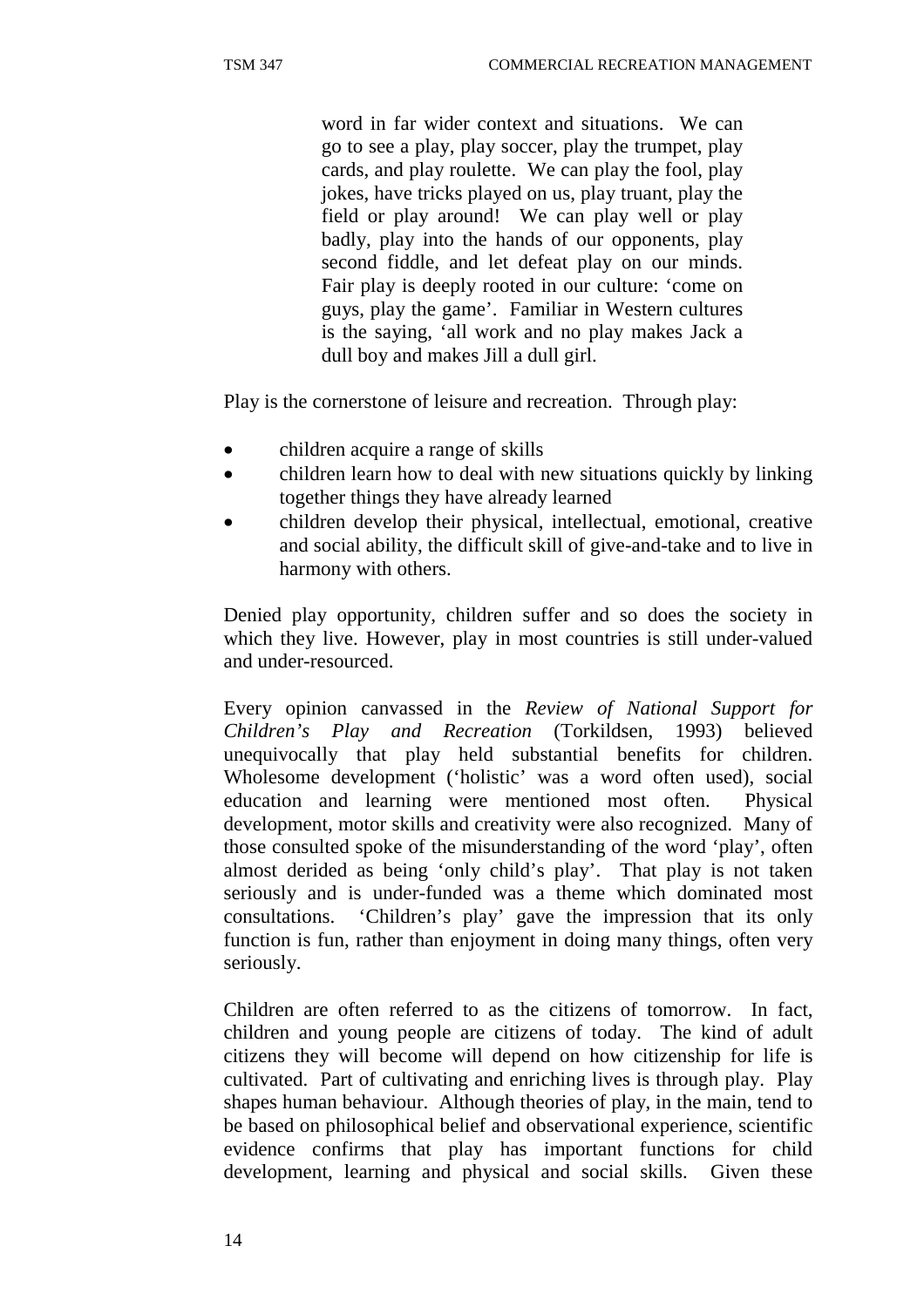> word in far wider context and situations. We can go to see a play, play soccer, play the trumpet, play cards, and play roulette. We can play the fool, play jokes, have tricks played on us, play truant, play the field or play around! We can play well or play badly, play into the hands of our opponents, play second fiddle, and let defeat play on our minds. Fair play is deeply rooted in our culture: 'come on guys, play the game'. Familiar in Western cultures is the saying, 'all work and no play makes Jack a dull boy and makes Jill a dull girl.

Play is the cornerstone of leisure and recreation. Through play:

- children acquire a range of skills
- children learn how to deal with new situations quickly by linking together things they have already learned
- children develop their physical, intellectual, emotional, creative and social ability, the difficult skill of give-and-take and to live in harmony with others.

Denied play opportunity, children suffer and so does the society in which they live. However, play in most countries is still under-valued and under-resourced.

Every opinion canvassed in the *Review of National Support for Children's Play and Recreation* (Torkildsen, 1993) believed unequivocally that play held substantial benefits for children. Wholesome development ('holistic' was a word often used), social education and learning were mentioned most often. Physical development, motor skills and creativity were also recognized. Many of those consulted spoke of the misunderstanding of the word 'play', often almost derided as being 'only child's play'. That play is not taken seriously and is under-funded was a theme which dominated most consultations. 'Children's play' gave the impression that its only function is fun, rather than enjoyment in doing many things, often very seriously.

Children are often referred to as the citizens of tomorrow. In fact, children and young people are citizens of today. The kind of adult citizens they will become will depend on how citizenship for life is cultivated. Part of cultivating and enriching lives is through play. Play shapes human behaviour. Although theories of play, in the main, tend to be based on philosophical belief and observational experience, scientific evidence confirms that play has important functions for child development, learning and physical and social skills. Given these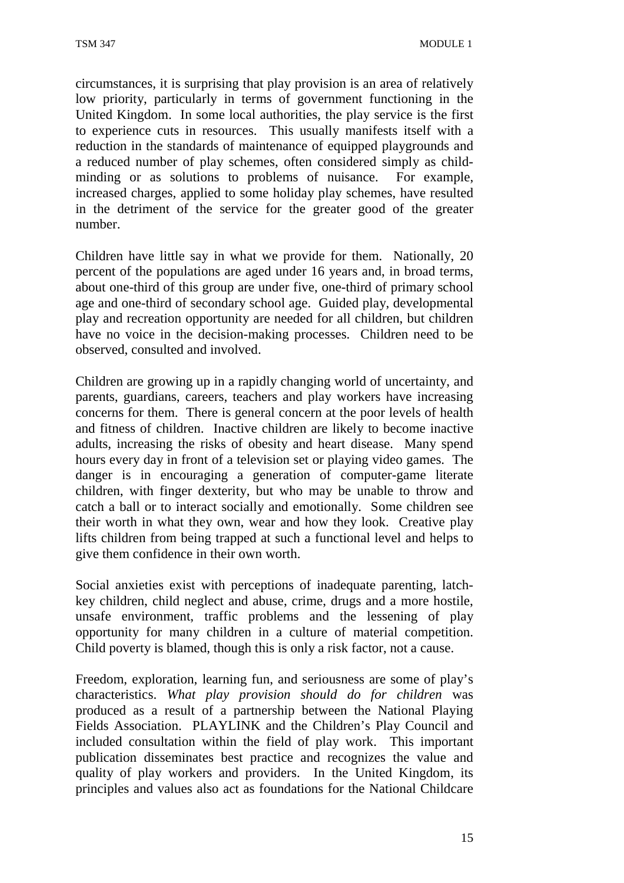circumstances, it is surprising that play provision is an area of relatively low priority, particularly in terms of government functioning in the United Kingdom. In some local authorities, the play service is the first to experience cuts in resources. This usually manifests itself with a reduction in the standards of maintenance of equipped playgrounds and a reduced number of play schemes, often considered simply as child-minding or as solutions to problems of nuisance. For example, increased charges, applied to some holiday play schemes, have resulted in the detriment of the service for the greater good of the greater number.

Children have little say in what we provide for them. Nationally, 20 percent of the populations are aged under 16 years and, in broad terms, about one-third of this group are under five, one-third of primary school age and one-third of secondary school age. Guided play, developmental play and recreation opportunity are needed for all children, but children have no voice in the decision-making processes. Children need to be observed, consulted and involved.

Children are growing up in a rapidly changing world of uncertainty, and parents, guardians, careers, teachers and play workers have increasing concerns for them. There is general concern at the poor levels of health and fitness of children. Inactive children are likely to become inactive adults, increasing the risks of obesity and heart disease. Many spend hours every day in front of a television set or playing video games. The danger is in encouraging a generation of computer-game literate children, with finger dexterity, but who may be unable to throw and catch a ball or to interact socially and emotionally. Some children see their worth in what they own, wear and how they look. Creative play lifts children from being trapped at such a functional level and helps to give them confidence in their own worth.

Social anxieties exist with perceptions of inadequate parenting, latch-key children, child neglect and abuse, crime, drugs and a more hostile, unsafe environment, traffic problems and the lessening of play opportunity for many children in a culture of material competition. Child poverty is blamed, though this is only a risk factor, not a cause.

Freedom, exploration, learning fun, and seriousness are some of play's characteristics. *What play provision should do for children* was produced as a result of a partnership between the National Playing Fields Association. PLAYLINK and the Children's Play Council and included consultation within the field of play work. This important publication disseminates best practice and recognizes the value and quality of play workers and providers. In the United Kingdom, its principles and values also act as foundations for the National Childcare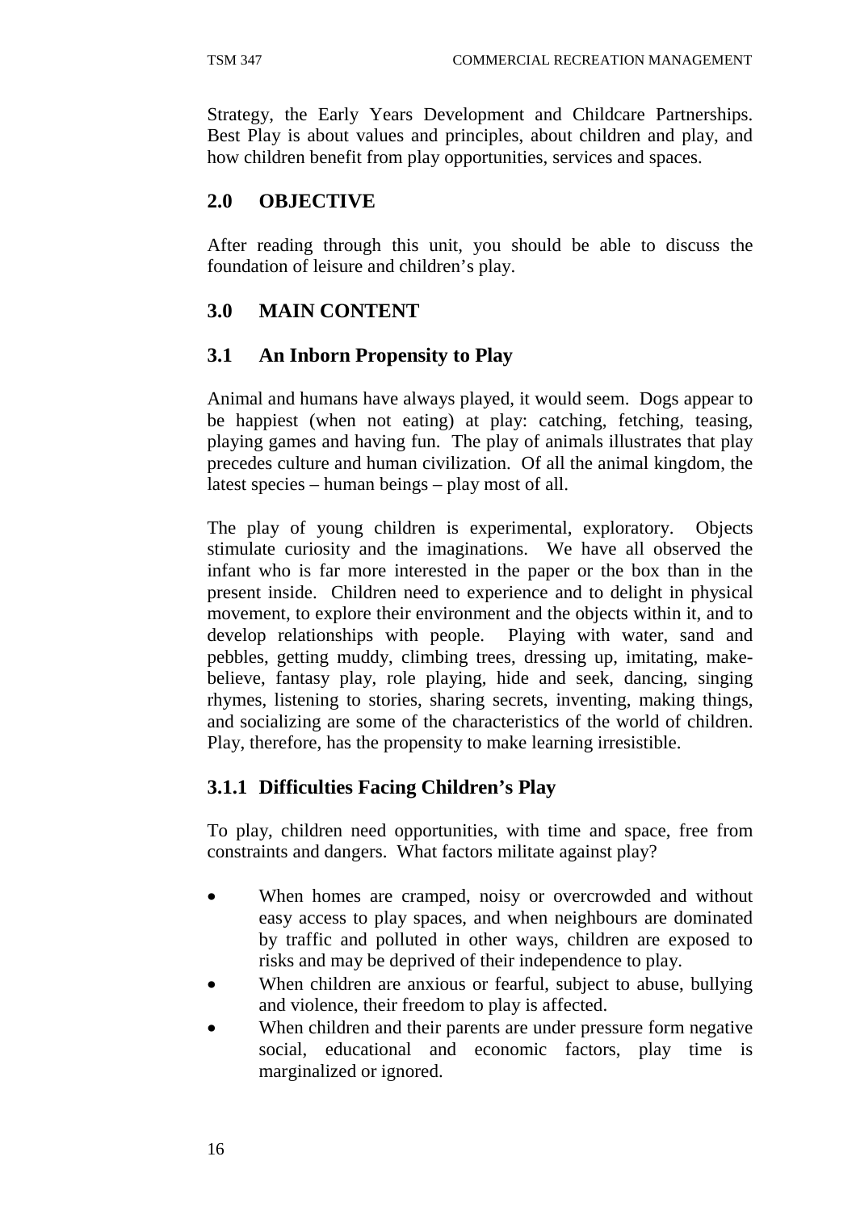Strategy, the Early Years Development and Childcare Partnerships. Best Play is about values and principles, about children and play, and how children benefit from play opportunities, services and spaces.

## 2.0 OBJECTIVE

After reading through this unit, you should be able to discuss the foundation of leisure and children's play.

## 3.0 MAIN CONTENT

### 3.1 An Inborn Propensity to Play

Animal and humans have always played, it would seem. Dogs appear to be happiest (when not eating) at play: catching, fetching, teasing, playing games and having fun. The play of animals illustrates that play precedes culture and human civilization. Of all the animal kingdom, the latest species – human beings – play most of all.

The play of young children is experimental, exploratory. Objects stimulate curiosity and the imaginations. We have all observed the infant who is far more interested in the paper or the box than in the present inside. Children need to experience and to delight in physical movement, to explore their environment and the objects within it, and to develop relationships with people. Playing with water, sand and pebbles, getting muddy, climbing trees, dressing up, imitating, make-believe, fantasy play, role playing, hide and seek, dancing, singing rhymes, listening to stories, sharing secrets, inventing, making things, and socializing are some of the characteristics of the world of children. Play, therefore, has the propensity to make learning irresistible.

#### 3.1.1 Difficulties Facing Children's Play

To play, children need opportunities, with time and space, free from constraints and dangers. What factors militate against play?

- When homes are cramped, noisy or overcrowded and without easy access to play spaces, and when neighbours are dominated by traffic and polluted in other ways, children are exposed to risks and may be deprived of their independence to play.
- When children are anxious or fearful, subject to abuse, bullying and violence, their freedom to play is affected.
- When children and their parents are under pressure form negative social, educational and economic factors, play time is marginalized or ignored.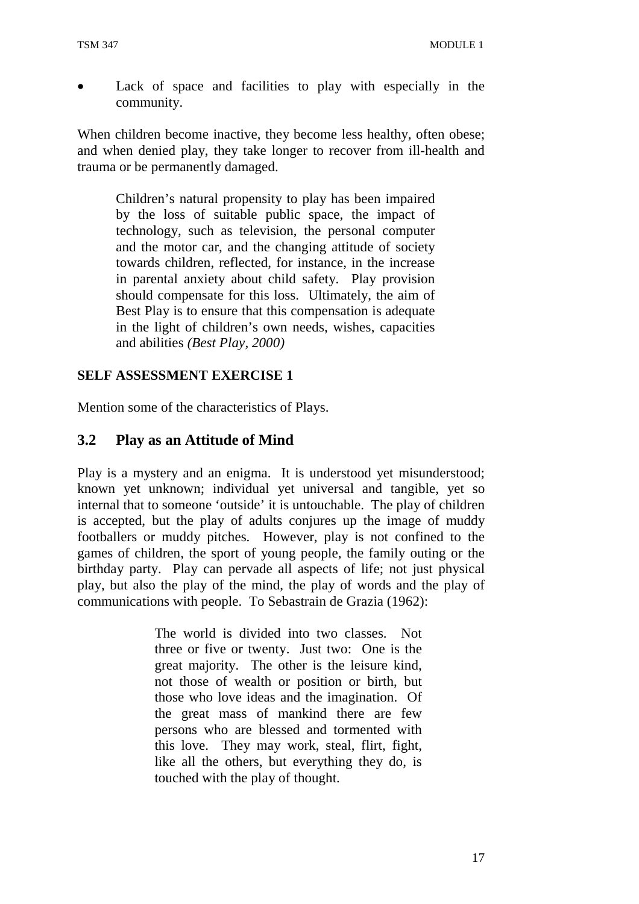- Lack of space and facilities to play with especially in the community.

When children become inactive, they become less healthy, often obese; and when denied play, they take longer to recover from ill-health and trauma or be permanently damaged.

> Children's natural propensity to play has been impaired by the loss of suitable public space, the impact of technology, such as television, the personal computer and the motor car, and the changing attitude of society towards children, reflected, for instance, in the increase in parental anxiety about child safety. Play provision should compensate for this loss. Ultimately, the aim of Best Play is to ensure that this compensation is adequate in the light of children's own needs, wishes, capacities and abilities *(Best Play, 2000)*

**SELF ASSESSMENT EXERCISE 1**

Mention some of the characteristics of Plays.

## 3.2 Play as an Attitude of Mind

Play is a mystery and an enigma. It is understood yet misunderstood; known yet unknown; individual yet universal and tangible, yet so internal that to someone 'outside' it is untouchable. The play of children is accepted, but the play of adults conjures up the image of muddy footballers or muddy pitches. However, play is not confined to the games of children, the sport of young people, the family outing or the birthday party. Play can pervade all aspects of life; not just physical play, but also the play of the mind, the play of words and the play of communications with people. To Sebastrain de Grazia (1962):

> The world is divided into two classes. Not three or five or twenty. Just two: One is the great majority. The other is the leisure kind, not those of wealth or position or birth, but those who love ideas and the imagination. Of the great mass of mankind there are few persons who are blessed and tormented with this love. They may work, steal, flirt, fight, like all the others, but everything they do, is touched with the play of thought.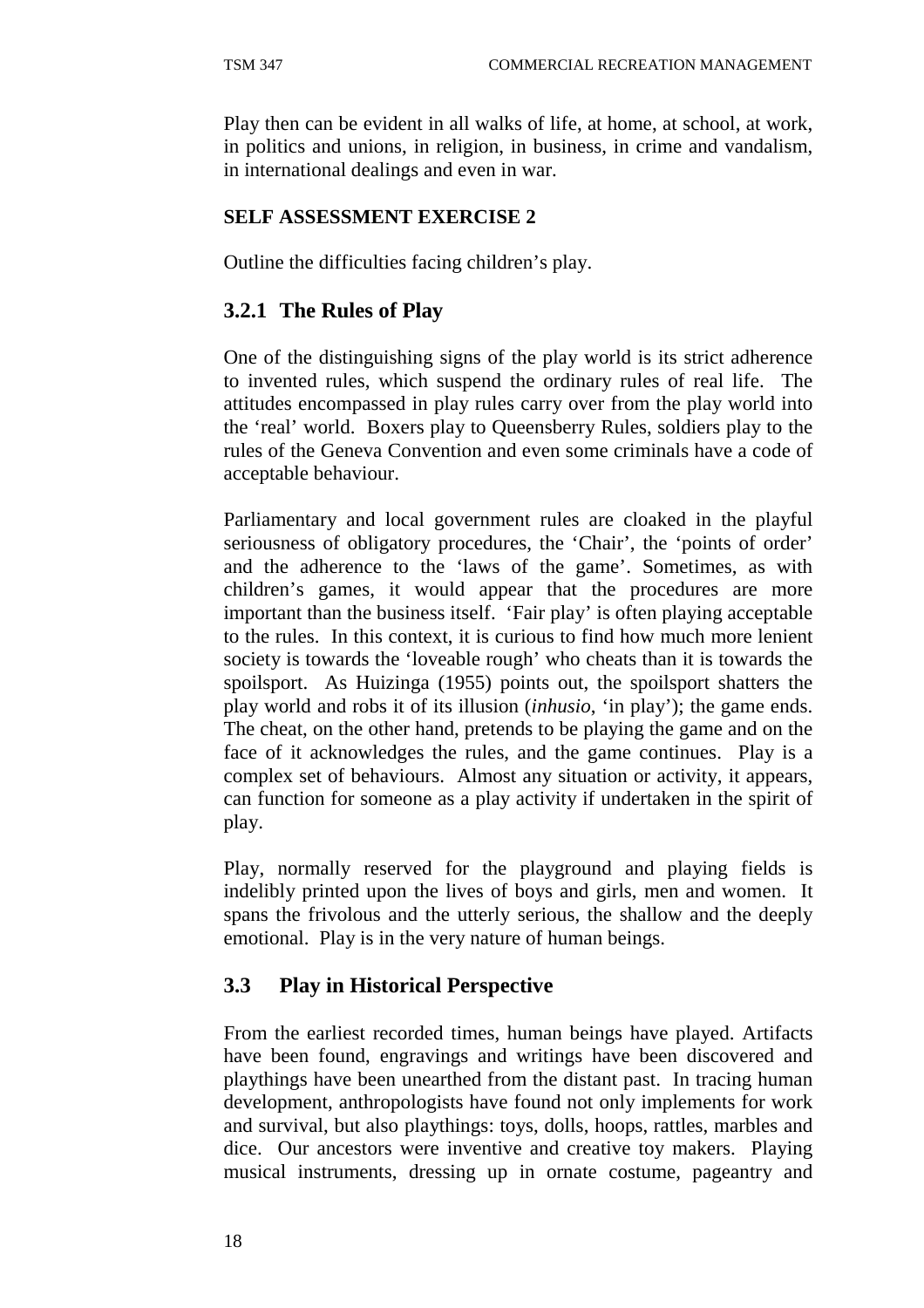Play then can be evident in all walks of life, at home, at school, at work, in politics and unions, in religion, in business, in crime and vandalism, in international dealings and even in war.

**SELF ASSESSMENT EXERCISE 2**

Outline the difficulties facing children's play.

### 3.2.1 The Rules of Play

One of the distinguishing signs of the play world is its strict adherence to invented rules, which suspend the ordinary rules of real life. The attitudes encompassed in play rules carry over from the play world into the 'real' world. Boxers play to Queensberry Rules, soldiers play to the rules of the Geneva Convention and even some criminals have a code of acceptable behaviour.

Parliamentary and local government rules are cloaked in the playful seriousness of obligatory procedures, the 'Chair', the 'points of order' and the adherence to the 'laws of the game'. Sometimes, as with children's games, it would appear that the procedures are more important than the business itself. 'Fair play' is often playing acceptable to the rules. In this context, it is curious to find how much more lenient society is towards the 'loveable rough' who cheats than it is towards the spoilsport. As Huizinga (1955) points out, the spoilsport shatters the play world and robs it of its illusion (*inhusio*, 'in play'); the game ends. The cheat, on the other hand, pretends to be playing the game and on the face of it acknowledges the rules, and the game continues. Play is a complex set of behaviours. Almost any situation or activity, it appears, can function for someone as a play activity if undertaken in the spirit of play.

Play, normally reserved for the playground and playing fields is indelibly printed upon the lives of boys and girls, men and women. It spans the frivolous and the utterly serious, the shallow and the deeply emotional. Play is in the very nature of human beings.

## 3.3 Play in Historical Perspective

From the earliest recorded times, human beings have played. Artifacts have been found, engravings and writings have been discovered and playthings have been unearthed from the distant past. In tracing human development, anthropologists have found not only implements for work and survival, but also playthings: toys, dolls, hoops, rattles, marbles and dice. Our ancestors were inventive and creative toy makers. Playing musical instruments, dressing up in ornate costume, pageantry and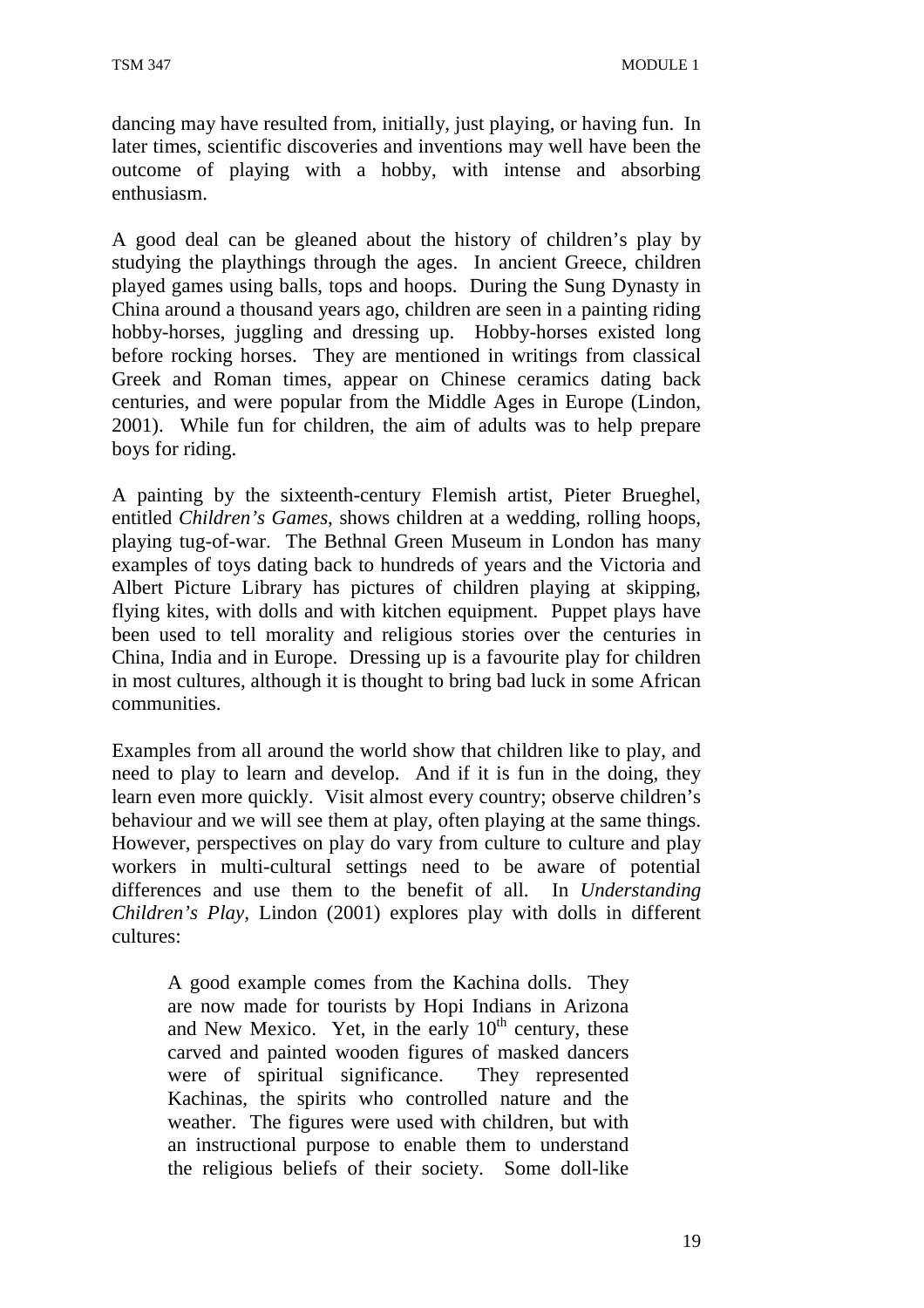dancing may have resulted from, initially, just playing, or having fun. In later times, scientific discoveries and inventions may well have been the outcome of playing with a hobby, with intense and absorbing enthusiasm.

A good deal can be gleaned about the history of children's play by studying the playthings through the ages. In ancient Greece, children played games using balls, tops and hoops. During the Sung Dynasty in China around a thousand years ago, children are seen in a painting riding hobby-horses, juggling and dressing up. Hobby-horses existed long before rocking horses. They are mentioned in writings from classical Greek and Roman times, appear on Chinese ceramics dating back centuries, and were popular from the Middle Ages in Europe (Lindon, 2001). While fun for children, the aim of adults was to help prepare boys for riding.

A painting by the sixteenth-century Flemish artist, Pieter Brueghel, entitled *Children's Games*, shows children at a wedding, rolling hoops, playing tug-of-war. The Bethnal Green Museum in London has many examples of toys dating back to hundreds of years and the Victoria and Albert Picture Library has pictures of children playing at skipping, flying kites, with dolls and with kitchen equipment. Puppet plays have been used to tell morality and religious stories over the centuries in China, India and in Europe. Dressing up is a favourite play for children in most cultures, although it is thought to bring bad luck in some African communities.

Examples from all around the world show that children like to play, and need to play to learn and develop. And if it is fun in the doing, they learn even more quickly. Visit almost every country; observe children's behaviour and we will see them at play, often playing at the same things. However, perspectives on play do vary from culture to culture and play workers in multi-cultural settings need to be aware of potential differences and use them to the benefit of all. In *Understanding Children's Play*, Lindon (2001) explores play with dolls in different cultures:

> A good example comes from the Kachina dolls. They are now made for tourists by Hopi Indians in Arizona and New Mexico. Yet, in the early 10th century, these carved and painted wooden figures of masked dancers were of spiritual significance. They represented Kachinas, the spirits who controlled nature and the weather. The figures were used with children, but with an instructional purpose to enable them to understand the religious beliefs of their society. Some doll-like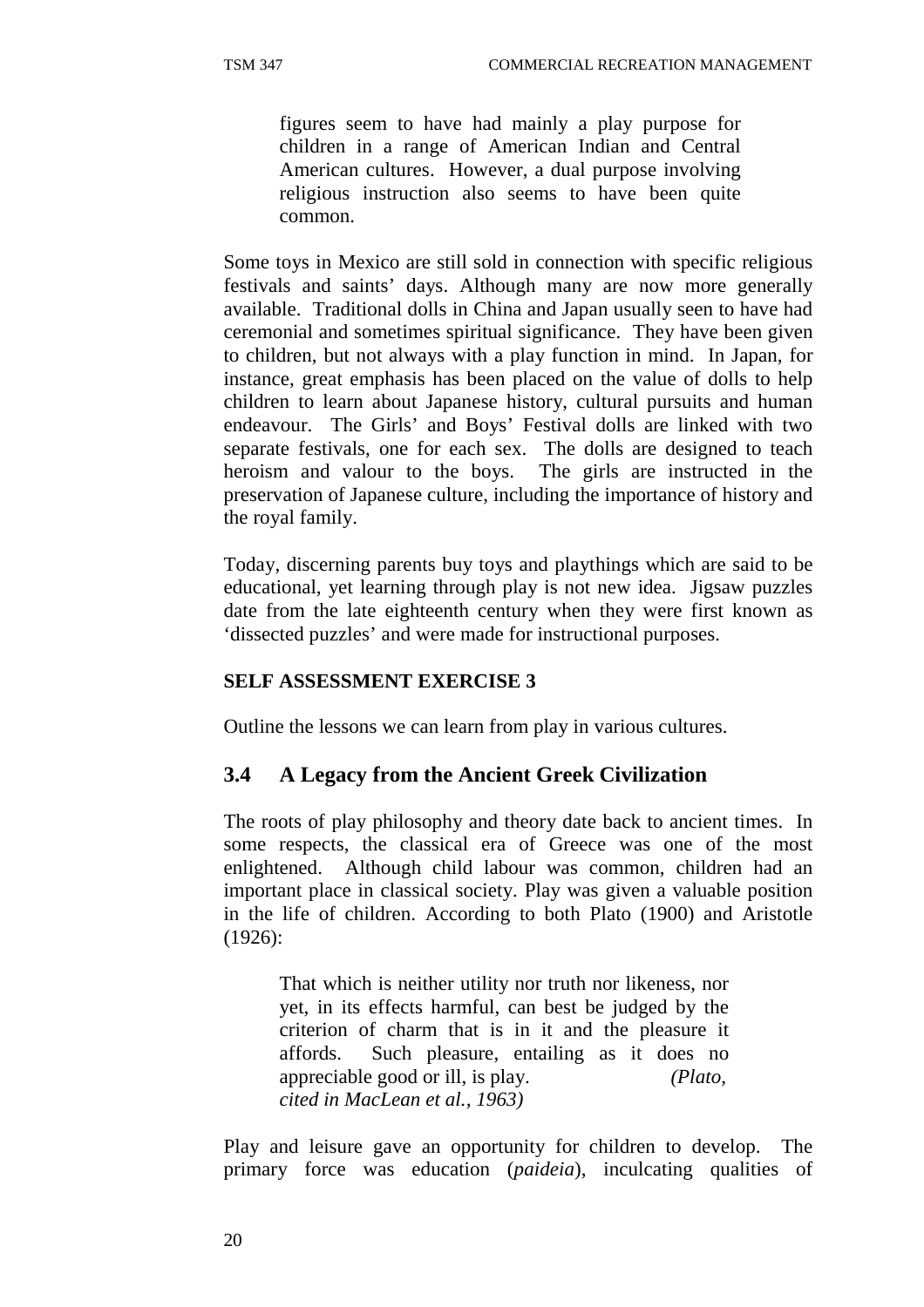> figures seem to have had mainly a play purpose for children in a range of American Indian and Central American cultures. However, a dual purpose involving religious instruction also seems to have been quite common.

Some toys in Mexico are still sold in connection with specific religious festivals and saints' days. Although many are now more generally available. Traditional dolls in China and Japan usually seen to have had ceremonial and sometimes spiritual significance. They have been given to children, but not always with a play function in mind. In Japan, for instance, great emphasis has been placed on the value of dolls to help children to learn about Japanese history, cultural pursuits and human endeavour. The Girls' and Boys' Festival dolls are linked with two separate festivals, one for each sex. The dolls are designed to teach heroism and valour to the boys. The girls are instructed in the preservation of Japanese culture, including the importance of history and the royal family.

Today, discerning parents buy toys and playthings which are said to be educational, yet learning through play is not new idea. Jigsaw puzzles date from the late eighteenth century when they were first known as 'dissected puzzles' and were made for instructional purposes.

**SELF ASSESSMENT EXERCISE 3**

Outline the lessons we can learn from play in various cultures.

## 3.4 A Legacy from the Ancient Greek Civilization

The roots of play philosophy and theory date back to ancient times. In some respects, the classical era of Greece was one of the most enlightened. Although child labour was common, children had an important place in classical society. Play was given a valuable position in the life of children. According to both Plato (1900) and Aristotle (1926):

> That which is neither utility nor truth nor likeness, nor yet, in its effects harmful, can best be judged by the criterion of charm that is in it and the pleasure it affords. Such pleasure, entailing as it does no appreciable good or ill, is play. *(Plato, cited in MacLean et al., 1963)*

Play and leisure gave an opportunity for children to develop. The primary force was education (*paideia*), inculcating qualities of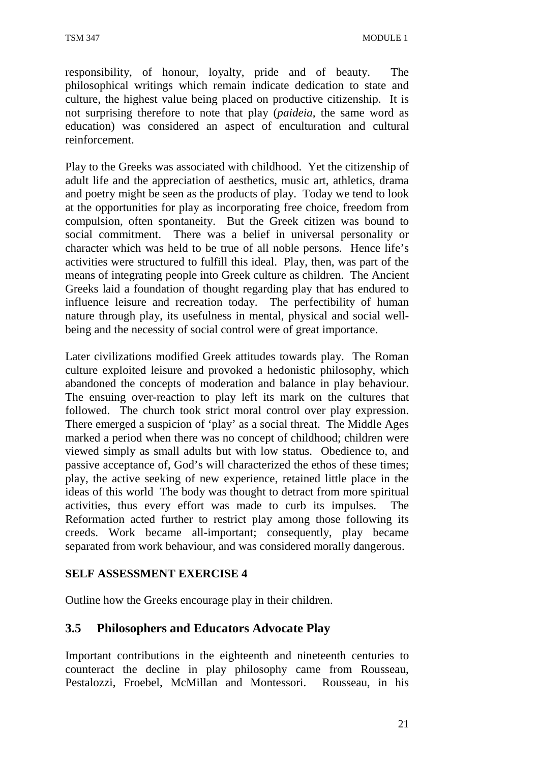responsibility, of honour, loyalty, pride and of beauty. The philosophical writings which remain indicate dedication to state and culture, the highest value being placed on productive citizenship. It is not surprising therefore to note that play (*paideia,* the same word as education) was considered an aspect of enculturation and cultural reinforcement.

Play to the Greeks was associated with childhood. Yet the citizenship of adult life and the appreciation of aesthetics, music art, athletics, drama and poetry might be seen as the products of play. Today we tend to look at the opportunities for play as incorporating free choice, freedom from compulsion, often spontaneity. But the Greek citizen was bound to social commitment. There was a belief in universal personality or character which was held to be true of all noble persons. Hence life's activities were structured to fulfill this ideal. Play, then, was part of the means of integrating people into Greek culture as children. The Ancient Greeks laid a foundation of thought regarding play that has endured to influence leisure and recreation today. The perfectibility of human nature through play, its usefulness in mental, physical and social well-being and the necessity of social control were of great importance.

Later civilizations modified Greek attitudes towards play. The Roman culture exploited leisure and provoked a hedonistic philosophy, which abandoned the concepts of moderation and balance in play behaviour. The ensuing over-reaction to play left its mark on the cultures that followed. The church took strict moral control over play expression. There emerged a suspicion of 'play' as a social threat. The Middle Ages marked a period when there was no concept of childhood; children were viewed simply as small adults but with low status. Obedience to, and passive acceptance of, God's will characterized the ethos of these times; play, the active seeking of new experience, retained little place in the ideas of this world The body was thought to detract from more spiritual activities, thus every effort was made to curb its impulses. The Reformation acted further to restrict play among those following its creeds. Work became all-important; consequently, play became separated from work behaviour, and was considered morally dangerous.

**SELF ASSESSMENT EXERCISE 4**

Outline how the Greeks encourage play in their children.

## 3.5 Philosophers and Educators Advocate Play

Important contributions in the eighteenth and nineteenth centuries to counteract the decline in play philosophy came from Rousseau, Pestalozzi, Froebel, McMillan and Montessori. Rousseau, in his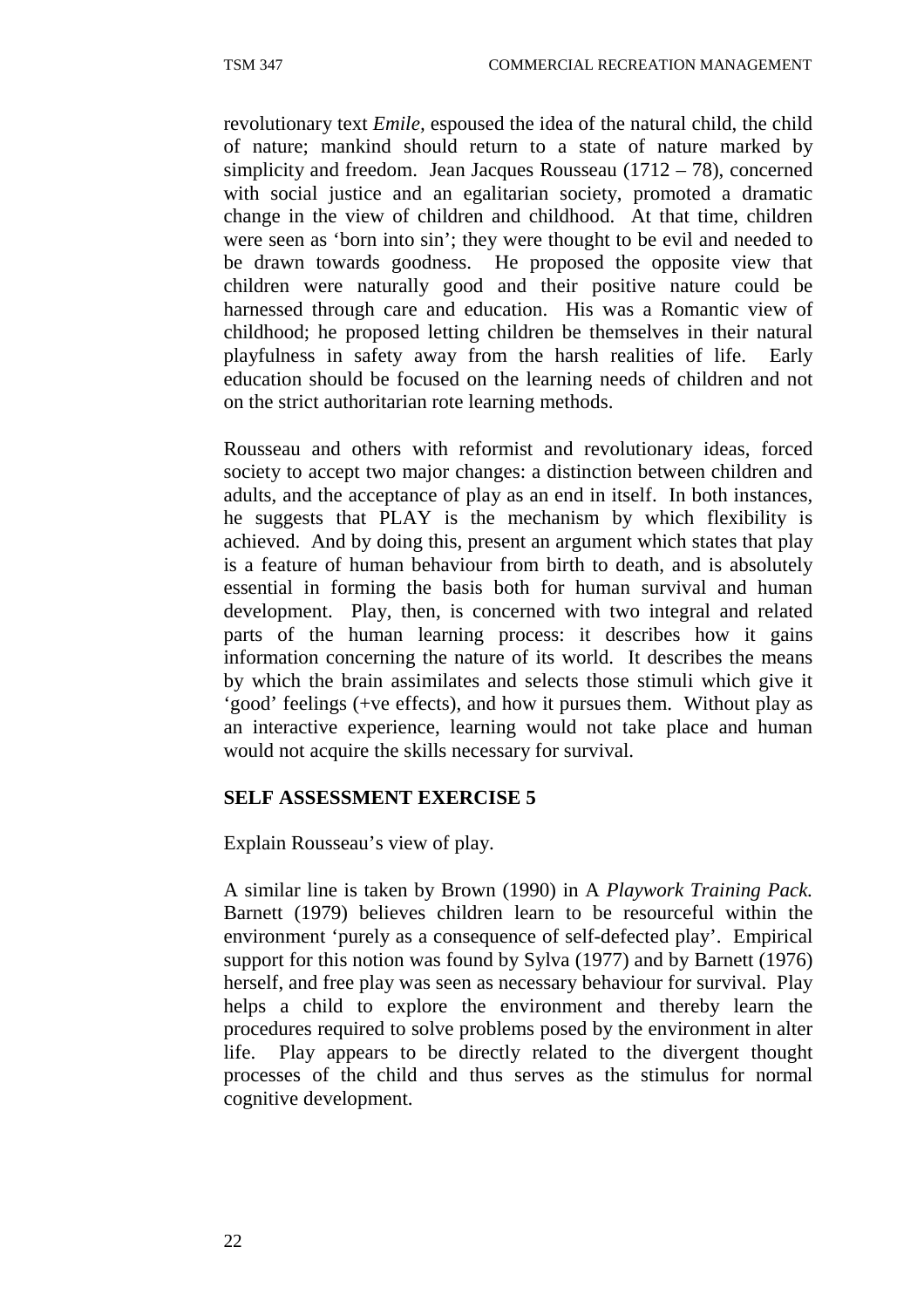revolutionary text *Emile,* espoused the idea of the natural child, the child of nature; mankind should return to a state of nature marked by simplicity and freedom. Jean Jacques Rousseau (1712 – 78), concerned with social justice and an egalitarian society, promoted a dramatic change in the view of children and childhood. At that time, children were seen as 'born into sin'; they were thought to be evil and needed to be drawn towards goodness. He proposed the opposite view that children were naturally good and their positive nature could be harnessed through care and education. His was a Romantic view of childhood; he proposed letting children be themselves in their natural playfulness in safety away from the harsh realities of life. Early education should be focused on the learning needs of children and not on the strict authoritarian rote learning methods.

Rousseau and others with reformist and revolutionary ideas, forced society to accept two major changes: a distinction between children and adults, and the acceptance of play as an end in itself. In both instances, he suggests that PLAY is the mechanism by which flexibility is achieved. And by doing this, present an argument which states that play is a feature of human behaviour from birth to death, and is absolutely essential in forming the basis both for human survival and human development. Play, then, is concerned with two integral and related parts of the human learning process: it describes how it gains information concerning the nature of its world. It describes the means by which the brain assimilates and selects those stimuli which give it 'good' feelings (+ve effects), and how it pursues them. Without play as an interactive experience, learning would not take place and human would not acquire the skills necessary for survival.

**SELF ASSESSMENT EXERCISE 5**

Explain Rousseau's view of play.

A similar line is taken by Brown (1990) in A *Playwork Training Pack.* Barnett (1979) believes children learn to be resourceful within the environment 'purely as a consequence of self-defected play'. Empirical support for this notion was found by Sylva (1977) and by Barnett (1976) herself, and free play was seen as necessary behaviour for survival. Play helps a child to explore the environment and thereby learn the procedures required to solve problems posed by the environment in alter life. Play appears to be directly related to the divergent thought processes of the child and thus serves as the stimulus for normal cognitive development.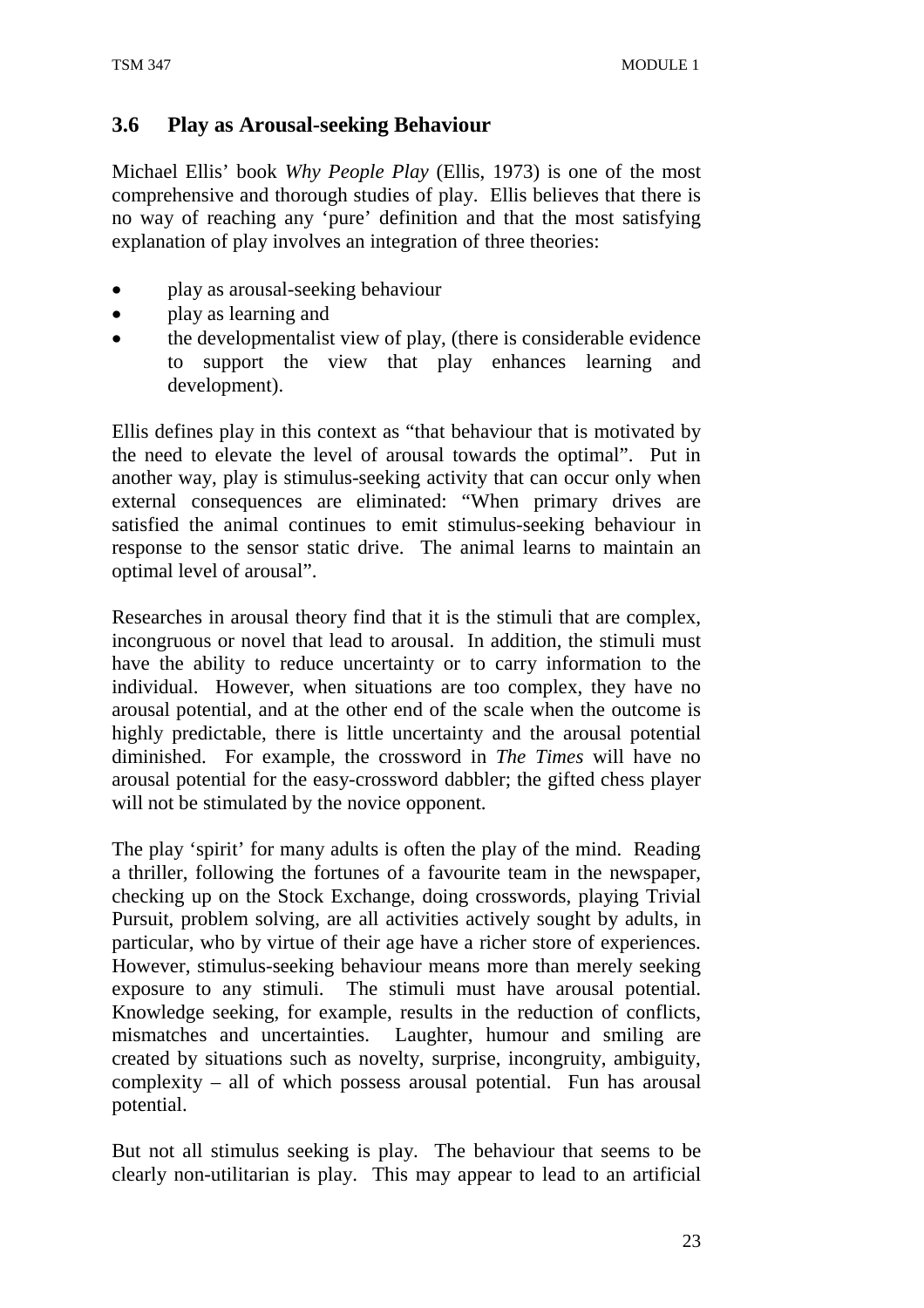## 3.6 Play as Arousal-seeking Behaviour

Michael Ellis' book *Why People Play* (Ellis, 1973) is one of the most comprehensive and thorough studies of play. Ellis believes that there is no way of reaching any 'pure' definition and that the most satisfying explanation of play involves an integration of three theories:

- play as arousal-seeking behaviour
- play as learning and
- the developmentalist view of play, (there is considerable evidence to support the view that play enhances learning and development).

Ellis defines play in this context as "that behaviour that is motivated by the need to elevate the level of arousal towards the optimal". Put in another way, play is stimulus-seeking activity that can occur only when external consequences are eliminated: "When primary drives are satisfied the animal continues to emit stimulus-seeking behaviour in response to the sensor static drive. The animal learns to maintain an optimal level of arousal".

Researches in arousal theory find that it is the stimuli that are complex, incongruous or novel that lead to arousal. In addition, the stimuli must have the ability to reduce uncertainty or to carry information to the individual. However, when situations are too complex, they have no arousal potential, and at the other end of the scale when the outcome is highly predictable, there is little uncertainty and the arousal potential diminished. For example, the crossword in *The Times* will have no arousal potential for the easy-crossword dabbler; the gifted chess player will not be stimulated by the novice opponent.

The play 'spirit' for many adults is often the play of the mind. Reading a thriller, following the fortunes of a favourite team in the newspaper, checking up on the Stock Exchange, doing crosswords, playing Trivial Pursuit, problem solving, are all activities actively sought by adults, in particular, who by virtue of their age have a richer store of experiences. However, stimulus-seeking behaviour means more than merely seeking exposure to any stimuli. The stimuli must have arousal potential. Knowledge seeking, for example, results in the reduction of conflicts, mismatches and uncertainties. Laughter, humour and smiling are created by situations such as novelty, surprise, incongruity, ambiguity, complexity – all of which possess arousal potential. Fun has arousal potential.

But not all stimulus seeking is play. The behaviour that seems to be clearly non-utilitarian is play. This may appear to lead to an artificial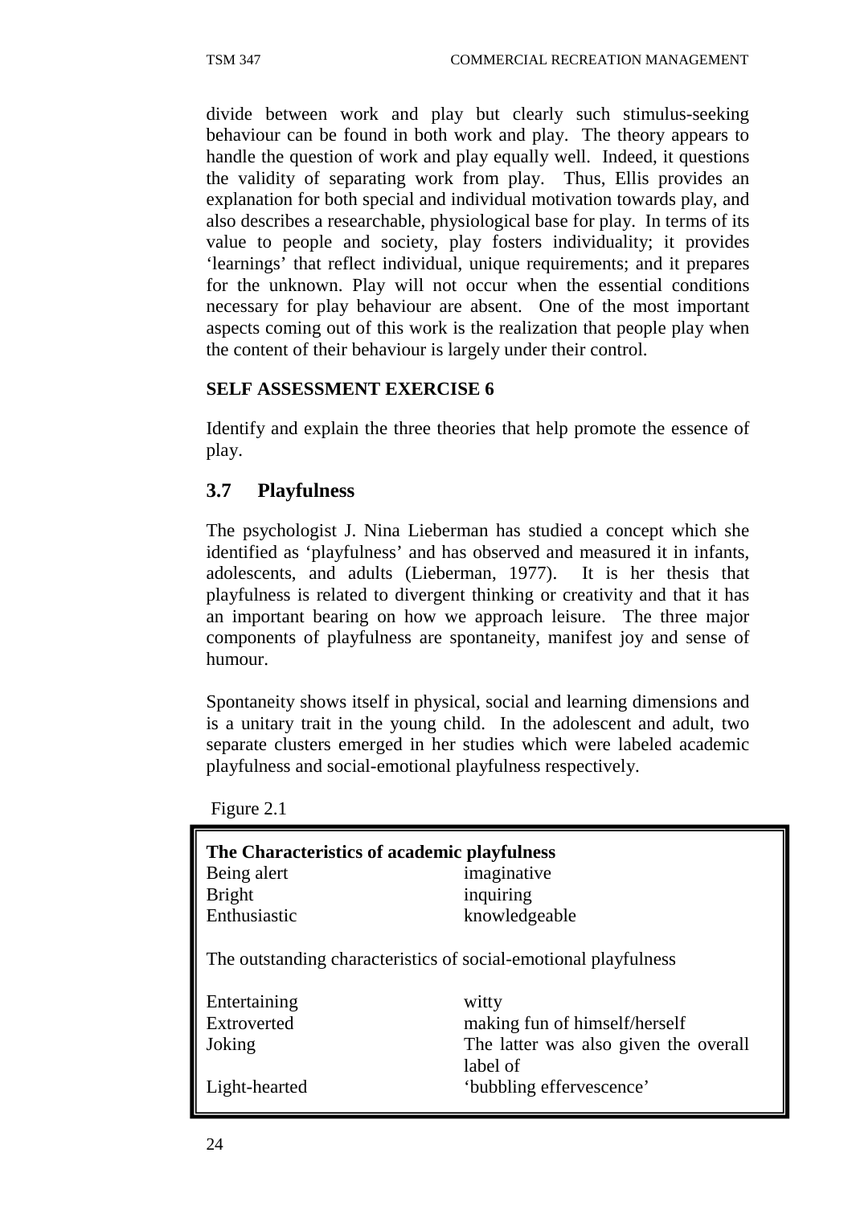divide between work and play but clearly such stimulus-seeking behaviour can be found in both work and play. The theory appears to handle the question of work and play equally well. Indeed, it questions the validity of separating work from play. Thus, Ellis provides an explanation for both special and individual motivation towards play, and also describes a researchable, physiological base for play. In terms of its value to people and society, play fosters individuality; it provides 'learnings' that reflect individual, unique requirements; and it prepares for the unknown. Play will not occur when the essential conditions necessary for play behaviour are absent. One of the most important aspects coming out of this work is the realization that people play when the content of their behaviour is largely under their control.

**SELF ASSESSMENT EXERCISE 6**

Identify and explain the three theories that help promote the essence of play.

## 3.7 Playfulness

The psychologist J. Nina Lieberman has studied a concept which she identified as 'playfulness' and has observed and measured it in infants, adolescents, and adults (Lieberman, 1977). It is her thesis that playfulness is related to divergent thinking or creativity and that it has an important bearing on how we approach leisure. The three major components of playfulness are spontaneity, manifest joy and sense of humour.

Spontaneity shows itself in physical, social and learning dimensions and is a unitary trait in the young child. In the adolescent and adult, two separate clusters emerged in her studies which were labeled academic playfulness and social-emotional playfulness respectively.

Figure 2.1

| **The Characteristics of academic playfulness** | |
|---|---|
| Being alert | imaginative |
| Bright | inquiring |
| Enthusiastic | knowledgeable |
| The outstanding characteristics of social-emotional playfulness | |
| Entertaining | witty |
| Extroverted | making fun of himself/herself |
| Joking | The latter was also given the overall label of |
| Light-hearted | 'bubbling effervescence' |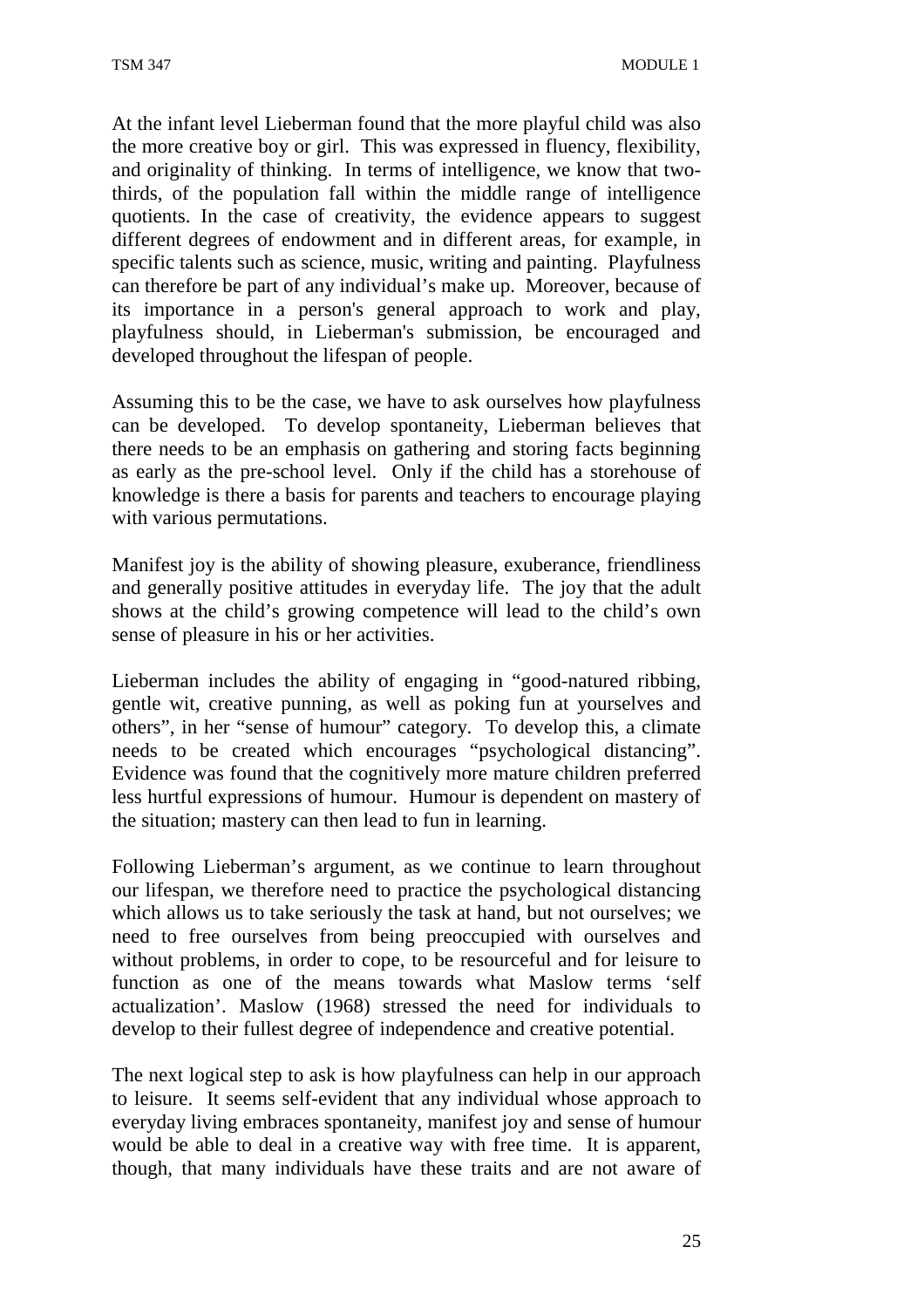At the infant level Lieberman found that the more playful child was also the more creative boy or girl. This was expressed in fluency, flexibility, and originality of thinking. In terms of intelligence, we know that two-thirds, of the population fall within the middle range of intelligence quotients. In the case of creativity, the evidence appears to suggest different degrees of endowment and in different areas, for example, in specific talents such as science, music, writing and painting. Playfulness can therefore be part of any individual's make up. Moreover, because of its importance in a person's general approach to work and play, playfulness should, in Lieberman's submission, be encouraged and developed throughout the lifespan of people.

Assuming this to be the case, we have to ask ourselves how playfulness can be developed. To develop spontaneity, Lieberman believes that there needs to be an emphasis on gathering and storing facts beginning as early as the pre-school level. Only if the child has a storehouse of knowledge is there a basis for parents and teachers to encourage playing with various permutations.

Manifest joy is the ability of showing pleasure, exuberance, friendliness and generally positive attitudes in everyday life. The joy that the adult shows at the child's growing competence will lead to the child's own sense of pleasure in his or her activities.

Lieberman includes the ability of engaging in "good-natured ribbing, gentle wit, creative punning, as well as poking fun at yourselves and others", in her "sense of humour" category. To develop this, a climate needs to be created which encourages "psychological distancing". Evidence was found that the cognitively more mature children preferred less hurtful expressions of humour. Humour is dependent on mastery of the situation; mastery can then lead to fun in learning.

Following Lieberman's argument, as we continue to learn throughout our lifespan, we therefore need to practice the psychological distancing which allows us to take seriously the task at hand, but not ourselves; we need to free ourselves from being preoccupied with ourselves and without problems, in order to cope, to be resourceful and for leisure to function as one of the means towards what Maslow terms 'self actualization'. Maslow (1968) stressed the need for individuals to develop to their fullest degree of independence and creative potential.

The next logical step to ask is how playfulness can help in our approach to leisure. It seems self-evident that any individual whose approach to everyday living embraces spontaneity, manifest joy and sense of humour would be able to deal in a creative way with free time. It is apparent, though, that many individuals have these traits and are not aware of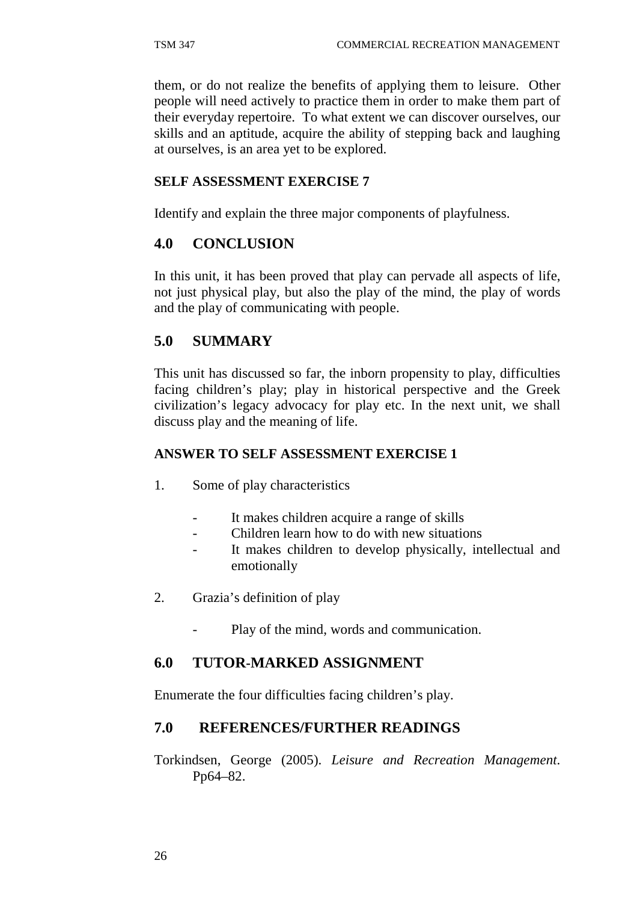them, or do not realize the benefits of applying them to leisure. Other people will need actively to practice them in order to make them part of their everyday repertoire. To what extent we can discover ourselves, our skills and an aptitude, acquire the ability of stepping back and laughing at ourselves, is an area yet to be explored.

**SELF ASSESSMENT EXERCISE 7**

Identify and explain the three major components of playfulness.

## 4.0 CONCLUSION

In this unit, it has been proved that play can pervade all aspects of life, not just physical play, but also the play of the mind, the play of words and the play of communicating with people.

## 5.0 SUMMARY

This unit has discussed so far, the inborn propensity to play, difficulties facing children's play; play in historical perspective and the Greek civilization's legacy advocacy for play etc. In the next unit, we shall discuss play and the meaning of life.

**ANSWER TO SELF ASSESSMENT EXERCISE 1**

1. Some of play characteristics

   - It makes children acquire a range of skills
   - Children learn how to do with new situations
   - It makes children to develop physically, intellectual and emotionally

2. Grazia's definition of play

   - Play of the mind, words and communication.

## 6.0 TUTOR-MARKED ASSIGNMENT

Enumerate the four difficulties facing children's play.

## 7.0 REFERENCES/FURTHER READINGS

Torkindsen, George (2005). *Leisure and Recreation Management*. Pp64–82.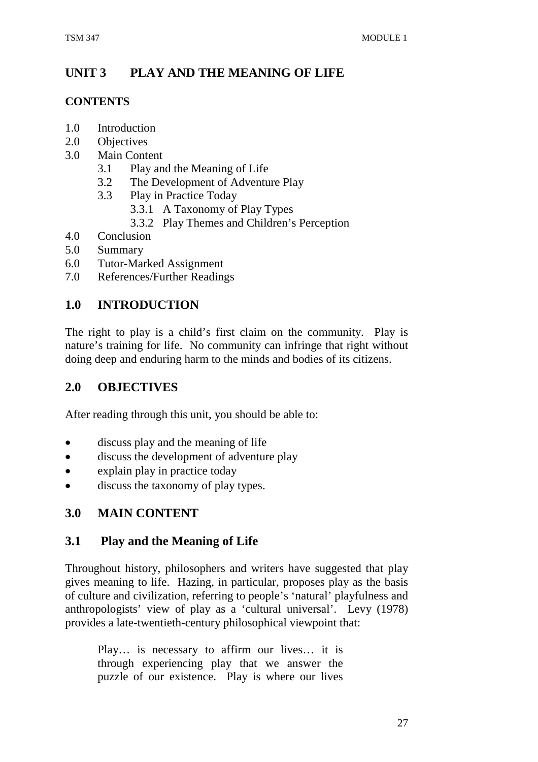## UNIT 3 PLAY AND THE MEANING OF LIFE

**CONTENTS**

1.0 Introduction
2.0 Objectives
3.0 Main Content
    3.1 Play and the Meaning of Life
    3.2 The Development of Adventure Play
    3.3 Play in Practice Today
        3.3.1 A Taxonomy of Play Types
        3.3.2 Play Themes and Children's Perception
4.0 Conclusion
5.0 Summary
6.0 Tutor-Marked Assignment
7.0 References/Further Readings

## 1.0 INTRODUCTION

The right to play is a child's first claim on the community. Play is nature's training for life. No community can infringe that right without doing deep and enduring harm to the minds and bodies of its citizens.

## 2.0 OBJECTIVES

After reading through this unit, you should be able to:

- discuss play and the meaning of life
- discuss the development of adventure play
- explain play in practice today
- discuss the taxonomy of play types.

## 3.0 MAIN CONTENT

### 3.1 Play and the Meaning of Life

Throughout history, philosophers and writers have suggested that play gives meaning to life. Hazing, in particular, proposes play as the basis of culture and civilization, referring to people's 'natural' playfulness and anthropologists' view of play as a 'cultural universal'. Levy (1978) provides a late-twentieth-century philosophical viewpoint that:

> Play… is necessary to affirm our lives… it is through experiencing play that we answer the puzzle of our existence. Play is where our lives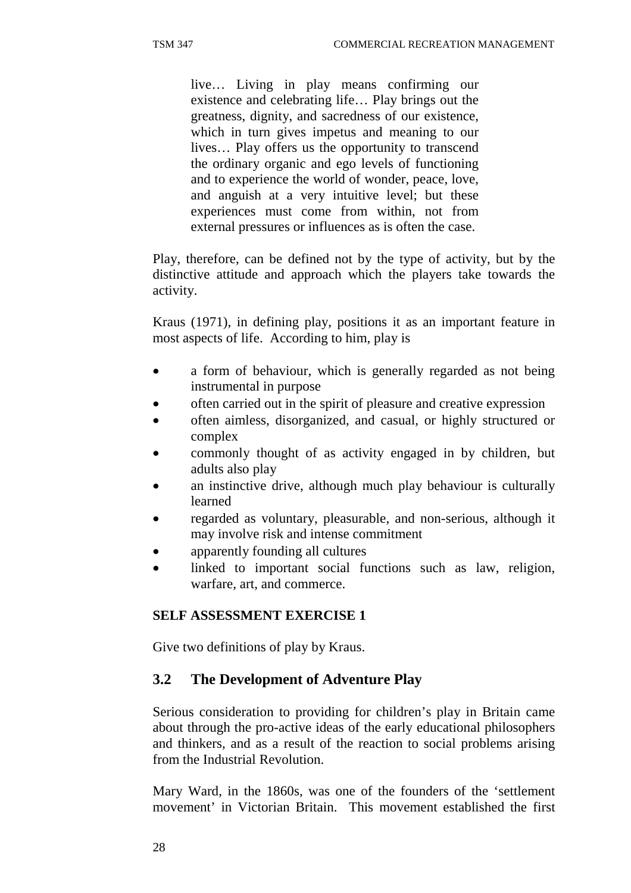> live… Living in play means confirming our existence and celebrating life… Play brings out the greatness, dignity, and sacredness of our existence, which in turn gives impetus and meaning to our lives… Play offers us the opportunity to transcend the ordinary organic and ego levels of functioning and to experience the world of wonder, peace, love, and anguish at a very intuitive level; but these experiences must come from within, not from external pressures or influences as is often the case.

Play, therefore, can be defined not by the type of activity, but by the distinctive attitude and approach which the players take towards the activity.

Kraus (1971), in defining play, positions it as an important feature in most aspects of life. According to him, play is

- a form of behaviour, which is generally regarded as not being instrumental in purpose
- often carried out in the spirit of pleasure and creative expression
- often aimless, disorganized, and casual, or highly structured or complex
- commonly thought of as activity engaged in by children, but adults also play
- an instinctive drive, although much play behaviour is culturally learned
- regarded as voluntary, pleasurable, and non-serious, although it may involve risk and intense commitment
- apparently founding all cultures
- linked to important social functions such as law, religion, warfare, art, and commerce.

**SELF ASSESSMENT EXERCISE 1**

Give two definitions of play by Kraus.

## 3.2 The Development of Adventure Play

Serious consideration to providing for children's play in Britain came about through the pro-active ideas of the early educational philosophers and thinkers, and as a result of the reaction to social problems arising from the Industrial Revolution.

Mary Ward, in the 1860s, was one of the founders of the 'settlement movement' in Victorian Britain. This movement established the first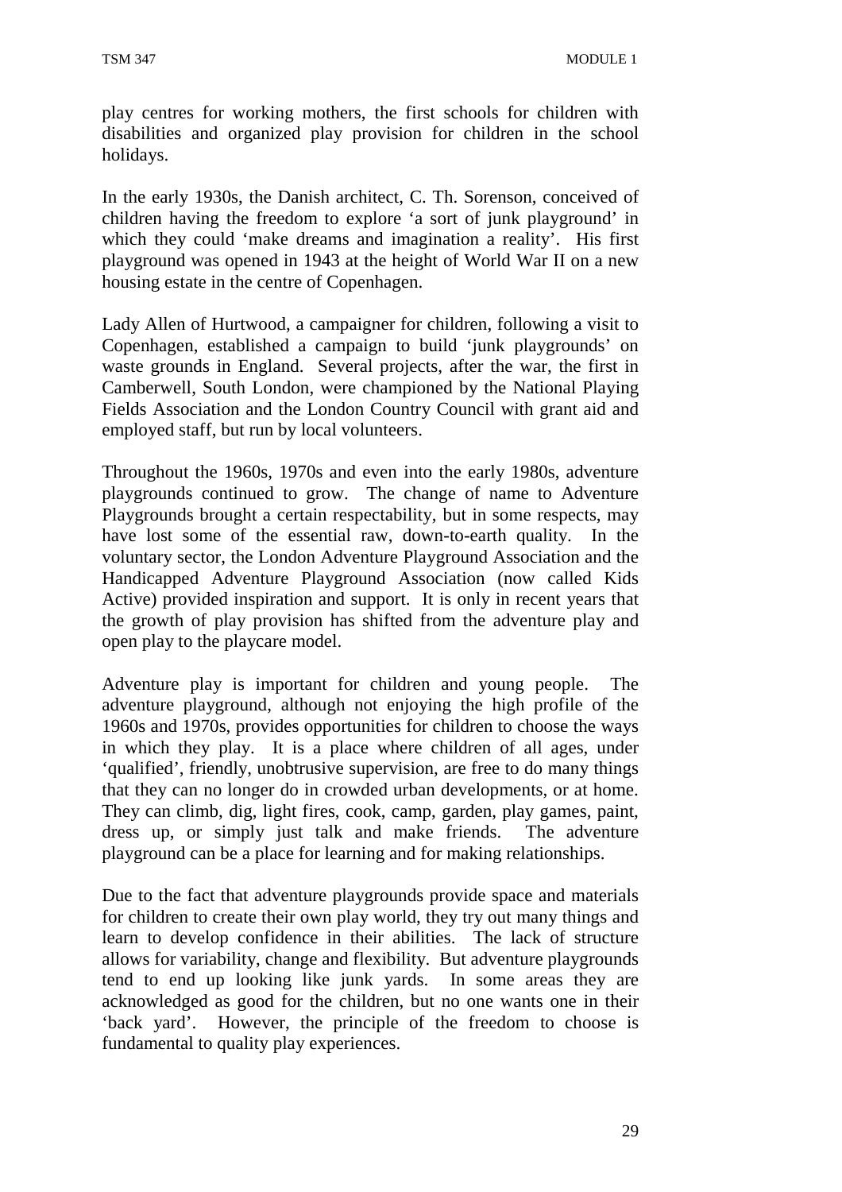play centres for working mothers, the first schools for children with disabilities and organized play provision for children in the school holidays.

In the early 1930s, the Danish architect, C. Th. Sorenson, conceived of children having the freedom to explore 'a sort of junk playground' in which they could 'make dreams and imagination a reality'. His first playground was opened in 1943 at the height of World War II on a new housing estate in the centre of Copenhagen.

Lady Allen of Hurtwood, a campaigner for children, following a visit to Copenhagen, established a campaign to build 'junk playgrounds' on waste grounds in England. Several projects, after the war, the first in Camberwell, South London, were championed by the National Playing Fields Association and the London Country Council with grant aid and employed staff, but run by local volunteers.

Throughout the 1960s, 1970s and even into the early 1980s, adventure playgrounds continued to grow. The change of name to Adventure Playgrounds brought a certain respectability, but in some respects, may have lost some of the essential raw, down-to-earth quality. In the voluntary sector, the London Adventure Playground Association and the Handicapped Adventure Playground Association (now called Kids Active) provided inspiration and support. It is only in recent years that the growth of play provision has shifted from the adventure play and open play to the playcare model.

Adventure play is important for children and young people. The adventure playground, although not enjoying the high profile of the 1960s and 1970s, provides opportunities for children to choose the ways in which they play. It is a place where children of all ages, under 'qualified', friendly, unobtrusive supervision, are free to do many things that they can no longer do in crowded urban developments, or at home. They can climb, dig, light fires, cook, camp, garden, play games, paint, dress up, or simply just talk and make friends. The adventure playground can be a place for learning and for making relationships.

Due to the fact that adventure playgrounds provide space and materials for children to create their own play world, they try out many things and learn to develop confidence in their abilities. The lack of structure allows for variability, change and flexibility. But adventure playgrounds tend to end up looking like junk yards. In some areas they are acknowledged as good for the children, but no one wants one in their 'back yard'. However, the principle of the freedom to choose is fundamental to quality play experiences.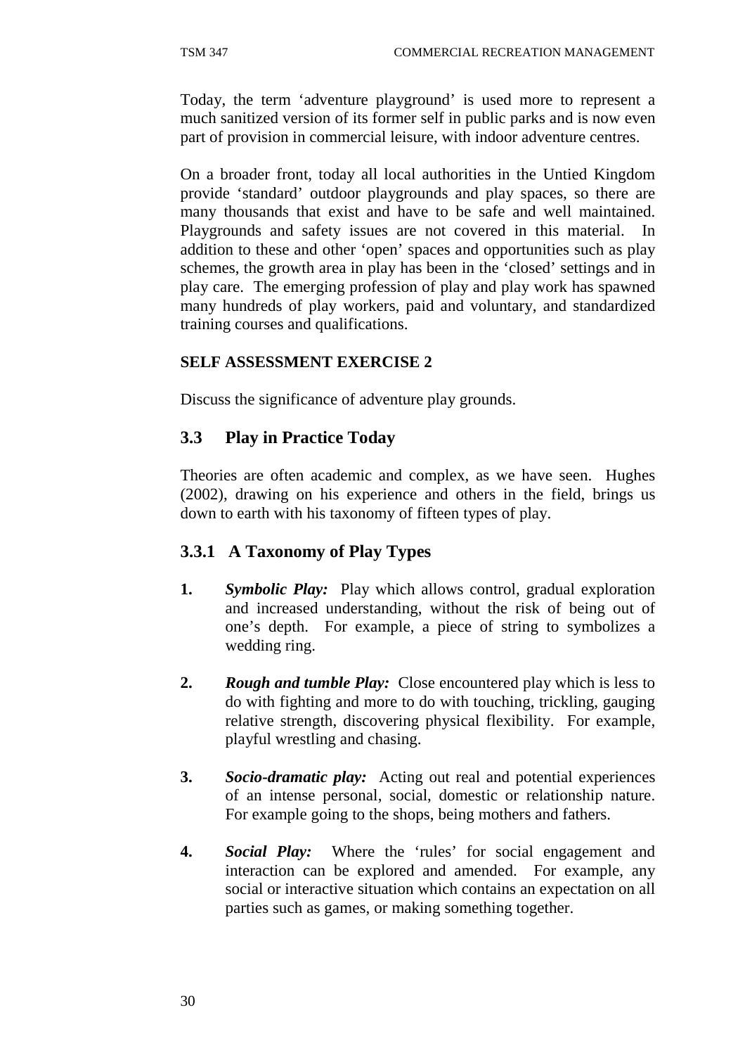Today, the term 'adventure playground' is used more to represent a much sanitized version of its former self in public parks and is now even part of provision in commercial leisure, with indoor adventure centres.

On a broader front, today all local authorities in the Untied Kingdom provide 'standard' outdoor playgrounds and play spaces, so there are many thousands that exist and have to be safe and well maintained. Playgrounds and safety issues are not covered in this material. In addition to these and other 'open' spaces and opportunities such as play schemes, the growth area in play has been in the 'closed' settings and in play care. The emerging profession of play and play work has spawned many hundreds of play workers, paid and voluntary, and standardized training courses and qualifications.

**SELF ASSESSMENT EXERCISE 2**

Discuss the significance of adventure play grounds.

## 3.3 Play in Practice Today

Theories are often academic and complex, as we have seen. Hughes (2002), drawing on his experience and others in the field, brings us down to earth with his taxonomy of fifteen types of play.

### 3.3.1 A Taxonomy of Play Types

1. ***Symbolic Play:*** Play which allows control, gradual exploration and increased understanding, without the risk of being out of one's depth. For example, a piece of string to symbolizes a wedding ring.

2. ***Rough and tumble Play:*** Close encountered play which is less to do with fighting and more to do with touching, trickling, gauging relative strength, discovering physical flexibility. For example, playful wrestling and chasing.

3. ***Socio-dramatic play:*** Acting out real and potential experiences of an intense personal, social, domestic or relationship nature. For example going to the shops, being mothers and fathers.

4. ***Social Play:*** Where the 'rules' for social engagement and interaction can be explored and amended. For example, any social or interactive situation which contains an expectation on all parties such as games, or making something together.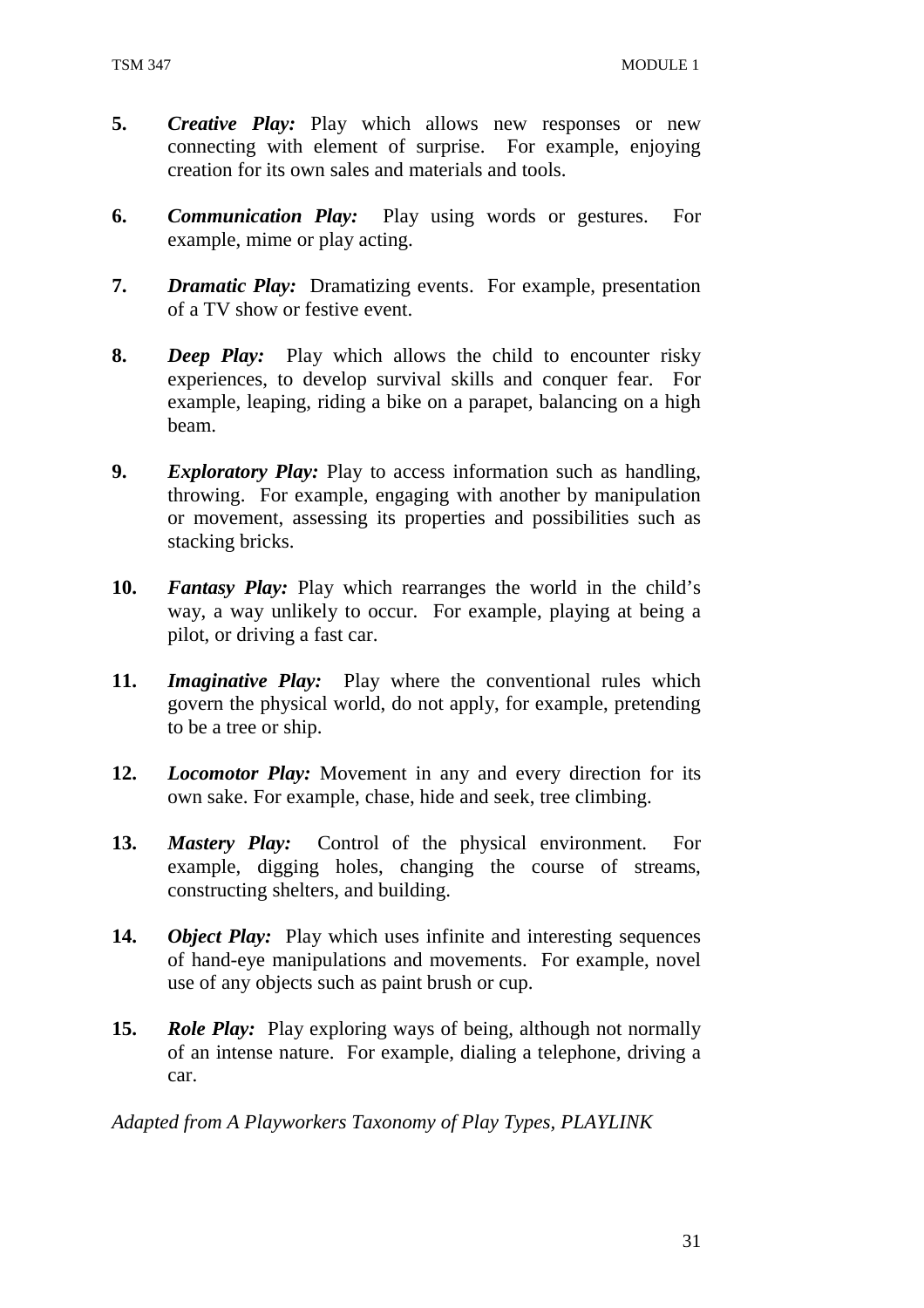**5.** ***Creative Play:*** Play which allows new responses or new connecting with element of surprise. For example, enjoying creation for its own sales and materials and tools.

**6.** ***Communication Play:*** Play using words or gestures. For example, mime or play acting.

**7.** ***Dramatic Play:*** Dramatizing events. For example, presentation of a TV show or festive event.

**8.** ***Deep Play:*** Play which allows the child to encounter risky experiences, to develop survival skills and conquer fear. For example, leaping, riding a bike on a parapet, balancing on a high beam.

**9.** ***Exploratory Play:*** Play to access information such as handling, throwing. For example, engaging with another by manipulation or movement, assessing its properties and possibilities such as stacking bricks.

**10.** ***Fantasy Play:*** Play which rearranges the world in the child's way, a way unlikely to occur. For example, playing at being a pilot, or driving a fast car.

**11.** ***Imaginative Play:*** Play where the conventional rules which govern the physical world, do not apply, for example, pretending to be a tree or ship.

**12.** ***Locomotor Play:*** Movement in any and every direction for its own sake. For example, chase, hide and seek, tree climbing.

**13.** ***Mastery Play:*** Control of the physical environment. For example, digging holes, changing the course of streams, constructing shelters, and building.

**14.** ***Object Play:*** Play which uses infinite and interesting sequences of hand-eye manipulations and movements. For example, novel use of any objects such as paint brush or cup.

**15.** ***Role Play:*** Play exploring ways of being, although not normally of an intense nature. For example, dialing a telephone, driving a car.

*Adapted from A Playworkers Taxonomy of Play Types, PLAYLINK*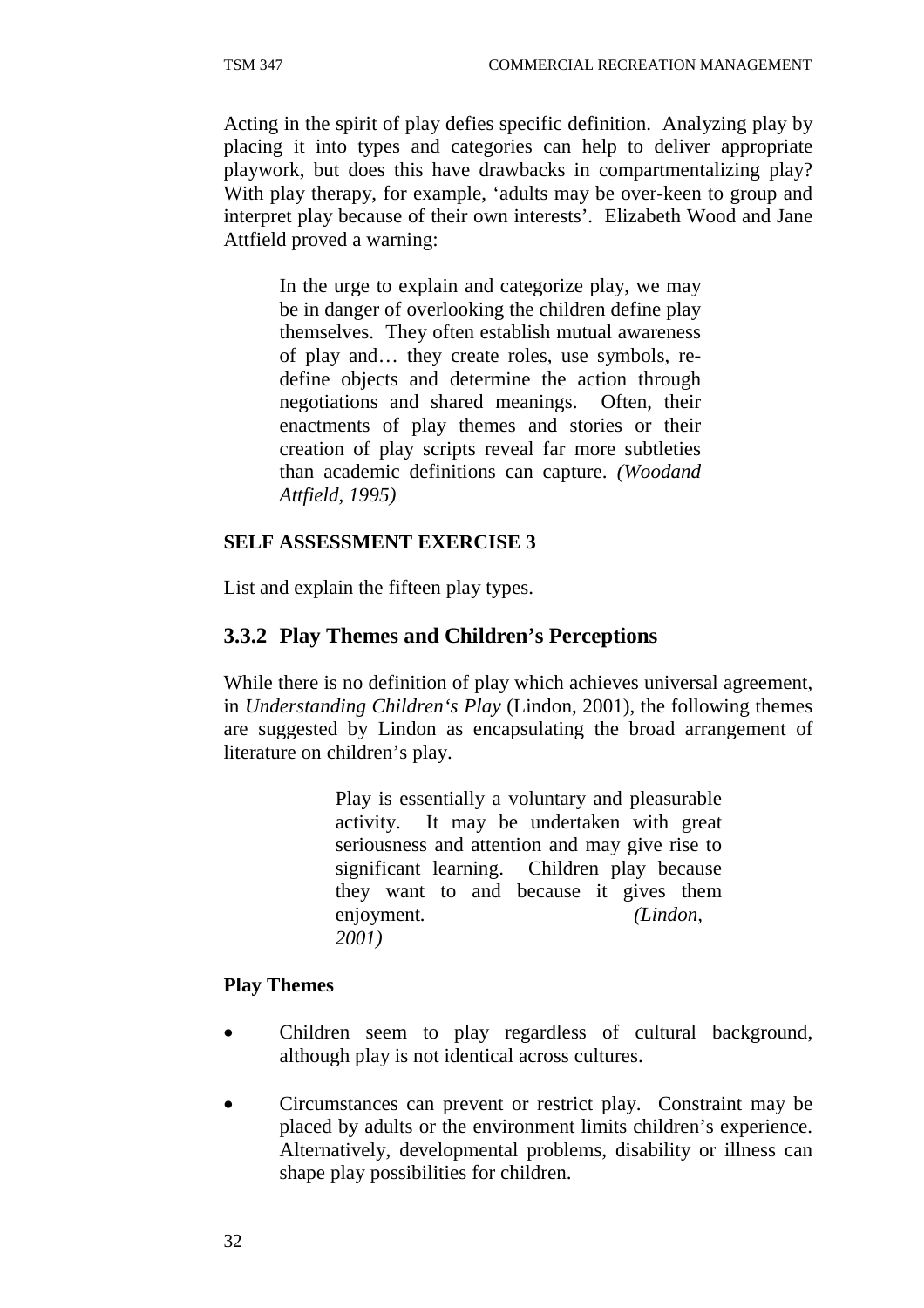Acting in the spirit of play defies specific definition. Analyzing play by placing it into types and categories can help to deliver appropriate playwork, but does this have drawbacks in compartmentalizing play? With play therapy, for example, 'adults may be over-keen to group and interpret play because of their own interests'. Elizabeth Wood and Jane Attfield proved a warning:

> In the urge to explain and categorize play, we may be in danger of overlooking the children define play themselves. They often establish mutual awareness of play and… they create roles, use symbols, re-define objects and determine the action through negotiations and shared meanings. Often, their enactments of play themes and stories or their creation of play scripts reveal far more subtleties than academic definitions can capture. *(Woodand Attfield, 1995)*

**SELF ASSESSMENT EXERCISE 3**

List and explain the fifteen play types.

### 3.3.2 Play Themes and Children's Perceptions

While there is no definition of play which achieves universal agreement, in *Understanding Children's Play* (Lindon, 2001), the following themes are suggested by Lindon as encapsulating the broad arrangement of literature on children's play.

> Play is essentially a voluntary and pleasurable activity. It may be undertaken with great seriousness and attention and may give rise to significant learning. Children play because they want to and because it gives them enjoyment. *(Lindon, 2001)*

**Play Themes**

- Children seem to play regardless of cultural background, although play is not identical across cultures.
- Circumstances can prevent or restrict play. Constraint may be placed by adults or the environment limits children's experience. Alternatively, developmental problems, disability or illness can shape play possibilities for children.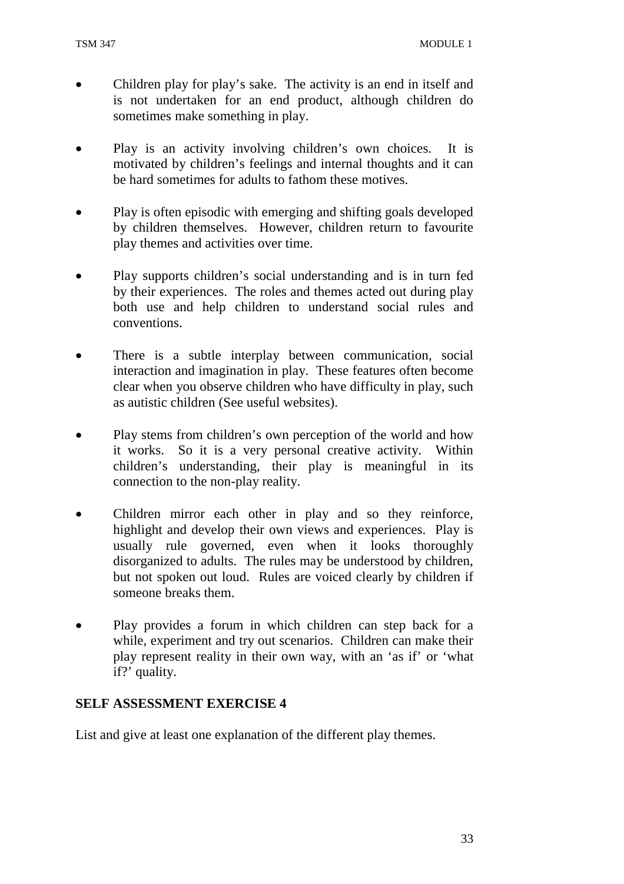- Children play for play's sake. The activity is an end in itself and is not undertaken for an end product, although children do sometimes make something in play.

- Play is an activity involving children's own choices. It is motivated by children's feelings and internal thoughts and it can be hard sometimes for adults to fathom these motives.

- Play is often episodic with emerging and shifting goals developed by children themselves. However, children return to favourite play themes and activities over time.

- Play supports children's social understanding and is in turn fed by their experiences. The roles and themes acted out during play both use and help children to understand social rules and conventions.

- There is a subtle interplay between communication, social interaction and imagination in play. These features often become clear when you observe children who have difficulty in play, such as autistic children (See useful websites).

- Play stems from children's own perception of the world and how it works. So it is a very personal creative activity. Within children's understanding, their play is meaningful in its connection to the non-play reality.

- Children mirror each other in play and so they reinforce, highlight and develop their own views and experiences. Play is usually rule governed, even when it looks thoroughly disorganized to adults. The rules may be understood by children, but not spoken out loud. Rules are voiced clearly by children if someone breaks them.

- Play provides a forum in which children can step back for a while, experiment and try out scenarios. Children can make their play represent reality in their own way, with an 'as if' or 'what if?' quality.

**SELF ASSESSMENT EXERCISE 4**

List and give at least one explanation of the different play themes.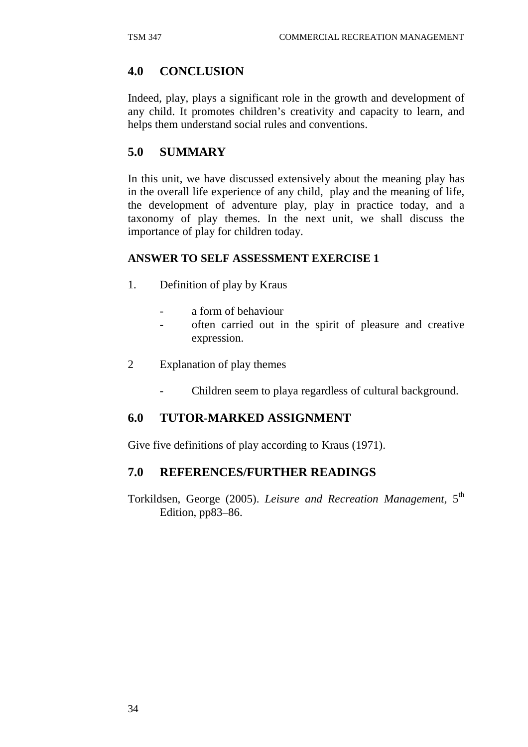## 4.0 CONCLUSION

Indeed, play, plays a significant role in the growth and development of any child. It promotes children's creativity and capacity to learn, and helps them understand social rules and conventions.

## 5.0 SUMMARY

In this unit, we have discussed extensively about the meaning play has in the overall life experience of any child, play and the meaning of life, the development of adventure play, play in practice today, and a taxonomy of play themes. In the next unit, we shall discuss the importance of play for children today.

**ANSWER TO SELF ASSESSMENT EXERCISE 1**

1. Definition of play by Kraus

   - a form of behaviour
   - often carried out in the spirit of pleasure and creative expression.

2 Explanation of play themes

   - Children seem to playa regardless of cultural background.

## 6.0 TUTOR-MARKED ASSIGNMENT

Give five definitions of play according to Kraus (1971).

## 7.0 REFERENCES/FURTHER READINGS

Torkildsen, George (2005). *Leisure and Recreation Management*, 5th Edition, pp83–86.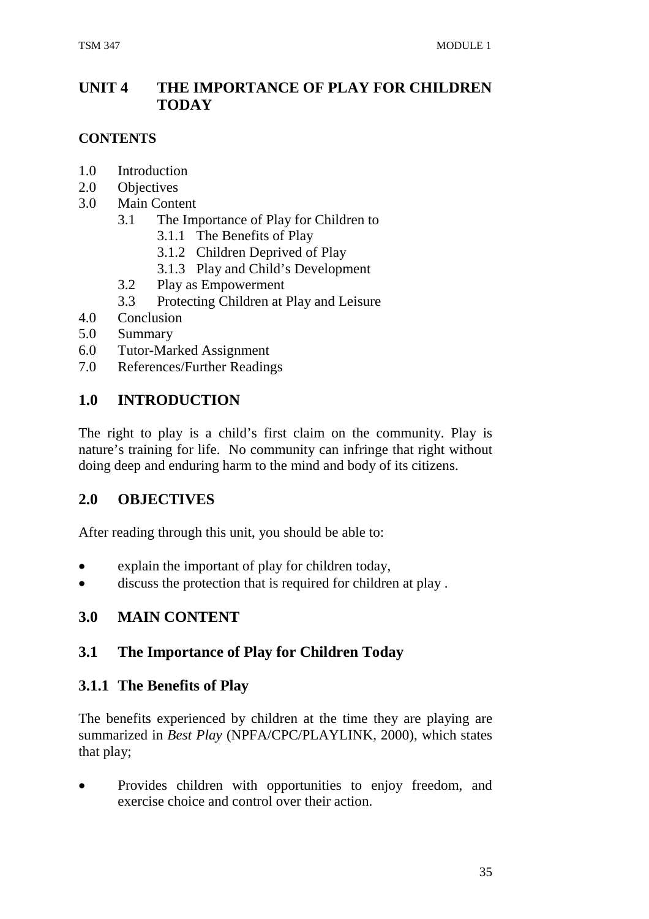# UNIT 4 THE IMPORTANCE OF PLAY FOR CHILDREN TODAY

**CONTENTS**

1.0 Introduction
2.0 Objectives
3.0 Main Content
  3.1 The Importance of Play for Children to
    3.1.1 The Benefits of Play
    3.1.2 Children Deprived of Play
    3.1.3 Play and Child's Development
  3.2 Play as Empowerment
  3.3 Protecting Children at Play and Leisure
4.0 Conclusion
5.0 Summary
6.0 Tutor-Marked Assignment
7.0 References/Further Readings

## 1.0 INTRODUCTION

The right to play is a child's first claim on the community. Play is nature's training for life. No community can infringe that right without doing deep and enduring harm to the mind and body of its citizens.

## 2.0 OBJECTIVES

After reading through this unit, you should be able to:

- explain the important of play for children today,
- discuss the protection that is required for children at play .

## 3.0 MAIN CONTENT

### 3.1 The Importance of Play for Children Today

#### 3.1.1 The Benefits of Play

The benefits experienced by children at the time they are playing are summarized in *Best Play* (NPFA/CPC/PLAYLINK, 2000), which states that play;

- Provides children with opportunities to enjoy freedom, and exercise choice and control over their action.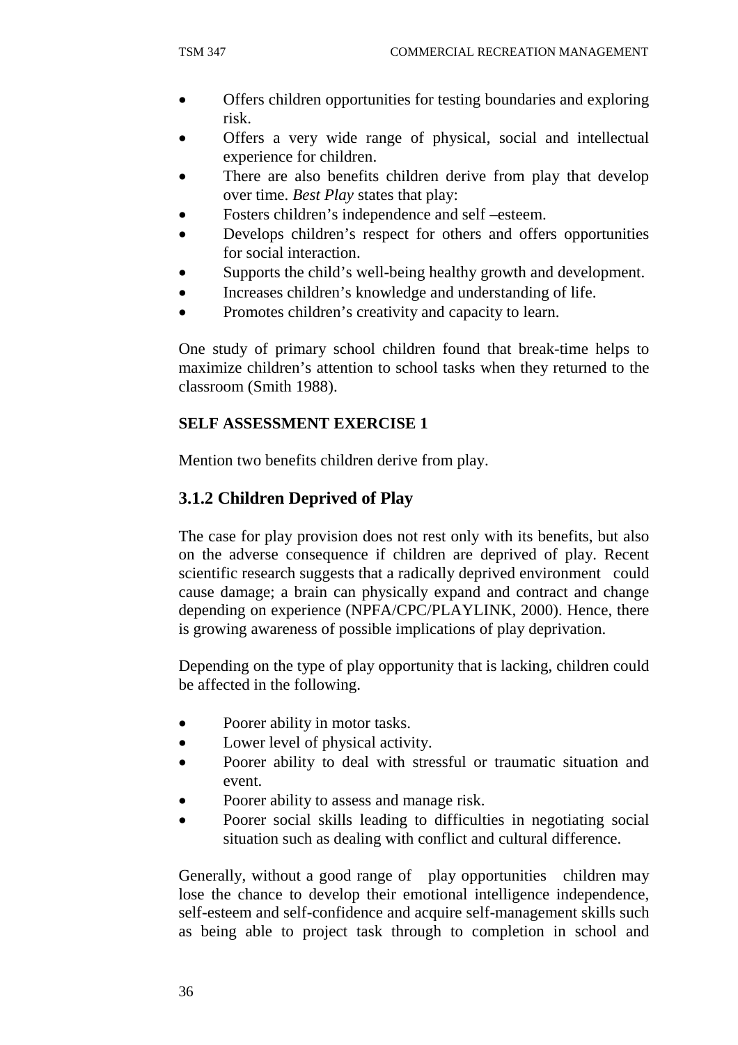- Offers children opportunities for testing boundaries and exploring risk.
- Offers a very wide range of physical, social and intellectual experience for children.
- There are also benefits children derive from play that develop over time. *Best Play* states that play:
- Fosters children's independence and self –esteem.
- Develops children's respect for others and offers opportunities for social interaction.
- Supports the child's well-being healthy growth and development.
- Increases children's knowledge and understanding of life.
- Promotes children's creativity and capacity to learn.

One study of primary school children found that break-time helps to maximize children's attention to school tasks when they returned to the classroom (Smith 1988).

**SELF ASSESSMENT EXERCISE 1**

Mention two benefits children derive from play.

### 3.1.2 Children Deprived of Play

The case for play provision does not rest only with its benefits, but also on the adverse consequence if children are deprived of play. Recent scientific research suggests that a radically deprived environment could cause damage; a brain can physically expand and contract and change depending on experience (NPFA/CPC/PLAYLINK, 2000). Hence, there is growing awareness of possible implications of play deprivation.

Depending on the type of play opportunity that is lacking, children could be affected in the following.

- Poorer ability in motor tasks.
- Lower level of physical activity.
- Poorer ability to deal with stressful or traumatic situation and event.
- Poorer ability to assess and manage risk.
- Poorer social skills leading to difficulties in negotiating social situation such as dealing with conflict and cultural difference.

Generally, without a good range of play opportunities children may lose the chance to develop their emotional intelligence independence, self-esteem and self-confidence and acquire self-management skills such as being able to project task through to completion in school and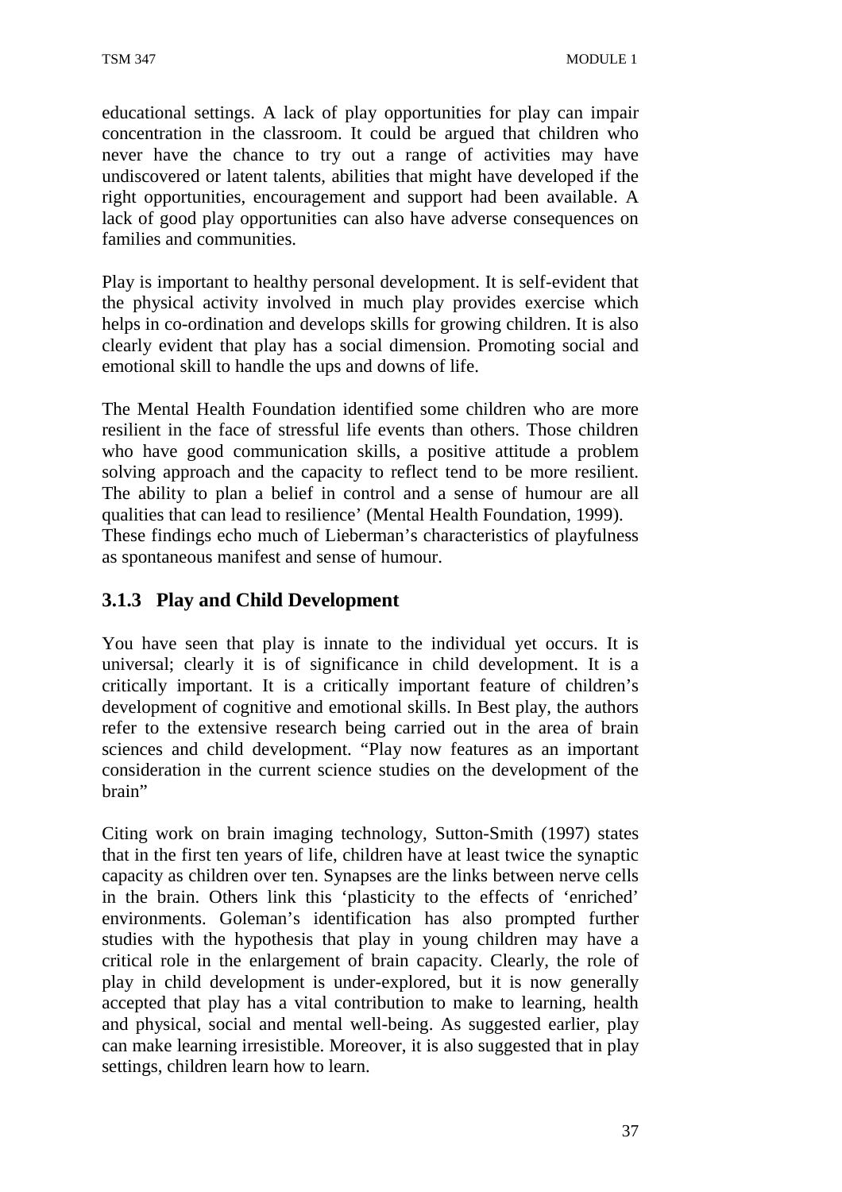educational settings. A lack of play opportunities for play can impair concentration in the classroom. It could be argued that children who never have the chance to try out a range of activities may have undiscovered or latent talents, abilities that might have developed if the right opportunities, encouragement and support had been available. A lack of good play opportunities can also have adverse consequences on families and communities.

Play is important to healthy personal development. It is self-evident that the physical activity involved in much play provides exercise which helps in co-ordination and develops skills for growing children. It is also clearly evident that play has a social dimension. Promoting social and emotional skill to handle the ups and downs of life.

The Mental Health Foundation identified some children who are more resilient in the face of stressful life events than others. Those children who have good communication skills, a positive attitude a problem solving approach and the capacity to reflect tend to be more resilient. The ability to plan a belief in control and a sense of humour are all qualities that can lead to resilience' (Mental Health Foundation, 1999). These findings echo much of Lieberman's characteristics of playfulness as spontaneous manifest and sense of humour.

### 3.1.3 Play and Child Development

You have seen that play is innate to the individual yet occurs. It is universal; clearly it is of significance in child development. It is a critically important. It is a critically important feature of children's development of cognitive and emotional skills. In Best play, the authors refer to the extensive research being carried out in the area of brain sciences and child development. "Play now features as an important consideration in the current science studies on the development of the brain"

Citing work on brain imaging technology, Sutton-Smith (1997) states that in the first ten years of life, children have at least twice the synaptic capacity as children over ten. Synapses are the links between nerve cells in the brain. Others link this 'plasticity to the effects of 'enriched' environments. Goleman's identification has also prompted further studies with the hypothesis that play in young children may have a critical role in the enlargement of brain capacity. Clearly, the role of play in child development is under-explored, but it is now generally accepted that play has a vital contribution to make to learning, health and physical, social and mental well-being. As suggested earlier, play can make learning irresistible. Moreover, it is also suggested that in play settings, children learn how to learn.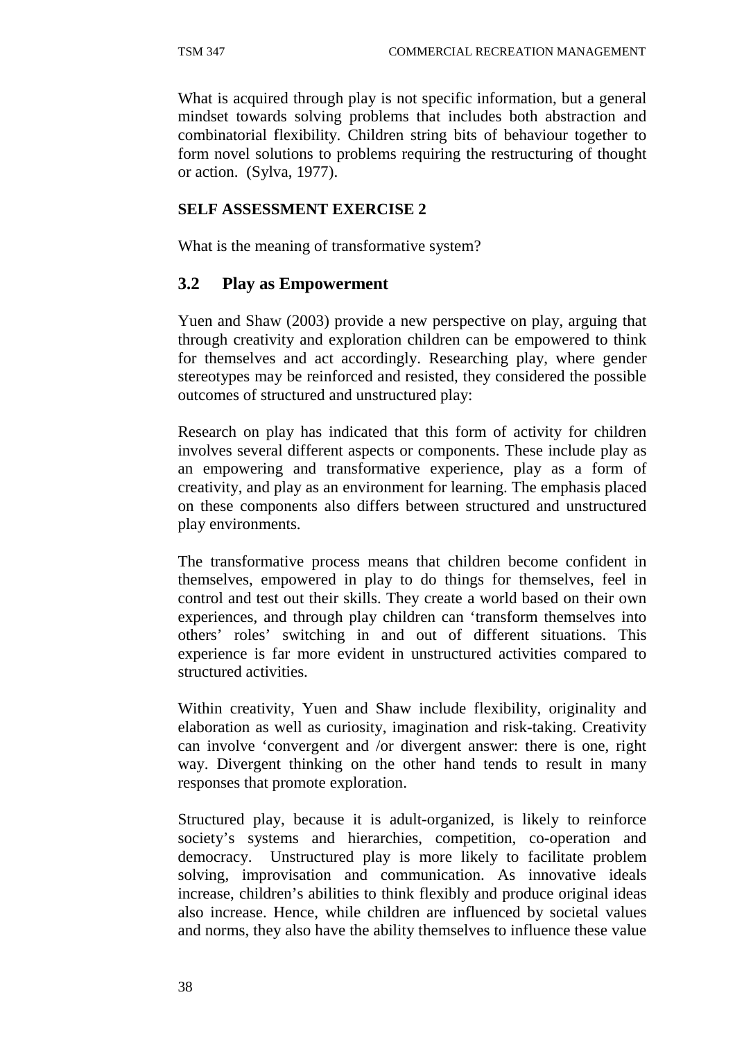What is acquired through play is not specific information, but a general mindset towards solving problems that includes both abstraction and combinatorial flexibility. Children string bits of behaviour together to form novel solutions to problems requiring the restructuring of thought or action. (Sylva, 1977).

**SELF ASSESSMENT EXERCISE 2**

What is the meaning of transformative system?

## 3.2 Play as Empowerment

Yuen and Shaw (2003) provide a new perspective on play, arguing that through creativity and exploration children can be empowered to think for themselves and act accordingly. Researching play, where gender stereotypes may be reinforced and resisted, they considered the possible outcomes of structured and unstructured play:

Research on play has indicated that this form of activity for children involves several different aspects or components. These include play as an empowering and transformative experience, play as a form of creativity, and play as an environment for learning. The emphasis placed on these components also differs between structured and unstructured play environments.

The transformative process means that children become confident in themselves, empowered in play to do things for themselves, feel in control and test out their skills. They create a world based on their own experiences, and through play children can 'transform themselves into others' roles' switching in and out of different situations. This experience is far more evident in unstructured activities compared to structured activities.

Within creativity, Yuen and Shaw include flexibility, originality and elaboration as well as curiosity, imagination and risk-taking. Creativity can involve 'convergent and /or divergent answer: there is one, right way. Divergent thinking on the other hand tends to result in many responses that promote exploration.

Structured play, because it is adult-organized, is likely to reinforce society's systems and hierarchies, competition, co-operation and democracy. Unstructured play is more likely to facilitate problem solving, improvisation and communication. As innovative ideals increase, children's abilities to think flexibly and produce original ideas also increase. Hence, while children are influenced by societal values and norms, they also have the ability themselves to influence these value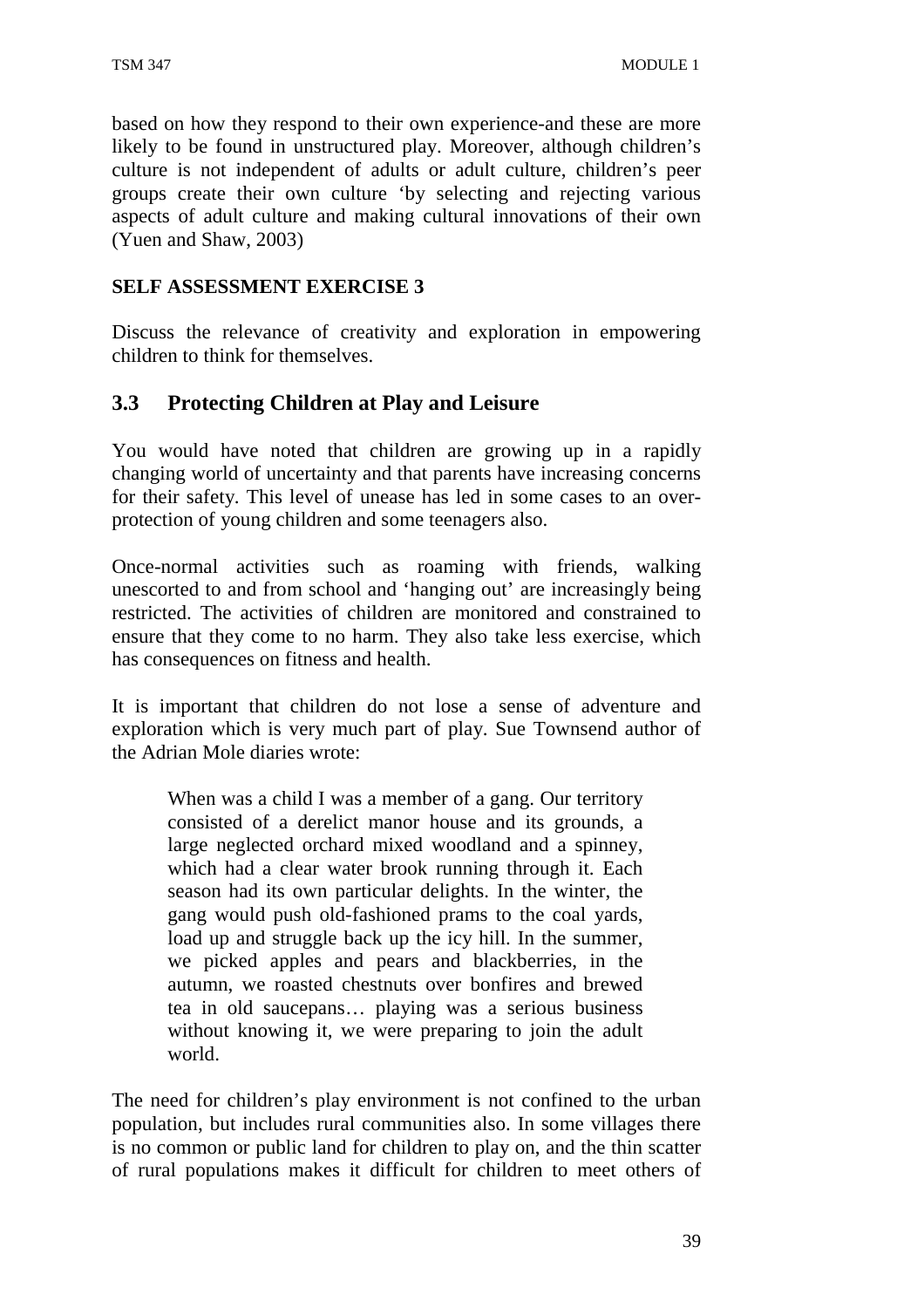based on how they respond to their own experience-and these are more likely to be found in unstructured play. Moreover, although children's culture is not independent of adults or adult culture, children's peer groups create their own culture 'by selecting and rejecting various aspects of adult culture and making cultural innovations of their own (Yuen and Shaw, 2003)

**SELF ASSESSMENT EXERCISE 3**

Discuss the relevance of creativity and exploration in empowering children to think for themselves.

## 3.3 Protecting Children at Play and Leisure

You would have noted that children are growing up in a rapidly changing world of uncertainty and that parents have increasing concerns for their safety. This level of unease has led in some cases to an over-protection of young children and some teenagers also.

Once-normal activities such as roaming with friends, walking unescorted to and from school and 'hanging out' are increasingly being restricted. The activities of children are monitored and constrained to ensure that they come to no harm. They also take less exercise, which has consequences on fitness and health.

It is important that children do not lose a sense of adventure and exploration which is very much part of play. Sue Townsend author of the Adrian Mole diaries wrote:

> When was a child I was a member of a gang. Our territory consisted of a derelict manor house and its grounds, a large neglected orchard mixed woodland and a spinney, which had a clear water brook running through it. Each season had its own particular delights. In the winter, the gang would push old-fashioned prams to the coal yards, load up and struggle back up the icy hill. In the summer, we picked apples and pears and blackberries, in the autumn, we roasted chestnuts over bonfires and brewed tea in old saucepans… playing was a serious business without knowing it, we were preparing to join the adult world.

The need for children's play environment is not confined to the urban population, but includes rural communities also. In some villages there is no common or public land for children to play on, and the thin scatter of rural populations makes it difficult for children to meet others of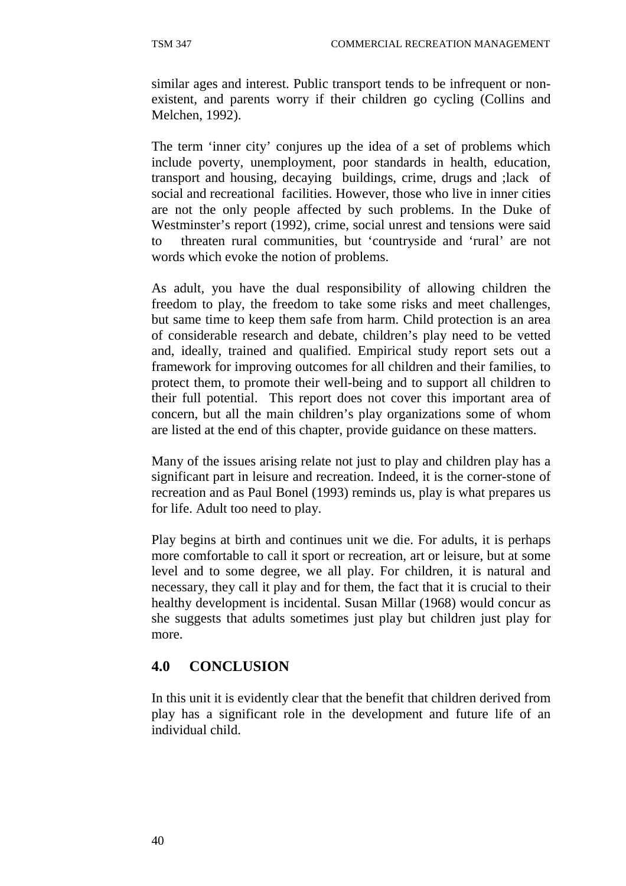similar ages and interest. Public transport tends to be infrequent or non-existent, and parents worry if their children go cycling (Collins and Melchen, 1992).

The term 'inner city' conjures up the idea of a set of problems which include poverty, unemployment, poor standards in health, education, transport and housing, decaying buildings, crime, drugs and ;lack of social and recreational facilities. However, those who live in inner cities are not the only people affected by such problems. In the Duke of Westminster's report (1992), crime, social unrest and tensions were said to threaten rural communities, but 'countryside and 'rural' are not words which evoke the notion of problems.

As adult, you have the dual responsibility of allowing children the freedom to play, the freedom to take some risks and meet challenges, but same time to keep them safe from harm. Child protection is an area of considerable research and debate, children's play need to be vetted and, ideally, trained and qualified. Empirical study report sets out a framework for improving outcomes for all children and their families, to protect them, to promote their well-being and to support all children to their full potential. This report does not cover this important area of concern, but all the main children's play organizations some of whom are listed at the end of this chapter, provide guidance on these matters.

Many of the issues arising relate not just to play and children play has a significant part in leisure and recreation. Indeed, it is the corner-stone of recreation and as Paul Bonel (1993) reminds us, play is what prepares us for life. Adult too need to play.

Play begins at birth and continues unit we die. For adults, it is perhaps more comfortable to call it sport or recreation, art or leisure, but at some level and to some degree, we all play. For children, it is natural and necessary, they call it play and for them, the fact that it is crucial to their healthy development is incidental. Susan Millar (1968) would concur as she suggests that adults sometimes just play but children just play for more.

## 4.0 CONCLUSION

In this unit it is evidently clear that the benefit that children derived from play has a significant role in the development and future life of an individual child.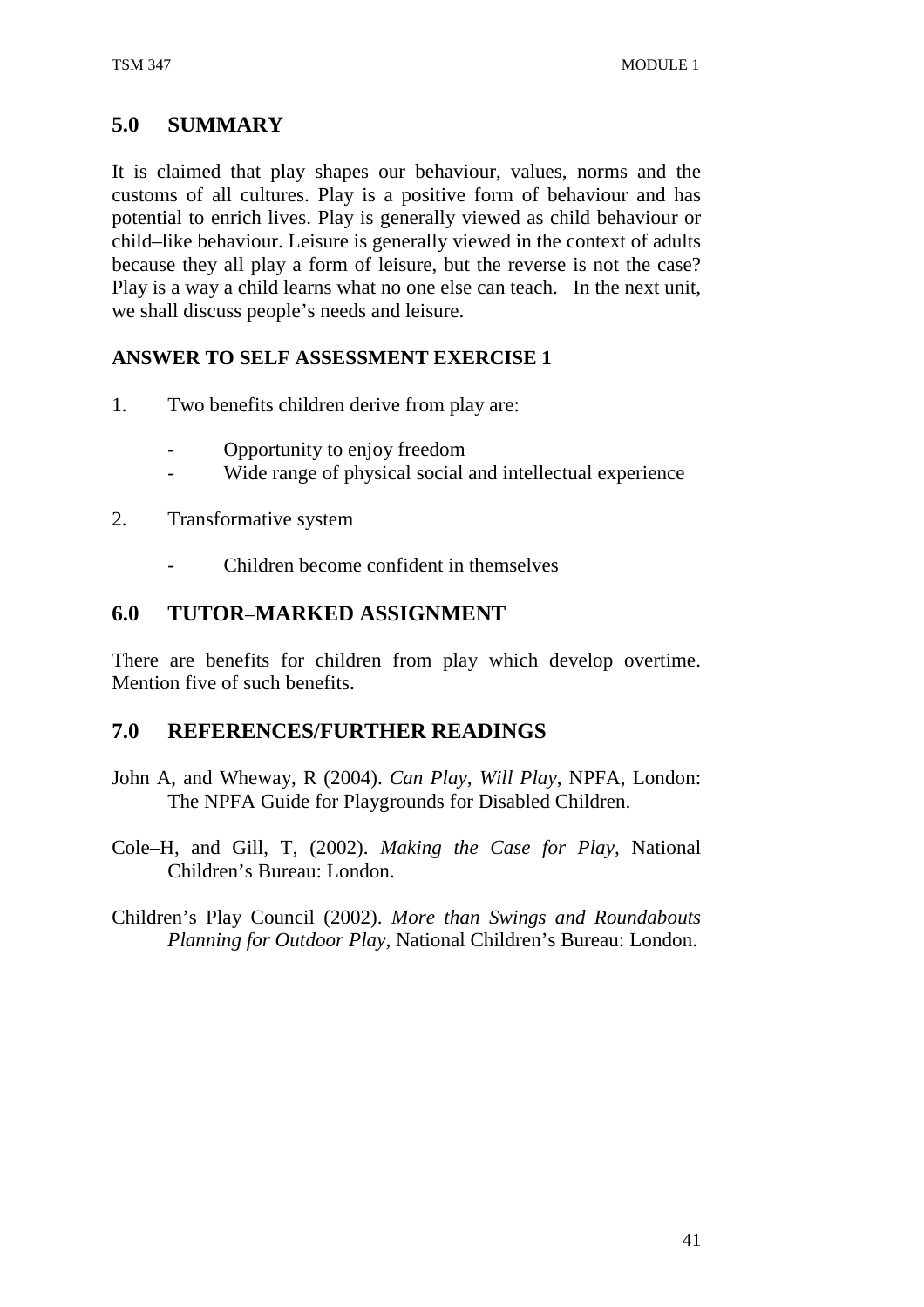## 5.0 SUMMARY

It is claimed that play shapes our behaviour, values, norms and the customs of all cultures. Play is a positive form of behaviour and has potential to enrich lives. Play is generally viewed as child behaviour or child–like behaviour. Leisure is generally viewed in the context of adults because they all play a form of leisure, but the reverse is not the case? Play is a way a child learns what no one else can teach. In the next unit, we shall discuss people's needs and leisure.

**ANSWER TO SELF ASSESSMENT EXERCISE 1**

1. Two benefits children derive from play are:

   - Opportunity to enjoy freedom
   - Wide range of physical social and intellectual experience

2. Transformative system

   - Children become confident in themselves

## 6.0 TUTOR–MARKED ASSIGNMENT

There are benefits for children from play which develop overtime. Mention five of such benefits.

## 7.0 REFERENCES/FURTHER READINGS

John A, and Wheway, R (2004). *Can Play, Will Play*, NPFA, London: The NPFA Guide for Playgrounds for Disabled Children.

Cole–H, and Gill, T, (2002). *Making the Case for Play*, National Children's Bureau: London.

Children's Play Council (2002). *More than Swings and Roundabouts Planning for Outdoor Play*, National Children's Bureau: London.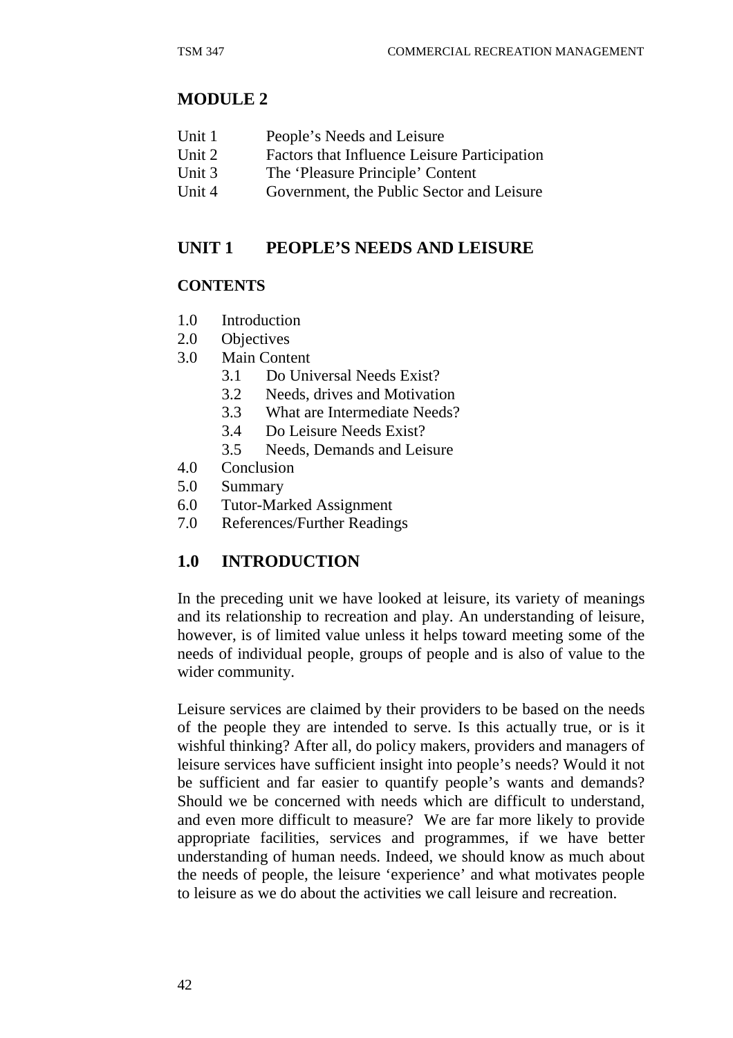# MODULE 2

| | |
|---|---|
| Unit 1 | People's Needs and Leisure |
| Unit 2 | Factors that Influence Leisure Participation |
| Unit 3 | The 'Pleasure Principle' Content |
| Unit 4 | Government, the Public Sector and Leisure |

## UNIT 1 PEOPLE'S NEEDS AND LEISURE

### CONTENTS

- 1.0 Introduction
- 2.0 Objectives
- 3.0 Main Content
    - 3.1 Do Universal Needs Exist?
    - 3.2 Needs, drives and Motivation
    - 3.3 What are Intermediate Needs?
    - 3.4 Do Leisure Needs Exist?
    - 3.5 Needs, Demands and Leisure
- 4.0 Conclusion
- 5.0 Summary
- 6.0 Tutor-Marked Assignment
- 7.0 References/Further Readings

## 1.0 INTRODUCTION

In the preceding unit we have looked at leisure, its variety of meanings and its relationship to recreation and play. An understanding of leisure, however, is of limited value unless it helps toward meeting some of the needs of individual people, groups of people and is also of value to the wider community.

Leisure services are claimed by their providers to be based on the needs of the people they are intended to serve. Is this actually true, or is it wishful thinking? After all, do policy makers, providers and managers of leisure services have sufficient insight into people's needs? Would it not be sufficient and far easier to quantify people's wants and demands? Should we be concerned with needs which are difficult to understand, and even more difficult to measure? We are far more likely to provide appropriate facilities, services and programmes, if we have better understanding of human needs. Indeed, we should know as much about the needs of people, the leisure 'experience' and what motivates people to leisure as we do about the activities we call leisure and recreation.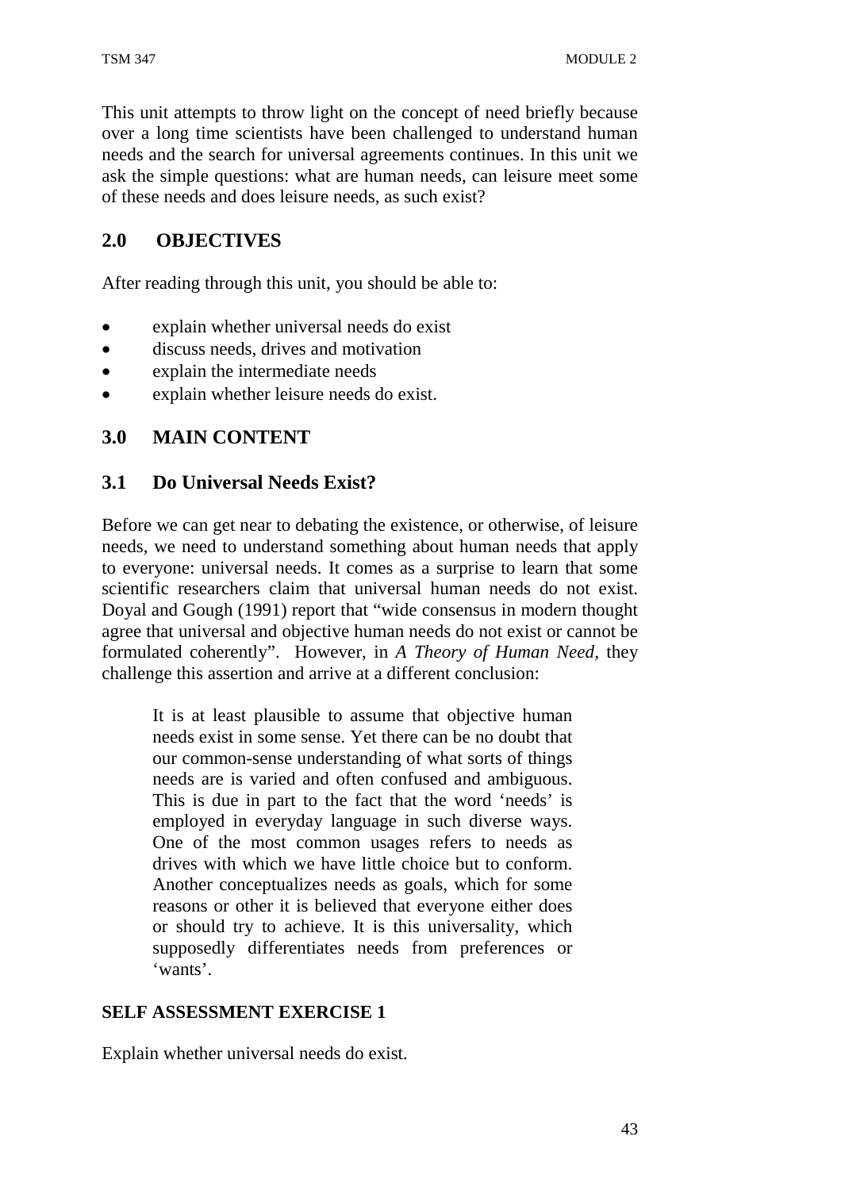This unit attempts to throw light on the concept of need briefly because over a long time scientists have been challenged to understand human needs and the search for universal agreements continues. In this unit we ask the simple questions: what are human needs, can leisure meet some of these needs and does leisure needs, as such exist?

## 2.0 OBJECTIVES

After reading through this unit, you should be able to:

- explain whether universal needs do exist
- discuss needs, drives and motivation
- explain the intermediate needs
- explain whether leisure needs do exist.

## 3.0 MAIN CONTENT

### 3.1 Do Universal Needs Exist?

Before we can get near to debating the existence, or otherwise, of leisure needs, we need to understand something about human needs that apply to everyone: universal needs. It comes as a surprise to learn that some scientific researchers claim that universal human needs do not exist. Doyal and Gough (1991) report that "wide consensus in modern thought agree that universal and objective human needs do not exist or cannot be formulated coherently". However, in *A Theory of Human Need*, they challenge this assertion and arrive at a different conclusion:

> It is at least plausible to assume that objective human needs exist in some sense. Yet there can be no doubt that our common-sense understanding of what sorts of things needs are is varied and often confused and ambiguous. This is due in part to the fact that the word 'needs' is employed in everyday language in such diverse ways. One of the most common usages refers to needs as drives with which we have little choice but to conform. Another conceptualizes needs as goals, which for some reasons or other it is believed that everyone either does or should try to achieve. It is this universality, which supposedly differentiates needs from preferences or 'wants'.

**SELF ASSESSMENT EXERCISE 1**

Explain whether universal needs do exist.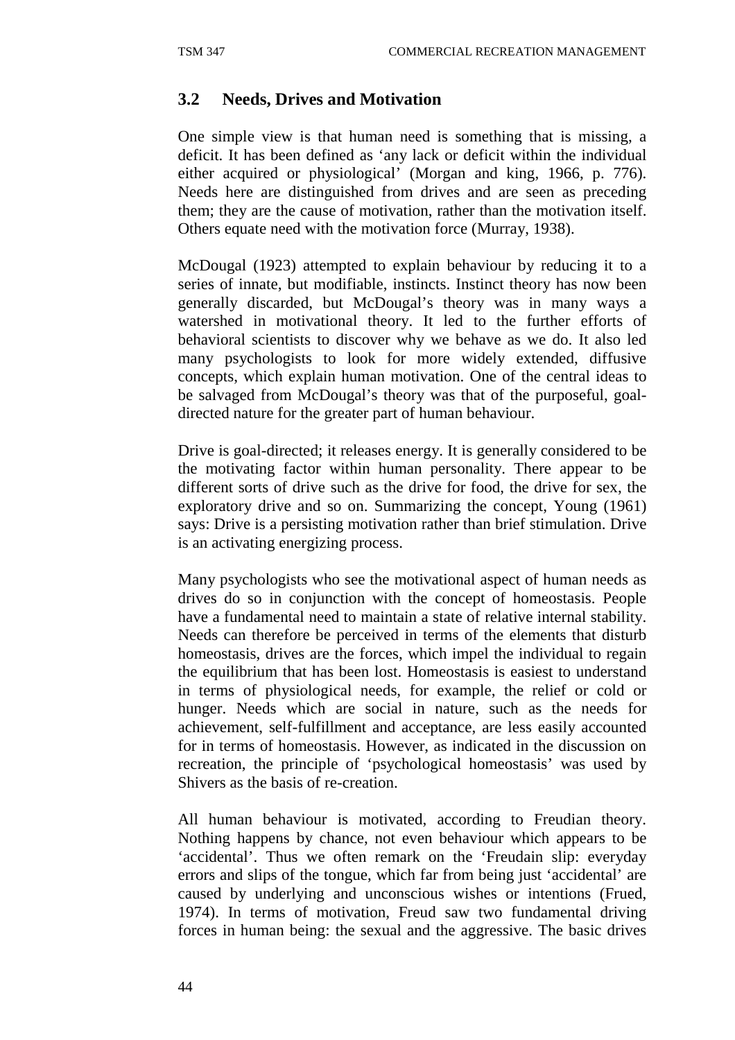### 3.2 Needs, Drives and Motivation

One simple view is that human need is something that is missing, a deficit. It has been defined as 'any lack or deficit within the individual either acquired or physiological' (Morgan and king, 1966, p. 776). Needs here are distinguished from drives and are seen as preceding them; they are the cause of motivation, rather than the motivation itself. Others equate need with the motivation force (Murray, 1938).

McDougal (1923) attempted to explain behaviour by reducing it to a series of innate, but modifiable, instincts. Instinct theory has now been generally discarded, but McDougal's theory was in many ways a watershed in motivational theory. It led to the further efforts of behavioral scientists to discover why we behave as we do. It also led many psychologists to look for more widely extended, diffusive concepts, which explain human motivation. One of the central ideas to be salvaged from McDougal's theory was that of the purposeful, goal-directed nature for the greater part of human behaviour.

Drive is goal-directed; it releases energy. It is generally considered to be the motivating factor within human personality. There appear to be different sorts of drive such as the drive for food, the drive for sex, the exploratory drive and so on. Summarizing the concept, Young (1961) says: Drive is a persisting motivation rather than brief stimulation. Drive is an activating energizing process.

Many psychologists who see the motivational aspect of human needs as drives do so in conjunction with the concept of homeostasis. People have a fundamental need to maintain a state of relative internal stability. Needs can therefore be perceived in terms of the elements that disturb homeostasis, drives are the forces, which impel the individual to regain the equilibrium that has been lost. Homeostasis is easiest to understand in terms of physiological needs, for example, the relief or cold or hunger. Needs which are social in nature, such as the needs for achievement, self-fulfillment and acceptance, are less easily accounted for in terms of homeostasis. However, as indicated in the discussion on recreation, the principle of 'psychological homeostasis' was used by Shivers as the basis of re-creation.

All human behaviour is motivated, according to Freudian theory. Nothing happens by chance, not even behaviour which appears to be 'accidental'. Thus we often remark on the 'Freudain slip: everyday errors and slips of the tongue, which far from being just 'accidental' are caused by underlying and unconscious wishes or intentions (Frued, 1974). In terms of motivation, Freud saw two fundamental driving forces in human being: the sexual and the aggressive. The basic drives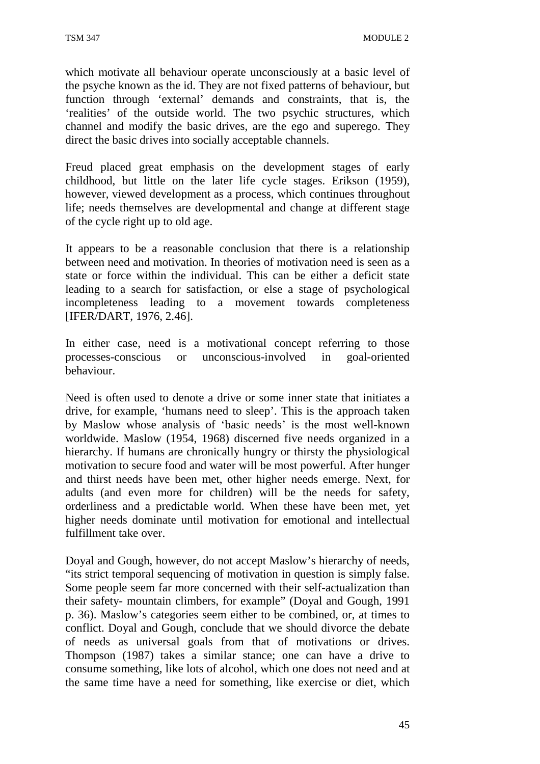which motivate all behaviour operate unconsciously at a basic level of the psyche known as the id. They are not fixed patterns of behaviour, but function through 'external' demands and constraints, that is, the 'realities' of the outside world. The two psychic structures, which channel and modify the basic drives, are the ego and superego. They direct the basic drives into socially acceptable channels.

Freud placed great emphasis on the development stages of early childhood, but little on the later life cycle stages. Erikson (1959), however, viewed development as a process, which continues throughout life; needs themselves are developmental and change at different stage of the cycle right up to old age.

It appears to be a reasonable conclusion that there is a relationship between need and motivation. In theories of motivation need is seen as a state or force within the individual. This can be either a deficit state leading to a search for satisfaction, or else a stage of psychological incompleteness leading to a movement towards completeness [IFER/DART, 1976, 2.46].

In either case, need is a motivational concept referring to those processes-conscious or unconscious-involved in goal-oriented behaviour.

Need is often used to denote a drive or some inner state that initiates a drive, for example, 'humans need to sleep'. This is the approach taken by Maslow whose analysis of 'basic needs' is the most well-known worldwide. Maslow (1954, 1968) discerned five needs organized in a hierarchy. If humans are chronically hungry or thirsty the physiological motivation to secure food and water will be most powerful. After hunger and thirst needs have been met, other higher needs emerge. Next, for adults (and even more for children) will be the needs for safety, orderliness and a predictable world. When these have been met, yet higher needs dominate until motivation for emotional and intellectual fulfillment take over.

Doyal and Gough, however, do not accept Maslow's hierarchy of needs, "its strict temporal sequencing of motivation in question is simply false. Some people seem far more concerned with their self-actualization than their safety- mountain climbers, for example" (Doyal and Gough, 1991 p. 36). Maslow's categories seem either to be combined, or, at times to conflict. Doyal and Gough, conclude that we should divorce the debate of needs as universal goals from that of motivations or drives. Thompson (1987) takes a similar stance; one can have a drive to consume something, like lots of alcohol, which one does not need and at the same time have a need for something, like exercise or diet, which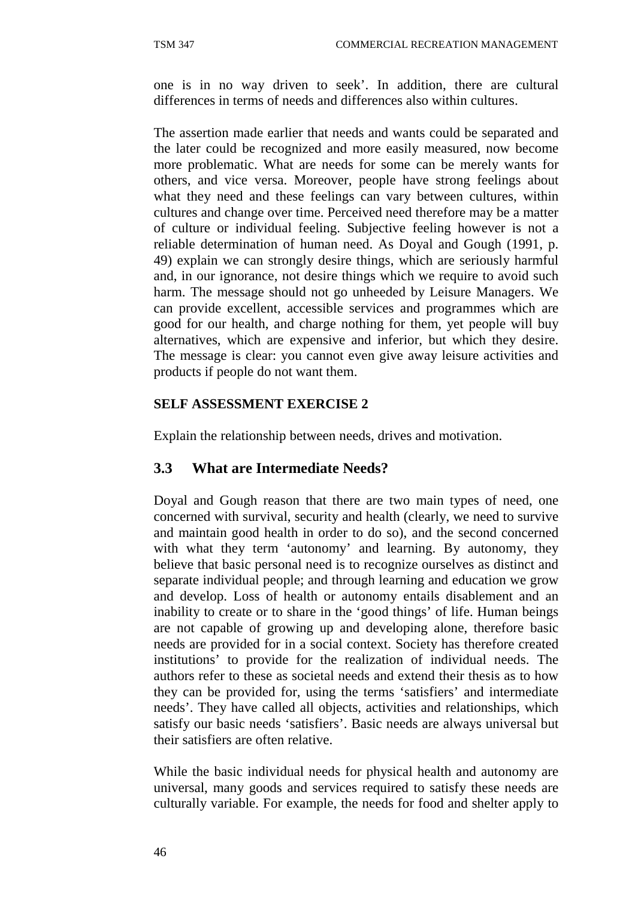one is in no way driven to seek'. In addition, there are cultural differences in terms of needs and differences also within cultures.

The assertion made earlier that needs and wants could be separated and the later could be recognized and more easily measured, now become more problematic. What are needs for some can be merely wants for others, and vice versa. Moreover, people have strong feelings about what they need and these feelings can vary between cultures, within cultures and change over time. Perceived need therefore may be a matter of culture or individual feeling. Subjective feeling however is not a reliable determination of human need. As Doyal and Gough (1991, p. 49) explain we can strongly desire things, which are seriously harmful and, in our ignorance, not desire things which we require to avoid such harm. The message should not go unheeded by Leisure Managers. We can provide excellent, accessible services and programmes which are good for our health, and charge nothing for them, yet people will buy alternatives, which are expensive and inferior, but which they desire. The message is clear: you cannot even give away leisure activities and products if people do not want them.

**SELF ASSESSMENT EXERCISE 2**

Explain the relationship between needs, drives and motivation.

## 3.3 What are Intermediate Needs?

Doyal and Gough reason that there are two main types of need, one concerned with survival, security and health (clearly, we need to survive and maintain good health in order to do so), and the second concerned with what they term 'autonomy' and learning. By autonomy, they believe that basic personal need is to recognize ourselves as distinct and separate individual people; and through learning and education we grow and develop. Loss of health or autonomy entails disablement and an inability to create or to share in the 'good things' of life. Human beings are not capable of growing up and developing alone, therefore basic needs are provided for in a social context. Society has therefore created institutions' to provide for the realization of individual needs. The authors refer to these as societal needs and extend their thesis as to how they can be provided for, using the terms 'satisfiers' and intermediate needs'. They have called all objects, activities and relationships, which satisfy our basic needs 'satisfiers'. Basic needs are always universal but their satisfiers are often relative.

While the basic individual needs for physical health and autonomy are universal, many goods and services required to satisfy these needs are culturally variable. For example, the needs for food and shelter apply to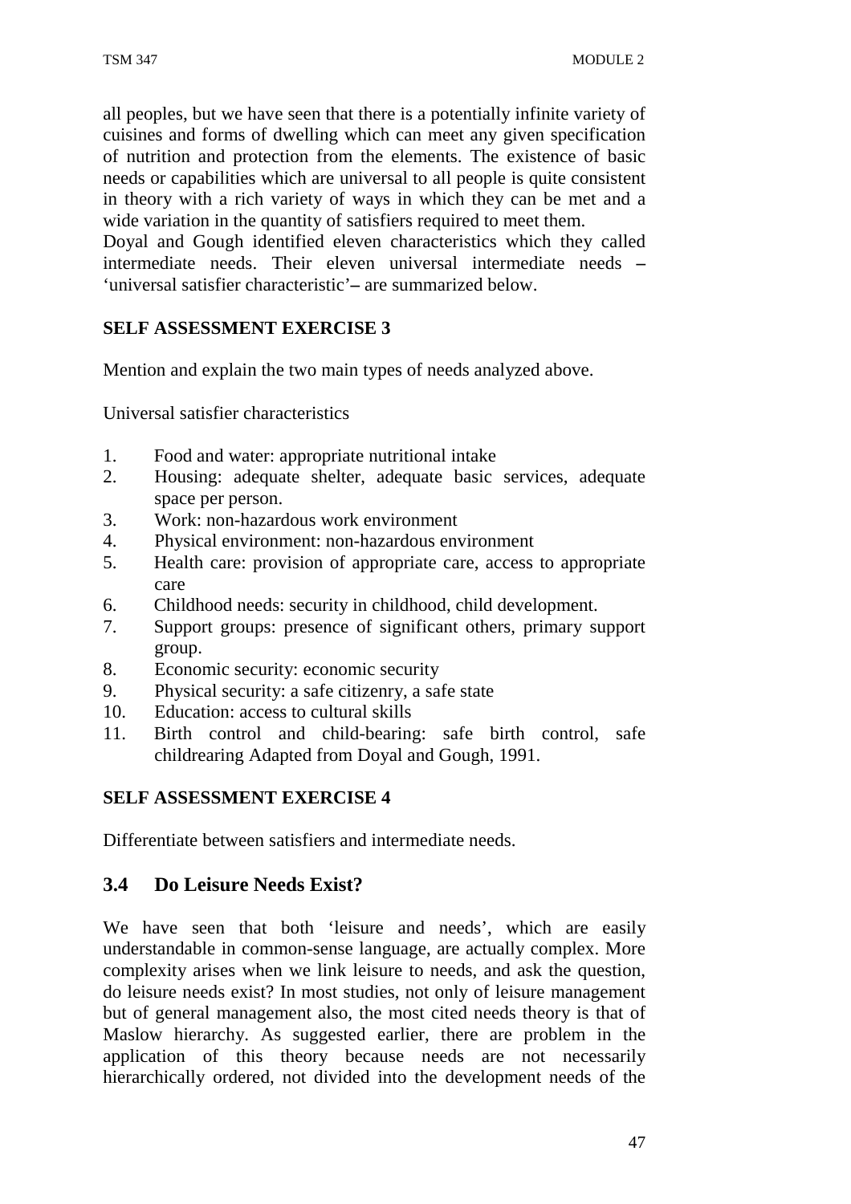all peoples, but we have seen that there is a potentially infinite variety of cuisines and forms of dwelling which can meet any given specification of nutrition and protection from the elements. The existence of basic needs or capabilities which are universal to all people is quite consistent in theory with a rich variety of ways in which they can be met and a wide variation in the quantity of satisfiers required to meet them.

Doyal and Gough identified eleven characteristics which they called intermediate needs. Their eleven universal intermediate needs – 'universal satisfier characteristic'– are summarized below.

**SELF ASSESSMENT EXERCISE 3**

Mention and explain the two main types of needs analyzed above.

Universal satisfier characteristics

1. Food and water: appropriate nutritional intake
2. Housing: adequate shelter, adequate basic services, adequate space per person.
3. Work: non-hazardous work environment
4. Physical environment: non-hazardous environment
5. Health care: provision of appropriate care, access to appropriate care
6. Childhood needs: security in childhood, child development.
7. Support groups: presence of significant others, primary support group.
8. Economic security: economic security
9. Physical security: a safe citizenry, a safe state
10. Education: access to cultural skills
11. Birth control and child-bearing: safe birth control, safe childrearing Adapted from Doyal and Gough, 1991.

**SELF ASSESSMENT EXERCISE 4**

Differentiate between satisfiers and intermediate needs.

## 3.4 Do Leisure Needs Exist?

We have seen that both 'leisure and needs', which are easily understandable in common-sense language, are actually complex. More complexity arises when we link leisure to needs, and ask the question, do leisure needs exist? In most studies, not only of leisure management but of general management also, the most cited needs theory is that of Maslow hierarchy. As suggested earlier, there are problem in the application of this theory because needs are not necessarily hierarchically ordered, not divided into the development needs of the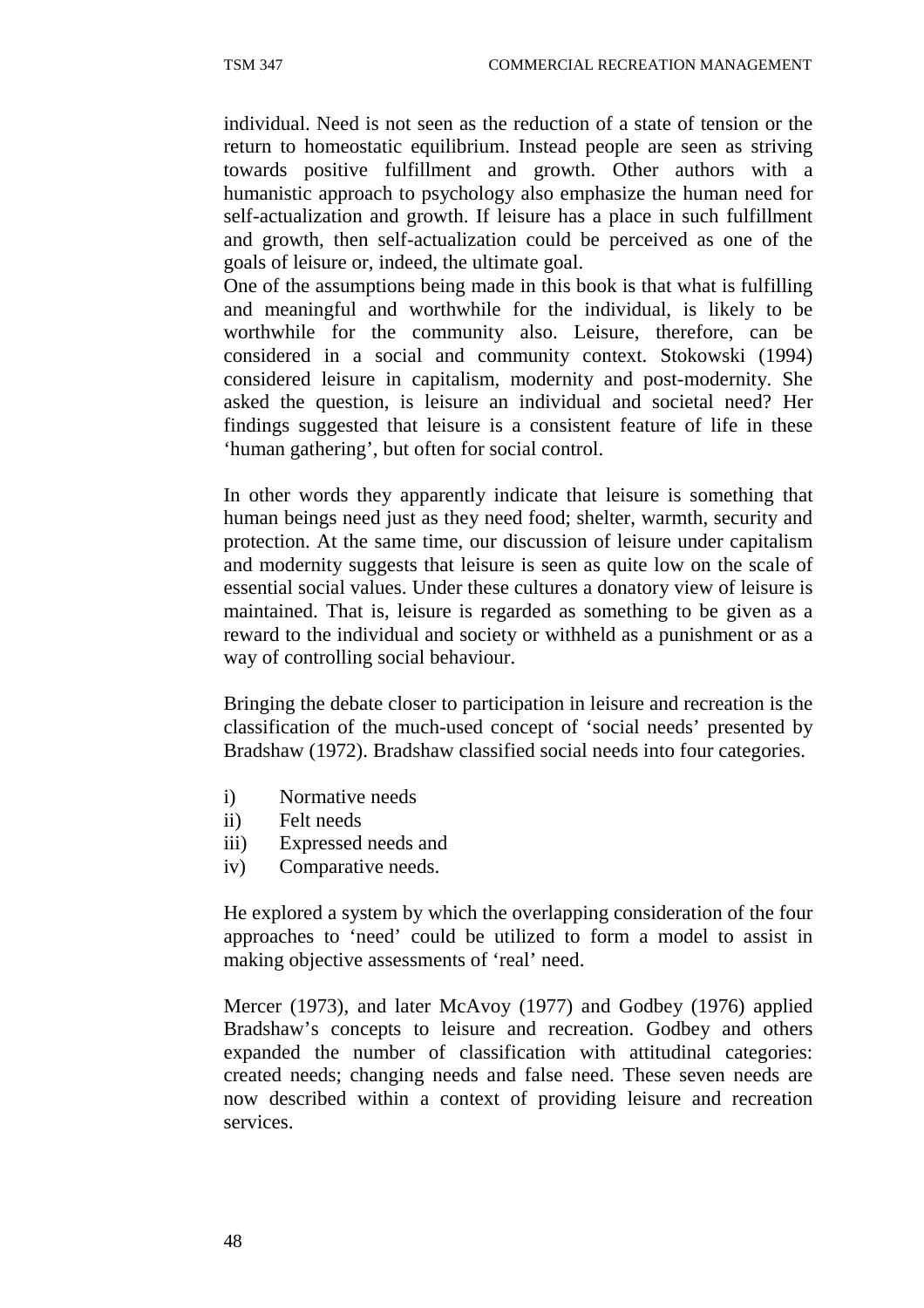individual. Need is not seen as the reduction of a state of tension or the return to homeostatic equilibrium. Instead people are seen as striving towards positive fulfillment and growth. Other authors with a humanistic approach to psychology also emphasize the human need for self-actualization and growth. If leisure has a place in such fulfillment and growth, then self-actualization could be perceived as one of the goals of leisure or, indeed, the ultimate goal.
One of the assumptions being made in this book is that what is fulfilling and meaningful and worthwhile for the individual, is likely to be worthwhile for the community also. Leisure, therefore, can be considered in a social and community context. Stokowski (1994) considered leisure in capitalism, modernity and post-modernity. She asked the question, is leisure an individual and societal need? Her findings suggested that leisure is a consistent feature of life in these 'human gathering', but often for social control.

In other words they apparently indicate that leisure is something that human beings need just as they need food; shelter, warmth, security and protection. At the same time, our discussion of leisure under capitalism and modernity suggests that leisure is seen as quite low on the scale of essential social values. Under these cultures a donatory view of leisure is maintained. That is, leisure is regarded as something to be given as a reward to the individual and society or withheld as a punishment or as a way of controlling social behaviour.

Bringing the debate closer to participation in leisure and recreation is the classification of the much-used concept of 'social needs' presented by Bradshaw (1972). Bradshaw classified social needs into four categories.

i) Normative needs
ii) Felt needs
iii) Expressed needs and
iv) Comparative needs.

He explored a system by which the overlapping consideration of the four approaches to 'need' could be utilized to form a model to assist in making objective assessments of 'real' need.

Mercer (1973), and later McAvoy (1977) and Godbey (1976) applied Bradshaw's concepts to leisure and recreation. Godbey and others expanded the number of classification with attitudinal categories: created needs; changing needs and false need. These seven needs are now described within a context of providing leisure and recreation services.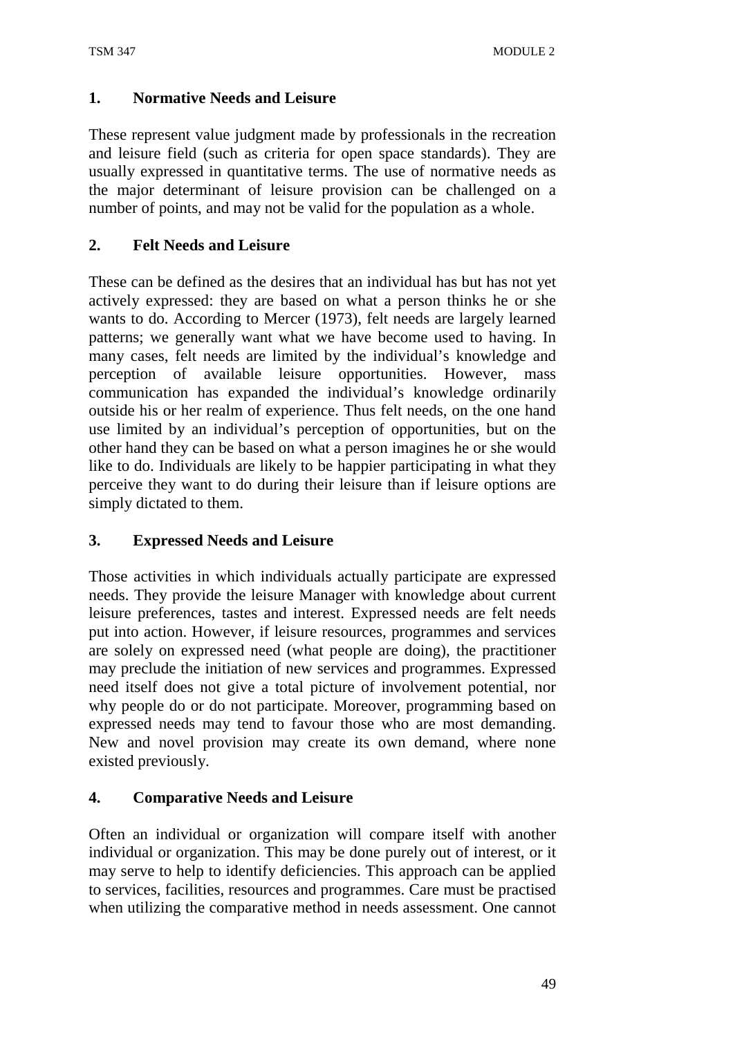**1. Normative Needs and Leisure**

These represent value judgment made by professionals in the recreation and leisure field (such as criteria for open space standards). They are usually expressed in quantitative terms. The use of normative needs as the major determinant of leisure provision can be challenged on a number of points, and may not be valid for the population as a whole.

**2. Felt Needs and Leisure**

These can be defined as the desires that an individual has but has not yet actively expressed: they are based on what a person thinks he or she wants to do. According to Mercer (1973), felt needs are largely learned patterns; we generally want what we have become used to having. In many cases, felt needs are limited by the individual's knowledge and perception of available leisure opportunities. However, mass communication has expanded the individual's knowledge ordinarily outside his or her realm of experience. Thus felt needs, on the one hand use limited by an individual's perception of opportunities, but on the other hand they can be based on what a person imagines he or she would like to do. Individuals are likely to be happier participating in what they perceive they want to do during their leisure than if leisure options are simply dictated to them.

**3. Expressed Needs and Leisure**

Those activities in which individuals actually participate are expressed needs. They provide the leisure Manager with knowledge about current leisure preferences, tastes and interest. Expressed needs are felt needs put into action. However, if leisure resources, programmes and services are solely on expressed need (what people are doing), the practitioner may preclude the initiation of new services and programmes. Expressed need itself does not give a total picture of involvement potential, nor why people do or do not participate. Moreover, programming based on expressed needs may tend to favour those who are most demanding. New and novel provision may create its own demand, where none existed previously.

**4. Comparative Needs and Leisure**

Often an individual or organization will compare itself with another individual or organization. This may be done purely out of interest, or it may serve to help to identify deficiencies. This approach can be applied to services, facilities, resources and programmes. Care must be practised when utilizing the comparative method in needs assessment. One cannot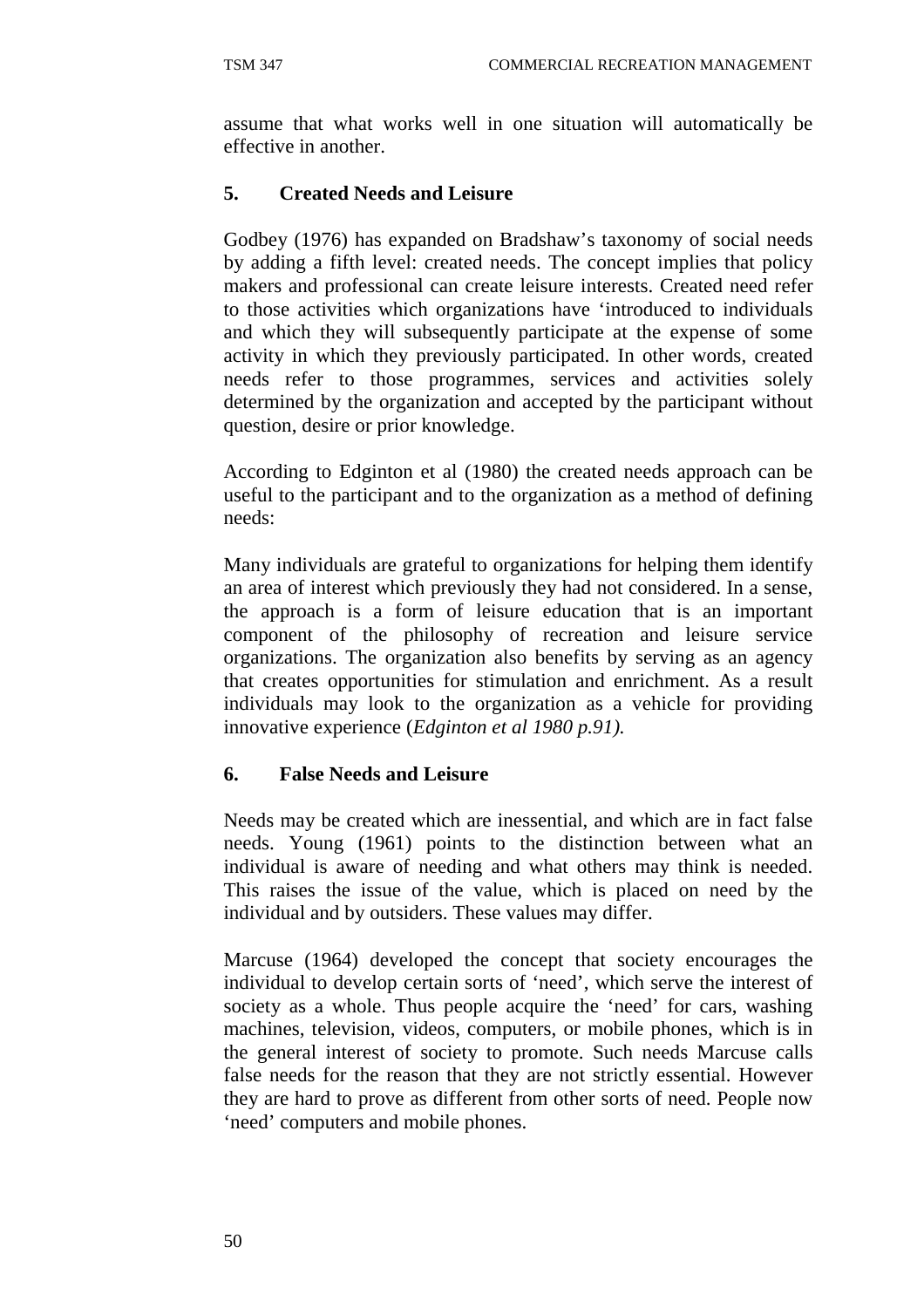assume that what works well in one situation will automatically be effective in another.

## 5. Created Needs and Leisure

Godbey (1976) has expanded on Bradshaw's taxonomy of social needs by adding a fifth level: created needs. The concept implies that policy makers and professional can create leisure interests. Created need refer to those activities which organizations have 'introduced to individuals and which they will subsequently participate at the expense of some activity in which they previously participated. In other words, created needs refer to those programmes, services and activities solely determined by the organization and accepted by the participant without question, desire or prior knowledge.

According to Edginton et al (1980) the created needs approach can be useful to the participant and to the organization as a method of defining needs:

Many individuals are grateful to organizations for helping them identify an area of interest which previously they had not considered. In a sense, the approach is a form of leisure education that is an important component of the philosophy of recreation and leisure service organizations. The organization also benefits by serving as an agency that creates opportunities for stimulation and enrichment. As a result individuals may look to the organization as a vehicle for providing innovative experience (*Edginton et al 1980 p.91).*

## 6. False Needs and Leisure

Needs may be created which are inessential, and which are in fact false needs. Young (1961) points to the distinction between what an individual is aware of needing and what others may think is needed. This raises the issue of the value, which is placed on need by the individual and by outsiders. These values may differ.

Marcuse (1964) developed the concept that society encourages the individual to develop certain sorts of 'need', which serve the interest of society as a whole. Thus people acquire the 'need' for cars, washing machines, television, videos, computers, or mobile phones, which is in the general interest of society to promote. Such needs Marcuse calls false needs for the reason that they are not strictly essential. However they are hard to prove as different from other sorts of need. People now 'need' computers and mobile phones.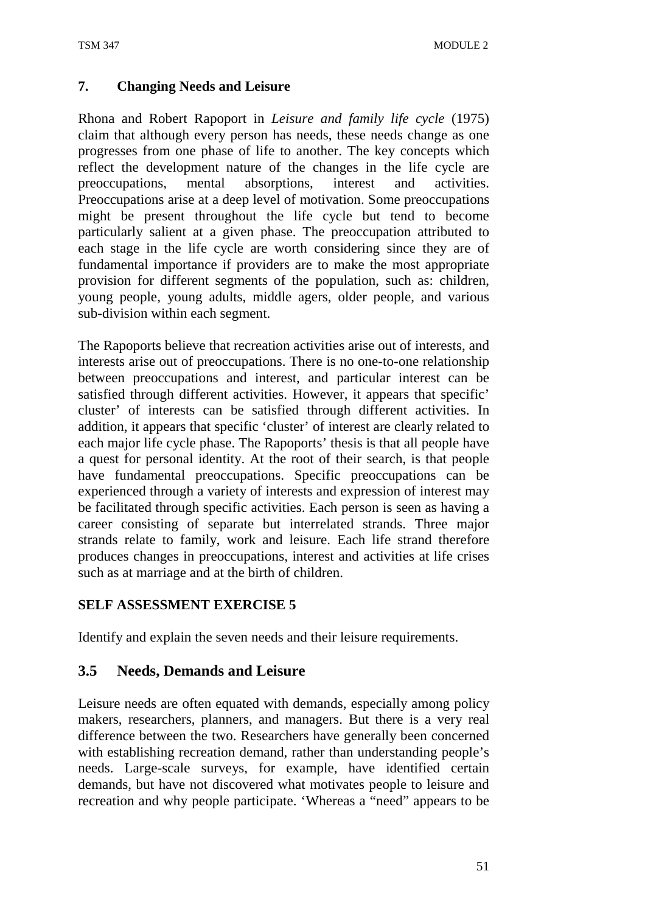## 7. Changing Needs and Leisure

Rhona and Robert Rapoport in *Leisure and family life cycle* (1975) claim that although every person has needs, these needs change as one progresses from one phase of life to another. The key concepts which reflect the development nature of the changes in the life cycle are preoccupations, mental absorptions, interest and activities. Preoccupations arise at a deep level of motivation. Some preoccupations might be present throughout the life cycle but tend to become particularly salient at a given phase. The preoccupation attributed to each stage in the life cycle are worth considering since they are of fundamental importance if providers are to make the most appropriate provision for different segments of the population, such as: children, young people, young adults, middle agers, older people, and various sub-division within each segment.

The Rapoports believe that recreation activities arise out of interests, and interests arise out of preoccupations. There is no one-to-one relationship between preoccupations and interest, and particular interest can be satisfied through different activities. However, it appears that specific' cluster' of interests can be satisfied through different activities. In addition, it appears that specific 'cluster' of interest are clearly related to each major life cycle phase. The Rapoports' thesis is that all people have a quest for personal identity. At the root of their search, is that people have fundamental preoccupations. Specific preoccupations can be experienced through a variety of interests and expression of interest may be facilitated through specific activities. Each person is seen as having a career consisting of separate but interrelated strands. Three major strands relate to family, work and leisure. Each life strand therefore produces changes in preoccupations, interest and activities at life crises such as at marriage and at the birth of children.

**SELF ASSESSMENT EXERCISE 5**

Identify and explain the seven needs and their leisure requirements.

## 3.5 Needs, Demands and Leisure

Leisure needs are often equated with demands, especially among policy makers, researchers, planners, and managers. But there is a very real difference between the two. Researchers have generally been concerned with establishing recreation demand, rather than understanding people's needs. Large-scale surveys, for example, have identified certain demands, but have not discovered what motivates people to leisure and recreation and why people participate. 'Whereas a "need" appears to be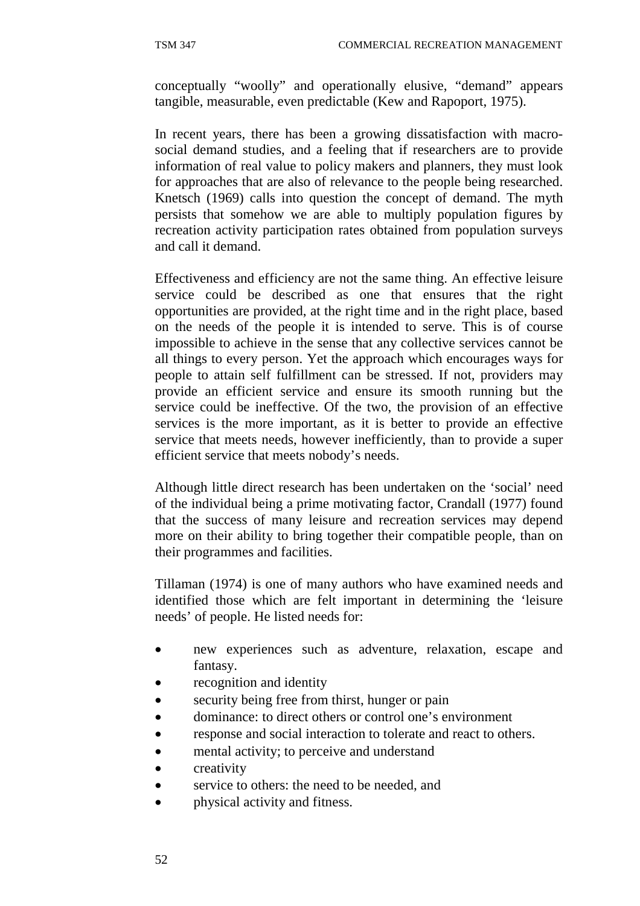conceptually “woolly” and operationally elusive, “demand” appears tangible, measurable, even predictable (Kew and Rapoport, 1975).

In recent years, there has been a growing dissatisfaction with macro-social demand studies, and a feeling that if researchers are to provide information of real value to policy makers and planners, they must look for approaches that are also of relevance to the people being researched. Knetsch (1969) calls into question the concept of demand. The myth persists that somehow we are able to multiply population figures by recreation activity participation rates obtained from population surveys and call it demand.

Effectiveness and efficiency are not the same thing. An effective leisure service could be described as one that ensures that the right opportunities are provided, at the right time and in the right place, based on the needs of the people it is intended to serve. This is of course impossible to achieve in the sense that any collective services cannot be all things to every person. Yet the approach which encourages ways for people to attain self fulfillment can be stressed. If not, providers may provide an efficient service and ensure its smooth running but the service could be ineffective. Of the two, the provision of an effective services is the more important, as it is better to provide an effective service that meets needs, however inefficiently, than to provide a super efficient service that meets nobody’s needs.

Although little direct research has been undertaken on the ‘social’ need of the individual being a prime motivating factor, Crandall (1977) found that the success of many leisure and recreation services may depend more on their ability to bring together their compatible people, than on their programmes and facilities.

Tillaman (1974) is one of many authors who have examined needs and identified those which are felt important in determining the ‘leisure needs’ of people. He listed needs for:

- new experiences such as adventure, relaxation, escape and fantasy.
- recognition and identity
- security being free from thirst, hunger or pain
- dominance: to direct others or control one’s environment
- response and social interaction to tolerate and react to others.
- mental activity; to perceive and understand
- creativity
- service to others: the need to be needed, and
- physical activity and fitness.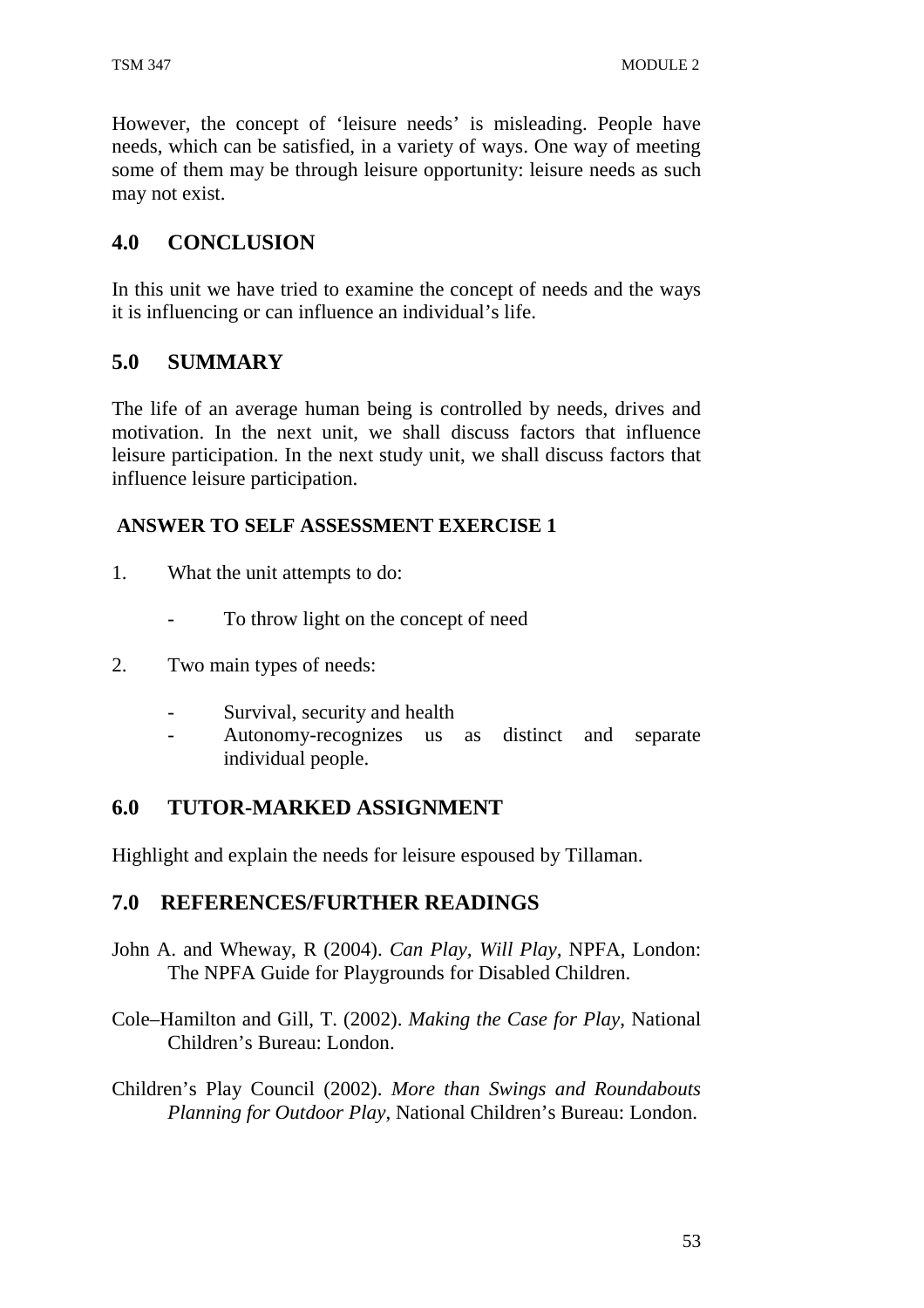However, the concept of 'leisure needs' is misleading. People have needs, which can be satisfied, in a variety of ways. One way of meeting some of them may be through leisure opportunity: leisure needs as such may not exist.

## 4.0 CONCLUSION

In this unit we have tried to examine the concept of needs and the ways it is influencing or can influence an individual's life.

## 5.0 SUMMARY

The life of an average human being is controlled by needs, drives and motivation. In the next unit, we shall discuss factors that influence leisure participation. In the next study unit, we shall discuss factors that influence leisure participation.

### ANSWER TO SELF ASSESSMENT EXERCISE 1

1. What the unit attempts to do:
   - To throw light on the concept of need
2. Two main types of needs:
   - Survival, security and health
   - Autonomy-recognizes us as distinct and separate individual people.

## 6.0 TUTOR-MARKED ASSIGNMENT

Highlight and explain the needs for leisure espoused by Tillaman.

## 7.0 REFERENCES/FURTHER READINGS

John A. and Wheway, R (2004). *Can Play, Will Play*, NPFA, London: The NPFA Guide for Playgrounds for Disabled Children.

Cole–Hamilton and Gill, T. (2002). *Making the Case for Play*, National Children's Bureau: London.

Children's Play Council (2002). *More than Swings and Roundabouts Planning for Outdoor Play*, National Children's Bureau: London.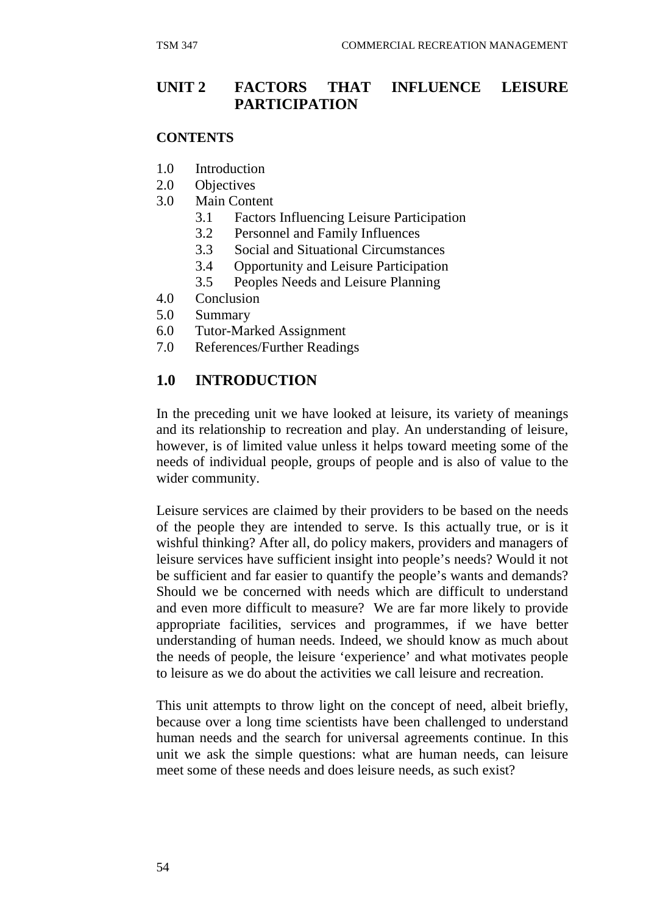# UNIT 2 FACTORS THAT INFLUENCE LEISURE PARTICIPATION

**CONTENTS**

- 1.0 Introduction
- 2.0 Objectives
- 3.0 Main Content
  - 3.1 Factors Influencing Leisure Participation
  - 3.2 Personnel and Family Influences
  - 3.3 Social and Situational Circumstances
  - 3.4 Opportunity and Leisure Participation
  - 3.5 Peoples Needs and Leisure Planning
- 4.0 Conclusion
- 5.0 Summary
- 6.0 Tutor-Marked Assignment
- 7.0 References/Further Readings

## 1.0 INTRODUCTION

In the preceding unit we have looked at leisure, its variety of meanings and its relationship to recreation and play. An understanding of leisure, however, is of limited value unless it helps toward meeting some of the needs of individual people, groups of people and is also of value to the wider community.

Leisure services are claimed by their providers to be based on the needs of the people they are intended to serve. Is this actually true, or is it wishful thinking? After all, do policy makers, providers and managers of leisure services have sufficient insight into people's needs? Would it not be sufficient and far easier to quantify the people's wants and demands? Should we be concerned with needs which are difficult to understand and even more difficult to measure? We are far more likely to provide appropriate facilities, services and programmes, if we have better understanding of human needs. Indeed, we should know as much about the needs of people, the leisure 'experience' and what motivates people to leisure as we do about the activities we call leisure and recreation.

This unit attempts to throw light on the concept of need, albeit briefly, because over a long time scientists have been challenged to understand human needs and the search for universal agreements continue. In this unit we ask the simple questions: what are human needs, can leisure meet some of these needs and does leisure needs, as such exist?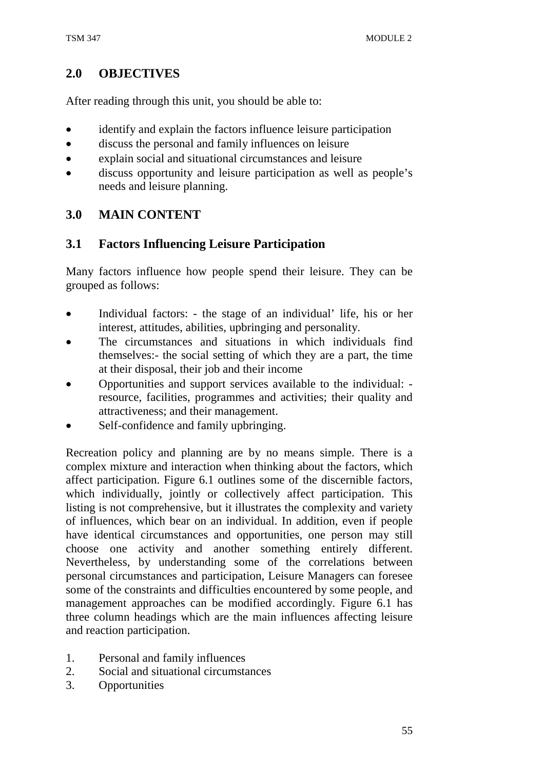## 2.0 OBJECTIVES

After reading through this unit, you should be able to:

- identify and explain the factors influence leisure participation
- discuss the personal and family influences on leisure
- explain social and situational circumstances and leisure
- discuss opportunity and leisure participation as well as people's needs and leisure planning.

## 3.0 MAIN CONTENT

### 3.1 Factors Influencing Leisure Participation

Many factors influence how people spend their leisure. They can be grouped as follows:

- Individual factors: - the stage of an individual' life, his or her interest, attitudes, abilities, upbringing and personality.
- The circumstances and situations in which individuals find themselves:- the social setting of which they are a part, the time at their disposal, their job and their income
- Opportunities and support services available to the individual: - resource, facilities, programmes and activities; their quality and attractiveness; and their management.
- Self-confidence and family upbringing.

Recreation policy and planning are by no means simple. There is a complex mixture and interaction when thinking about the factors, which affect participation. Figure 6.1 outlines some of the discernible factors, which individually, jointly or collectively affect participation. This listing is not comprehensive, but it illustrates the complexity and variety of influences, which bear on an individual. In addition, even if people have identical circumstances and opportunities, one person may still choose one activity and another something entirely different. Nevertheless, by understanding some of the correlations between personal circumstances and participation, Leisure Managers can foresee some of the constraints and difficulties encountered by some people, and management approaches can be modified accordingly. Figure 6.1 has three column headings which are the main influences affecting leisure and reaction participation.

1. Personal and family influences
2. Social and situational circumstances
3. Opportunities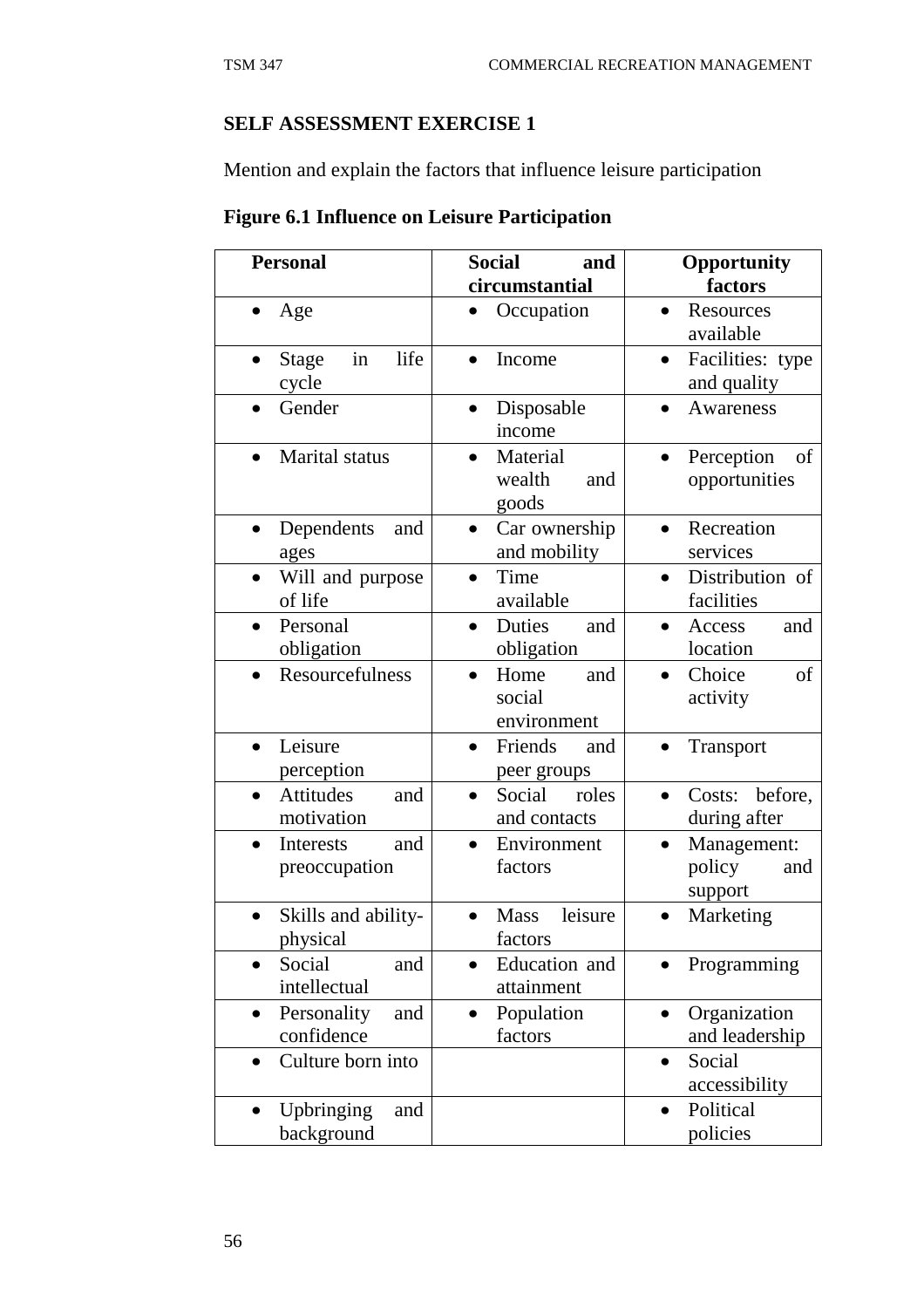**SELF ASSESSMENT EXERCISE 1**

Mention and explain the factors that influence leisure participation

**Figure 6.1 Influence on Leisure Participation**

| Personal | Social and circumstantial | Opportunity factors |
|---|---|---|
| • Age | • Occupation | • Resources available |
| • Stage in life cycle | • Income | • Facilities: type and quality |
| • Gender | • Disposable income | • Awareness |
| • Marital status | • Material wealth and goods | • Perception of opportunities |
| • Dependents and ages | • Car ownership and mobility | • Recreation services |
| • Will and purpose of life | • Time available | • Distribution of facilities |
| • Personal obligation | • Duties and obligation | • Access and location |
| • Resourcefulness | • Home and social environment | • Choice of activity |
| • Leisure perception | • Friends and peer groups | • Transport |
| • Attitudes and motivation | • Social roles and contacts | • Costs: before, during after |
| • Interests and preoccupation | • Environment factors | • Management: policy and support |
| • Skills and ability-physical | • Mass leisure factors | • Marketing |
| • Social and intellectual | • Education and attainment | • Programming |
| • Personality and confidence | • Population factors | • Organization and leadership |
| • Culture born into | | • Social accessibility |
| • Upbringing and background | | • Political policies |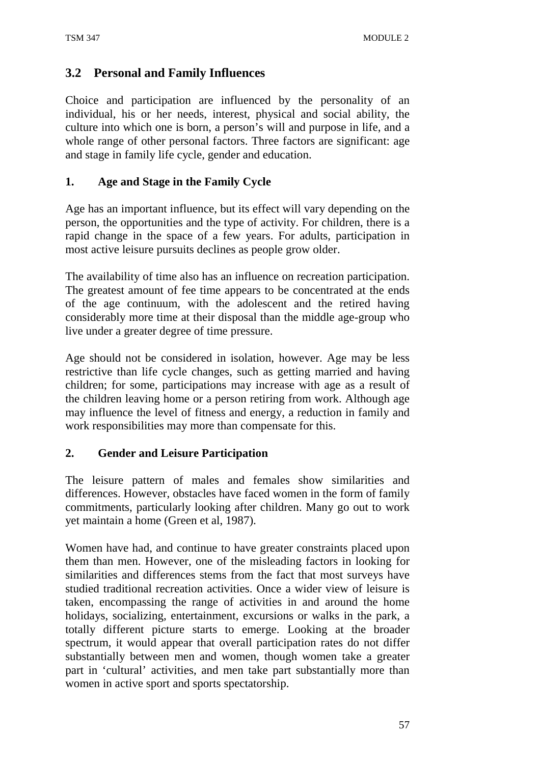## 3.2 Personal and Family Influences

Choice and participation are influenced by the personality of an individual, his or her needs, interest, physical and social ability, the culture into which one is born, a person's will and purpose in life, and a whole range of other personal factors. Three factors are significant: age and stage in family life cycle, gender and education.

### 1. Age and Stage in the Family Cycle

Age has an important influence, but its effect will vary depending on the person, the opportunities and the type of activity. For children, there is a rapid change in the space of a few years. For adults, participation in most active leisure pursuits declines as people grow older.

The availability of time also has an influence on recreation participation. The greatest amount of fee time appears to be concentrated at the ends of the age continuum, with the adolescent and the retired having considerably more time at their disposal than the middle age-group who live under a greater degree of time pressure.

Age should not be considered in isolation, however. Age may be less restrictive than life cycle changes, such as getting married and having children; for some, participations may increase with age as a result of the children leaving home or a person retiring from work. Although age may influence the level of fitness and energy, a reduction in family and work responsibilities may more than compensate for this.

### 2. Gender and Leisure Participation

The leisure pattern of males and females show similarities and differences. However, obstacles have faced women in the form of family commitments, particularly looking after children. Many go out to work yet maintain a home (Green et al, 1987).

Women have had, and continue to have greater constraints placed upon them than men. However, one of the misleading factors in looking for similarities and differences stems from the fact that most surveys have studied traditional recreation activities. Once a wider view of leisure is taken, encompassing the range of activities in and around the home holidays, socializing, entertainment, excursions or walks in the park, a totally different picture starts to emerge. Looking at the broader spectrum, it would appear that overall participation rates do not differ substantially between men and women, though women take a greater part in 'cultural' activities, and men take part substantially more than women in active sport and sports spectatorship.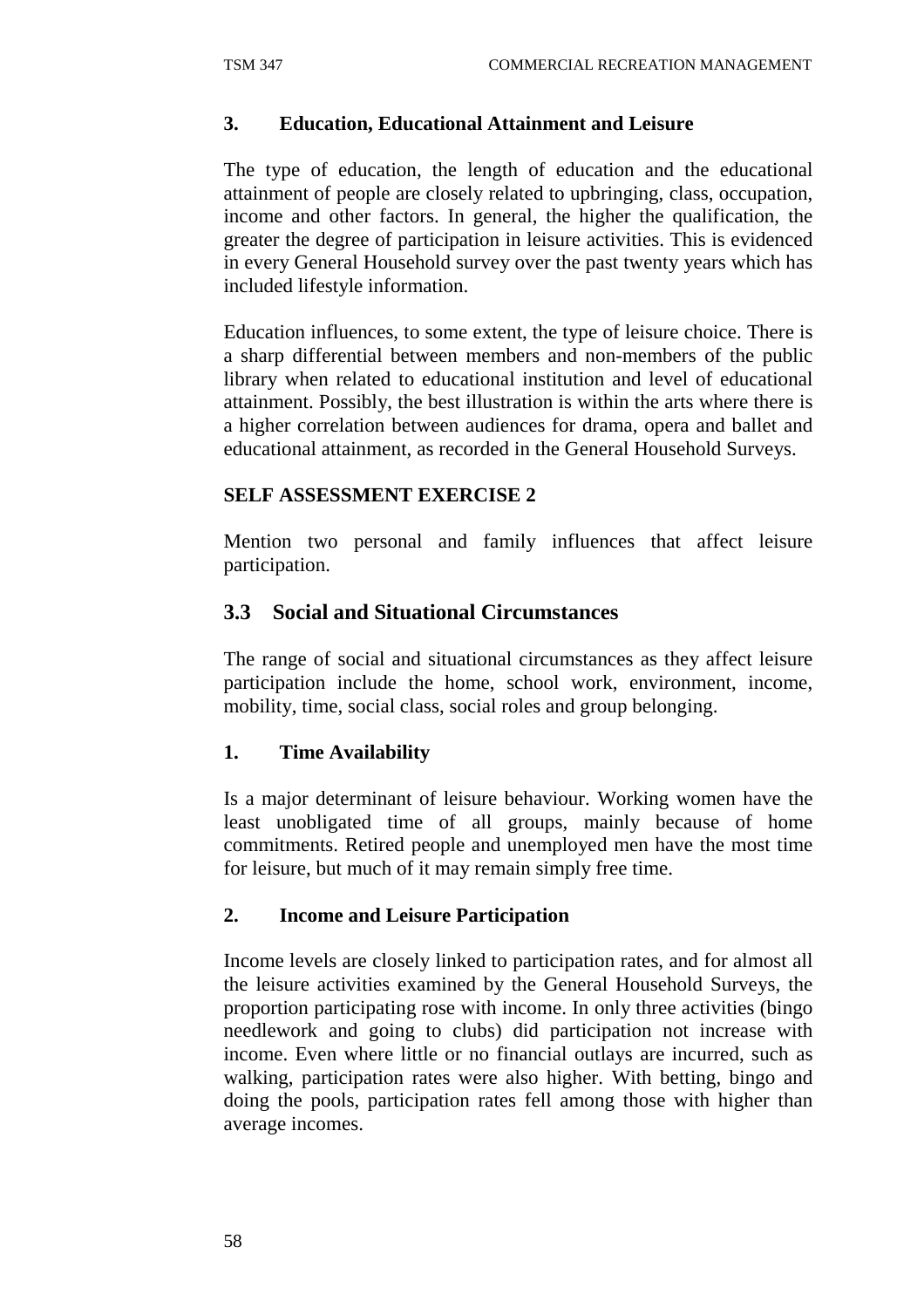### 3. Education, Educational Attainment and Leisure

The type of education, the length of education and the educational attainment of people are closely related to upbringing, class, occupation, income and other factors. In general, the higher the qualification, the greater the degree of participation in leisure activities. This is evidenced in every General Household survey over the past twenty years which has included lifestyle information.

Education influences, to some extent, the type of leisure choice. There is a sharp differential between members and non-members of the public library when related to educational institution and level of educational attainment. Possibly, the best illustration is within the arts where there is a higher correlation between audiences for drama, opera and ballet and educational attainment, as recorded in the General Household Surveys.

**SELF ASSESSMENT EXERCISE 2**

Mention two personal and family influences that affect leisure participation.

## 3.3 Social and Situational Circumstances

The range of social and situational circumstances as they affect leisure participation include the home, school work, environment, income, mobility, time, social class, social roles and group belonging.

### 1. Time Availability

Is a major determinant of leisure behaviour. Working women have the least unobligated time of all groups, mainly because of home commitments. Retired people and unemployed men have the most time for leisure, but much of it may remain simply free time.

### 2. Income and Leisure Participation

Income levels are closely linked to participation rates, and for almost all the leisure activities examined by the General Household Surveys, the proportion participating rose with income. In only three activities (bingo needlework and going to clubs) did participation not increase with income. Even where little or no financial outlays are incurred, such as walking, participation rates were also higher. With betting, bingo and doing the pools, participation rates fell among those with higher than average incomes.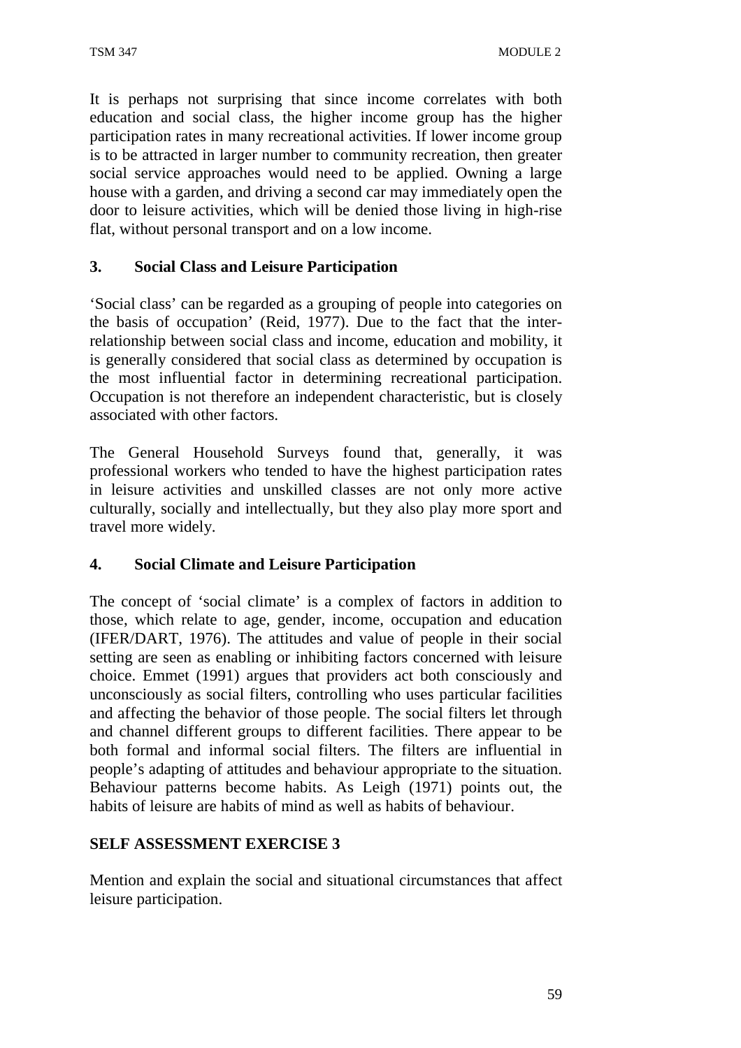It is perhaps not surprising that since income correlates with both education and social class, the higher income group has the higher participation rates in many recreational activities. If lower income group is to be attracted in larger number to community recreation, then greater social service approaches would need to be applied. Owning a large house with a garden, and driving a second car may immediately open the door to leisure activities, which will be denied those living in high-rise flat, without personal transport and on a low income.

### 3. Social Class and Leisure Participation

'Social class' can be regarded as a grouping of people into categories on the basis of occupation' (Reid, 1977). Due to the fact that the inter-relationship between social class and income, education and mobility, it is generally considered that social class as determined by occupation is the most influential factor in determining recreational participation. Occupation is not therefore an independent characteristic, but is closely associated with other factors.

The General Household Surveys found that, generally, it was professional workers who tended to have the highest participation rates in leisure activities and unskilled classes are not only more active culturally, socially and intellectually, but they also play more sport and travel more widely.

### 4. Social Climate and Leisure Participation

The concept of 'social climate' is a complex of factors in addition to those, which relate to age, gender, income, occupation and education (IFER/DART, 1976). The attitudes and value of people in their social setting are seen as enabling or inhibiting factors concerned with leisure choice. Emmet (1991) argues that providers act both consciously and unconsciously as social filters, controlling who uses particular facilities and affecting the behavior of those people. The social filters let through and channel different groups to different facilities. There appear to be both formal and informal social filters. The filters are influential in people's adapting of attitudes and behaviour appropriate to the situation. Behaviour patterns become habits. As Leigh (1971) points out, the habits of leisure are habits of mind as well as habits of behaviour.

## SELF ASSESSMENT EXERCISE 3

Mention and explain the social and situational circumstances that affect leisure participation.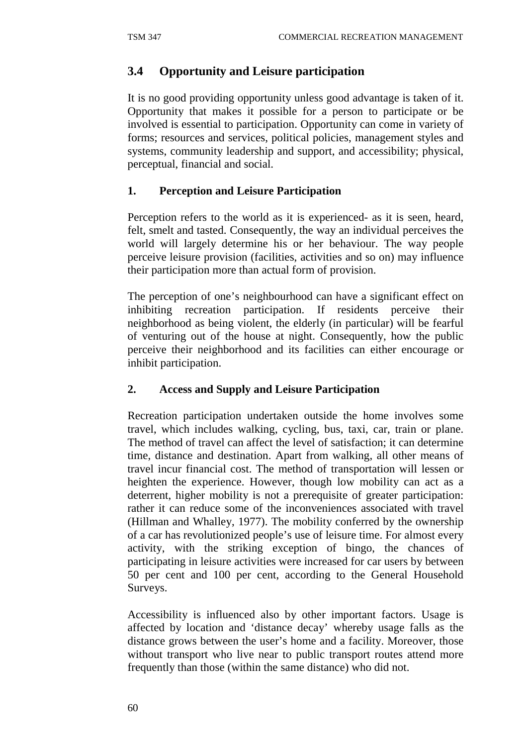## 3.4 Opportunity and Leisure participation

It is no good providing opportunity unless good advantage is taken of it. Opportunity that makes it possible for a person to participate or be involved is essential to participation. Opportunity can come in variety of forms; resources and services, political policies, management styles and systems, community leadership and support, and accessibility; physical, perceptual, financial and social.

### 1. Perception and Leisure Participation

Perception refers to the world as it is experienced- as it is seen, heard, felt, smelt and tasted. Consequently, the way an individual perceives the world will largely determine his or her behaviour. The way people perceive leisure provision (facilities, activities and so on) may influence their participation more than actual form of provision.

The perception of one's neighbourhood can have a significant effect on inhibiting recreation participation. If residents perceive their neighborhood as being violent, the elderly (in particular) will be fearful of venturing out of the house at night. Consequently, how the public perceive their neighborhood and its facilities can either encourage or inhibit participation.

### 2. Access and Supply and Leisure Participation

Recreation participation undertaken outside the home involves some travel, which includes walking, cycling, bus, taxi, car, train or plane. The method of travel can affect the level of satisfaction; it can determine time, distance and destination. Apart from walking, all other means of travel incur financial cost. The method of transportation will lessen or heighten the experience. However, though low mobility can act as a deterrent, higher mobility is not a prerequisite of greater participation: rather it can reduce some of the inconveniences associated with travel (Hillman and Whalley, 1977). The mobility conferred by the ownership of a car has revolutionized people's use of leisure time. For almost every activity, with the striking exception of bingo, the chances of participating in leisure activities were increased for car users by between 50 per cent and 100 per cent, according to the General Household Surveys.

Accessibility is influenced also by other important factors. Usage is affected by location and 'distance decay' whereby usage falls as the distance grows between the user's home and a facility. Moreover, those without transport who live near to public transport routes attend more frequently than those (within the same distance) who did not.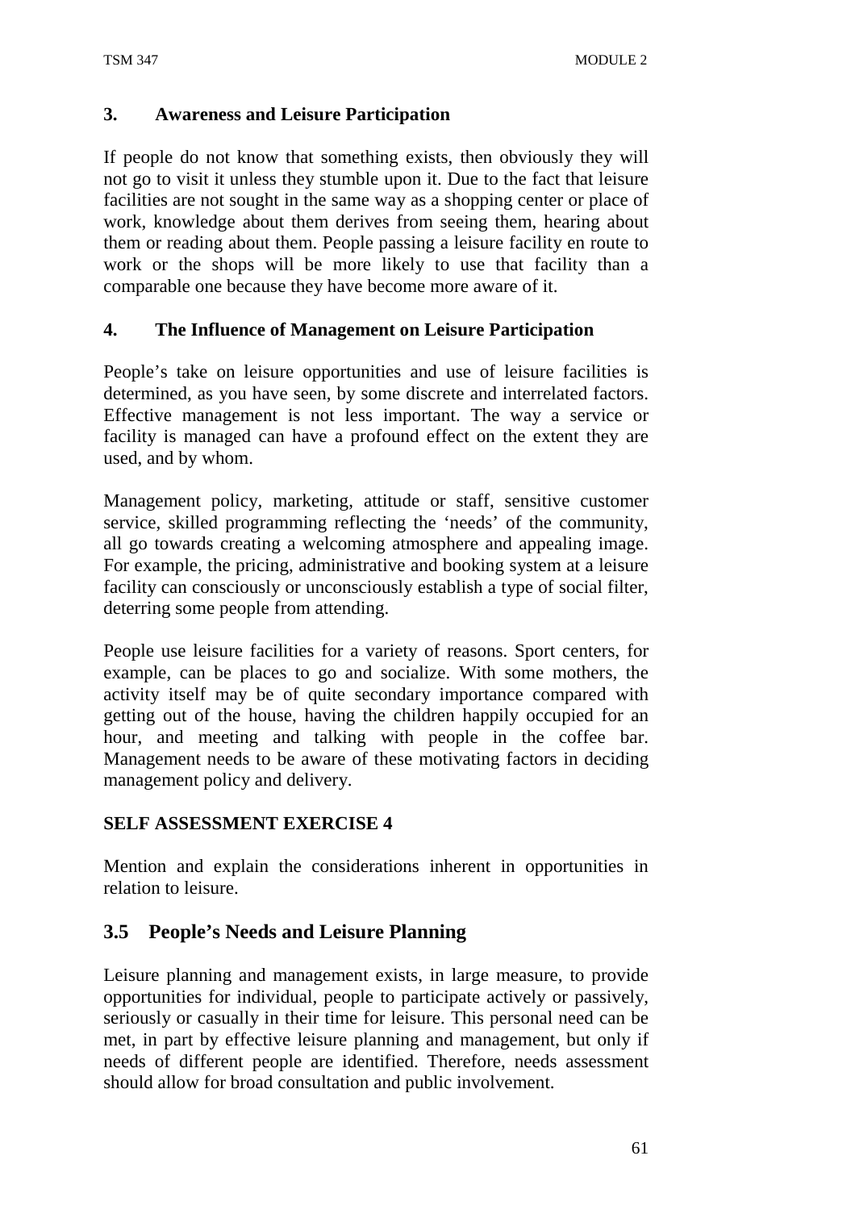### 3. Awareness and Leisure Participation

If people do not know that something exists, then obviously they will not go to visit it unless they stumble upon it. Due to the fact that leisure facilities are not sought in the same way as a shopping center or place of work, knowledge about them derives from seeing them, hearing about them or reading about them. People passing a leisure facility en route to work or the shops will be more likely to use that facility than a comparable one because they have become more aware of it.

### 4. The Influence of Management on Leisure Participation

People's take on leisure opportunities and use of leisure facilities is determined, as you have seen, by some discrete and interrelated factors. Effective management is not less important. The way a service or facility is managed can have a profound effect on the extent they are used, and by whom.

Management policy, marketing, attitude or staff, sensitive customer service, skilled programming reflecting the 'needs' of the community, all go towards creating a welcoming atmosphere and appealing image. For example, the pricing, administrative and booking system at a leisure facility can consciously or unconsciously establish a type of social filter, deterring some people from attending.

People use leisure facilities for a variety of reasons. Sport centers, for example, can be places to go and socialize. With some mothers, the activity itself may be of quite secondary importance compared with getting out of the house, having the children happily occupied for an hour, and meeting and talking with people in the coffee bar. Management needs to be aware of these motivating factors in deciding management policy and delivery.

**SELF ASSESSMENT EXERCISE 4**

Mention and explain the considerations inherent in opportunities in relation to leisure.

## 3.5 People's Needs and Leisure Planning

Leisure planning and management exists, in large measure, to provide opportunities for individual, people to participate actively or passively, seriously or casually in their time for leisure. This personal need can be met, in part by effective leisure planning and management, but only if needs of different people are identified. Therefore, needs assessment should allow for broad consultation and public involvement.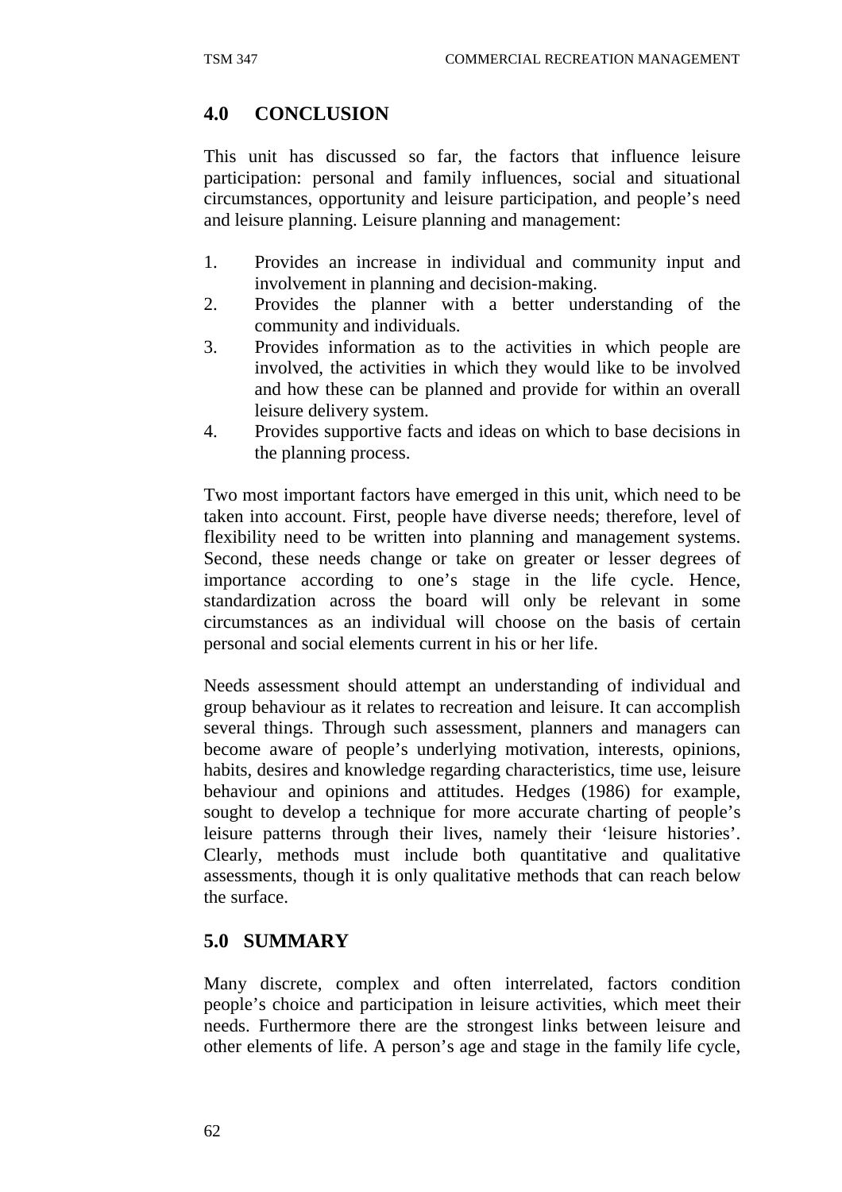## 4.0 CONCLUSION

This unit has discussed so far, the factors that influence leisure participation: personal and family influences, social and situational circumstances, opportunity and leisure participation, and people's need and leisure planning. Leisure planning and management:

1. Provides an increase in individual and community input and involvement in planning and decision-making.
2. Provides the planner with a better understanding of the community and individuals.
3. Provides information as to the activities in which people are involved, the activities in which they would like to be involved and how these can be planned and provide for within an overall leisure delivery system.
4. Provides supportive facts and ideas on which to base decisions in the planning process.

Two most important factors have emerged in this unit, which need to be taken into account. First, people have diverse needs; therefore, level of flexibility need to be written into planning and management systems. Second, these needs change or take on greater or lesser degrees of importance according to one's stage in the life cycle. Hence, standardization across the board will only be relevant in some circumstances as an individual will choose on the basis of certain personal and social elements current in his or her life.

Needs assessment should attempt an understanding of individual and group behaviour as it relates to recreation and leisure. It can accomplish several things. Through such assessment, planners and managers can become aware of people's underlying motivation, interests, opinions, habits, desires and knowledge regarding characteristics, time use, leisure behaviour and opinions and attitudes. Hedges (1986) for example, sought to develop a technique for more accurate charting of people's leisure patterns through their lives, namely their 'leisure histories'. Clearly, methods must include both quantitative and qualitative assessments, though it is only qualitative methods that can reach below the surface.

## 5.0 SUMMARY

Many discrete, complex and often interrelated, factors condition people's choice and participation in leisure activities, which meet their needs. Furthermore there are the strongest links between leisure and other elements of life. A person's age and stage in the family life cycle,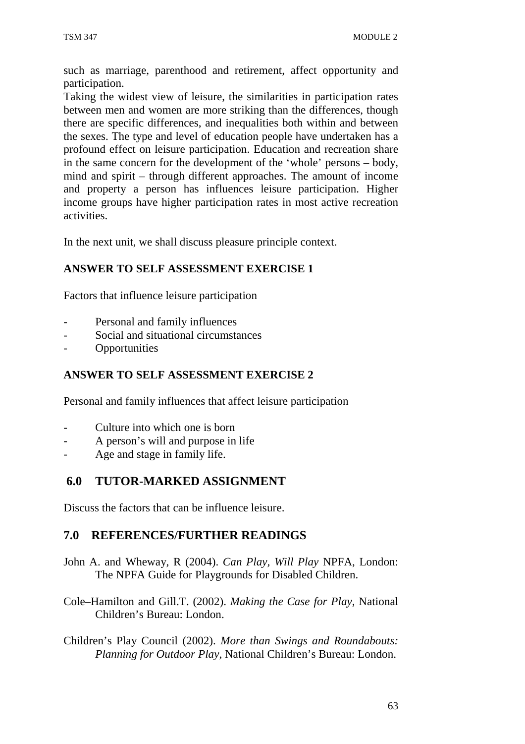such as marriage, parenthood and retirement, affect opportunity and participation.
Taking the widest view of leisure, the similarities in participation rates between men and women are more striking than the differences, though there are specific differences, and inequalities both within and between the sexes. The type and level of education people have undertaken has a profound effect on leisure participation. Education and recreation share in the same concern for the development of the 'whole' persons – body, mind and spirit – through different approaches. The amount of income and property a person has influences leisure participation. Higher income groups have higher participation rates in most active recreation activities.

In the next unit, we shall discuss pleasure principle context.

**ANSWER TO SELF ASSESSMENT EXERCISE 1**

Factors that influence leisure participation

- Personal and family influences
- Social and situational circumstances
- Opportunities

**ANSWER TO SELF ASSESSMENT EXERCISE 2**

Personal and family influences that affect leisure participation

- Culture into which one is born
- A person's will and purpose in life
- Age and stage in family life.

## 6.0 TUTOR-MARKED ASSIGNMENT

Discuss the factors that can be influence leisure.

## 7.0 REFERENCES/FURTHER READINGS

John A. and Wheway, R (2004). *Can Play, Will Play* NPFA, London: The NPFA Guide for Playgrounds for Disabled Children.

Cole–Hamilton and Gill.T. (2002). *Making the Case for Play*, National Children's Bureau: London.

Children's Play Council (2002). *More than Swings and Roundabouts: Planning for Outdoor Play*, National Children's Bureau: London.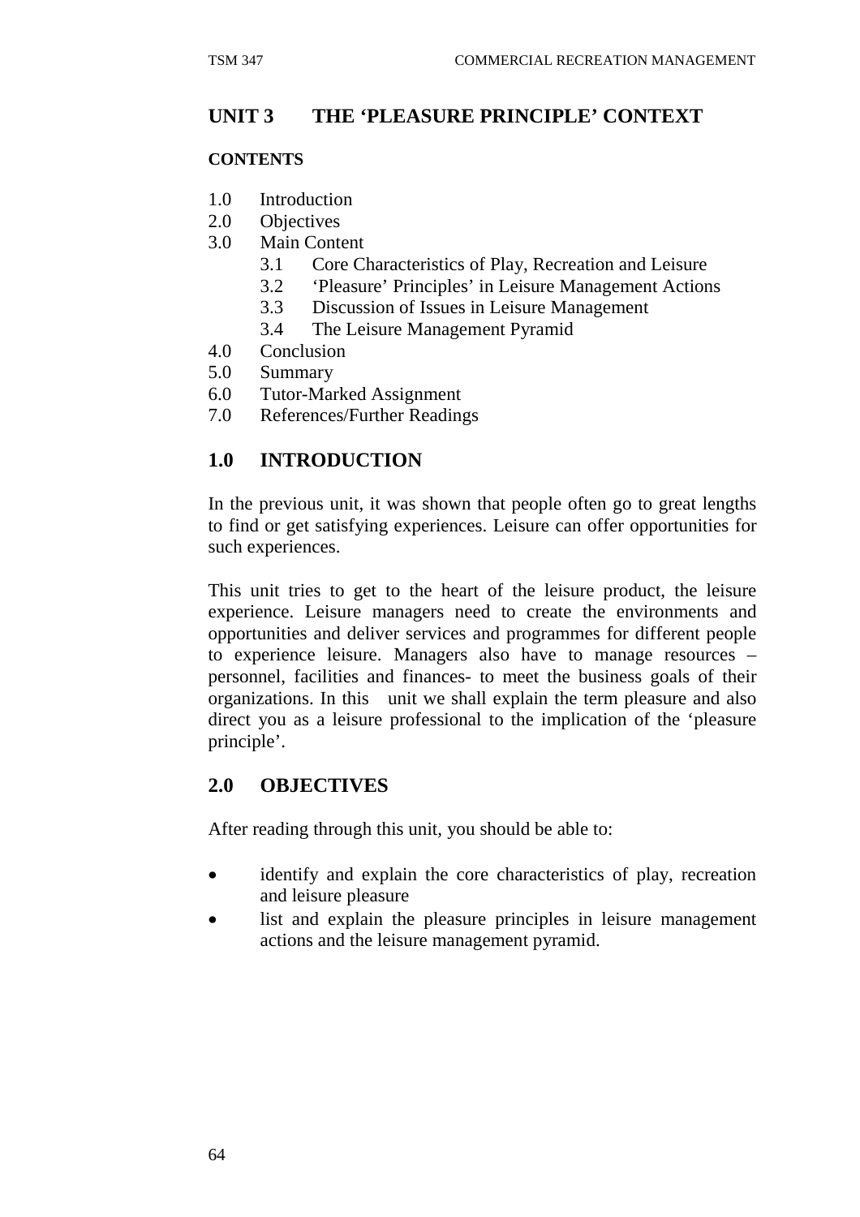## UNIT 3 THE 'PLEASURE PRINCIPLE' CONTEXT

**CONTENTS**

1.0 Introduction
2.0 Objectives
3.0 Main Content
   3.1 Core Characteristics of Play, Recreation and Leisure
   3.2 'Pleasure' Principles' in Leisure Management Actions
   3.3 Discussion of Issues in Leisure Management
   3.4 The Leisure Management Pyramid
4.0 Conclusion
5.0 Summary
6.0 Tutor-Marked Assignment
7.0 References/Further Readings

## 1.0 INTRODUCTION

In the previous unit, it was shown that people often go to great lengths to find or get satisfying experiences. Leisure can offer opportunities for such experiences.

This unit tries to get to the heart of the leisure product, the leisure experience. Leisure managers need to create the environments and opportunities and deliver services and programmes for different people to experience leisure. Managers also have to manage resources – personnel, facilities and finances- to meet the business goals of their organizations. In this unit we shall explain the term pleasure and also direct you as a leisure professional to the implication of the 'pleasure principle'.

## 2.0 OBJECTIVES

After reading through this unit, you should be able to:

- identify and explain the core characteristics of play, recreation and leisure pleasure
- list and explain the pleasure principles in leisure management actions and the leisure management pyramid.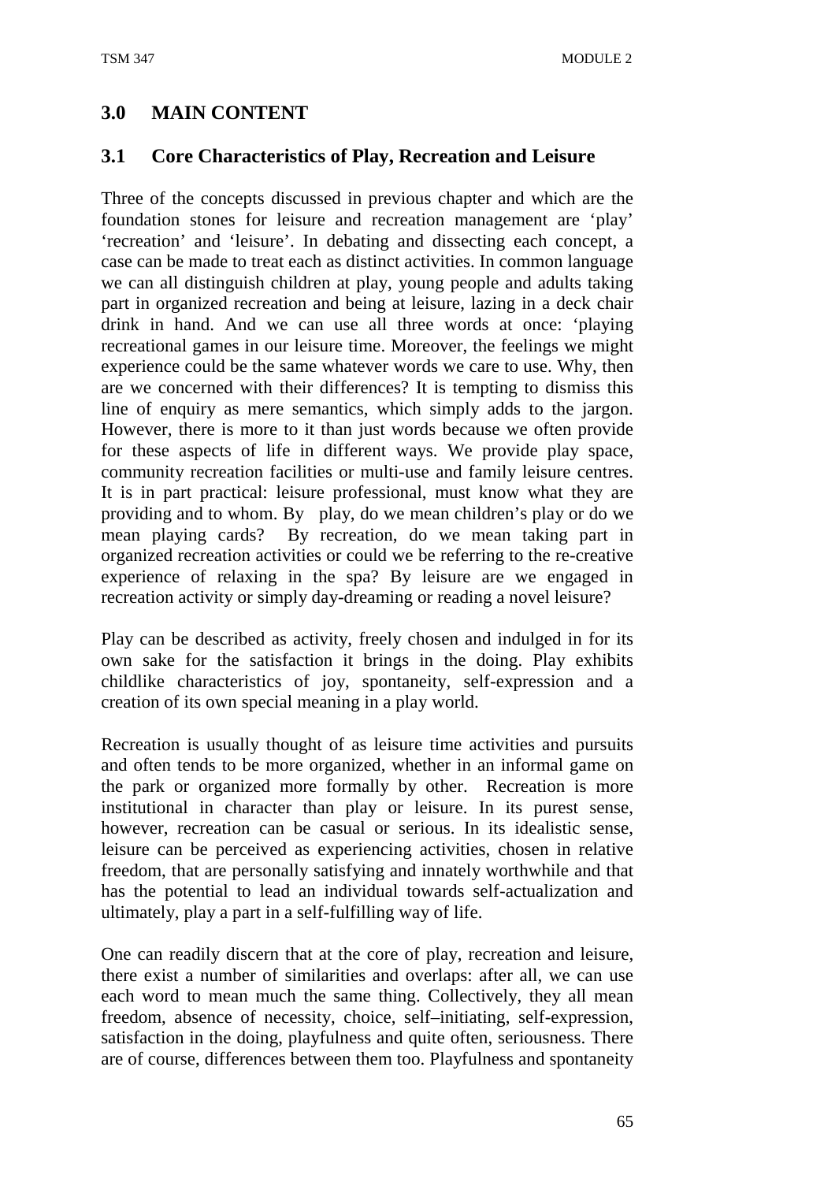## 3.0 MAIN CONTENT

### 3.1 Core Characteristics of Play, Recreation and Leisure

Three of the concepts discussed in previous chapter and which are the foundation stones for leisure and recreation management are 'play' 'recreation' and 'leisure'. In debating and dissecting each concept, a case can be made to treat each as distinct activities. In common language we can all distinguish children at play, young people and adults taking part in organized recreation and being at leisure, lazing in a deck chair drink in hand. And we can use all three words at once: 'playing recreational games in our leisure time. Moreover, the feelings we might experience could be the same whatever words we care to use. Why, then are we concerned with their differences? It is tempting to dismiss this line of enquiry as mere semantics, which simply adds to the jargon. However, there is more to it than just words because we often provide for these aspects of life in different ways. We provide play space, community recreation facilities or multi-use and family leisure centres. It is in part practical: leisure professional, must know what they are providing and to whom. By play, do we mean children's play or do we mean playing cards? By recreation, do we mean taking part in organized recreation activities or could we be referring to the re-creative experience of relaxing in the spa? By leisure are we engaged in recreation activity or simply day-dreaming or reading a novel leisure?

Play can be described as activity, freely chosen and indulged in for its own sake for the satisfaction it brings in the doing. Play exhibits childlike characteristics of joy, spontaneity, self-expression and a creation of its own special meaning in a play world.

Recreation is usually thought of as leisure time activities and pursuits and often tends to be more organized, whether in an informal game on the park or organized more formally by other. Recreation is more institutional in character than play or leisure. In its purest sense, however, recreation can be casual or serious. In its idealistic sense, leisure can be perceived as experiencing activities, chosen in relative freedom, that are personally satisfying and innately worthwhile and that has the potential to lead an individual towards self-actualization and ultimately, play a part in a self-fulfilling way of life.

One can readily discern that at the core of play, recreation and leisure, there exist a number of similarities and overlaps: after all, we can use each word to mean much the same thing. Collectively, they all mean freedom, absence of necessity, choice, self–initiating, self-expression, satisfaction in the doing, playfulness and quite often, seriousness. There are of course, differences between them too. Playfulness and spontaneity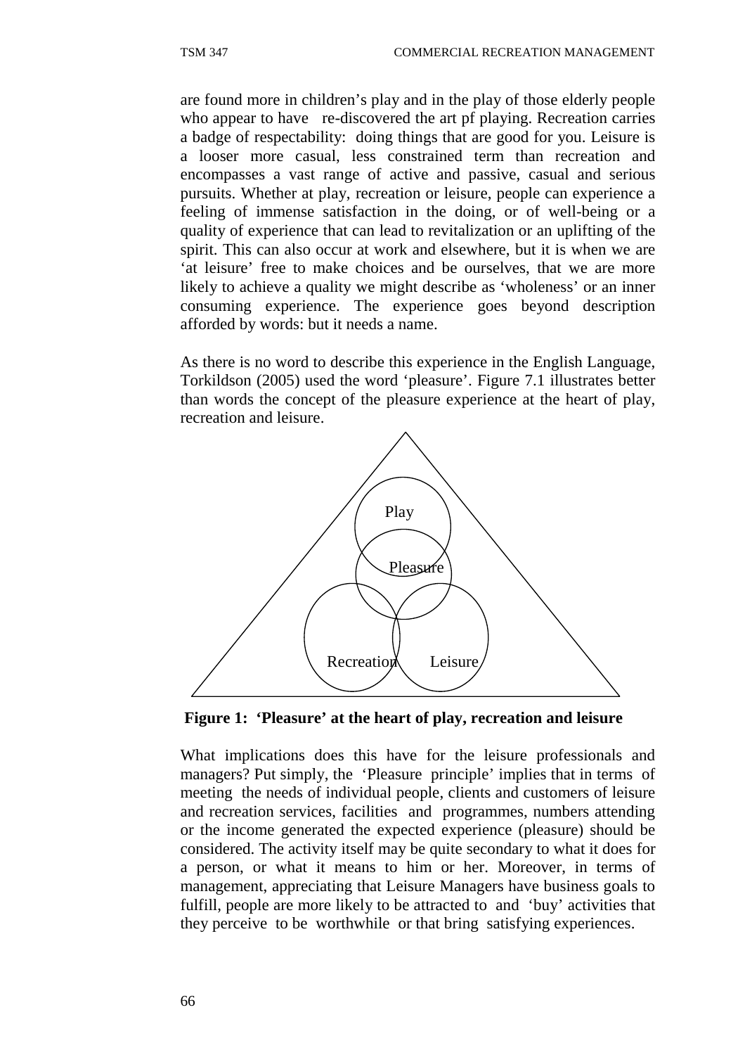are found more in children's play and in the play of those elderly people who appear to have re-discovered the art pf playing. Recreation carries a badge of respectability: doing things that are good for you. Leisure is a looser more casual, less constrained term than recreation and encompasses a vast range of active and passive, casual and serious pursuits. Whether at play, recreation or leisure, people can experience a feeling of immense satisfaction in the doing, or of well-being or a quality of experience that can lead to revitalization or an uplifting of the spirit. This can also occur at work and elsewhere, but it is when we are 'at leisure' free to make choices and be ourselves, that we are more likely to achieve a quality we might describe as 'wholeness' or an inner consuming experience. The experience goes beyond description afforded by words: but it needs a name.

As there is no word to describe this experience in the English Language, Torkildson (2005) used the word 'pleasure'. Figure 7.1 illustrates better than words the concept of the pleasure experience at the heart of play, recreation and leisure.

Play

Pleasure

Recreation Leisure

**Figure 1: 'Pleasure' at the heart of play, recreation and leisure**

What implications does this have for the leisure professionals and managers? Put simply, the 'Pleasure principle' implies that in terms of meeting the needs of individual people, clients and customers of leisure and recreation services, facilities and programmes, numbers attending or the income generated the expected experience (pleasure) should be considered. The activity itself may be quite secondary to what it does for a person, or what it means to him or her. Moreover, in terms of management, appreciating that Leisure Managers have business goals to fulfill, people are more likely to be attracted to and 'buy' activities that they perceive to be worthwhile or that bring satisfying experiences.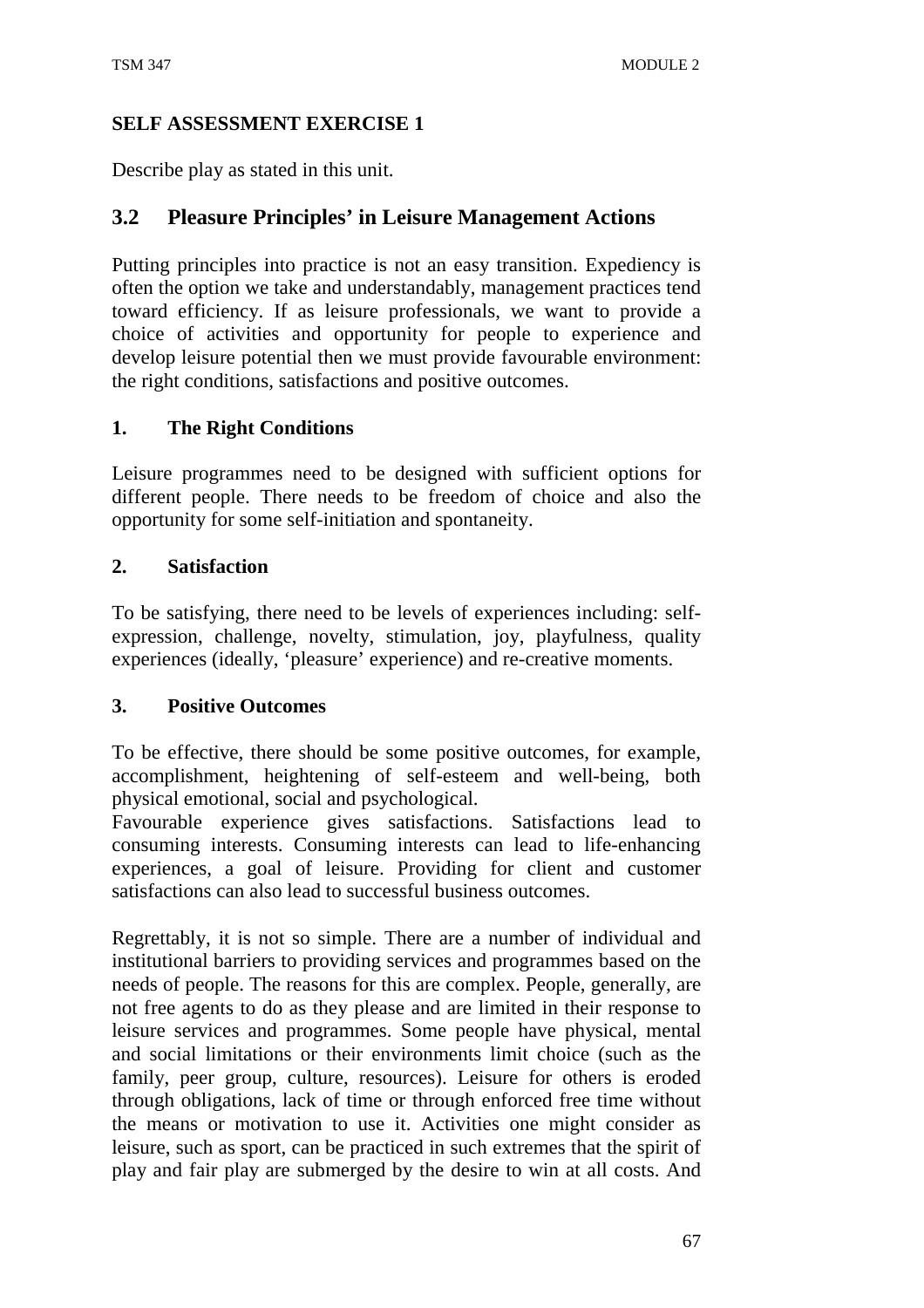**SELF ASSESSMENT EXERCISE 1**

Describe play as stated in this unit.

## 3.2 Pleasure Principles' in Leisure Management Actions

Putting principles into practice is not an easy transition. Expediency is often the option we take and understandably, management practices tend toward efficiency. If as leisure professionals, we want to provide a choice of activities and opportunity for people to experience and develop leisure potential then we must provide favourable environment: the right conditions, satisfactions and positive outcomes.

### 1. The Right Conditions

Leisure programmes need to be designed with sufficient options for different people. There needs to be freedom of choice and also the opportunity for some self-initiation and spontaneity.

### 2. Satisfaction

To be satisfying, there need to be levels of experiences including: self-expression, challenge, novelty, stimulation, joy, playfulness, quality experiences (ideally, 'pleasure' experience) and re-creative moments.

### 3. Positive Outcomes

To be effective, there should be some positive outcomes, for example, accomplishment, heightening of self-esteem and well-being, both physical emotional, social and psychological.

Favourable experience gives satisfactions. Satisfactions lead to consuming interests. Consuming interests can lead to life-enhancing experiences, a goal of leisure. Providing for client and customer satisfactions can also lead to successful business outcomes.

Regrettably, it is not so simple. There are a number of individual and institutional barriers to providing services and programmes based on the needs of people. The reasons for this are complex. People, generally, are not free agents to do as they please and are limited in their response to leisure services and programmes. Some people have physical, mental and social limitations or their environments limit choice (such as the family, peer group, culture, resources). Leisure for others is eroded through obligations, lack of time or through enforced free time without the means or motivation to use it. Activities one might consider as leisure, such as sport, can be practiced in such extremes that the spirit of play and fair play are submerged by the desire to win at all costs. And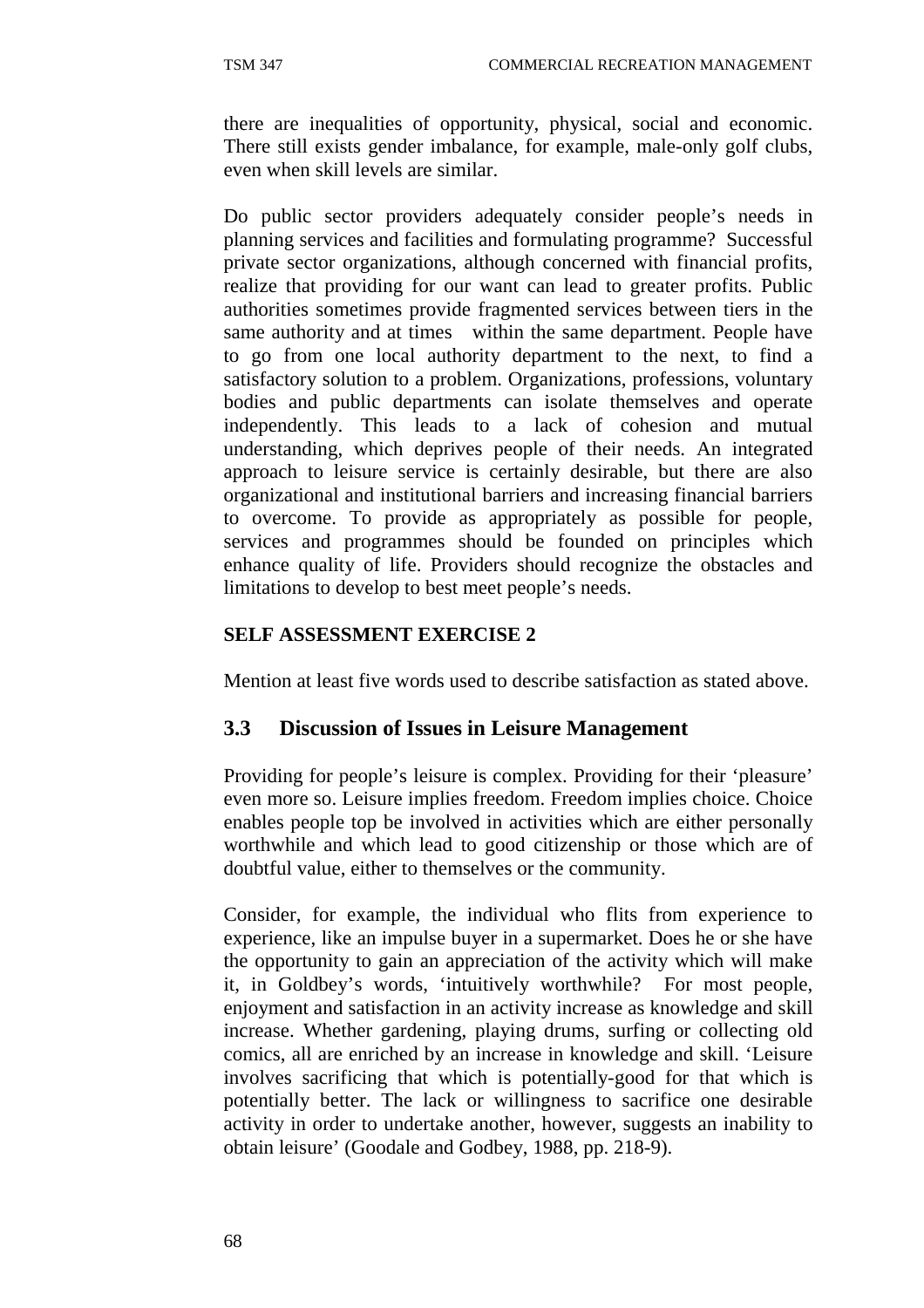there are inequalities of opportunity, physical, social and economic. There still exists gender imbalance, for example, male-only golf clubs, even when skill levels are similar.

Do public sector providers adequately consider people's needs in planning services and facilities and formulating programme? Successful private sector organizations, although concerned with financial profits, realize that providing for our want can lead to greater profits. Public authorities sometimes provide fragmented services between tiers in the same authority and at times within the same department. People have to go from one local authority department to the next, to find a satisfactory solution to a problem. Organizations, professions, voluntary bodies and public departments can isolate themselves and operate independently. This leads to a lack of cohesion and mutual understanding, which deprives people of their needs. An integrated approach to leisure service is certainly desirable, but there are also organizational and institutional barriers and increasing financial barriers to overcome. To provide as appropriately as possible for people, services and programmes should be founded on principles which enhance quality of life. Providers should recognize the obstacles and limitations to develop to best meet people's needs.

**SELF ASSESSMENT EXERCISE 2**

Mention at least five words used to describe satisfaction as stated above.

## 3.3 Discussion of Issues in Leisure Management

Providing for people's leisure is complex. Providing for their 'pleasure' even more so. Leisure implies freedom. Freedom implies choice. Choice enables people top be involved in activities which are either personally worthwhile and which lead to good citizenship or those which are of doubtful value, either to themselves or the community.

Consider, for example, the individual who flits from experience to experience, like an impulse buyer in a supermarket. Does he or she have the opportunity to gain an appreciation of the activity which will make it, in Goldbey's words, 'intuitively worthwhile? For most people, enjoyment and satisfaction in an activity increase as knowledge and skill increase. Whether gardening, playing drums, surfing or collecting old comics, all are enriched by an increase in knowledge and skill. 'Leisure involves sacrificing that which is potentially-good for that which is potentially better. The lack or willingness to sacrifice one desirable activity in order to undertake another, however, suggests an inability to obtain leisure' (Goodale and Godbey, 1988, pp. 218-9).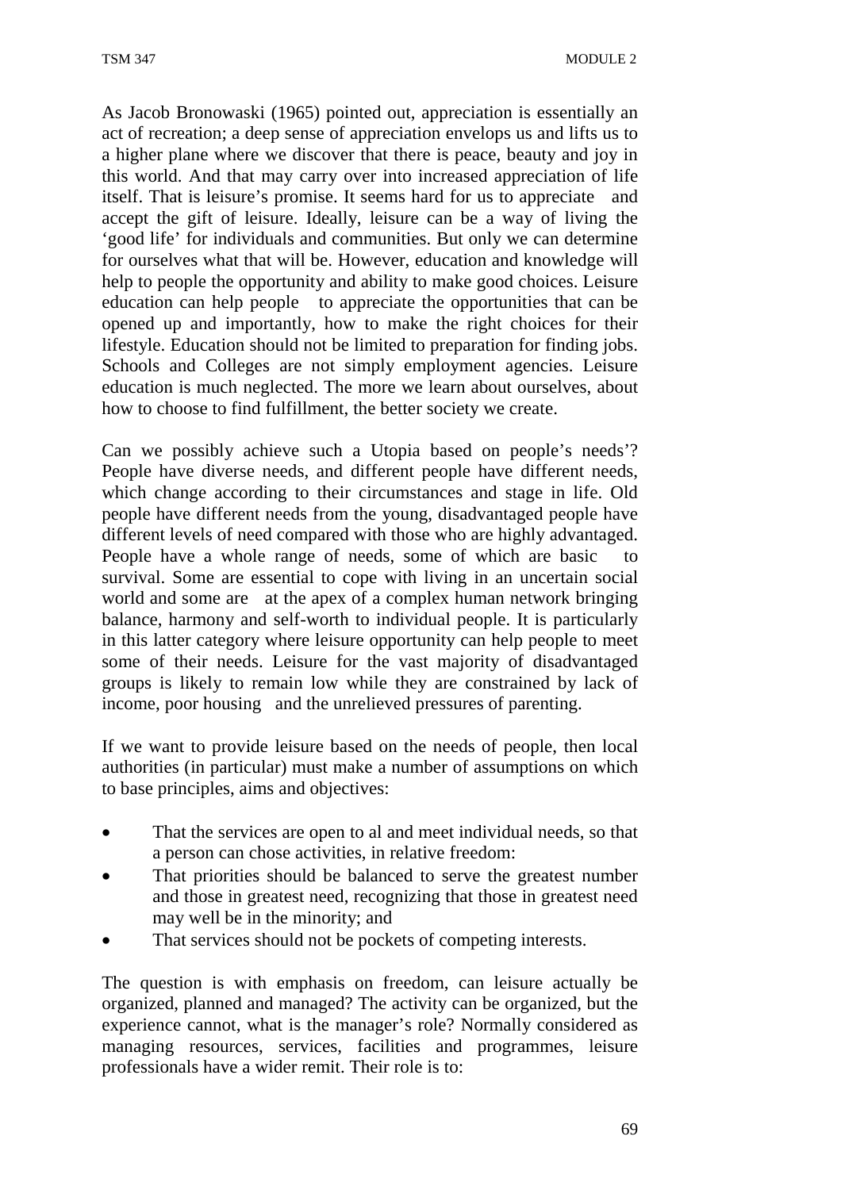As Jacob Bronowaski (1965) pointed out, appreciation is essentially an act of recreation; a deep sense of appreciation envelops us and lifts us to a higher plane where we discover that there is peace, beauty and joy in this world. And that may carry over into increased appreciation of life itself. That is leisure's promise. It seems hard for us to appreciate and accept the gift of leisure. Ideally, leisure can be a way of living the 'good life' for individuals and communities. But only we can determine for ourselves what that will be. However, education and knowledge will help to people the opportunity and ability to make good choices. Leisure education can help people to appreciate the opportunities that can be opened up and importantly, how to make the right choices for their lifestyle. Education should not be limited to preparation for finding jobs. Schools and Colleges are not simply employment agencies. Leisure education is much neglected. The more we learn about ourselves, about how to choose to find fulfillment, the better society we create.

Can we possibly achieve such a Utopia based on people's needs'? People have diverse needs, and different people have different needs, which change according to their circumstances and stage in life. Old people have different needs from the young, disadvantaged people have different levels of need compared with those who are highly advantaged. People have a whole range of needs, some of which are basic to survival. Some are essential to cope with living in an uncertain social world and some are at the apex of a complex human network bringing balance, harmony and self-worth to individual people. It is particularly in this latter category where leisure opportunity can help people to meet some of their needs. Leisure for the vast majority of disadvantaged groups is likely to remain low while they are constrained by lack of income, poor housing and the unrelieved pressures of parenting.

If we want to provide leisure based on the needs of people, then local authorities (in particular) must make a number of assumptions on which to base principles, aims and objectives:

- That the services are open to al and meet individual needs, so that a person can chose activities, in relative freedom:
- That priorities should be balanced to serve the greatest number and those in greatest need, recognizing that those in greatest need may well be in the minority; and
- That services should not be pockets of competing interests.

The question is with emphasis on freedom, can leisure actually be organized, planned and managed? The activity can be organized, but the experience cannot, what is the manager's role? Normally considered as managing resources, services, facilities and programmes, leisure professionals have a wider remit. Their role is to: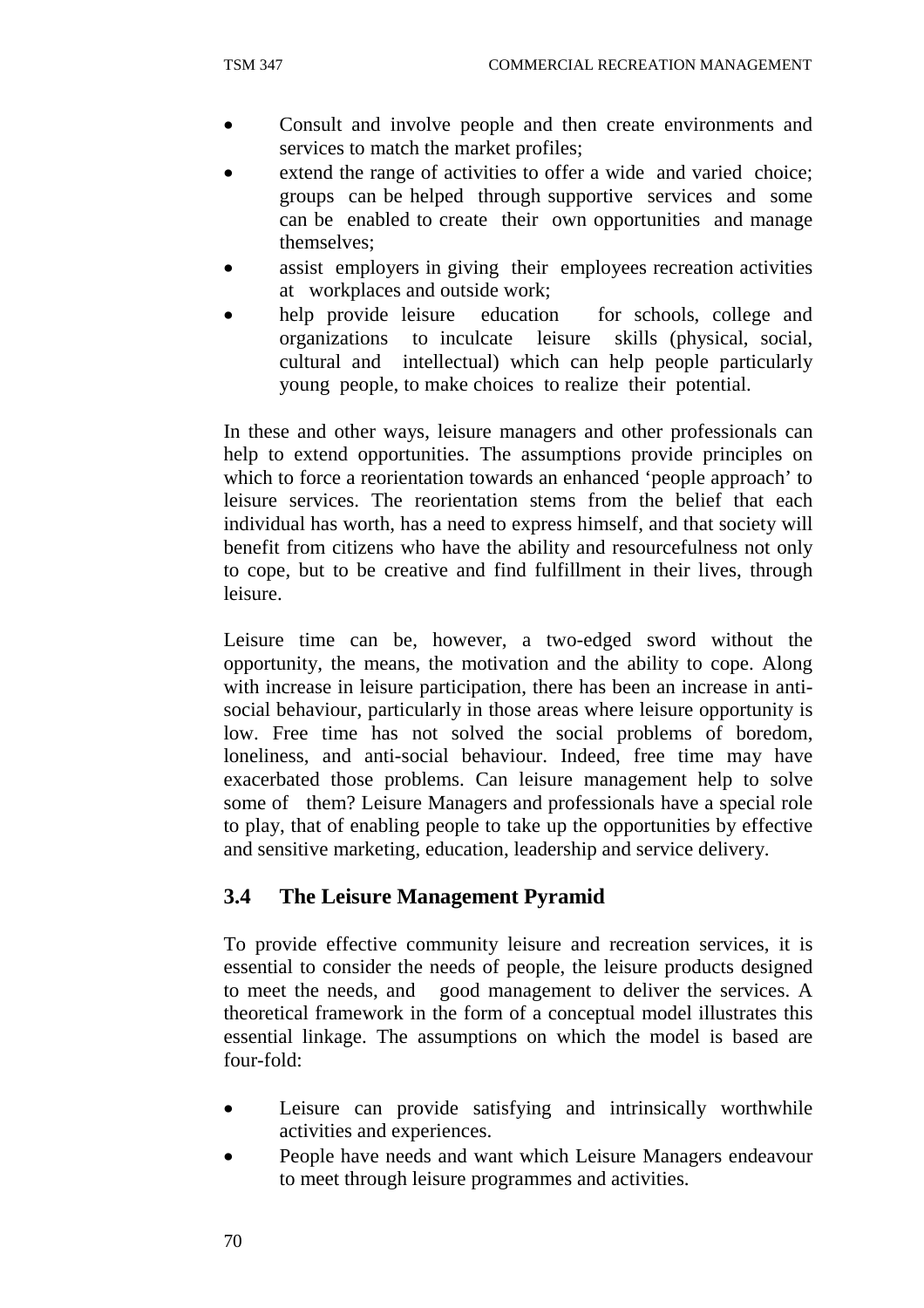- Consult and involve people and then create environments and services to match the market profiles;
- extend the range of activities to offer a wide and varied choice; groups can be helped through supportive services and some can be enabled to create their own opportunities and manage themselves;
- assist employers in giving their employees recreation activities at workplaces and outside work;
- help provide leisure education for schools, college and organizations to inculcate leisure skills (physical, social, cultural and intellectual) which can help people particularly young people, to make choices to realize their potential.

In these and other ways, leisure managers and other professionals can help to extend opportunities. The assumptions provide principles on which to force a reorientation towards an enhanced 'people approach' to leisure services. The reorientation stems from the belief that each individual has worth, has a need to express himself, and that society will benefit from citizens who have the ability and resourcefulness not only to cope, but to be creative and find fulfillment in their lives, through leisure.

Leisure time can be, however, a two-edged sword without the opportunity, the means, the motivation and the ability to cope. Along with increase in leisure participation, there has been an increase in anti-social behaviour, particularly in those areas where leisure opportunity is low. Free time has not solved the social problems of boredom, loneliness, and anti-social behaviour. Indeed, free time may have exacerbated those problems. Can leisure management help to solve some of them? Leisure Managers and professionals have a special role to play, that of enabling people to take up the opportunities by effective and sensitive marketing, education, leadership and service delivery.

## 3.4 The Leisure Management Pyramid

To provide effective community leisure and recreation services, it is essential to consider the needs of people, the leisure products designed to meet the needs, and good management to deliver the services. A theoretical framework in the form of a conceptual model illustrates this essential linkage. The assumptions on which the model is based are four-fold:

- Leisure can provide satisfying and intrinsically worthwhile activities and experiences.
- People have needs and want which Leisure Managers endeavour to meet through leisure programmes and activities.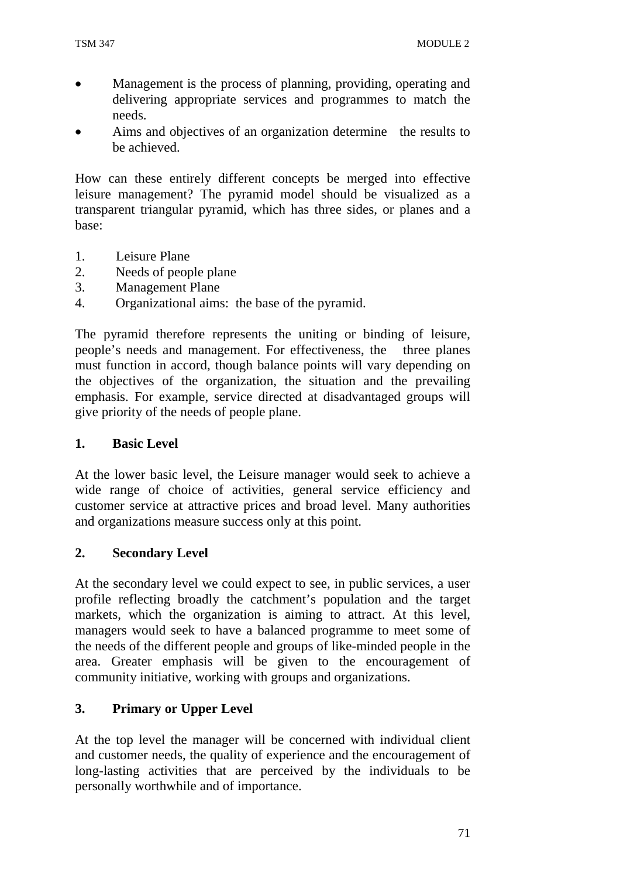- Management is the process of planning, providing, operating and delivering appropriate services and programmes to match the needs.
- Aims and objectives of an organization determine the results to be achieved.

How can these entirely different concepts be merged into effective leisure management? The pyramid model should be visualized as a transparent triangular pyramid, which has three sides, or planes and a base:

1. Leisure Plane
2. Needs of people plane
3. Management Plane
4. Organizational aims: the base of the pyramid.

The pyramid therefore represents the uniting or binding of leisure, people's needs and management. For effectiveness, the three planes must function in accord, though balance points will vary depending on the objectives of the organization, the situation and the prevailing emphasis. For example, service directed at disadvantaged groups will give priority of the needs of people plane.

**1. Basic Level**

At the lower basic level, the Leisure manager would seek to achieve a wide range of choice of activities, general service efficiency and customer service at attractive prices and broad level. Many authorities and organizations measure success only at this point.

**2. Secondary Level**

At the secondary level we could expect to see, in public services, a user profile reflecting broadly the catchment's population and the target markets, which the organization is aiming to attract. At this level, managers would seek to have a balanced programme to meet some of the needs of the different people and groups of like-minded people in the area. Greater emphasis will be given to the encouragement of community initiative, working with groups and organizations.

**3. Primary or Upper Level**

At the top level the manager will be concerned with individual client and customer needs, the quality of experience and the encouragement of long-lasting activities that are perceived by the individuals to be personally worthwhile and of importance.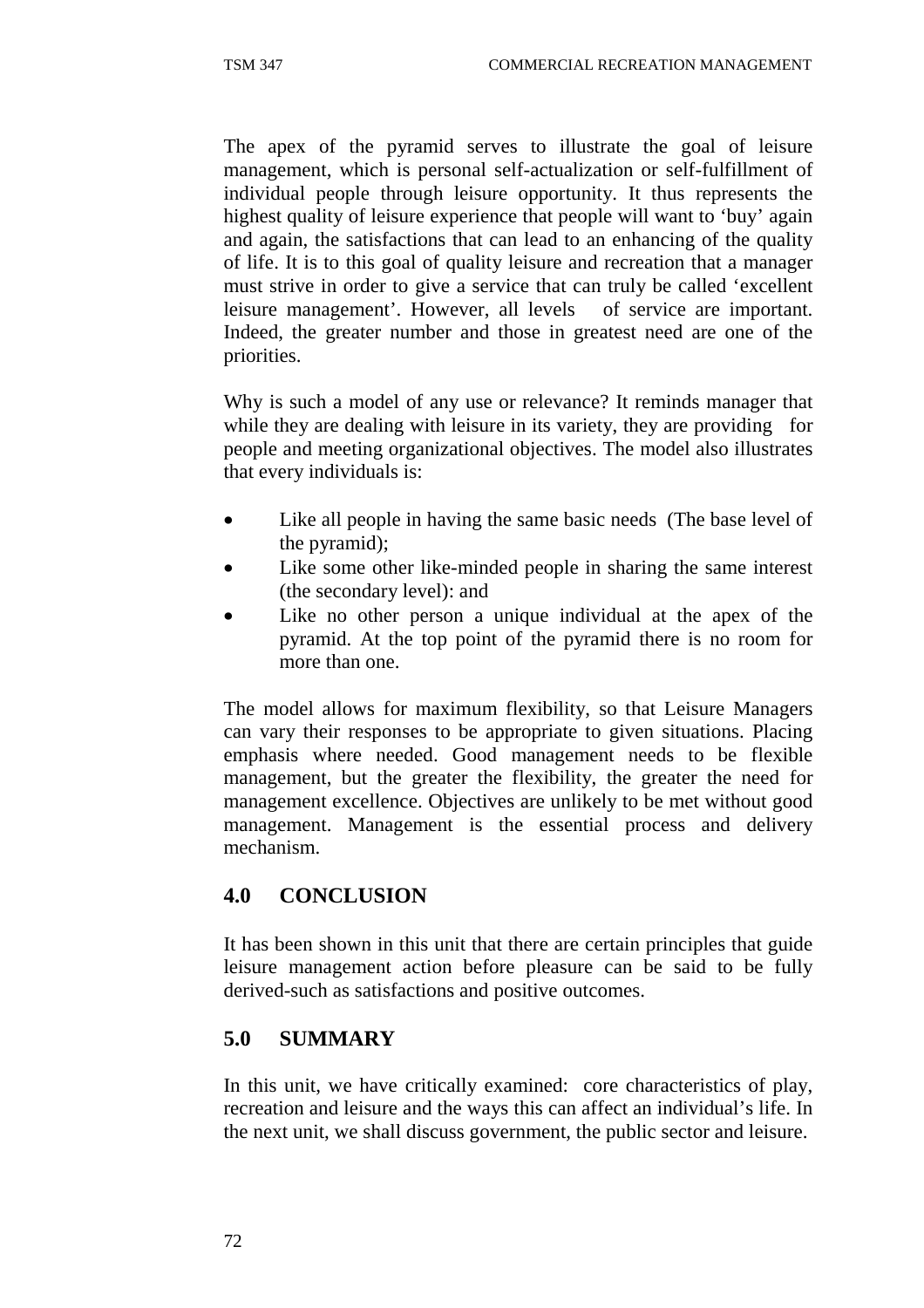The apex of the pyramid serves to illustrate the goal of leisure management, which is personal self-actualization or self-fulfillment of individual people through leisure opportunity. It thus represents the highest quality of leisure experience that people will want to 'buy' again and again, the satisfactions that can lead to an enhancing of the quality of life. It is to this goal of quality leisure and recreation that a manager must strive in order to give a service that can truly be called 'excellent leisure management'. However, all levels of service are important. Indeed, the greater number and those in greatest need are one of the priorities.

Why is such a model of any use or relevance? It reminds manager that while they are dealing with leisure in its variety, they are providing for people and meeting organizational objectives. The model also illustrates that every individuals is:

- Like all people in having the same basic needs (The base level of the pyramid);
- Like some other like-minded people in sharing the same interest (the secondary level): and
- Like no other person a unique individual at the apex of the pyramid. At the top point of the pyramid there is no room for more than one.

The model allows for maximum flexibility, so that Leisure Managers can vary their responses to be appropriate to given situations. Placing emphasis where needed. Good management needs to be flexible management, but the greater the flexibility, the greater the need for management excellence. Objectives are unlikely to be met without good management. Management is the essential process and delivery mechanism.

## 4.0 CONCLUSION

It has been shown in this unit that there are certain principles that guide leisure management action before pleasure can be said to be fully derived-such as satisfactions and positive outcomes.

## 5.0 SUMMARY

In this unit, we have critically examined: core characteristics of play, recreation and leisure and the ways this can affect an individual's life. In the next unit, we shall discuss government, the public sector and leisure.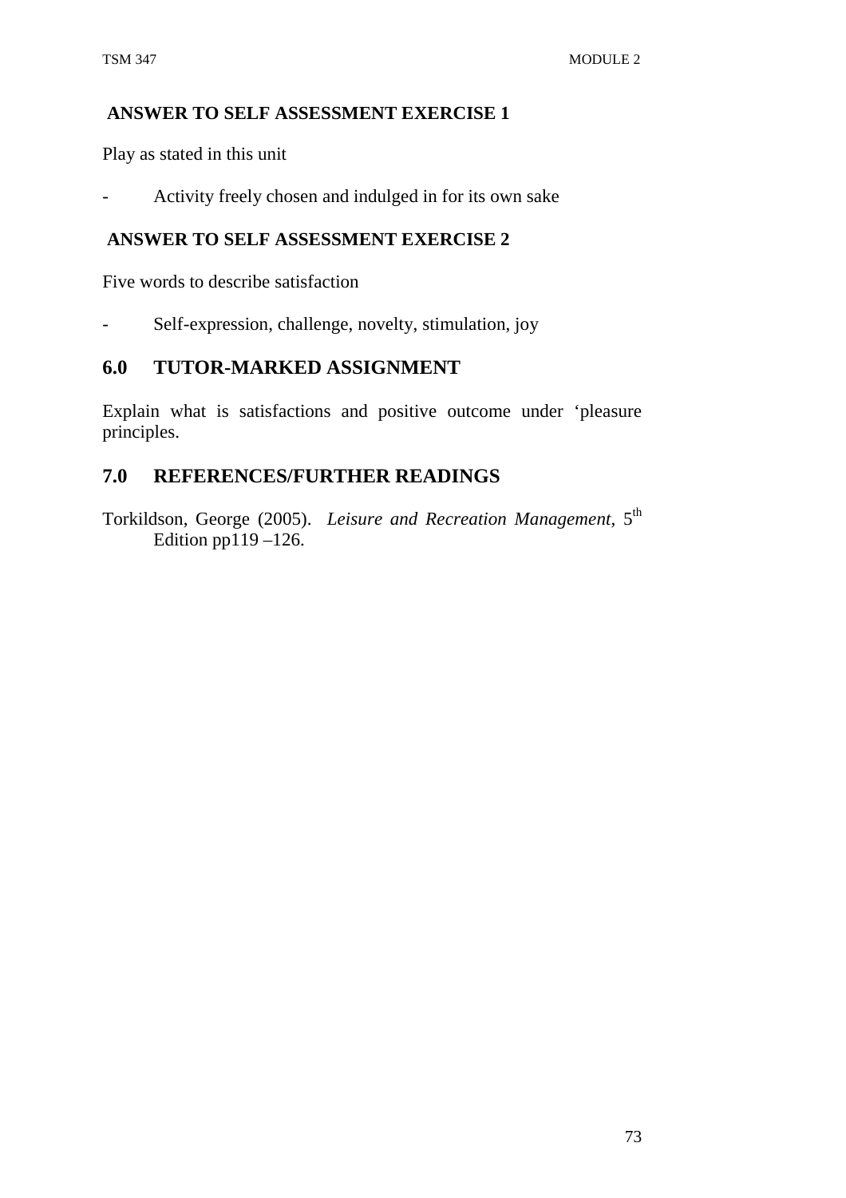**ANSWER TO SELF ASSESSMENT EXERCISE 1**

Play as stated in this unit

- Activity freely chosen and indulged in for its own sake

**ANSWER TO SELF ASSESSMENT EXERCISE 2**

Five words to describe satisfaction

- Self-expression, challenge, novelty, stimulation, joy

## 6.0 TUTOR-MARKED ASSIGNMENT

Explain what is satisfactions and positive outcome under 'pleasure principles.

## 7.0 REFERENCES/FURTHER READINGS

Torkildson, George (2005). *Leisure and Recreation Management*, 5th Edition pp119 –126.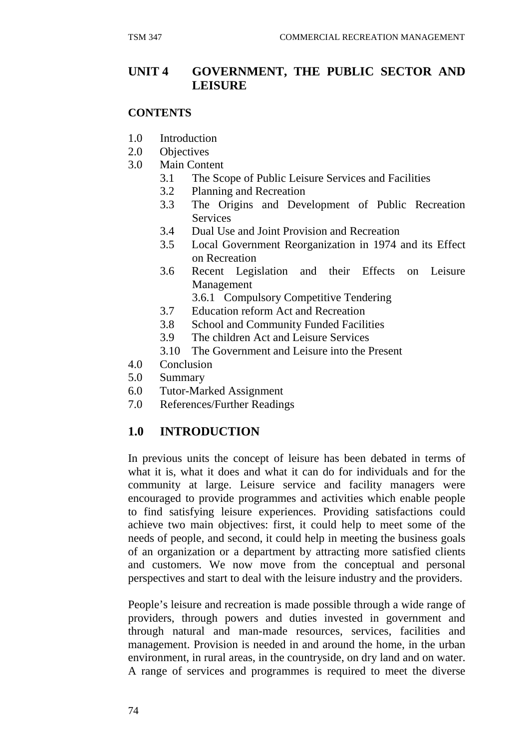## UNIT 4 GOVERNMENT, THE PUBLIC SECTOR AND LEISURE

**CONTENTS**

1.0 Introduction
2.0 Objectives
3.0 Main Content
   - 3.1 The Scope of Public Leisure Services and Facilities
   - 3.2 Planning and Recreation
   - 3.3 The Origins and Development of Public Recreation Services
   - 3.4 Dual Use and Joint Provision and Recreation
   - 3.5 Local Government Reorganization in 1974 and its Effect on Recreation
   - 3.6 Recent Legislation and their Effects on Leisure Management
      - 3.6.1 Compulsory Competitive Tendering
   - 3.7 Education reform Act and Recreation
   - 3.8 School and Community Funded Facilities
   - 3.9 The children Act and Leisure Services
   - 3.10 The Government and Leisure into the Present

4.0 Conclusion
5.0 Summary
6.0 Tutor-Marked Assignment
7.0 References/Further Readings

## 1.0 INTRODUCTION

In previous units the concept of leisure has been debated in terms of what it is, what it does and what it can do for individuals and for the community at large. Leisure service and facility managers were encouraged to provide programmes and activities which enable people to find satisfying leisure experiences. Providing satisfactions could achieve two main objectives: first, it could help to meet some of the needs of people, and second, it could help in meeting the business goals of an organization or a department by attracting more satisfied clients and customers. We now move from the conceptual and personal perspectives and start to deal with the leisure industry and the providers.

People's leisure and recreation is made possible through a wide range of providers, through powers and duties invested in government and through natural and man-made resources, services, facilities and management. Provision is needed in and around the home, in the urban environment, in rural areas, in the countryside, on dry land and on water. A range of services and programmes is required to meet the diverse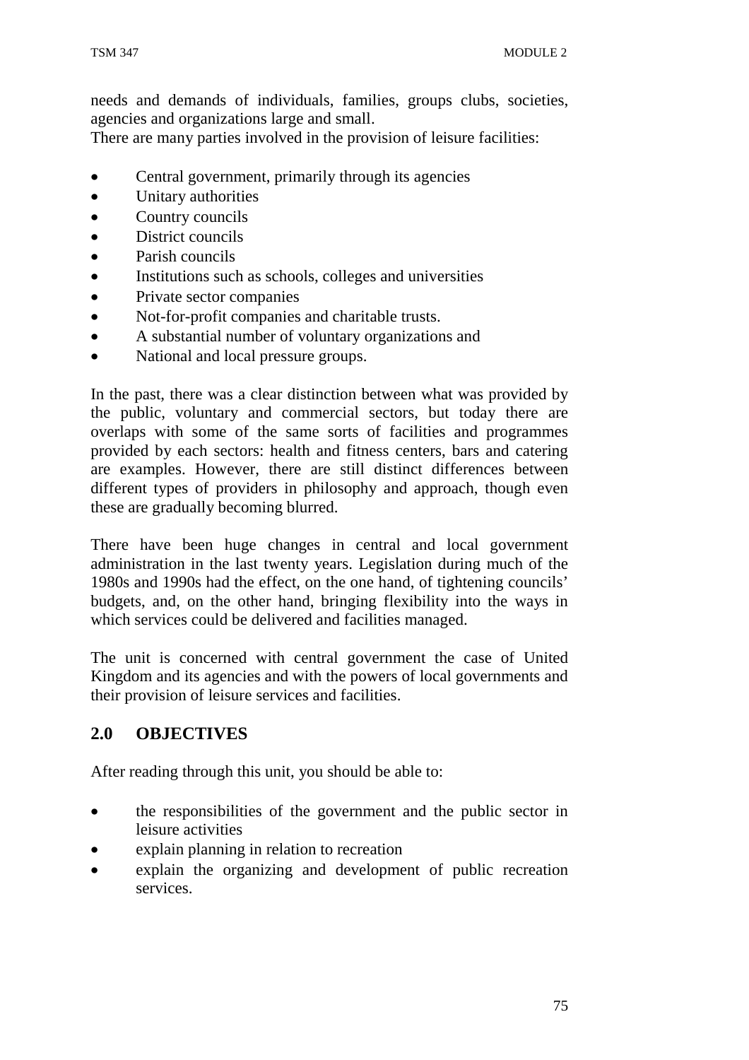needs and demands of individuals, families, groups clubs, societies, agencies and organizations large and small.
There are many parties involved in the provision of leisure facilities:

- Central government, primarily through its agencies
- Unitary authorities
- Country councils
- District councils
- Parish councils
- Institutions such as schools, colleges and universities
- Private sector companies
- Not-for-profit companies and charitable trusts.
- A substantial number of voluntary organizations and
- National and local pressure groups.

In the past, there was a clear distinction between what was provided by the public, voluntary and commercial sectors, but today there are overlaps with some of the same sorts of facilities and programmes provided by each sectors: health and fitness centers, bars and catering are examples. However, there are still distinct differences between different types of providers in philosophy and approach, though even these are gradually becoming blurred.

There have been huge changes in central and local government administration in the last twenty years. Legislation during much of the 1980s and 1990s had the effect, on the one hand, of tightening councils' budgets, and, on the other hand, bringing flexibility into the ways in which services could be delivered and facilities managed.

The unit is concerned with central government the case of United Kingdom and its agencies and with the powers of local governments and their provision of leisure services and facilities.

## 2.0 OBJECTIVES

After reading through this unit, you should be able to:

- the responsibilities of the government and the public sector in leisure activities
- explain planning in relation to recreation
- explain the organizing and development of public recreation services.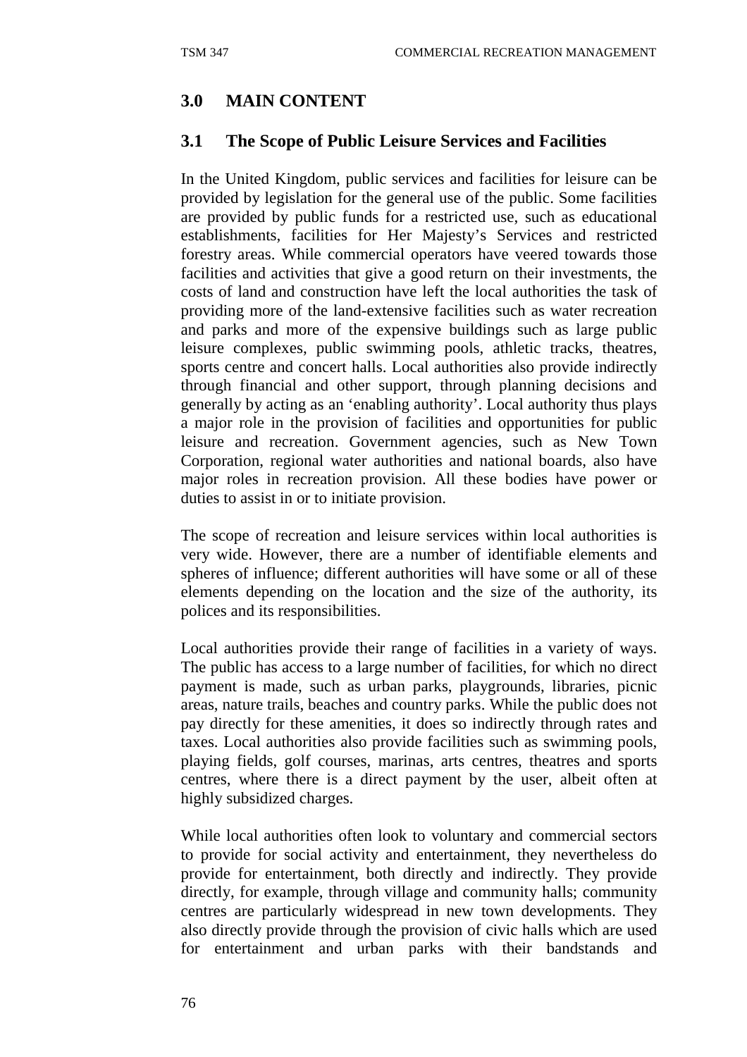## 3.0 MAIN CONTENT

### 3.1 The Scope of Public Leisure Services and Facilities

In the United Kingdom, public services and facilities for leisure can be provided by legislation for the general use of the public. Some facilities are provided by public funds for a restricted use, such as educational establishments, facilities for Her Majesty's Services and restricted forestry areas. While commercial operators have veered towards those facilities and activities that give a good return on their investments, the costs of land and construction have left the local authorities the task of providing more of the land-extensive facilities such as water recreation and parks and more of the expensive buildings such as large public leisure complexes, public swimming pools, athletic tracks, theatres, sports centre and concert halls. Local authorities also provide indirectly through financial and other support, through planning decisions and generally by acting as an 'enabling authority'. Local authority thus plays a major role in the provision of facilities and opportunities for public leisure and recreation. Government agencies, such as New Town Corporation, regional water authorities and national boards, also have major roles in recreation provision. All these bodies have power or duties to assist in or to initiate provision.

The scope of recreation and leisure services within local authorities is very wide. However, there are a number of identifiable elements and spheres of influence; different authorities will have some or all of these elements depending on the location and the size of the authority, its polices and its responsibilities.

Local authorities provide their range of facilities in a variety of ways. The public has access to a large number of facilities, for which no direct payment is made, such as urban parks, playgrounds, libraries, picnic areas, nature trails, beaches and country parks. While the public does not pay directly for these amenities, it does so indirectly through rates and taxes. Local authorities also provide facilities such as swimming pools, playing fields, golf courses, marinas, arts centres, theatres and sports centres, where there is a direct payment by the user, albeit often at highly subsidized charges.

While local authorities often look to voluntary and commercial sectors to provide for social activity and entertainment, they nevertheless do provide for entertainment, both directly and indirectly. They provide directly, for example, through village and community halls; community centres are particularly widespread in new town developments. They also directly provide through the provision of civic halls which are used for entertainment and urban parks with their bandstands and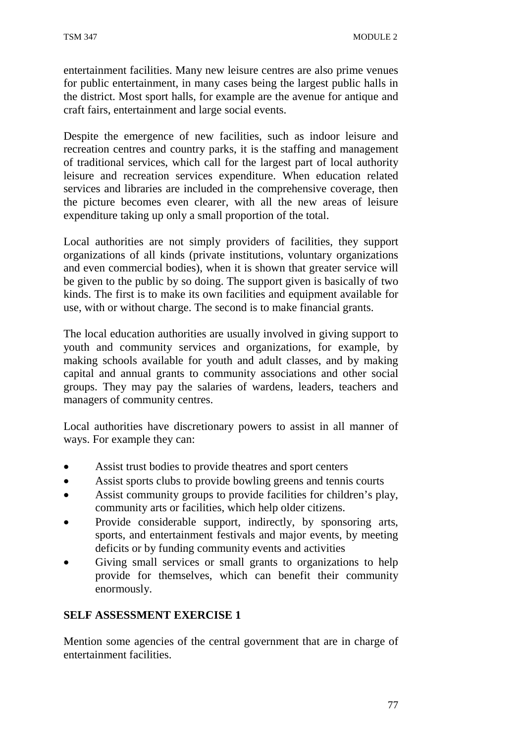entertainment facilities. Many new leisure centres are also prime venues for public entertainment, in many cases being the largest public halls in the district. Most sport halls, for example are the avenue for antique and craft fairs, entertainment and large social events.

Despite the emergence of new facilities, such as indoor leisure and recreation centres and country parks, it is the staffing and management of traditional services, which call for the largest part of local authority leisure and recreation services expenditure. When education related services and libraries are included in the comprehensive coverage, then the picture becomes even clearer, with all the new areas of leisure expenditure taking up only a small proportion of the total.

Local authorities are not simply providers of facilities, they support organizations of all kinds (private institutions, voluntary organizations and even commercial bodies), when it is shown that greater service will be given to the public by so doing. The support given is basically of two kinds. The first is to make its own facilities and equipment available for use, with or without charge. The second is to make financial grants.

The local education authorities are usually involved in giving support to youth and community services and organizations, for example, by making schools available for youth and adult classes, and by making capital and annual grants to community associations and other social groups. They may pay the salaries of wardens, leaders, teachers and managers of community centres.

Local authorities have discretionary powers to assist in all manner of ways. For example they can:

- Assist trust bodies to provide theatres and sport centers
- Assist sports clubs to provide bowling greens and tennis courts
- Assist community groups to provide facilities for children's play, community arts or facilities, which help older citizens.
- Provide considerable support, indirectly, by sponsoring arts, sports, and entertainment festivals and major events, by meeting deficits or by funding community events and activities
- Giving small services or small grants to organizations to help provide for themselves, which can benefit their community enormously.

**SELF ASSESSMENT EXERCISE 1**

Mention some agencies of the central government that are in charge of entertainment facilities.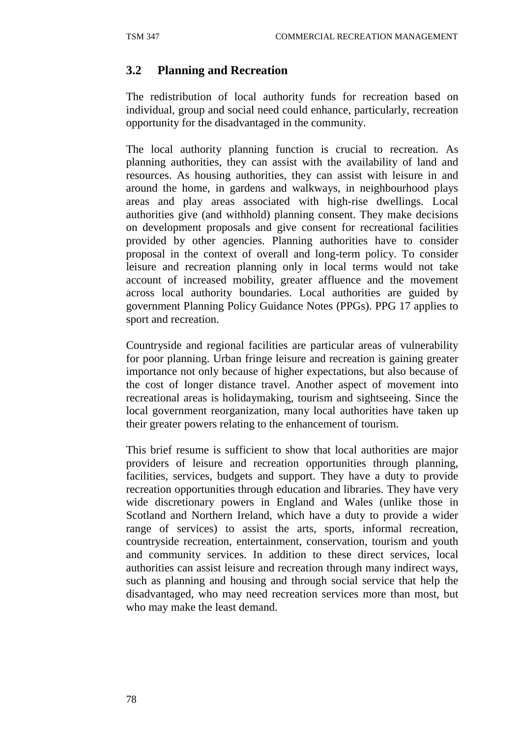### 3.2 Planning and Recreation

The redistribution of local authority funds for recreation based on individual, group and social need could enhance, particularly, recreation opportunity for the disadvantaged in the community.

The local authority planning function is crucial to recreation. As planning authorities, they can assist with the availability of land and resources. As housing authorities, they can assist with leisure in and around the home, in gardens and walkways, in neighbourhood plays areas and play areas associated with high-rise dwellings. Local authorities give (and withhold) planning consent. They make decisions on development proposals and give consent for recreational facilities provided by other agencies. Planning authorities have to consider proposal in the context of overall and long-term policy. To consider leisure and recreation planning only in local terms would not take account of increased mobility, greater affluence and the movement across local authority boundaries. Local authorities are guided by government Planning Policy Guidance Notes (PPGs). PPG 17 applies to sport and recreation.

Countryside and regional facilities are particular areas of vulnerability for poor planning. Urban fringe leisure and recreation is gaining greater importance not only because of higher expectations, but also because of the cost of longer distance travel. Another aspect of movement into recreational areas is holidaymaking, tourism and sightseeing. Since the local government reorganization, many local authorities have taken up their greater powers relating to the enhancement of tourism.

This brief resume is sufficient to show that local authorities are major providers of leisure and recreation opportunities through planning, facilities, services, budgets and support. They have a duty to provide recreation opportunities through education and libraries. They have very wide discretionary powers in England and Wales (unlike those in Scotland and Northern Ireland, which have a duty to provide a wider range of services) to assist the arts, sports, informal recreation, countryside recreation, entertainment, conservation, tourism and youth and community services. In addition to these direct services, local authorities can assist leisure and recreation through many indirect ways, such as planning and housing and through social service that help the disadvantaged, who may need recreation services more than most, but who may make the least demand.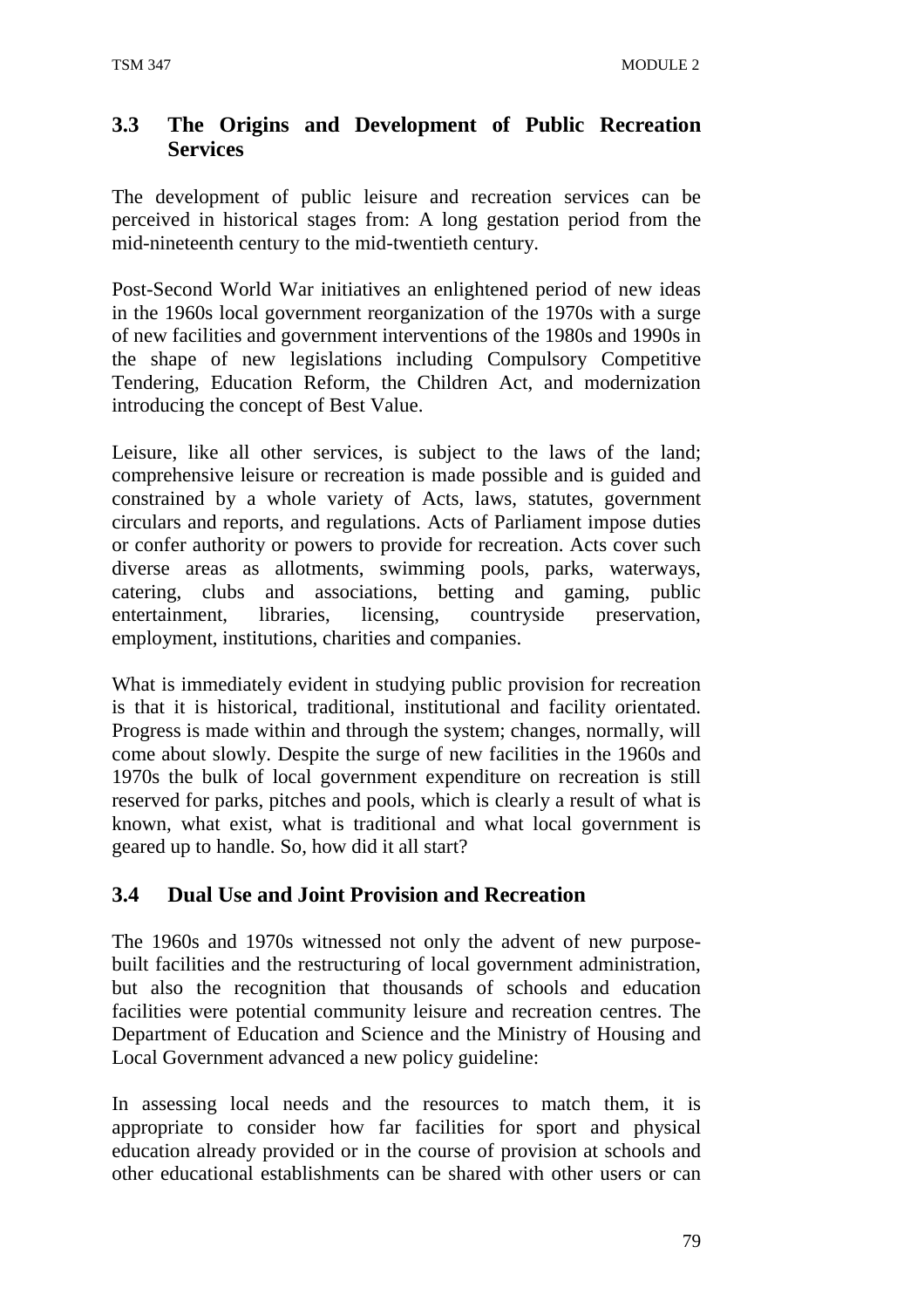### 3.3 The Origins and Development of Public Recreation Services

The development of public leisure and recreation services can be perceived in historical stages from: A long gestation period from the mid-nineteenth century to the mid-twentieth century.

Post-Second World War initiatives an enlightened period of new ideas in the 1960s local government reorganization of the 1970s with a surge of new facilities and government interventions of the 1980s and 1990s in the shape of new legislations including Compulsory Competitive Tendering, Education Reform, the Children Act, and modernization introducing the concept of Best Value.

Leisure, like all other services, is subject to the laws of the land; comprehensive leisure or recreation is made possible and is guided and constrained by a whole variety of Acts, laws, statutes, government circulars and reports, and regulations. Acts of Parliament impose duties or confer authority or powers to provide for recreation. Acts cover such diverse areas as allotments, swimming pools, parks, waterways, catering, clubs and associations, betting and gaming, public entertainment, libraries, licensing, countryside preservation, employment, institutions, charities and companies.

What is immediately evident in studying public provision for recreation is that it is historical, traditional, institutional and facility orientated. Progress is made within and through the system; changes, normally, will come about slowly. Despite the surge of new facilities in the 1960s and 1970s the bulk of local government expenditure on recreation is still reserved for parks, pitches and pools, which is clearly a result of what is known, what exist, what is traditional and what local government is geared up to handle. So, how did it all start?

### 3.4 Dual Use and Joint Provision and Recreation

The 1960s and 1970s witnessed not only the advent of new purpose-built facilities and the restructuring of local government administration, but also the recognition that thousands of schools and education facilities were potential community leisure and recreation centres. The Department of Education and Science and the Ministry of Housing and Local Government advanced a new policy guideline:

In assessing local needs and the resources to match them, it is appropriate to consider how far facilities for sport and physical education already provided or in the course of provision at schools and other educational establishments can be shared with other users or can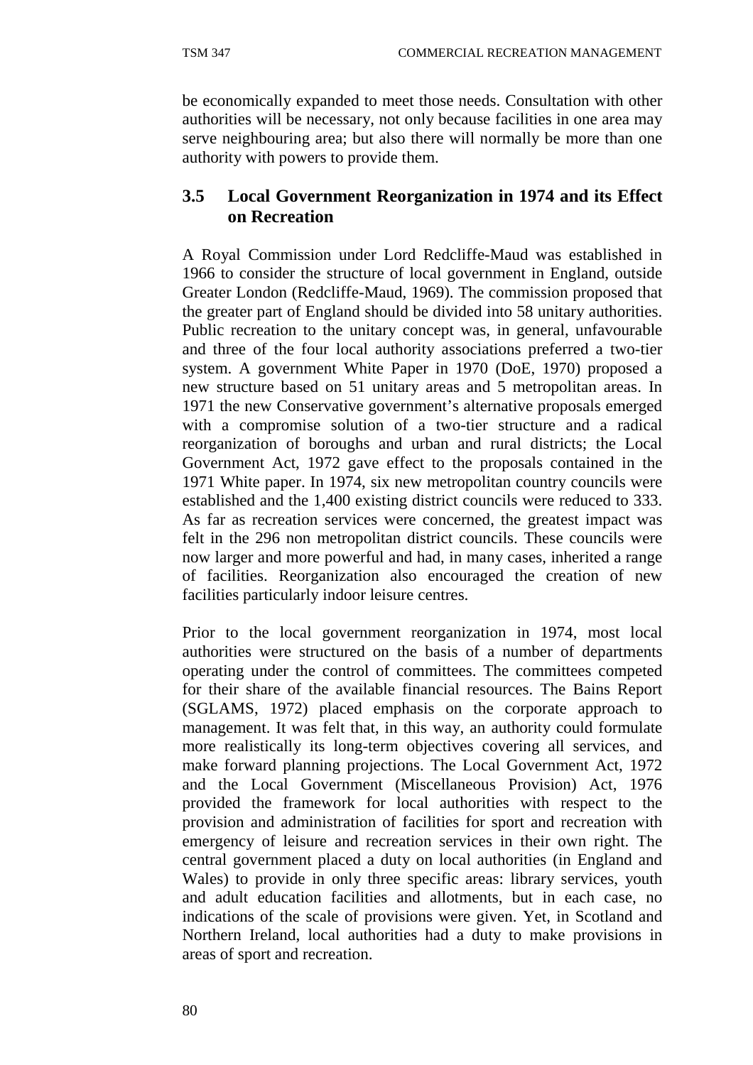be economically expanded to meet those needs. Consultation with other authorities will be necessary, not only because facilities in one area may serve neighbouring area; but also there will normally be more than one authority with powers to provide them.

## 3.5 Local Government Reorganization in 1974 and its Effect on Recreation

A Royal Commission under Lord Redcliffe-Maud was established in 1966 to consider the structure of local government in England, outside Greater London (Redcliffe-Maud, 1969). The commission proposed that the greater part of England should be divided into 58 unitary authorities. Public recreation to the unitary concept was, in general, unfavourable and three of the four local authority associations preferred a two-tier system. A government White Paper in 1970 (DoE, 1970) proposed a new structure based on 51 unitary areas and 5 metropolitan areas. In 1971 the new Conservative government's alternative proposals emerged with a compromise solution of a two-tier structure and a radical reorganization of boroughs and urban and rural districts; the Local Government Act, 1972 gave effect to the proposals contained in the 1971 White paper. In 1974, six new metropolitan country councils were established and the 1,400 existing district councils were reduced to 333. As far as recreation services were concerned, the greatest impact was felt in the 296 non metropolitan district councils. These councils were now larger and more powerful and had, in many cases, inherited a range of facilities. Reorganization also encouraged the creation of new facilities particularly indoor leisure centres.

Prior to the local government reorganization in 1974, most local authorities were structured on the basis of a number of departments operating under the control of committees. The committees competed for their share of the available financial resources. The Bains Report (SGLAMS, 1972) placed emphasis on the corporate approach to management. It was felt that, in this way, an authority could formulate more realistically its long-term objectives covering all services, and make forward planning projections. The Local Government Act, 1972 and the Local Government (Miscellaneous Provision) Act, 1976 provided the framework for local authorities with respect to the provision and administration of facilities for sport and recreation with emergency of leisure and recreation services in their own right. The central government placed a duty on local authorities (in England and Wales) to provide in only three specific areas: library services, youth and adult education facilities and allotments, but in each case, no indications of the scale of provisions were given. Yet, in Scotland and Northern Ireland, local authorities had a duty to make provisions in areas of sport and recreation.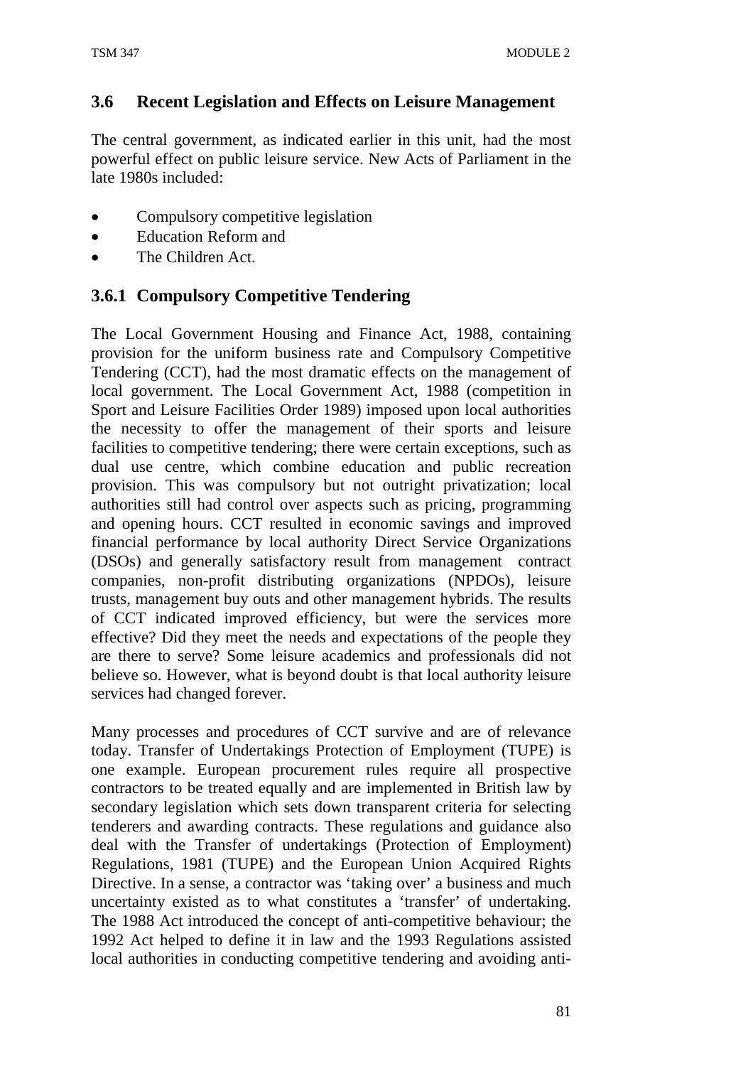## 3.6 Recent Legislation and Effects on Leisure Management

The central government, as indicated earlier in this unit, had the most powerful effect on public leisure service. New Acts of Parliament in the late 1980s included:

- Compulsory competitive legislation
- Education Reform and
- The Children Act.

### 3.6.1 Compulsory Competitive Tendering

The Local Government Housing and Finance Act, 1988, containing provision for the uniform business rate and Compulsory Competitive Tendering (CCT), had the most dramatic effects on the management of local government. The Local Government Act, 1988 (competition in Sport and Leisure Facilities Order 1989) imposed upon local authorities the necessity to offer the management of their sports and leisure facilities to competitive tendering; there were certain exceptions, such as dual use centre, which combine education and public recreation provision. This was compulsory but not outright privatization; local authorities still had control over aspects such as pricing, programming and opening hours. CCT resulted in economic savings and improved financial performance by local authority Direct Service Organizations (DSOs) and generally satisfactory result from management contract companies, non-profit distributing organizations (NPDOs), leisure trusts, management buy outs and other management hybrids. The results of CCT indicated improved efficiency, but were the services more effective? Did they meet the needs and expectations of the people they are there to serve? Some leisure academics and professionals did not believe so. However, what is beyond doubt is that local authority leisure services had changed forever.

Many processes and procedures of CCT survive and are of relevance today. Transfer of Undertakings Protection of Employment (TUPE) is one example. European procurement rules require all prospective contractors to be treated equally and are implemented in British law by secondary legislation which sets down transparent criteria for selecting tenderers and awarding contracts. These regulations and guidance also deal with the Transfer of undertakings (Protection of Employment) Regulations, 1981 (TUPE) and the European Union Acquired Rights Directive. In a sense, a contractor was 'taking over' a business and much uncertainty existed as to what constitutes a 'transfer' of undertaking. The 1988 Act introduced the concept of anti-competitive behaviour; the 1992 Act helped to define it in law and the 1993 Regulations assisted local authorities in conducting competitive tendering and avoiding anti-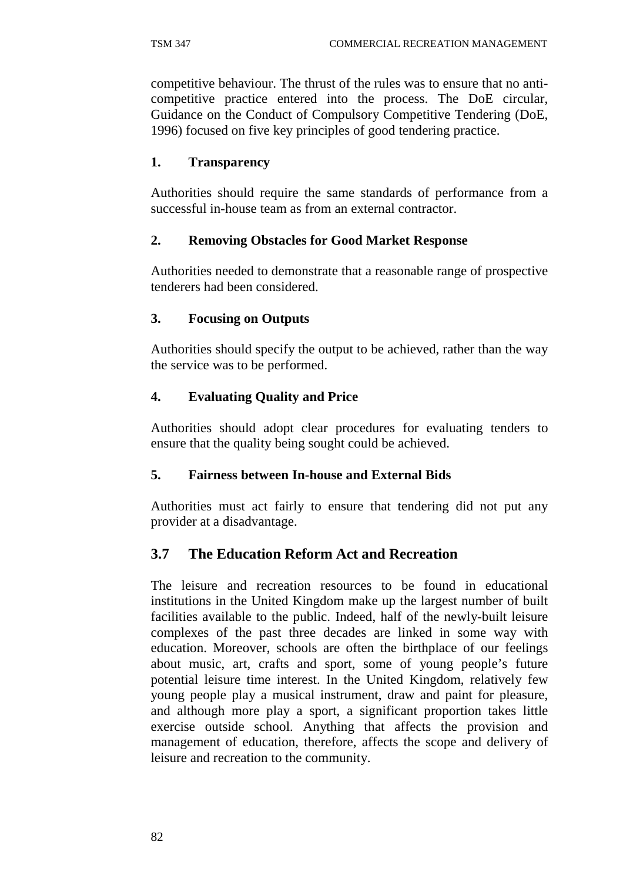competitive behaviour. The thrust of the rules was to ensure that no anti-competitive practice entered into the process. The DoE circular, Guidance on the Conduct of Compulsory Competitive Tendering (DoE, 1996) focused on five key principles of good tendering practice.

**1. Transparency**

Authorities should require the same standards of performance from a successful in-house team as from an external contractor.

**2. Removing Obstacles for Good Market Response**

Authorities needed to demonstrate that a reasonable range of prospective tenderers had been considered.

**3. Focusing on Outputs**

Authorities should specify the output to be achieved, rather than the way the service was to be performed.

**4. Evaluating Quality and Price**

Authorities should adopt clear procedures for evaluating tenders to ensure that the quality being sought could be achieved.

**5. Fairness between In-house and External Bids**

Authorities must act fairly to ensure that tendering did not put any provider at a disadvantage.

## 3.7 The Education Reform Act and Recreation

The leisure and recreation resources to be found in educational institutions in the United Kingdom make up the largest number of built facilities available to the public. Indeed, half of the newly-built leisure complexes of the past three decades are linked in some way with education. Moreover, schools are often the birthplace of our feelings about music, art, crafts and sport, some of young people's future potential leisure time interest. In the United Kingdom, relatively few young people play a musical instrument, draw and paint for pleasure, and although more play a sport, a significant proportion takes little exercise outside school. Anything that affects the provision and management of education, therefore, affects the scope and delivery of leisure and recreation to the community.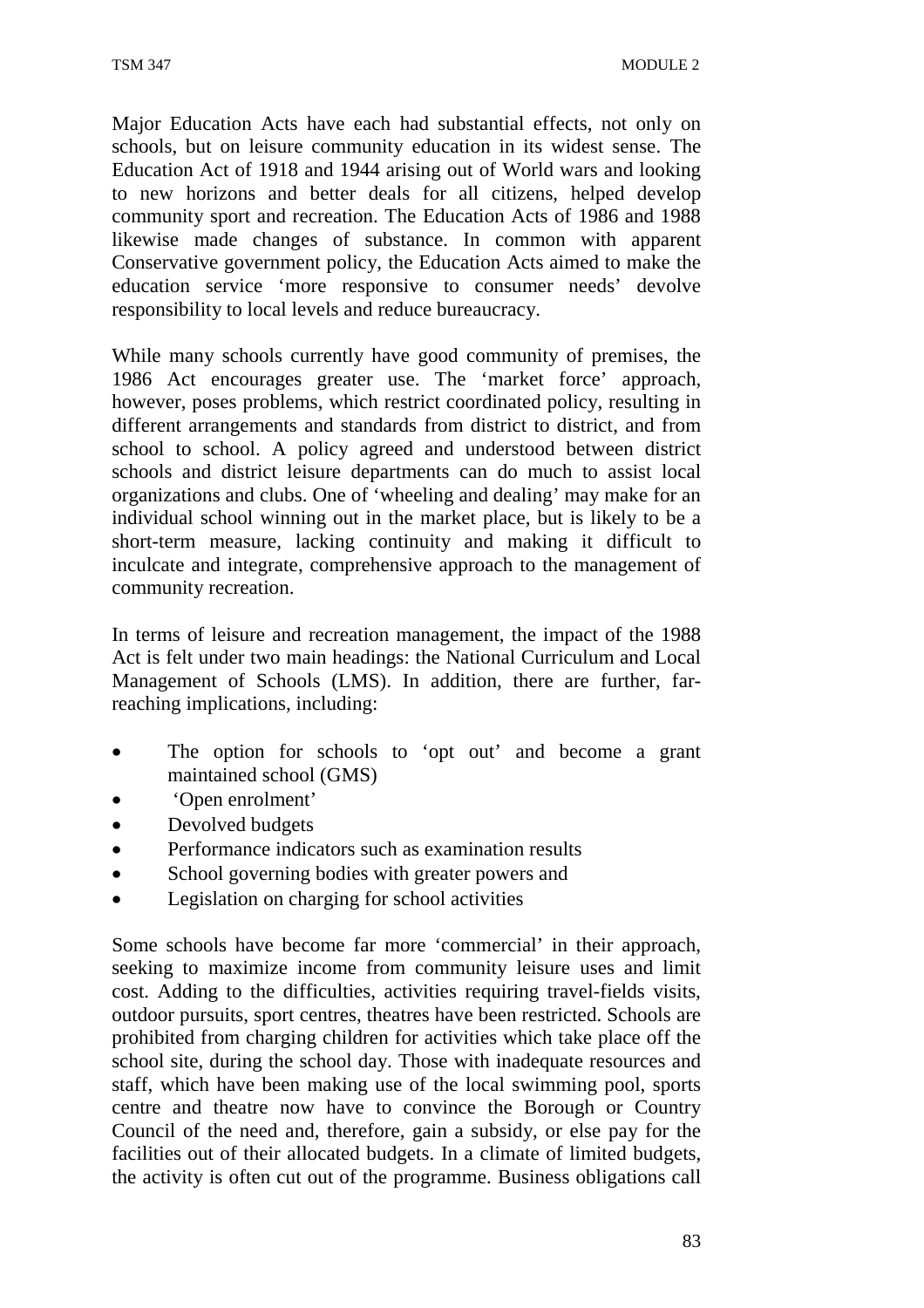Major Education Acts have each had substantial effects, not only on schools, but on leisure community education in its widest sense. The Education Act of 1918 and 1944 arising out of World wars and looking to new horizons and better deals for all citizens, helped develop community sport and recreation. The Education Acts of 1986 and 1988 likewise made changes of substance. In common with apparent Conservative government policy, the Education Acts aimed to make the education service 'more responsive to consumer needs' devolve responsibility to local levels and reduce bureaucracy.

While many schools currently have good community of premises, the 1986 Act encourages greater use. The 'market force' approach, however, poses problems, which restrict coordinated policy, resulting in different arrangements and standards from district to district, and from school to school. A policy agreed and understood between district schools and district leisure departments can do much to assist local organizations and clubs. One of 'wheeling and dealing' may make for an individual school winning out in the market place, but is likely to be a short-term measure, lacking continuity and making it difficult to inculcate and integrate, comprehensive approach to the management of community recreation.

In terms of leisure and recreation management, the impact of the 1988 Act is felt under two main headings: the National Curriculum and Local Management of Schools (LMS). In addition, there are further, far-reaching implications, including:

- The option for schools to 'opt out' and become a grant maintained school (GMS)
- 'Open enrolment'
- Devolved budgets
- Performance indicators such as examination results
- School governing bodies with greater powers and
- Legislation on charging for school activities

Some schools have become far more 'commercial' in their approach, seeking to maximize income from community leisure uses and limit cost. Adding to the difficulties, activities requiring travel-fields visits, outdoor pursuits, sport centres, theatres have been restricted. Schools are prohibited from charging children for activities which take place off the school site, during the school day. Those with inadequate resources and staff, which have been making use of the local swimming pool, sports centre and theatre now have to convince the Borough or Country Council of the need and, therefore, gain a subsidy, or else pay for the facilities out of their allocated budgets. In a climate of limited budgets, the activity is often cut out of the programme. Business obligations call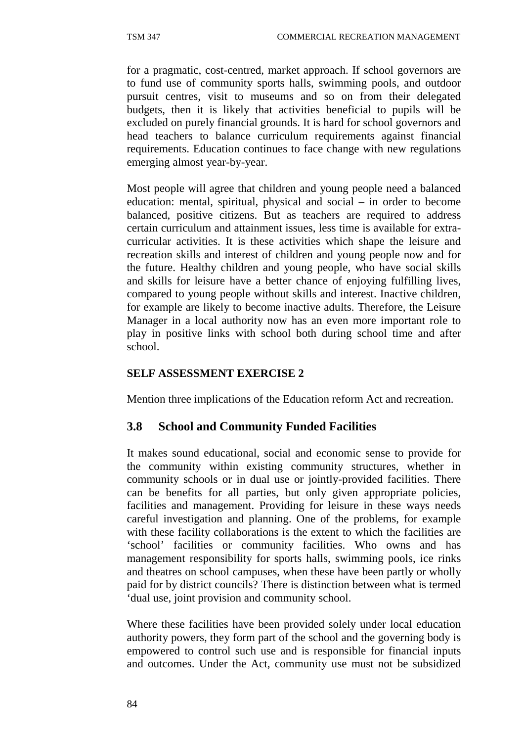for a pragmatic, cost-centred, market approach. If school governors are to fund use of community sports halls, swimming pools, and outdoor pursuit centres, visit to museums and so on from their delegated budgets, then it is likely that activities beneficial to pupils will be excluded on purely financial grounds. It is hard for school governors and head teachers to balance curriculum requirements against financial requirements. Education continues to face change with new regulations emerging almost year-by-year.

Most people will agree that children and young people need a balanced education: mental, spiritual, physical and social – in order to become balanced, positive citizens. But as teachers are required to address certain curriculum and attainment issues, less time is available for extra-curricular activities. It is these activities which shape the leisure and recreation skills and interest of children and young people now and for the future. Healthy children and young people, who have social skills and skills for leisure have a better chance of enjoying fulfilling lives, compared to young people without skills and interest. Inactive children, for example are likely to become inactive adults. Therefore, the Leisure Manager in a local authority now has an even more important role to play in positive links with school both during school time and after school.

**SELF ASSESSMENT EXERCISE 2**

Mention three implications of the Education reform Act and recreation.

## 3.8 School and Community Funded Facilities

It makes sound educational, social and economic sense to provide for the community within existing community structures, whether in community schools or in dual use or jointly-provided facilities. There can be benefits for all parties, but only given appropriate policies, facilities and management. Providing for leisure in these ways needs careful investigation and planning. One of the problems, for example with these facility collaborations is the extent to which the facilities are 'school' facilities or community facilities. Who owns and has management responsibility for sports halls, swimming pools, ice rinks and theatres on school campuses, when these have been partly or wholly paid for by district councils? There is distinction between what is termed 'dual use, joint provision and community school.

Where these facilities have been provided solely under local education authority powers, they form part of the school and the governing body is empowered to control such use and is responsible for financial inputs and outcomes. Under the Act, community use must not be subsidized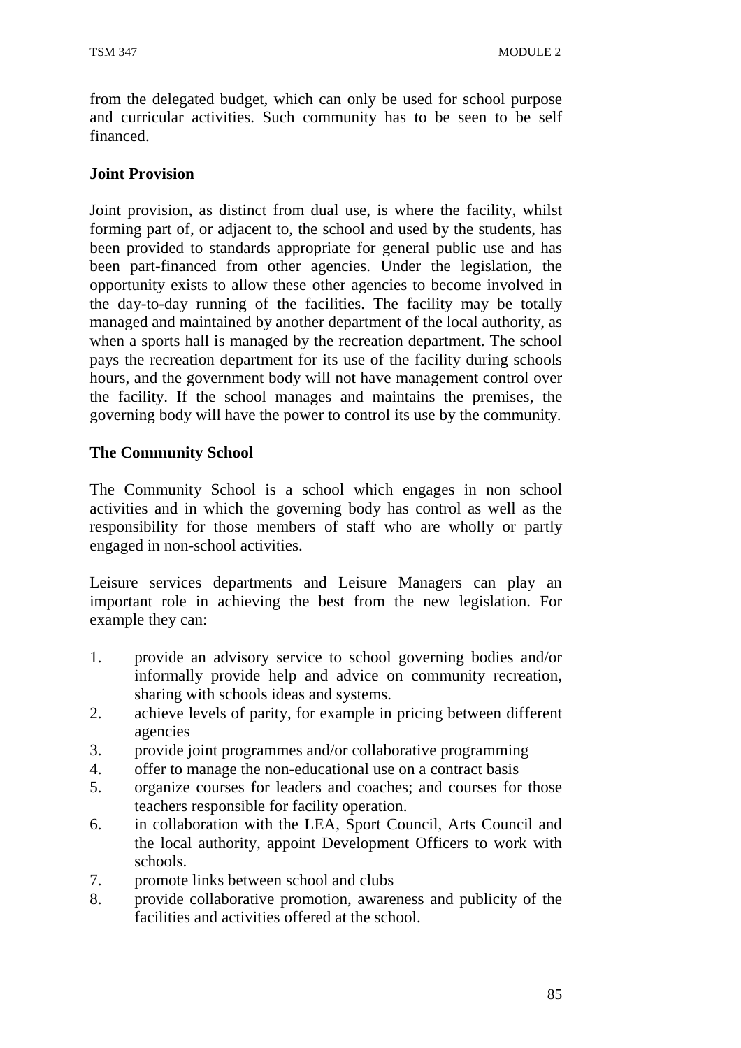from the delegated budget, which can only be used for school purpose and curricular activities. Such community has to be seen to be self financed.

**Joint Provision**

Joint provision, as distinct from dual use, is where the facility, whilst forming part of, or adjacent to, the school and used by the students, has been provided to standards appropriate for general public use and has been part-financed from other agencies. Under the legislation, the opportunity exists to allow these other agencies to become involved in the day-to-day running of the facilities. The facility may be totally managed and maintained by another department of the local authority, as when a sports hall is managed by the recreation department. The school pays the recreation department for its use of the facility during schools hours, and the government body will not have management control over the facility. If the school manages and maintains the premises, the governing body will have the power to control its use by the community.

**The Community School**

The Community School is a school which engages in non school activities and in which the governing body has control as well as the responsibility for those members of staff who are wholly or partly engaged in non-school activities.

Leisure services departments and Leisure Managers can play an important role in achieving the best from the new legislation. For example they can:

1. provide an advisory service to school governing bodies and/or informally provide help and advice on community recreation, sharing with schools ideas and systems.
2. achieve levels of parity, for example in pricing between different agencies
3. provide joint programmes and/or collaborative programming
4. offer to manage the non-educational use on a contract basis
5. organize courses for leaders and coaches; and courses for those teachers responsible for facility operation.
6. in collaboration with the LEA, Sport Council, Arts Council and the local authority, appoint Development Officers to work with schools.
7. promote links between school and clubs
8. provide collaborative promotion, awareness and publicity of the facilities and activities offered at the school.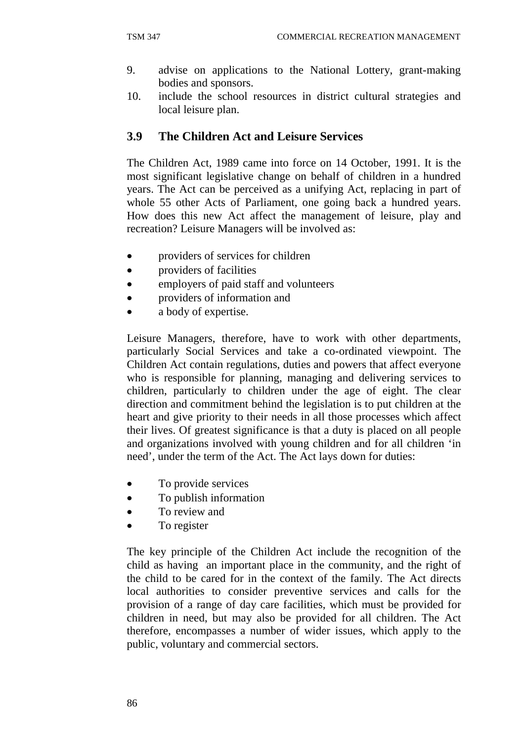9. advise on applications to the National Lottery, grant-making bodies and sponsors.
10. include the school resources in district cultural strategies and local leisure plan.

### 3.9 The Children Act and Leisure Services

The Children Act, 1989 came into force on 14 October, 1991. It is the most significant legislative change on behalf of children in a hundred years. The Act can be perceived as a unifying Act, replacing in part of whole 55 other Acts of Parliament, one going back a hundred years. How does this new Act affect the management of leisure, play and recreation? Leisure Managers will be involved as:

- providers of services for children
- providers of facilities
- employers of paid staff and volunteers
- providers of information and
- a body of expertise.

Leisure Managers, therefore, have to work with other departments, particularly Social Services and take a co-ordinated viewpoint. The Children Act contain regulations, duties and powers that affect everyone who is responsible for planning, managing and delivering services to children, particularly to children under the age of eight. The clear direction and commitment behind the legislation is to put children at the heart and give priority to their needs in all those processes which affect their lives. Of greatest significance is that a duty is placed on all people and organizations involved with young children and for all children 'in need', under the term of the Act. The Act lays down for duties:

- To provide services
- To publish information
- To review and
- To register

The key principle of the Children Act include the recognition of the child as having an important place in the community, and the right of the child to be cared for in the context of the family. The Act directs local authorities to consider preventive services and calls for the provision of a range of day care facilities, which must be provided for children in need, but may also be provided for all children. The Act therefore, encompasses a number of wider issues, which apply to the public, voluntary and commercial sectors.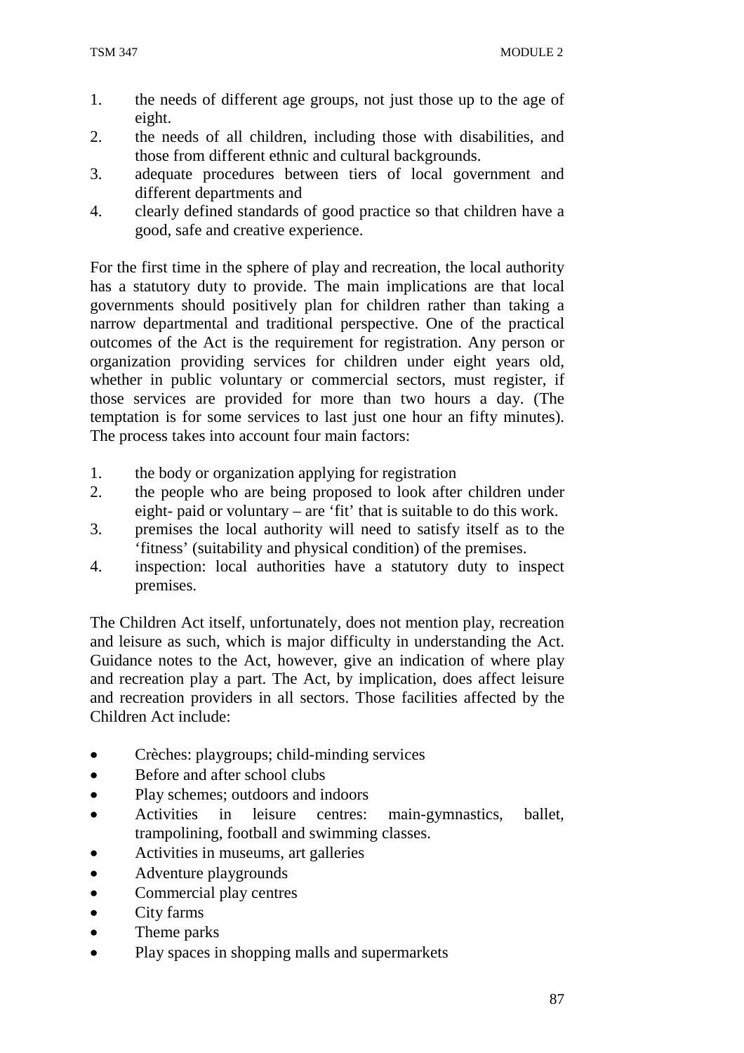1. the needs of different age groups, not just those up to the age of eight.
2. the needs of all children, including those with disabilities, and those from different ethnic and cultural backgrounds.
3. adequate procedures between tiers of local government and different departments and
4. clearly defined standards of good practice so that children have a good, safe and creative experience.

For the first time in the sphere of play and recreation, the local authority has a statutory duty to provide. The main implications are that local governments should positively plan for children rather than taking a narrow departmental and traditional perspective. One of the practical outcomes of the Act is the requirement for registration. Any person or organization providing services for children under eight years old, whether in public voluntary or commercial sectors, must register, if those services are provided for more than two hours a day. (The temptation is for some services to last just one hour an fifty minutes). The process takes into account four main factors:

1. the body or organization applying for registration
2. the people who are being proposed to look after children under eight- paid or voluntary – are 'fit' that is suitable to do this work.
3. premises the local authority will need to satisfy itself as to the 'fitness' (suitability and physical condition) of the premises.
4. inspection: local authorities have a statutory duty to inspect premises.

The Children Act itself, unfortunately, does not mention play, recreation and leisure as such, which is major difficulty in understanding the Act. Guidance notes to the Act, however, give an indication of where play and recreation play a part. The Act, by implication, does affect leisure and recreation providers in all sectors. Those facilities affected by the Children Act include:

- Crèches: playgroups; child-minding services
- Before and after school clubs
- Play schemes; outdoors and indoors
- Activities in leisure centres: main-gymnastics, ballet, trampolining, football and swimming classes.
- Activities in museums, art galleries
- Adventure playgrounds
- Commercial play centres
- City farms
- Theme parks
- Play spaces in shopping malls and supermarkets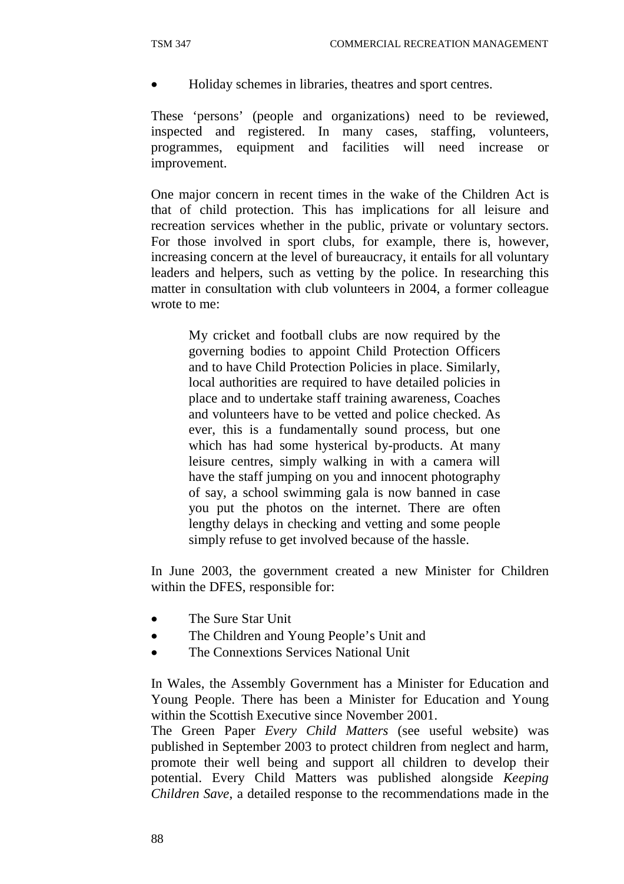- Holiday schemes in libraries, theatres and sport centres.

These 'persons' (people and organizations) need to be reviewed, inspected and registered. In many cases, staffing, volunteers, programmes, equipment and facilities will need increase or improvement.

One major concern in recent times in the wake of the Children Act is that of child protection. This has implications for all leisure and recreation services whether in the public, private or voluntary sectors. For those involved in sport clubs, for example, there is, however, increasing concern at the level of bureaucracy, it entails for all voluntary leaders and helpers, such as vetting by the police. In researching this matter in consultation with club volunteers in 2004, a former colleague wrote to me:

> My cricket and football clubs are now required by the governing bodies to appoint Child Protection Officers and to have Child Protection Policies in place. Similarly, local authorities are required to have detailed policies in place and to undertake staff training awareness, Coaches and volunteers have to be vetted and police checked. As ever, this is a fundamentally sound process, but one which has had some hysterical by-products. At many leisure centres, simply walking in with a camera will have the staff jumping on you and innocent photography of say, a school swimming gala is now banned in case you put the photos on the internet. There are often lengthy delays in checking and vetting and some people simply refuse to get involved because of the hassle.

In June 2003, the government created a new Minister for Children within the DFES, responsible for:

- The Sure Star Unit
- The Children and Young People's Unit and
- The Connextions Services National Unit

In Wales, the Assembly Government has a Minister for Education and Young People. There has been a Minister for Education and Young within the Scottish Executive since November 2001.

The Green Paper *Every Child Matters* (see useful website) was published in September 2003 to protect children from neglect and harm, promote their well being and support all children to develop their potential. Every Child Matters was published alongside *Keeping Children Save*, a detailed response to the recommendations made in the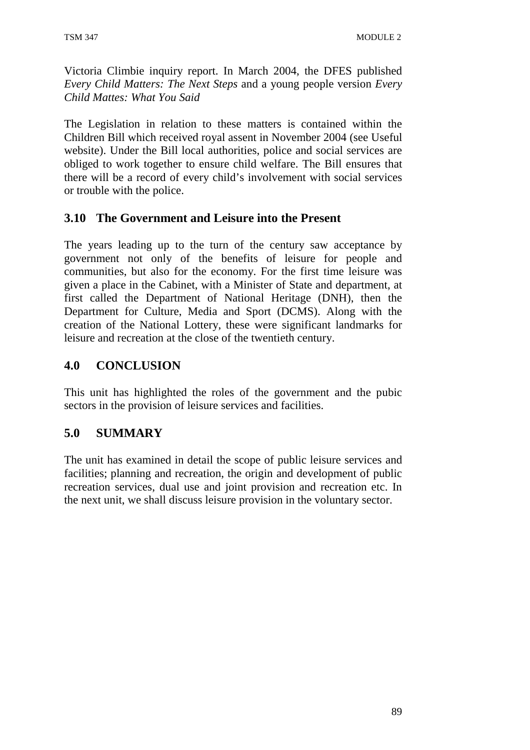Victoria Climbie inquiry report. In March 2004, the DFES published *Every Child Matters: The Next Steps* and a young people version *Every Child Mattes: What You Said*

The Legislation in relation to these matters is contained within the Children Bill which received royal assent in November 2004 (see Useful website). Under the Bill local authorities, police and social services are obliged to work together to ensure child welfare. The Bill ensures that there will be a record of every child's involvement with social services or trouble with the police.

### 3.10 The Government and Leisure into the Present

The years leading up to the turn of the century saw acceptance by government not only of the benefits of leisure for people and communities, but also for the economy. For the first time leisure was given a place in the Cabinet, with a Minister of State and department, at first called the Department of National Heritage (DNH), then the Department for Culture, Media and Sport (DCMS). Along with the creation of the National Lottery, these were significant landmarks for leisure and recreation at the close of the twentieth century.

## 4.0 CONCLUSION

This unit has highlighted the roles of the government and the pubic sectors in the provision of leisure services and facilities.

## 5.0 SUMMARY

The unit has examined in detail the scope of public leisure services and facilities; planning and recreation, the origin and development of public recreation services, dual use and joint provision and recreation etc. In the next unit, we shall discuss leisure provision in the voluntary sector.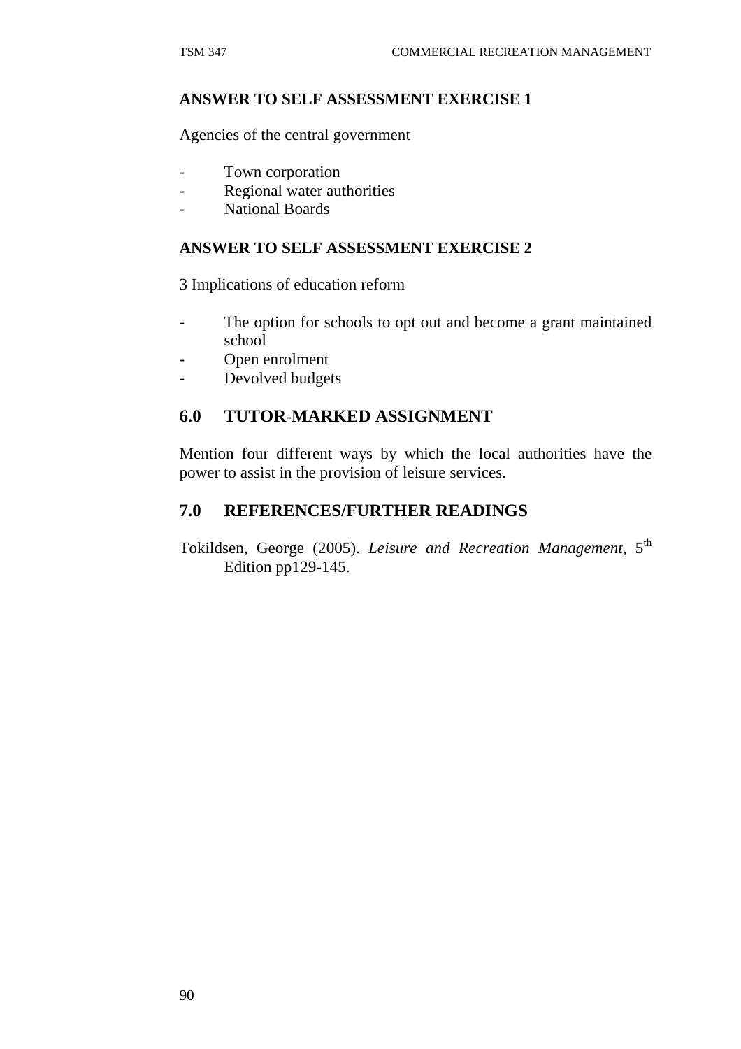**ANSWER TO SELF ASSESSMENT EXERCISE 1**

Agencies of the central government

- Town corporation
- Regional water authorities
- National Boards

**ANSWER TO SELF ASSESSMENT EXERCISE 2**

3 Implications of education reform

- The option for schools to opt out and become a grant maintained school
- Open enrolment
- Devolved budgets

## 6.0 TUTOR-MARKED ASSIGNMENT

Mention four different ways by which the local authorities have the power to assist in the provision of leisure services.

## 7.0 REFERENCES/FURTHER READINGS

Tokildsen, George (2005). *Leisure and Recreation Management*, 5th Edition pp129-145.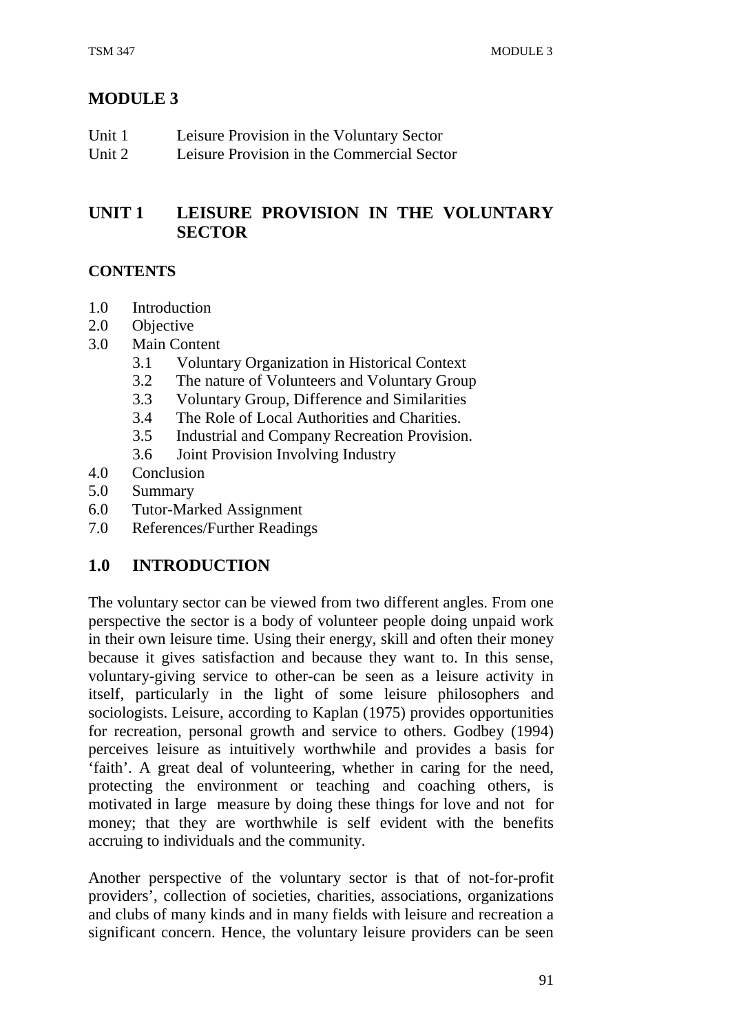# MODULE 3

Unit 1 Leisure Provision in the Voluntary Sector
Unit 2 Leisure Provision in the Commercial Sector

## UNIT 1 LEISURE PROVISION IN THE VOLUNTARY SECTOR

**CONTENTS**

- 1.0 Introduction
- 2.0 Objective
- 3.0 Main Content
  - 3.1 Voluntary Organization in Historical Context
  - 3.2 The nature of Volunteers and Voluntary Group
  - 3.3 Voluntary Group, Difference and Similarities
  - 3.4 The Role of Local Authorities and Charities.
  - 3.5 Industrial and Company Recreation Provision.
  - 3.6 Joint Provision Involving Industry
- 4.0 Conclusion
- 5.0 Summary
- 6.0 Tutor-Marked Assignment
- 7.0 References/Further Readings

## 1.0 INTRODUCTION

The voluntary sector can be viewed from two different angles. From one perspective the sector is a body of volunteer people doing unpaid work in their own leisure time. Using their energy, skill and often their money because it gives satisfaction and because they want to. In this sense, voluntary-giving service to other-can be seen as a leisure activity in itself, particularly in the light of some leisure philosophers and sociologists. Leisure, according to Kaplan (1975) provides opportunities for recreation, personal growth and service to others. Godbey (1994) perceives leisure as intuitively worthwhile and provides a basis for 'faith'. A great deal of volunteering, whether in caring for the need, protecting the environment or teaching and coaching others, is motivated in large measure by doing these things for love and not for money; that they are worthwhile is self evident with the benefits accruing to individuals and the community.

Another perspective of the voluntary sector is that of not-for-profit providers', collection of societies, charities, associations, organizations and clubs of many kinds and in many fields with leisure and recreation a significant concern. Hence, the voluntary leisure providers can be seen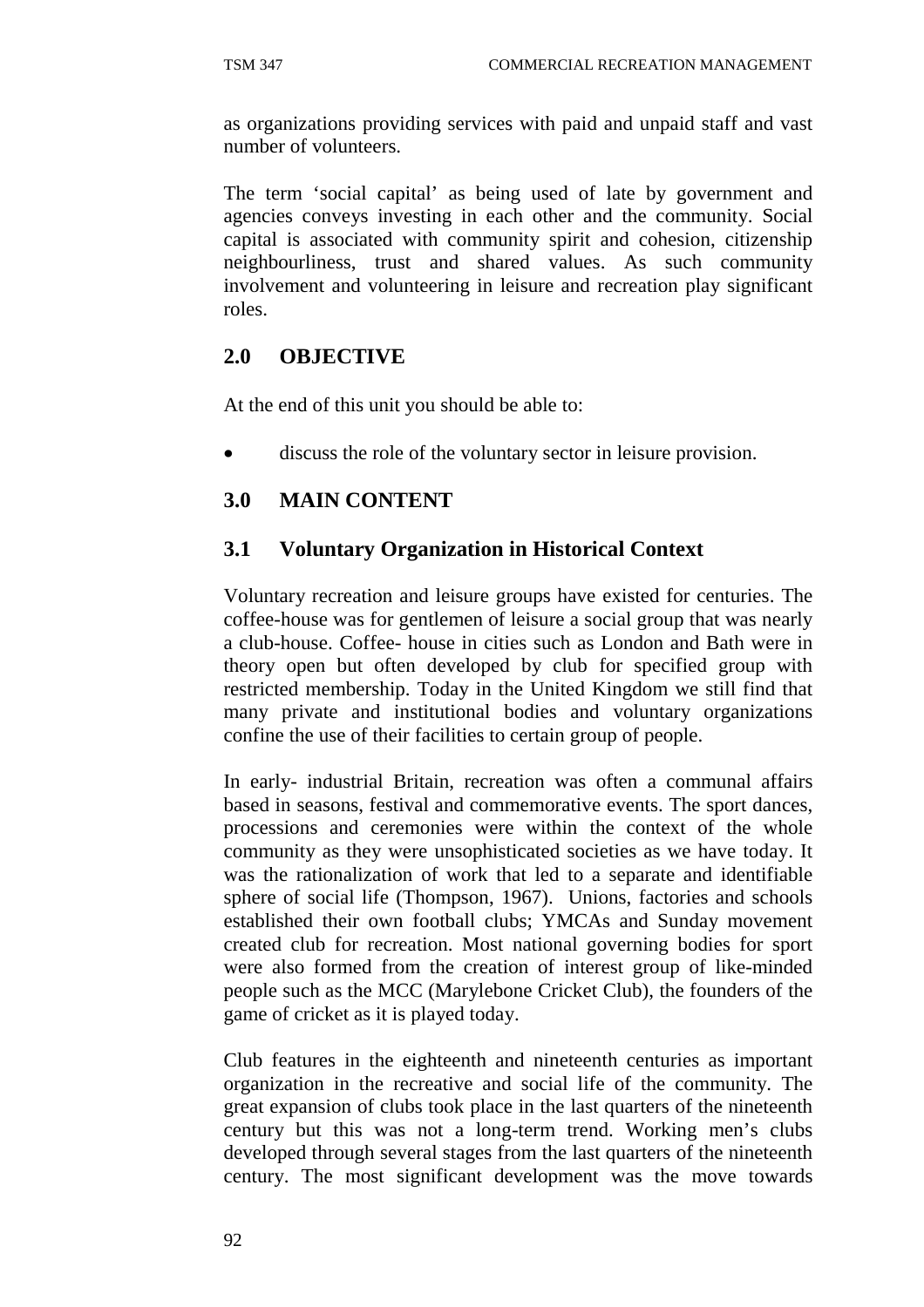as organizations providing services with paid and unpaid staff and vast number of volunteers.

The term 'social capital' as being used of late by government and agencies conveys investing in each other and the community. Social capital is associated with community spirit and cohesion, citizenship neighbourliness, trust and shared values. As such community involvement and volunteering in leisure and recreation play significant roles.

## 2.0 OBJECTIVE

At the end of this unit you should be able to:

- discuss the role of the voluntary sector in leisure provision.

## 3.0 MAIN CONTENT

### 3.1 Voluntary Organization in Historical Context

Voluntary recreation and leisure groups have existed for centuries. The coffee-house was for gentlemen of leisure a social group that was nearly a club-house. Coffee- house in cities such as London and Bath were in theory open but often developed by club for specified group with restricted membership. Today in the United Kingdom we still find that many private and institutional bodies and voluntary organizations confine the use of their facilities to certain group of people.

In early- industrial Britain, recreation was often a communal affairs based in seasons, festival and commemorative events. The sport dances, processions and ceremonies were within the context of the whole community as they were unsophisticated societies as we have today. It was the rationalization of work that led to a separate and identifiable sphere of social life (Thompson, 1967). Unions, factories and schools established their own football clubs; YMCAs and Sunday movement created club for recreation. Most national governing bodies for sport were also formed from the creation of interest group of like-minded people such as the MCC (Marylebone Cricket Club), the founders of the game of cricket as it is played today.

Club features in the eighteenth and nineteenth centuries as important organization in the recreative and social life of the community. The great expansion of clubs took place in the last quarters of the nineteenth century but this was not a long-term trend. Working men's clubs developed through several stages from the last quarters of the nineteenth century. The most significant development was the move towards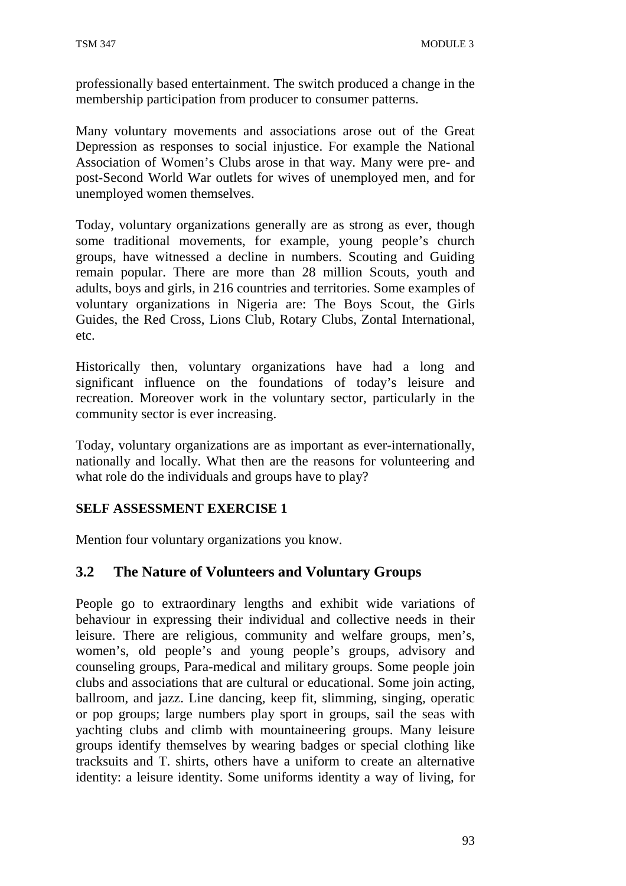professionally based entertainment. The switch produced a change in the membership participation from producer to consumer patterns.

Many voluntary movements and associations arose out of the Great Depression as responses to social injustice. For example the National Association of Women's Clubs arose in that way. Many were pre- and post-Second World War outlets for wives of unemployed men, and for unemployed women themselves.

Today, voluntary organizations generally are as strong as ever, though some traditional movements, for example, young people's church groups, have witnessed a decline in numbers. Scouting and Guiding remain popular. There are more than 28 million Scouts, youth and adults, boys and girls, in 216 countries and territories. Some examples of voluntary organizations in Nigeria are: The Boys Scout, the Girls Guides, the Red Cross, Lions Club, Rotary Clubs, Zontal International, etc.

Historically then, voluntary organizations have had a long and significant influence on the foundations of today's leisure and recreation. Moreover work in the voluntary sector, particularly in the community sector is ever increasing.

Today, voluntary organizations are as important as ever-internationally, nationally and locally. What then are the reasons for volunteering and what role do the individuals and groups have to play?

**SELF ASSESSMENT EXERCISE 1**

Mention four voluntary organizations you know.

## 3.2 The Nature of Volunteers and Voluntary Groups

People go to extraordinary lengths and exhibit wide variations of behaviour in expressing their individual and collective needs in their leisure. There are religious, community and welfare groups, men's, women's, old people's and young people's groups, advisory and counseling groups, Para-medical and military groups. Some people join clubs and associations that are cultural or educational. Some join acting, ballroom, and jazz. Line dancing, keep fit, slimming, singing, operatic or pop groups; large numbers play sport in groups, sail the seas with yachting clubs and climb with mountaineering groups. Many leisure groups identify themselves by wearing badges or special clothing like tracksuits and T. shirts, others have a uniform to create an alternative identity: a leisure identity. Some uniforms identity a way of living, for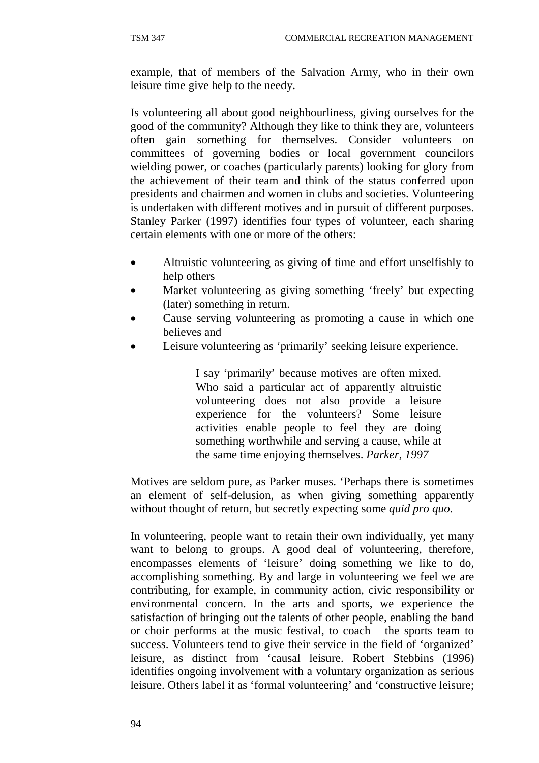example, that of members of the Salvation Army, who in their own leisure time give help to the needy.

Is volunteering all about good neighbourliness, giving ourselves for the good of the community? Although they like to think they are, volunteers often gain something for themselves. Consider volunteers on committees of governing bodies or local government councilors wielding power, or coaches (particularly parents) looking for glory from the achievement of their team and think of the status conferred upon presidents and chairmen and women in clubs and societies. Volunteering is undertaken with different motives and in pursuit of different purposes. Stanley Parker (1997) identifies four types of volunteer, each sharing certain elements with one or more of the others:

- Altruistic volunteering as giving of time and effort unselfishly to help others
- Market volunteering as giving something 'freely' but expecting (later) something in return.
- Cause serving volunteering as promoting a cause in which one believes and
- Leisure volunteering as 'primarily' seeking leisure experience.

> I say 'primarily' because motives are often mixed. Who said a particular act of apparently altruistic volunteering does not also provide a leisure experience for the volunteers? Some leisure activities enable people to feel they are doing something worthwhile and serving a cause, while at the same time enjoying themselves. *Parker, 1997*

Motives are seldom pure, as Parker muses. 'Perhaps there is sometimes an element of self-delusion, as when giving something apparently without thought of return, but secretly expecting some *quid pro quo*.

In volunteering, people want to retain their own individually, yet many want to belong to groups. A good deal of volunteering, therefore, encompasses elements of 'leisure' doing something we like to do, accomplishing something. By and large in volunteering we feel we are contributing, for example, in community action, civic responsibility or environmental concern. In the arts and sports, we experience the satisfaction of bringing out the talents of other people, enabling the band or choir performs at the music festival, to coach the sports team to success. Volunteers tend to give their service in the field of 'organized' leisure, as distinct from 'causal leisure. Robert Stebbins (1996) identifies ongoing involvement with a voluntary organization as serious leisure. Others label it as 'formal volunteering' and 'constructive leisure;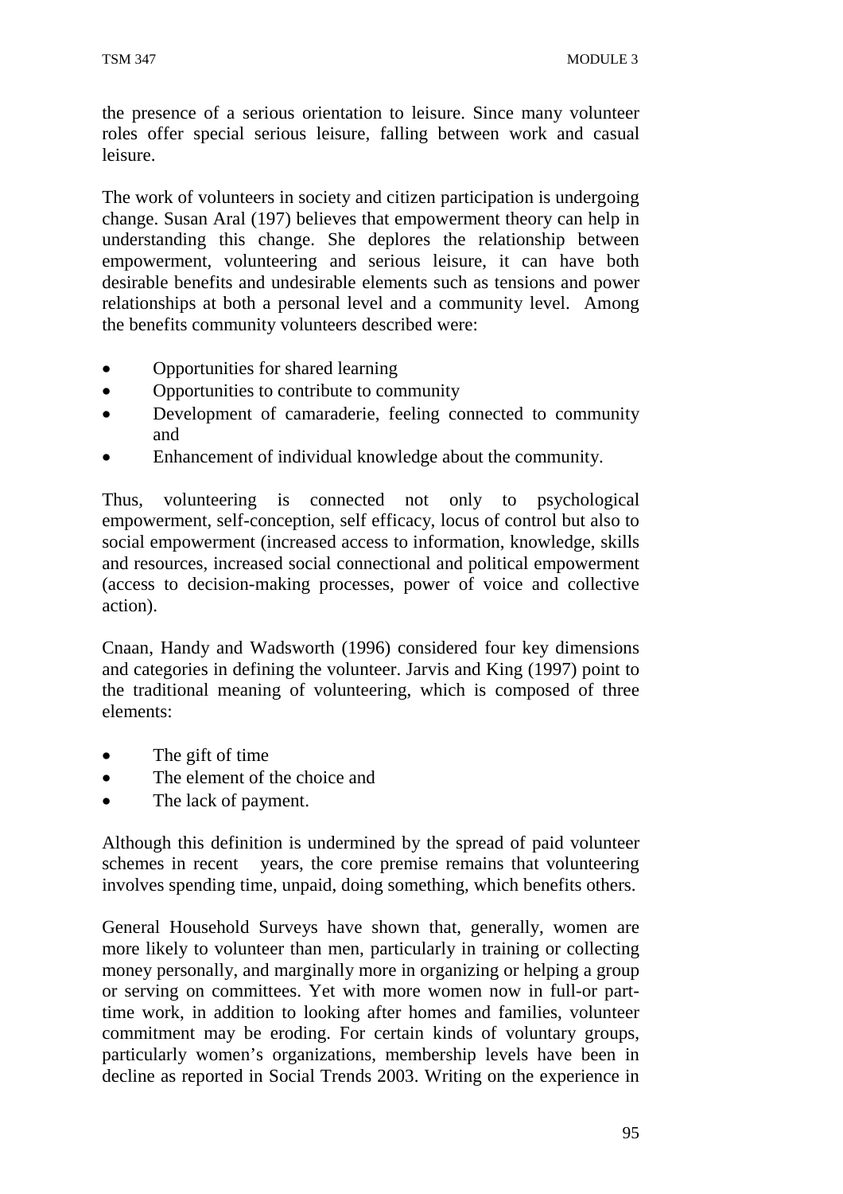the presence of a serious orientation to leisure. Since many volunteer roles offer special serious leisure, falling between work and casual leisure.

The work of volunteers in society and citizen participation is undergoing change. Susan Aral (197) believes that empowerment theory can help in understanding this change. She deplores the relationship between empowerment, volunteering and serious leisure, it can have both desirable benefits and undesirable elements such as tensions and power relationships at both a personal level and a community level. Among the benefits community volunteers described were:

- Opportunities for shared learning
- Opportunities to contribute to community
- Development of camaraderie, feeling connected to community and
- Enhancement of individual knowledge about the community.

Thus, volunteering is connected not only to psychological empowerment, self-conception, self efficacy, locus of control but also to social empowerment (increased access to information, knowledge, skills and resources, increased social connectional and political empowerment (access to decision-making processes, power of voice and collective action).

Cnaan, Handy and Wadsworth (1996) considered four key dimensions and categories in defining the volunteer. Jarvis and King (1997) point to the traditional meaning of volunteering, which is composed of three elements:

- The gift of time
- The element of the choice and
- The lack of payment.

Although this definition is undermined by the spread of paid volunteer schemes in recent years, the core premise remains that volunteering involves spending time, unpaid, doing something, which benefits others.

General Household Surveys have shown that, generally, women are more likely to volunteer than men, particularly in training or collecting money personally, and marginally more in organizing or helping a group or serving on committees. Yet with more women now in full-or part-time work, in addition to looking after homes and families, volunteer commitment may be eroding. For certain kinds of voluntary groups, particularly women's organizations, membership levels have been in decline as reported in Social Trends 2003. Writing on the experience in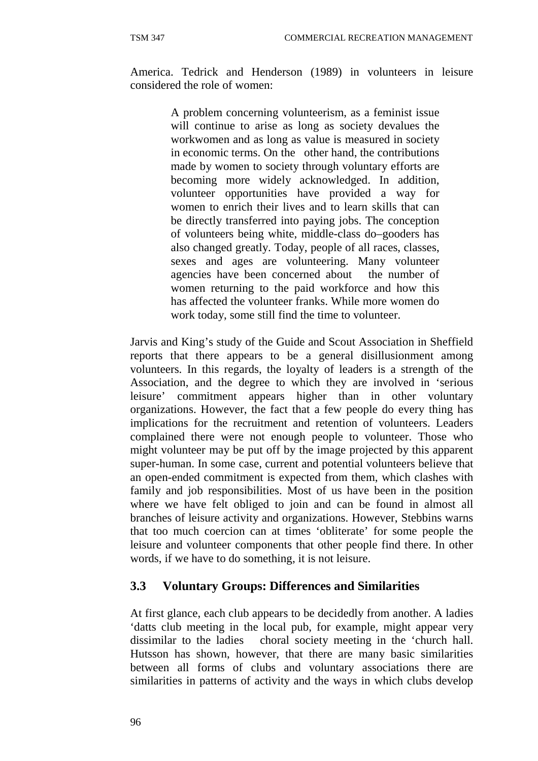America. Tedrick and Henderson (1989) in volunteers in leisure considered the role of women:

> A problem concerning volunteerism, as a feminist issue will continue to arise as long as society devalues the workwomen and as long as value is measured in society in economic terms. On the other hand, the contributions made by women to society through voluntary efforts are becoming more widely acknowledged. In addition, volunteer opportunities have provided a way for women to enrich their lives and to learn skills that can be directly transferred into paying jobs. The conception of volunteers being white, middle-class do–gooders has also changed greatly. Today, people of all races, classes, sexes and ages are volunteering. Many volunteer agencies have been concerned about the number of women returning to the paid workforce and how this has affected the volunteer franks. While more women do work today, some still find the time to volunteer.

Jarvis and King's study of the Guide and Scout Association in Sheffield reports that there appears to be a general disillusionment among volunteers. In this regards, the loyalty of leaders is a strength of the Association, and the degree to which they are involved in 'serious leisure' commitment appears higher than in other voluntary organizations. However, the fact that a few people do every thing has implications for the recruitment and retention of volunteers. Leaders complained there were not enough people to volunteer. Those who might volunteer may be put off by the image projected by this apparent super-human. In some case, current and potential volunteers believe that an open-ended commitment is expected from them, which clashes with family and job responsibilities. Most of us have been in the position where we have felt obliged to join and can be found in almost all branches of leisure activity and organizations. However, Stebbins warns that too much coercion can at times 'obliterate' for some people the leisure and volunteer components that other people find there. In other words, if we have to do something, it is not leisure.

## 3.3 Voluntary Groups: Differences and Similarities

At first glance, each club appears to be decidedly from another. A ladies 'datts club meeting in the local pub, for example, might appear very dissimilar to the ladies choral society meeting in the 'church hall. Hutsson has shown, however, that there are many basic similarities between all forms of clubs and voluntary associations there are similarities in patterns of activity and the ways in which clubs develop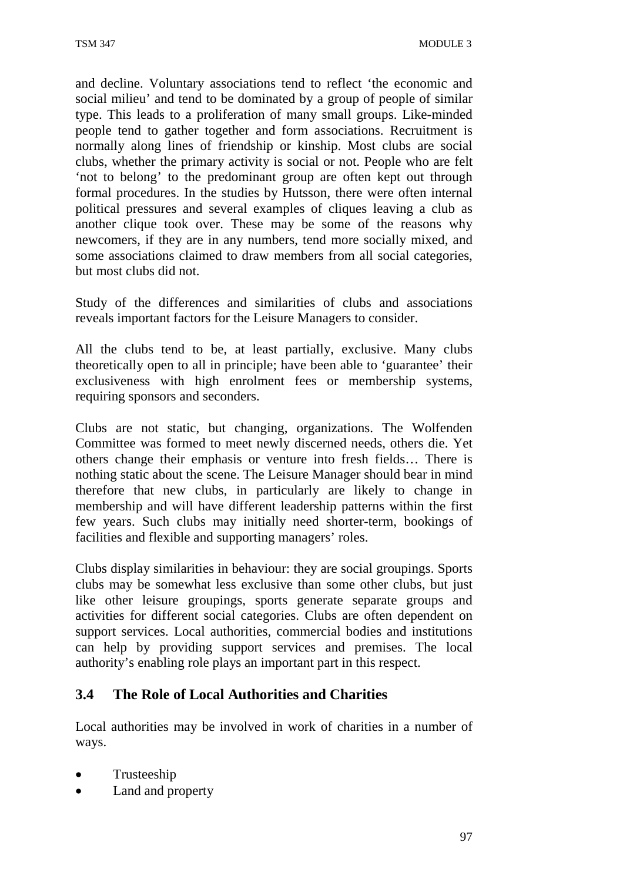and decline. Voluntary associations tend to reflect 'the economic and social milieu' and tend to be dominated by a group of people of similar type. This leads to a proliferation of many small groups. Like-minded people tend to gather together and form associations. Recruitment is normally along lines of friendship or kinship. Most clubs are social clubs, whether the primary activity is social or not. People who are felt 'not to belong' to the predominant group are often kept out through formal procedures. In the studies by Hutsson, there were often internal political pressures and several examples of cliques leaving a club as another clique took over. These may be some of the reasons why newcomers, if they are in any numbers, tend more socially mixed, and some associations claimed to draw members from all social categories, but most clubs did not.

Study of the differences and similarities of clubs and associations reveals important factors for the Leisure Managers to consider.

All the clubs tend to be, at least partially, exclusive. Many clubs theoretically open to all in principle; have been able to 'guarantee' their exclusiveness with high enrolment fees or membership systems, requiring sponsors and seconders.

Clubs are not static, but changing, organizations. The Wolfenden Committee was formed to meet newly discerned needs, others die. Yet others change their emphasis or venture into fresh fields… There is nothing static about the scene. The Leisure Manager should bear in mind therefore that new clubs, in particularly are likely to change in membership and will have different leadership patterns within the first few years. Such clubs may initially need shorter-term, bookings of facilities and flexible and supporting managers' roles.

Clubs display similarities in behaviour: they are social groupings. Sports clubs may be somewhat less exclusive than some other clubs, but just like other leisure groupings, sports generate separate groups and activities for different social categories. Clubs are often dependent on support services. Local authorities, commercial bodies and institutions can help by providing support services and premises. The local authority's enabling role plays an important part in this respect.

## 3.4 The Role of Local Authorities and Charities

Local authorities may be involved in work of charities in a number of ways.

- Trusteeship
- Land and property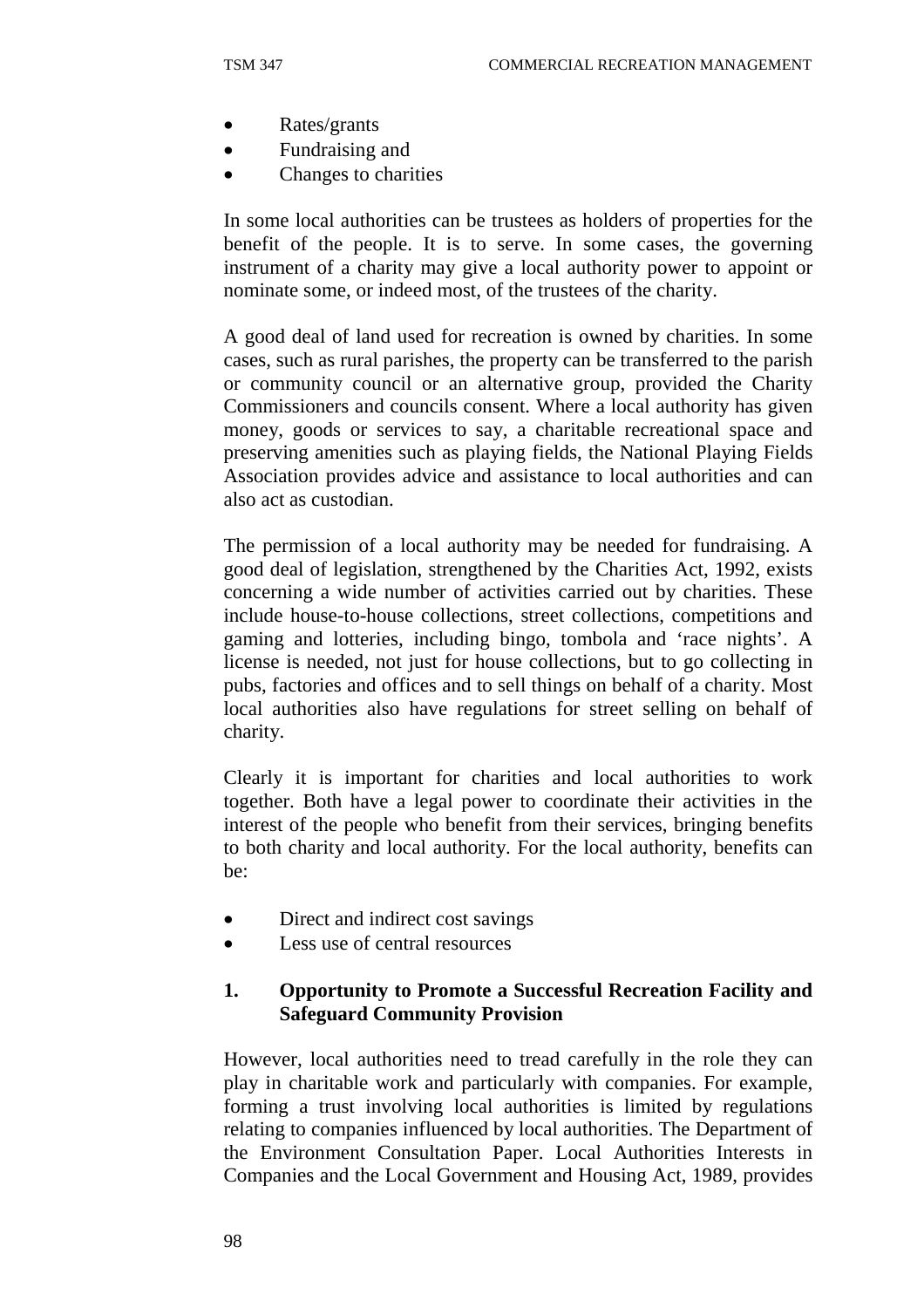- Rates/grants
- Fundraising and
- Changes to charities

In some local authorities can be trustees as holders of properties for the benefit of the people. It is to serve. In some cases, the governing instrument of a charity may give a local authority power to appoint or nominate some, or indeed most, of the trustees of the charity.

A good deal of land used for recreation is owned by charities. In some cases, such as rural parishes, the property can be transferred to the parish or community council or an alternative group, provided the Charity Commissioners and councils consent. Where a local authority has given money, goods or services to say, a charitable recreational space and preserving amenities such as playing fields, the National Playing Fields Association provides advice and assistance to local authorities and can also act as custodian.

The permission of a local authority may be needed for fundraising. A good deal of legislation, strengthened by the Charities Act, 1992, exists concerning a wide number of activities carried out by charities. These include house-to-house collections, street collections, competitions and gaming and lotteries, including bingo, tombola and 'race nights'. A license is needed, not just for house collections, but to go collecting in pubs, factories and offices and to sell things on behalf of a charity. Most local authorities also have regulations for street selling on behalf of charity.

Clearly it is important for charities and local authorities to work together. Both have a legal power to coordinate their activities in the interest of the people who benefit from their services, bringing benefits to both charity and local authority. For the local authority, benefits can be:

- Direct and indirect cost savings
- Less use of central resources

**1. Opportunity to Promote a Successful Recreation Facility and Safeguard Community Provision**

However, local authorities need to tread carefully in the role they can play in charitable work and particularly with companies. For example, forming a trust involving local authorities is limited by regulations relating to companies influenced by local authorities. The Department of the Environment Consultation Paper. Local Authorities Interests in Companies and the Local Government and Housing Act, 1989, provides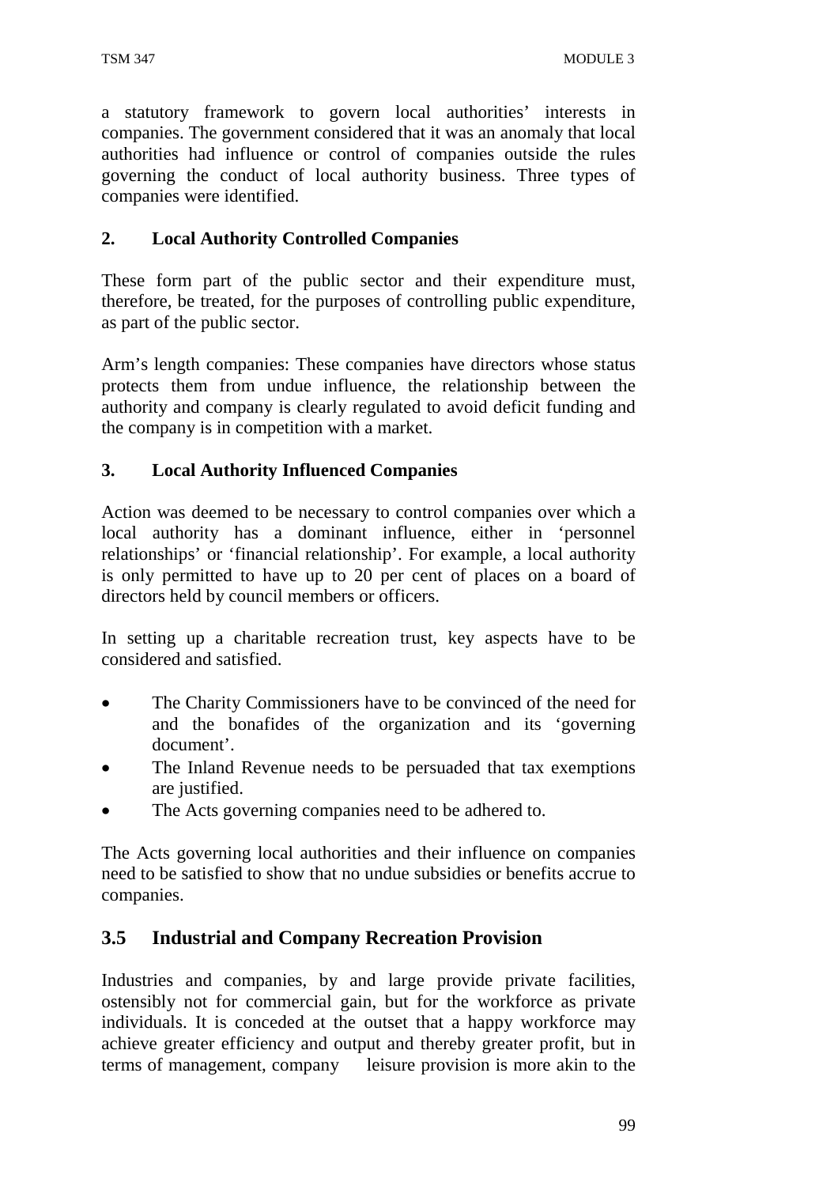a statutory framework to govern local authorities' interests in companies. The government considered that it was an anomaly that local authorities had influence or control of companies outside the rules governing the conduct of local authority business. Three types of companies were identified.

**2. Local Authority Controlled Companies**

These form part of the public sector and their expenditure must, therefore, be treated, for the purposes of controlling public expenditure, as part of the public sector.

Arm's length companies: These companies have directors whose status protects them from undue influence, the relationship between the authority and company is clearly regulated to avoid deficit funding and the company is in competition with a market.

**3. Local Authority Influenced Companies**

Action was deemed to be necessary to control companies over which a local authority has a dominant influence, either in 'personnel relationships' or 'financial relationship'. For example, a local authority is only permitted to have up to 20 per cent of places on a board of directors held by council members or officers.

In setting up a charitable recreation trust, key aspects have to be considered and satisfied.

- The Charity Commissioners have to be convinced of the need for and the bonafides of the organization and its 'governing document'.
- The Inland Revenue needs to be persuaded that tax exemptions are justified.
- The Acts governing companies need to be adhered to.

The Acts governing local authorities and their influence on companies need to be satisfied to show that no undue subsidies or benefits accrue to companies.

## 3.5 Industrial and Company Recreation Provision

Industries and companies, by and large provide private facilities, ostensibly not for commercial gain, but for the workforce as private individuals. It is conceded at the outset that a happy workforce may achieve greater efficiency and output and thereby greater profit, but in terms of management, company leisure provision is more akin to the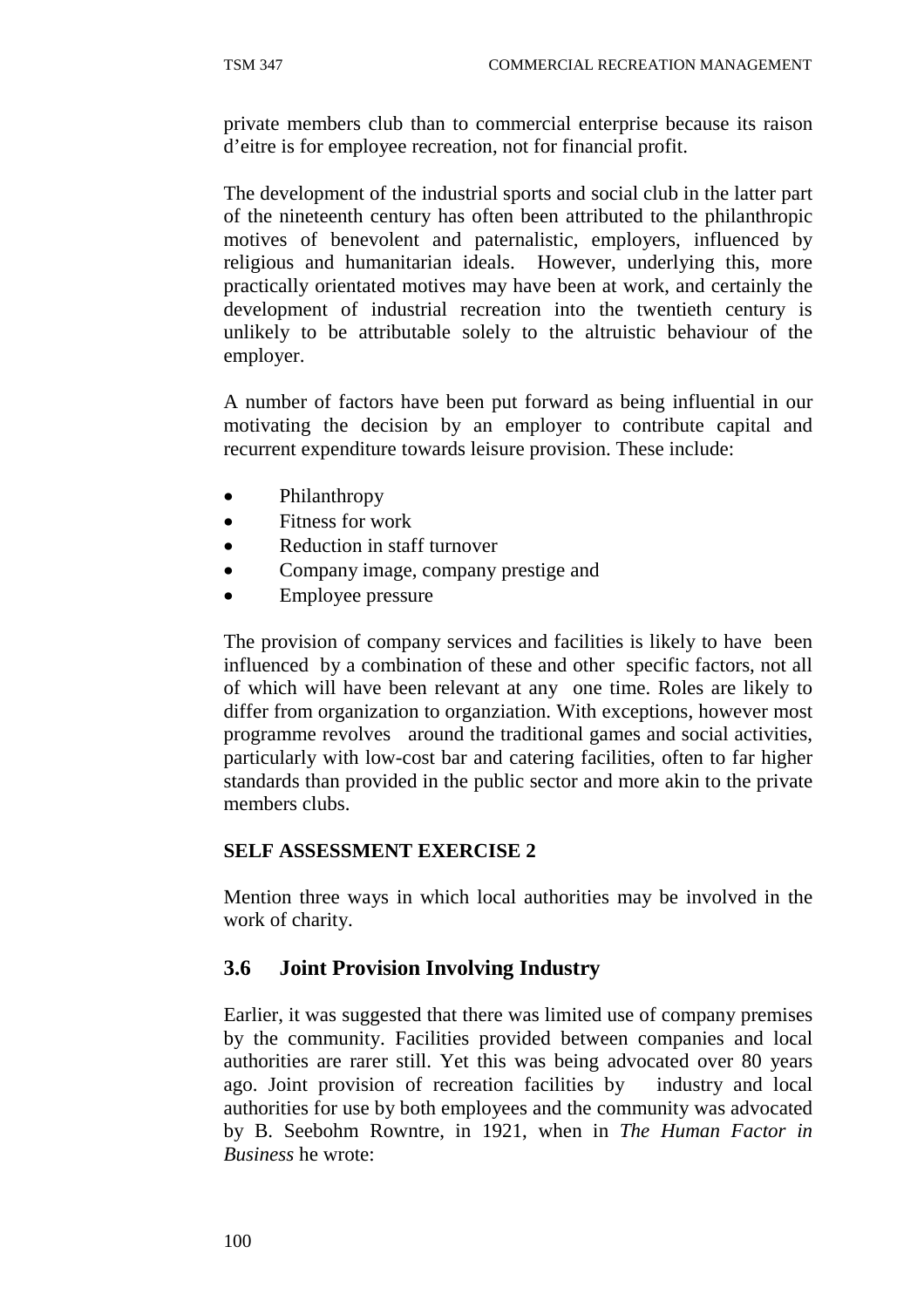private members club than to commercial enterprise because its raison d'eitre is for employee recreation, not for financial profit.

The development of the industrial sports and social club in the latter part of the nineteenth century has often been attributed to the philanthropic motives of benevolent and paternalistic, employers, influenced by religious and humanitarian ideals. However, underlying this, more practically orientated motives may have been at work, and certainly the development of industrial recreation into the twentieth century is unlikely to be attributable solely to the altruistic behaviour of the employer.

A number of factors have been put forward as being influential in our motivating the decision by an employer to contribute capital and recurrent expenditure towards leisure provision. These include:

- Philanthropy
- Fitness for work
- Reduction in staff turnover
- Company image, company prestige and
- Employee pressure

The provision of company services and facilities is likely to have been influenced by a combination of these and other specific factors, not all of which will have been relevant at any one time. Roles are likely to differ from organization to organziation. With exceptions, however most programme revolves around the traditional games and social activities, particularly with low-cost bar and catering facilities, often to far higher standards than provided in the public sector and more akin to the private members clubs.

**SELF ASSESSMENT EXERCISE 2**

Mention three ways in which local authorities may be involved in the work of charity.

## 3.6 Joint Provision Involving Industry

Earlier, it was suggested that there was limited use of company premises by the community. Facilities provided between companies and local authorities are rarer still. Yet this was being advocated over 80 years ago. Joint provision of recreation facilities by industry and local authorities for use by both employees and the community was advocated by B. Seebohm Rowntre, in 1921, when in *The Human Factor in Business* he wrote: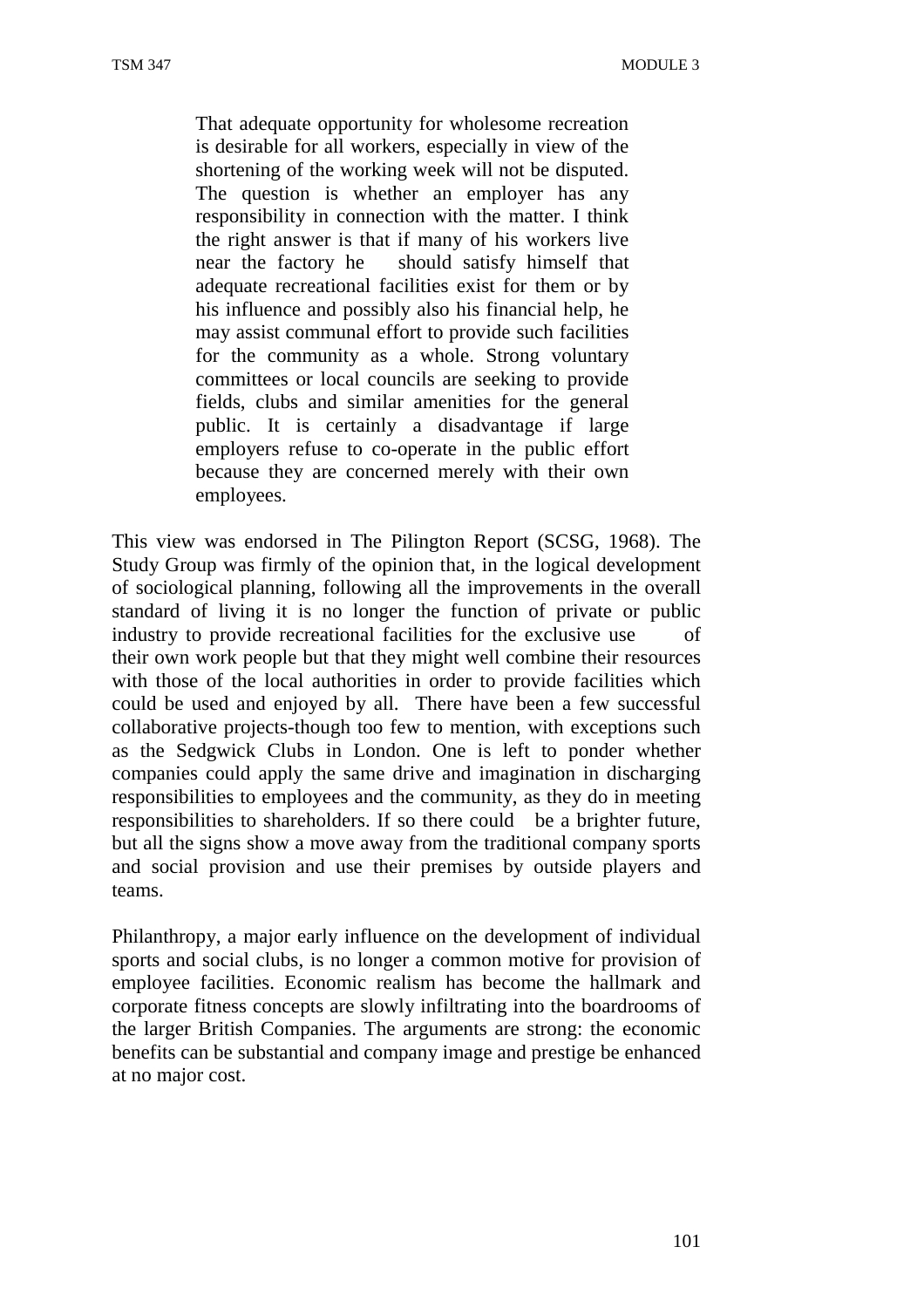> That adequate opportunity for wholesome recreation is desirable for all workers, especially in view of the shortening of the working week will not be disputed. The question is whether an employer has any responsibility in connection with the matter. I think the right answer is that if many of his workers live near the factory he should satisfy himself that adequate recreational facilities exist for them or by his influence and possibly also his financial help, he may assist communal effort to provide such facilities for the community as a whole. Strong voluntary committees or local councils are seeking to provide fields, clubs and similar amenities for the general public. It is certainly a disadvantage if large employers refuse to co-operate in the public effort because they are concerned merely with their own employees.

This view was endorsed in The Pilington Report (SCSG, 1968). The Study Group was firmly of the opinion that, in the logical development of sociological planning, following all the improvements in the overall standard of living it is no longer the function of private or public industry to provide recreational facilities for the exclusive use of their own work people but that they might well combine their resources with those of the local authorities in order to provide facilities which could be used and enjoyed by all. There have been a few successful collaborative projects-though too few to mention, with exceptions such as the Sedgwick Clubs in London. One is left to ponder whether companies could apply the same drive and imagination in discharging responsibilities to employees and the community, as they do in meeting responsibilities to shareholders. If so there could be a brighter future, but all the signs show a move away from the traditional company sports and social provision and use their premises by outside players and teams.

Philanthropy, a major early influence on the development of individual sports and social clubs, is no longer a common motive for provision of employee facilities. Economic realism has become the hallmark and corporate fitness concepts are slowly infiltrating into the boardrooms of the larger British Companies. The arguments are strong: the economic benefits can be substantial and company image and prestige be enhanced at no major cost.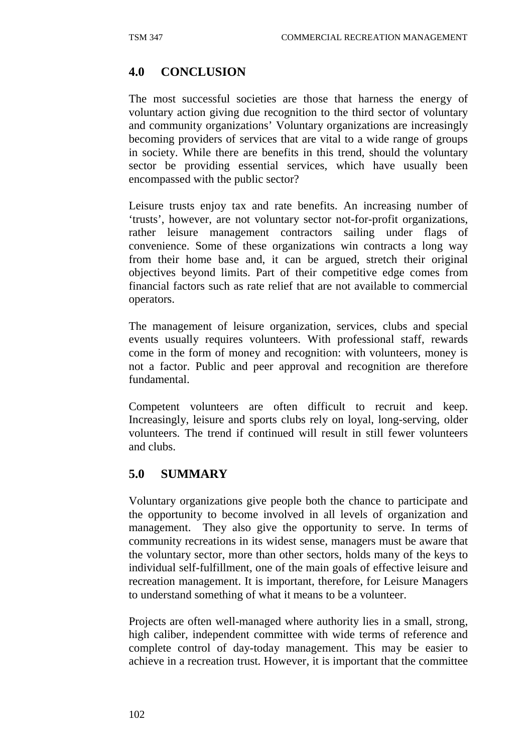## 4.0 CONCLUSION

The most successful societies are those that harness the energy of voluntary action giving due recognition to the third sector of voluntary and community organizations' Voluntary organizations are increasingly becoming providers of services that are vital to a wide range of groups in society. While there are benefits in this trend, should the voluntary sector be providing essential services, which have usually been encompassed with the public sector?

Leisure trusts enjoy tax and rate benefits. An increasing number of 'trusts', however, are not voluntary sector not-for-profit organizations, rather leisure management contractors sailing under flags of convenience. Some of these organizations win contracts a long way from their home base and, it can be argued, stretch their original objectives beyond limits. Part of their competitive edge comes from financial factors such as rate relief that are not available to commercial operators.

The management of leisure organization, services, clubs and special events usually requires volunteers. With professional staff, rewards come in the form of money and recognition: with volunteers, money is not a factor. Public and peer approval and recognition are therefore fundamental.

Competent volunteers are often difficult to recruit and keep. Increasingly, leisure and sports clubs rely on loyal, long-serving, older volunteers. The trend if continued will result in still fewer volunteers and clubs.

## 5.0 SUMMARY

Voluntary organizations give people both the chance to participate and the opportunity to become involved in all levels of organization and management. They also give the opportunity to serve. In terms of community recreations in its widest sense, managers must be aware that the voluntary sector, more than other sectors, holds many of the keys to individual self-fulfillment, one of the main goals of effective leisure and recreation management. It is important, therefore, for Leisure Managers to understand something of what it means to be a volunteer.

Projects are often well-managed where authority lies in a small, strong, high caliber, independent committee with wide terms of reference and complete control of day-today management. This may be easier to achieve in a recreation trust. However, it is important that the committee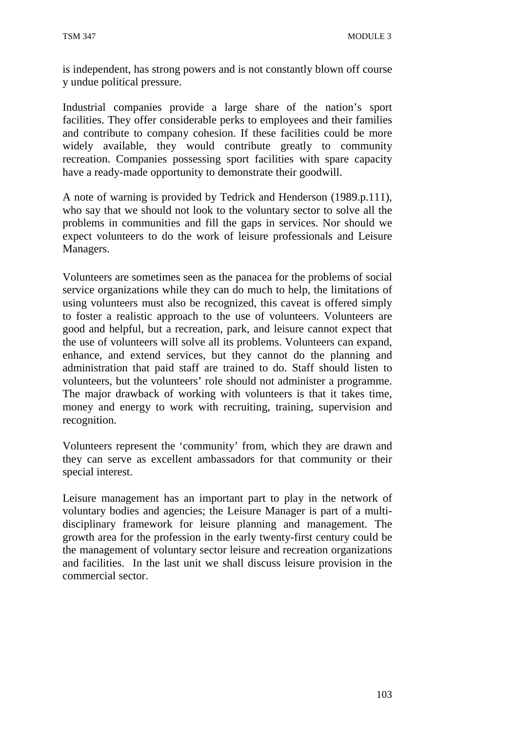is independent, has strong powers and is not constantly blown off course y undue political pressure.

Industrial companies provide a large share of the nation's sport facilities. They offer considerable perks to employees and their families and contribute to company cohesion. If these facilities could be more widely available, they would contribute greatly to community recreation. Companies possessing sport facilities with spare capacity have a ready-made opportunity to demonstrate their goodwill.

A note of warning is provided by Tedrick and Henderson (1989.p.111), who say that we should not look to the voluntary sector to solve all the problems in communities and fill the gaps in services. Nor should we expect volunteers to do the work of leisure professionals and Leisure Managers.

Volunteers are sometimes seen as the panacea for the problems of social service organizations while they can do much to help, the limitations of using volunteers must also be recognized, this caveat is offered simply to foster a realistic approach to the use of volunteers. Volunteers are good and helpful, but a recreation, park, and leisure cannot expect that the use of volunteers will solve all its problems. Volunteers can expand, enhance, and extend services, but they cannot do the planning and administration that paid staff are trained to do. Staff should listen to volunteers, but the volunteers' role should not administer a programme. The major drawback of working with volunteers is that it takes time, money and energy to work with recruiting, training, supervision and recognition.

Volunteers represent the 'community' from, which they are drawn and they can serve as excellent ambassadors for that community or their special interest.

Leisure management has an important part to play in the network of voluntary bodies and agencies; the Leisure Manager is part of a multi-disciplinary framework for leisure planning and management. The growth area for the profession in the early twenty-first century could be the management of voluntary sector leisure and recreation organizations and facilities. In the last unit we shall discuss leisure provision in the commercial sector.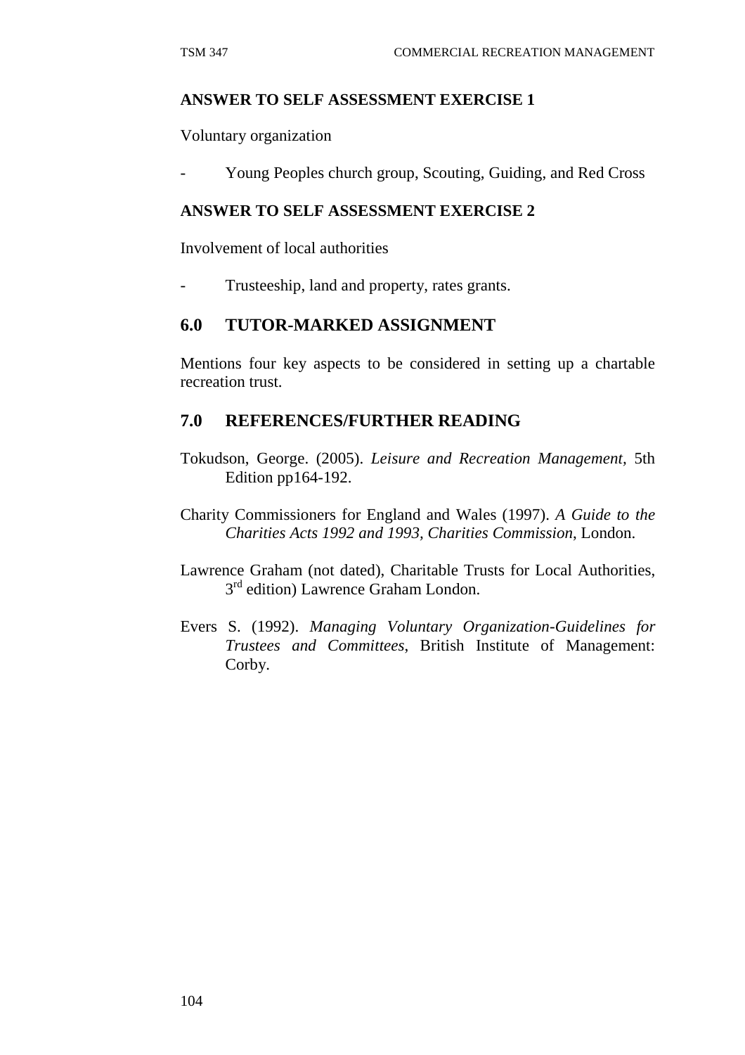**ANSWER TO SELF ASSESSMENT EXERCISE 1**

Voluntary organization

- Young Peoples church group, Scouting, Guiding, and Red Cross

**ANSWER TO SELF ASSESSMENT EXERCISE 2**

Involvement of local authorities

- Trusteeship, land and property, rates grants.

## 6.0 TUTOR-MARKED ASSIGNMENT

Mentions four key aspects to be considered in setting up a chartable recreation trust.

## 7.0 REFERENCES/FURTHER READING

Tokudson, George. (2005). *Leisure and Recreation Management,* 5th Edition pp164-192.

Charity Commissioners for England and Wales (1997). *A Guide to the Charities Acts 1992 and 1993, Charities Commission*, London.

Lawrence Graham (not dated), Charitable Trusts for Local Authorities, 3rd edition) Lawrence Graham London.

Evers S. (1992). *Managing Voluntary Organization-Guidelines for Trustees and Committees*, British Institute of Management: Corby.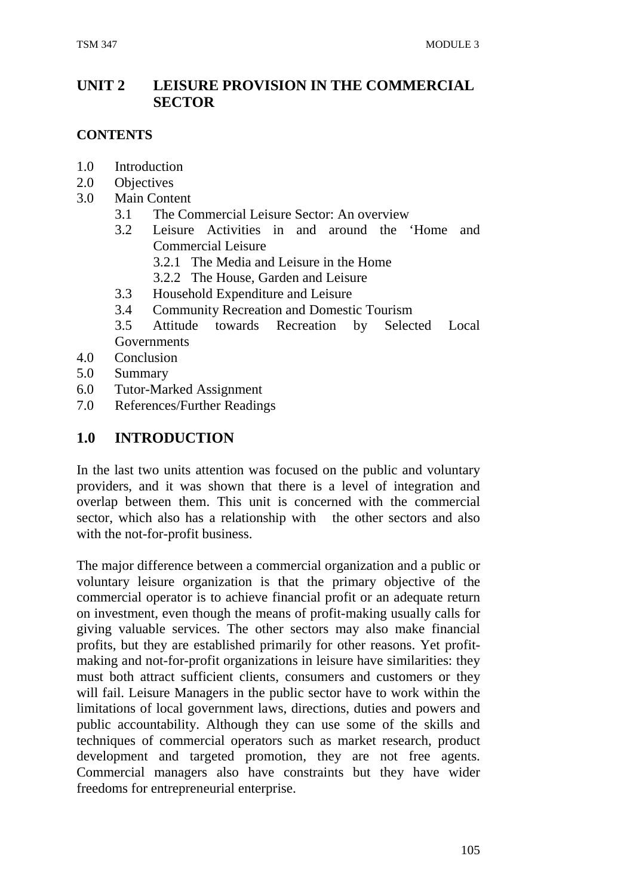## UNIT 2 LEISURE PROVISION IN THE COMMERCIAL SECTOR

### CONTENTS

- 1.0 Introduction
- 2.0 Objectives
- 3.0 Main Content
    - 3.1 The Commercial Leisure Sector: An overview
    - 3.2 Leisure Activities in and around the 'Home and Commercial Leisure
        - 3.2.1 The Media and Leisure in the Home
        - 3.2.2 The House, Garden and Leisure
    - 3.3 Household Expenditure and Leisure
    - 3.4 Community Recreation and Domestic Tourism
    - 3.5 Attitude towards Recreation by Selected Local Governments
- 4.0 Conclusion
- 5.0 Summary
- 6.0 Tutor-Marked Assignment
- 7.0 References/Further Readings

## 1.0 INTRODUCTION

In the last two units attention was focused on the public and voluntary providers, and it was shown that there is a level of integration and overlap between them. This unit is concerned with the commercial sector, which also has a relationship with the other sectors and also with the not-for-profit business.

The major difference between a commercial organization and a public or voluntary leisure organization is that the primary objective of the commercial operator is to achieve financial profit or an adequate return on investment, even though the means of profit-making usually calls for giving valuable services. The other sectors may also make financial profits, but they are established primarily for other reasons. Yet profit-making and not-for-profit organizations in leisure have similarities: they must both attract sufficient clients, consumers and customers or they will fail. Leisure Managers in the public sector have to work within the limitations of local government laws, directions, duties and powers and public accountability. Although they can use some of the skills and techniques of commercial operators such as market research, product development and targeted promotion, they are not free agents. Commercial managers also have constraints but they have wider freedoms for entrepreneurial enterprise.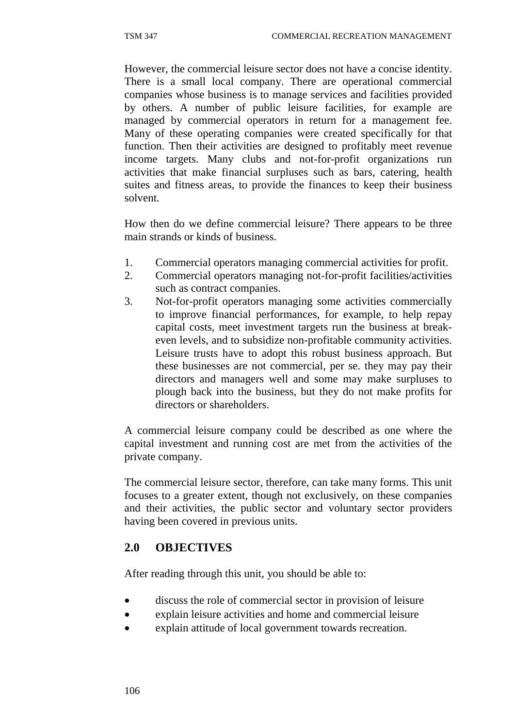However, the commercial leisure sector does not have a concise identity. There is a small local company. There are operational commercial companies whose business is to manage services and facilities provided by others. A number of public leisure facilities, for example are managed by commercial operators in return for a management fee. Many of these operating companies were created specifically for that function. Then their activities are designed to profitably meet revenue income targets. Many clubs and not-for-profit organizations run activities that make financial surpluses such as bars, catering, health suites and fitness areas, to provide the finances to keep their business solvent.

How then do we define commercial leisure? There appears to be three main strands or kinds of business.

1. Commercial operators managing commercial activities for profit.
2. Commercial operators managing not-for-profit facilities/activities such as contract companies.
3. Not-for-profit operators managing some activities commercially to improve financial performances, for example, to help repay capital costs, meet investment targets run the business at break-even levels, and to subsidize non-profitable community activities. Leisure trusts have to adopt this robust business approach. But these businesses are not commercial, per se. they may pay their directors and managers well and some may make surpluses to plough back into the business, but they do not make profits for directors or shareholders.

A commercial leisure company could be described as one where the capital investment and running cost are met from the activities of the private company.

The commercial leisure sector, therefore, can take many forms. This unit focuses to a greater extent, though not exclusively, on these companies and their activities, the public sector and voluntary sector providers having been covered in previous units.

## 2.0 OBJECTIVES

After reading through this unit, you should be able to:

- discuss the role of commercial sector in provision of leisure
- explain leisure activities and home and commercial leisure
- explain attitude of local government towards recreation.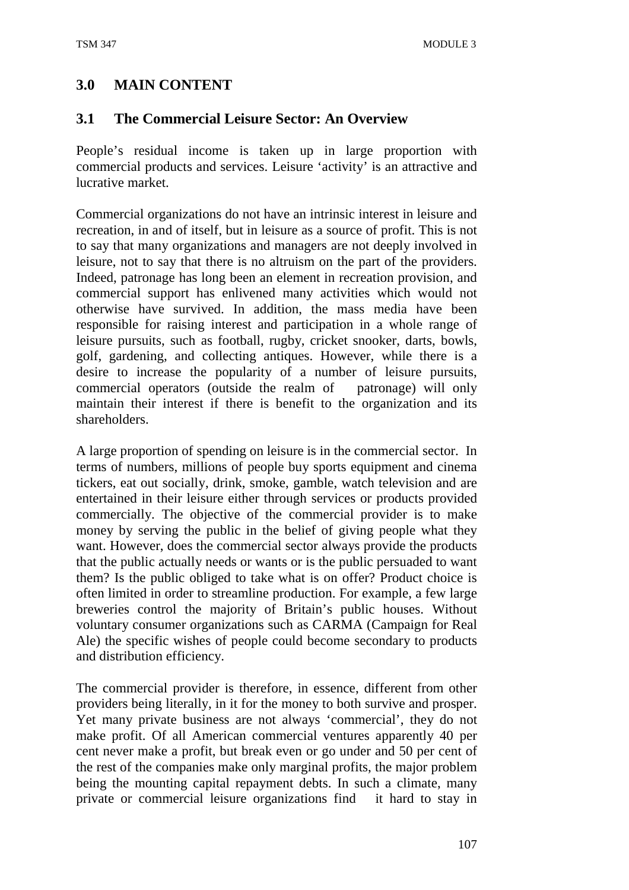## 3.0 MAIN CONTENT

### 3.1 The Commercial Leisure Sector: An Overview

People's residual income is taken up in large proportion with commercial products and services. Leisure 'activity' is an attractive and lucrative market.

Commercial organizations do not have an intrinsic interest in leisure and recreation, in and of itself, but in leisure as a source of profit. This is not to say that many organizations and managers are not deeply involved in leisure, not to say that there is no altruism on the part of the providers. Indeed, patronage has long been an element in recreation provision, and commercial support has enlivened many activities which would not otherwise have survived. In addition, the mass media have been responsible for raising interest and participation in a whole range of leisure pursuits, such as football, rugby, cricket snooker, darts, bowls, golf, gardening, and collecting antiques. However, while there is a desire to increase the popularity of a number of leisure pursuits, commercial operators (outside the realm of patronage) will only maintain their interest if there is benefit to the organization and its shareholders.

A large proportion of spending on leisure is in the commercial sector. In terms of numbers, millions of people buy sports equipment and cinema tickers, eat out socially, drink, smoke, gamble, watch television and are entertained in their leisure either through services or products provided commercially. The objective of the commercial provider is to make money by serving the public in the belief of giving people what they want. However, does the commercial sector always provide the products that the public actually needs or wants or is the public persuaded to want them? Is the public obliged to take what is on offer? Product choice is often limited in order to streamline production. For example, a few large breweries control the majority of Britain's public houses. Without voluntary consumer organizations such as CARMA (Campaign for Real Ale) the specific wishes of people could become secondary to products and distribution efficiency.

The commercial provider is therefore, in essence, different from other providers being literally, in it for the money to both survive and prosper. Yet many private business are not always 'commercial', they do not make profit. Of all American commercial ventures apparently 40 per cent never make a profit, but break even or go under and 50 per cent of the rest of the companies make only marginal profits, the major problem being the mounting capital repayment debts. In such a climate, many private or commercial leisure organizations find it hard to stay in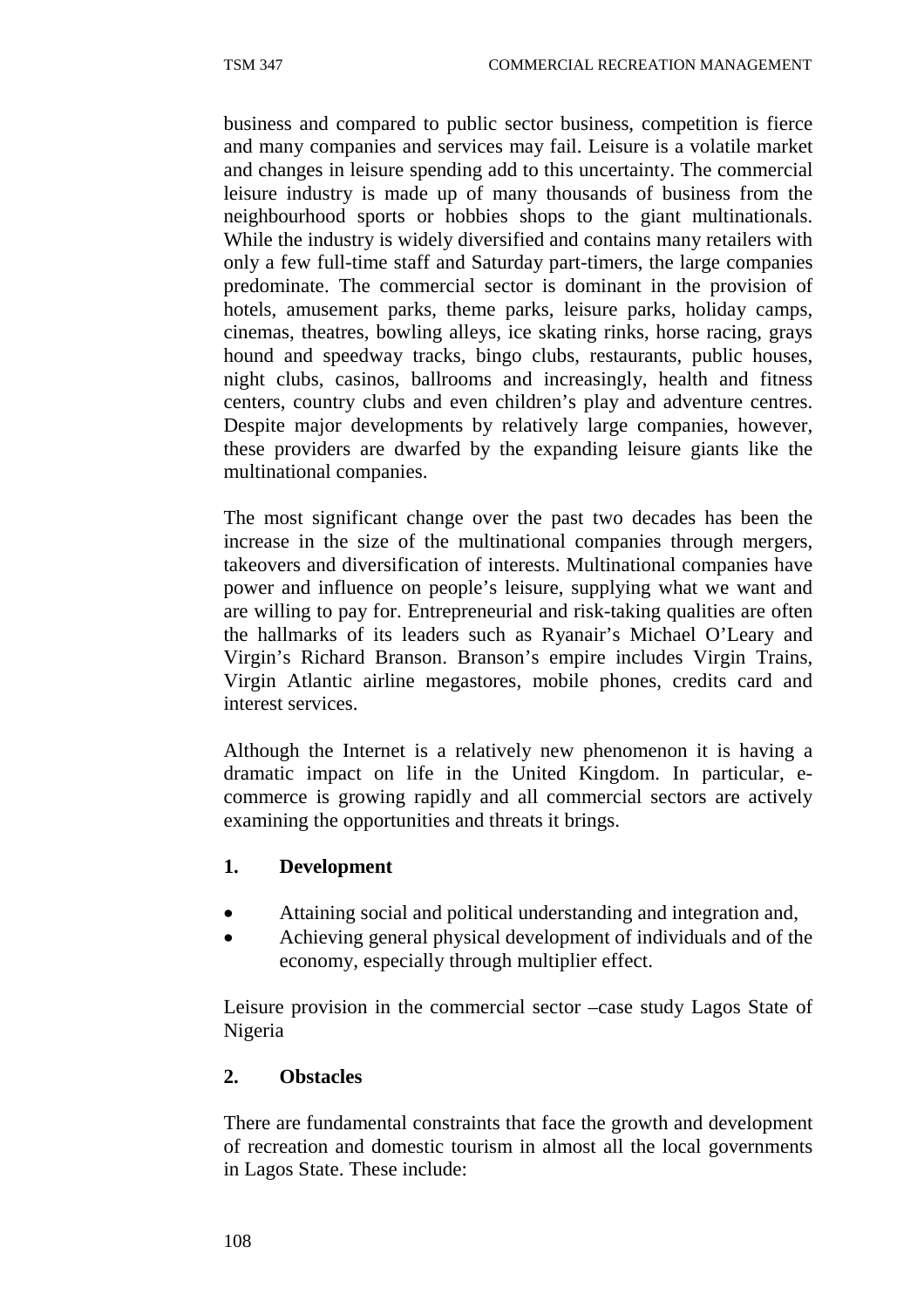business and compared to public sector business, competition is fierce and many companies and services may fail. Leisure is a volatile market and changes in leisure spending add to this uncertainty. The commercial leisure industry is made up of many thousands of business from the neighbourhood sports or hobbies shops to the giant multinationals. While the industry is widely diversified and contains many retailers with only a few full-time staff and Saturday part-timers, the large companies predominate. The commercial sector is dominant in the provision of hotels, amusement parks, theme parks, leisure parks, holiday camps, cinemas, theatres, bowling alleys, ice skating rinks, horse racing, grays hound and speedway tracks, bingo clubs, restaurants, public houses, night clubs, casinos, ballrooms and increasingly, health and fitness centers, country clubs and even children's play and adventure centres. Despite major developments by relatively large companies, however, these providers are dwarfed by the expanding leisure giants like the multinational companies.

The most significant change over the past two decades has been the increase in the size of the multinational companies through mergers, takeovers and diversification of interests. Multinational companies have power and influence on people's leisure, supplying what we want and are willing to pay for. Entrepreneurial and risk-taking qualities are often the hallmarks of its leaders such as Ryanair's Michael O'Leary and Virgin's Richard Branson. Branson's empire includes Virgin Trains, Virgin Atlantic airline megastores, mobile phones, credits card and interest services.

Although the Internet is a relatively new phenomenon it is having a dramatic impact on life in the United Kingdom. In particular, e-commerce is growing rapidly and all commercial sectors are actively examining the opportunities and threats it brings.

**1. Development**

- Attaining social and political understanding and integration and,
- Achieving general physical development of individuals and of the economy, especially through multiplier effect.

Leisure provision in the commercial sector –case study Lagos State of Nigeria

**2. Obstacles**

There are fundamental constraints that face the growth and development of recreation and domestic tourism in almost all the local governments in Lagos State. These include: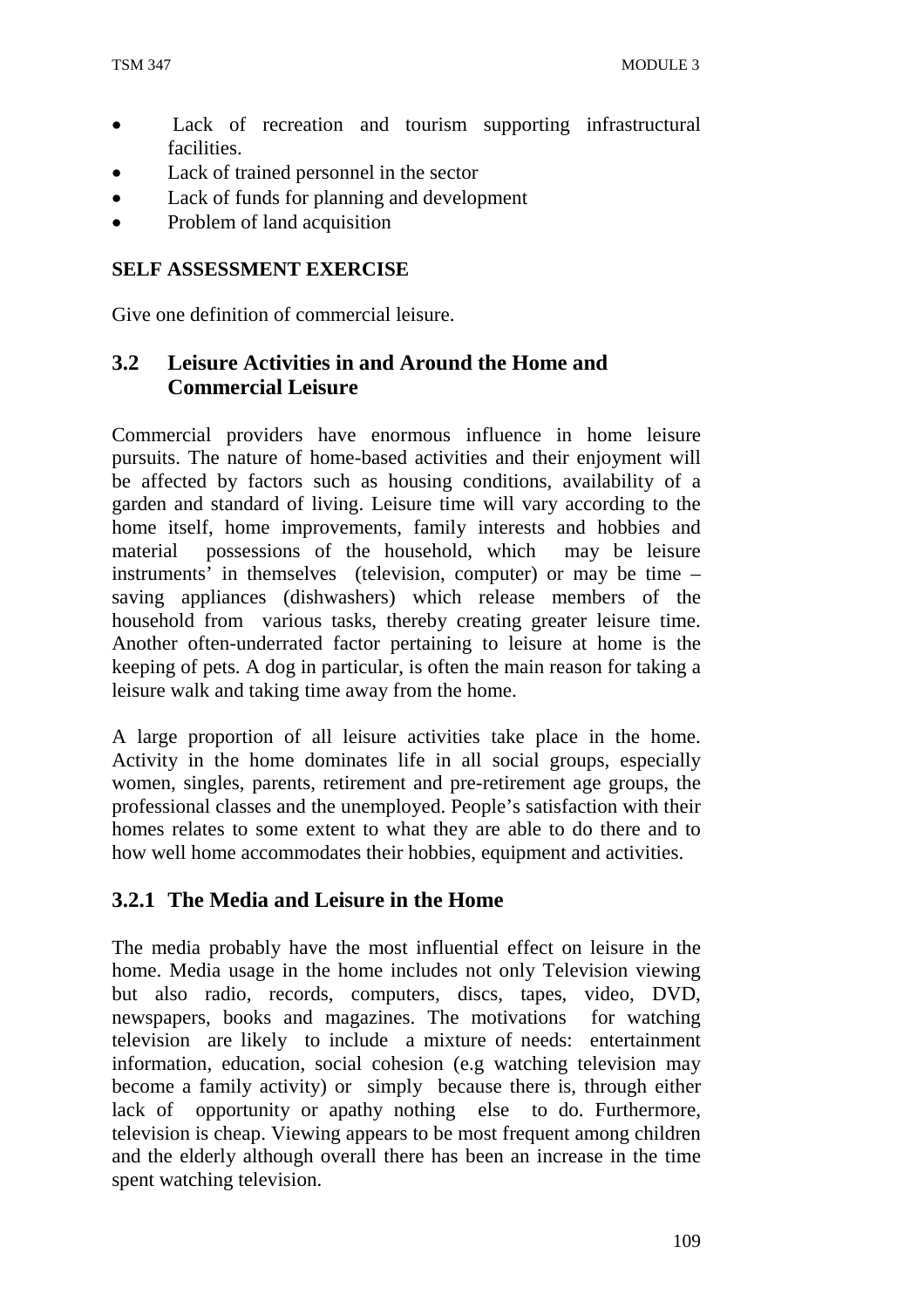- Lack of recreation and tourism supporting infrastructural facilities.
- Lack of trained personnel in the sector
- Lack of funds for planning and development
- Problem of land acquisition

**SELF ASSESSMENT EXERCISE**

Give one definition of commercial leisure.

## 3.2 Leisure Activities in and Around the Home and Commercial Leisure

Commercial providers have enormous influence in home leisure pursuits. The nature of home-based activities and their enjoyment will be affected by factors such as housing conditions, availability of a garden and standard of living. Leisure time will vary according to the home itself, home improvements, family interests and hobbies and material possessions of the household, which may be leisure instruments' in themselves (television, computer) or may be time – saving appliances (dishwashers) which release members of the household from various tasks, thereby creating greater leisure time. Another often-underrated factor pertaining to leisure at home is the keeping of pets. A dog in particular, is often the main reason for taking a leisure walk and taking time away from the home.

A large proportion of all leisure activities take place in the home. Activity in the home dominates life in all social groups, especially women, singles, parents, retirement and pre-retirement age groups, the professional classes and the unemployed. People's satisfaction with their homes relates to some extent to what they are able to do there and to how well home accommodates their hobbies, equipment and activities.

### 3.2.1 The Media and Leisure in the Home

The media probably have the most influential effect on leisure in the home. Media usage in the home includes not only Television viewing but also radio, records, computers, discs, tapes, video, DVD, newspapers, books and magazines. The motivations for watching television are likely to include a mixture of needs: entertainment information, education, social cohesion (e.g watching television may become a family activity) or simply because there is, through either lack of opportunity or apathy nothing else to do. Furthermore, television is cheap. Viewing appears to be most frequent among children and the elderly although overall there has been an increase in the time spent watching television.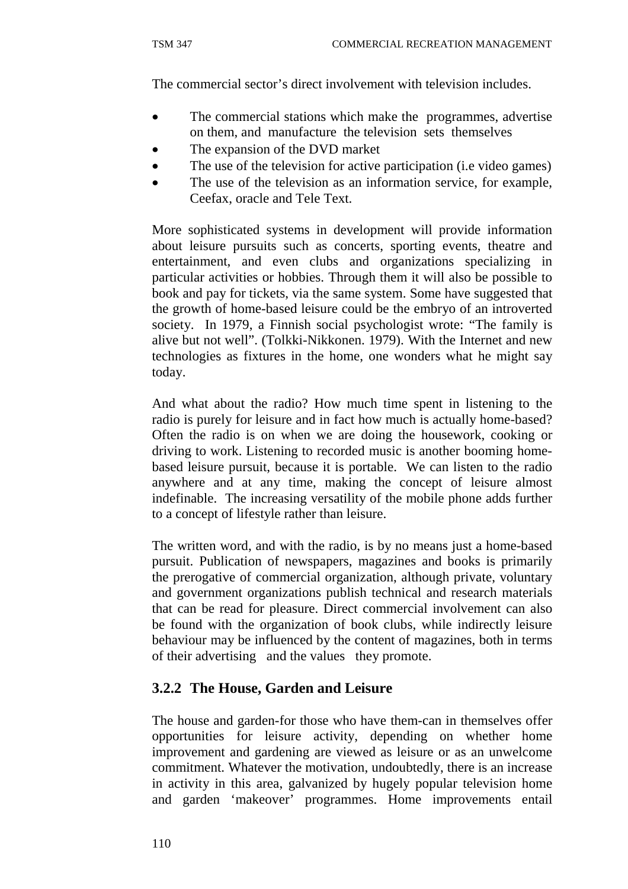The commercial sector's direct involvement with television includes.

- The commercial stations which make the programmes, advertise on them, and manufacture the television sets themselves
- The expansion of the DVD market
- The use of the television for active participation (i.e video games)
- The use of the television as an information service, for example, Ceefax, oracle and Tele Text.

More sophisticated systems in development will provide information about leisure pursuits such as concerts, sporting events, theatre and entertainment, and even clubs and organizations specializing in particular activities or hobbies. Through them it will also be possible to book and pay for tickets, via the same system. Some have suggested that the growth of home-based leisure could be the embryo of an introverted society. In 1979, a Finnish social psychologist wrote: "The family is alive but not well". (Tolkki-Nikkonen. 1979). With the Internet and new technologies as fixtures in the home, one wonders what he might say today.

And what about the radio? How much time spent in listening to the radio is purely for leisure and in fact how much is actually home-based? Often the radio is on when we are doing the housework, cooking or driving to work. Listening to recorded music is another booming home-based leisure pursuit, because it is portable. We can listen to the radio anywhere and at any time, making the concept of leisure almost indefinable. The increasing versatility of the mobile phone adds further to a concept of lifestyle rather than leisure.

The written word, and with the radio, is by no means just a home-based pursuit. Publication of newspapers, magazines and books is primarily the prerogative of commercial organization, although private, voluntary and government organizations publish technical and research materials that can be read for pleasure. Direct commercial involvement can also be found with the organization of book clubs, while indirectly leisure behaviour may be influenced by the content of magazines, both in terms of their advertising and the values they promote.

### 3.2.2 The House, Garden and Leisure

The house and garden-for those who have them-can in themselves offer opportunities for leisure activity, depending on whether home improvement and gardening are viewed as leisure or as an unwelcome commitment. Whatever the motivation, undoubtedly, there is an increase in activity in this area, galvanized by hugely popular television home and garden 'makeover' programmes. Home improvements entail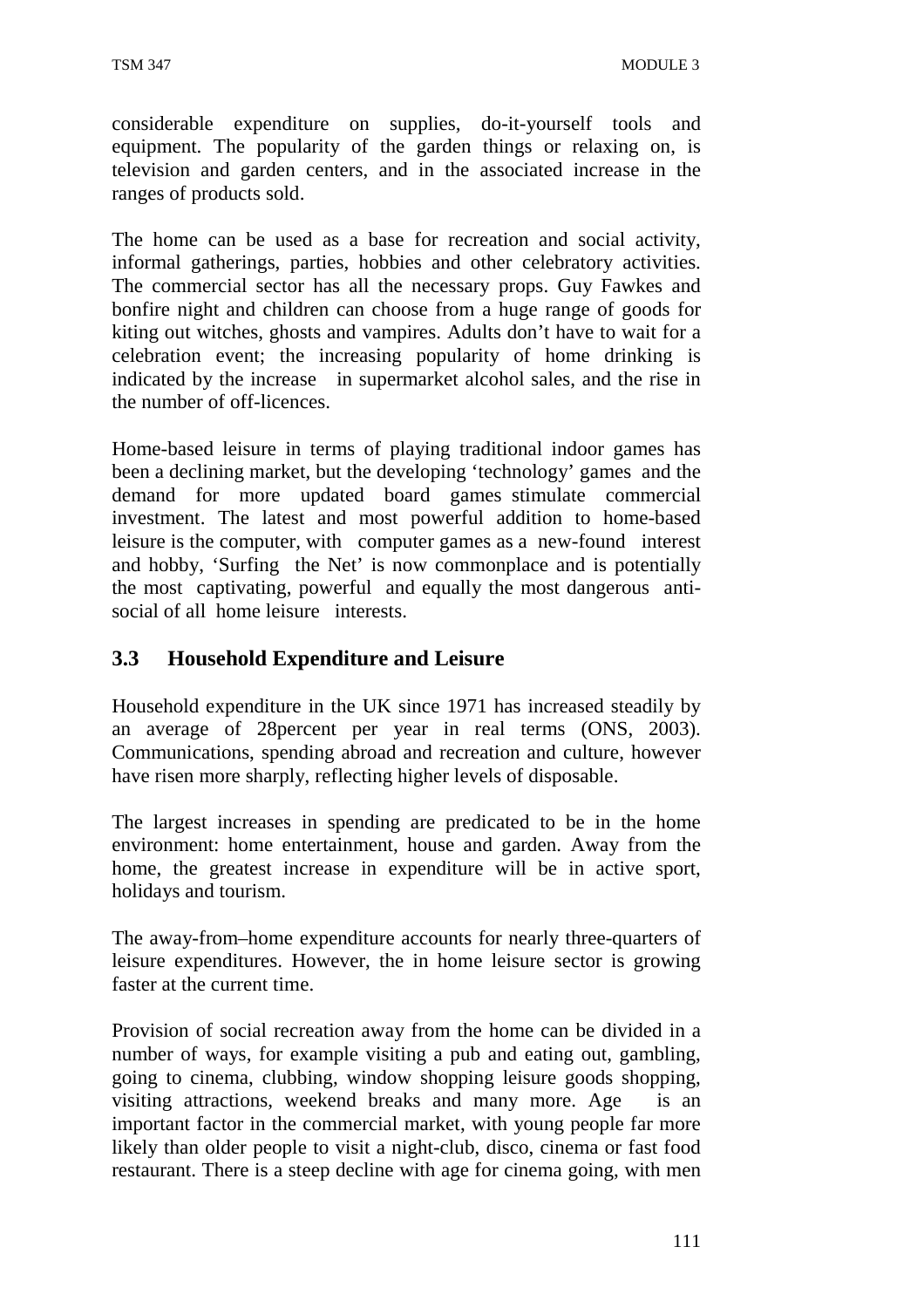considerable expenditure on supplies, do-it-yourself tools and equipment. The popularity of the garden things or relaxing on, is television and garden centers, and in the associated increase in the ranges of products sold.

The home can be used as a base for recreation and social activity, informal gatherings, parties, hobbies and other celebratory activities. The commercial sector has all the necessary props. Guy Fawkes and bonfire night and children can choose from a huge range of goods for kiting out witches, ghosts and vampires. Adults don't have to wait for a celebration event; the increasing popularity of home drinking is indicated by the increase in supermarket alcohol sales, and the rise in the number of off-licences.

Home-based leisure in terms of playing traditional indoor games has been a declining market, but the developing 'technology' games and the demand for more updated board games stimulate commercial investment. The latest and most powerful addition to home-based leisure is the computer, with computer games as a new-found interest and hobby, 'Surfing the Net' is now commonplace and is potentially the most captivating, powerful and equally the most dangerous anti-social of all home leisure interests.

## 3.3 Household Expenditure and Leisure

Household expenditure in the UK since 1971 has increased steadily by an average of 28percent per year in real terms (ONS, 2003). Communications, spending abroad and recreation and culture, however have risen more sharply, reflecting higher levels of disposable.

The largest increases in spending are predicated to be in the home environment: home entertainment, house and garden. Away from the home, the greatest increase in expenditure will be in active sport, holidays and tourism.

The away-from–home expenditure accounts for nearly three-quarters of leisure expenditures. However, the in home leisure sector is growing faster at the current time.

Provision of social recreation away from the home can be divided in a number of ways, for example visiting a pub and eating out, gambling, going to cinema, clubbing, window shopping leisure goods shopping, visiting attractions, weekend breaks and many more. Age is an important factor in the commercial market, with young people far more likely than older people to visit a night-club, disco, cinema or fast food restaurant. There is a steep decline with age for cinema going, with men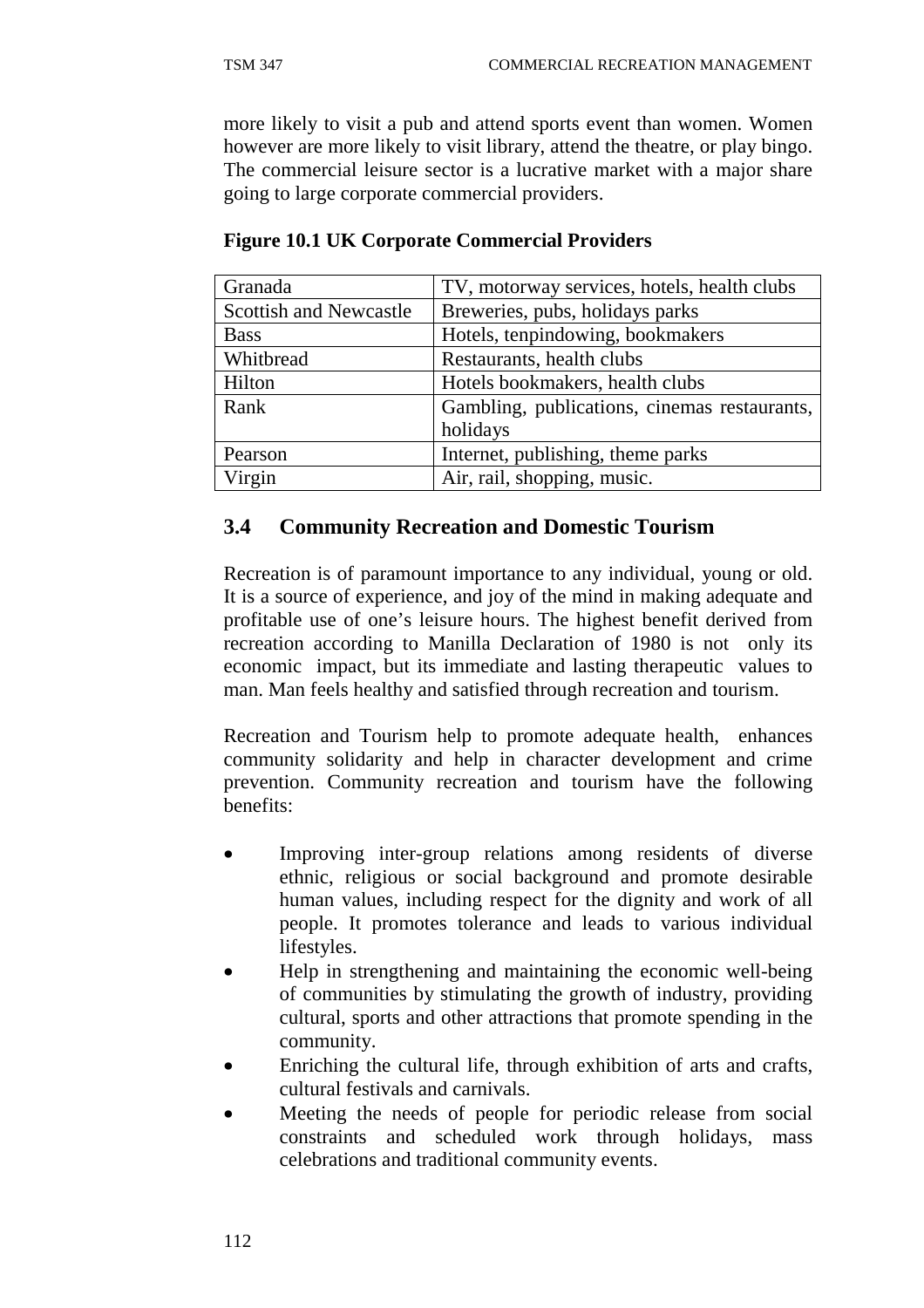more likely to visit a pub and attend sports event than women. Women however are more likely to visit library, attend the theatre, or play bingo. The commercial leisure sector is a lucrative market with a major share going to large corporate commercial providers.

**Figure 10.1 UK Corporate Commercial Providers**

| Granada | TV, motorway services, hotels, health clubs |
|---|---|
| Scottish and Newcastle | Breweries, pubs, holidays parks |
| Bass | Hotels, tenpindowing, bookmakers |
| Whitbread | Restaurants, health clubs |
| Hilton | Hotels bookmakers, health clubs |
| Rank | Gambling, publications, cinemas restaurants, holidays |
| Pearson | Internet, publishing, theme parks |
| Virgin | Air, rail, shopping, music. |

## 3.4 Community Recreation and Domestic Tourism

Recreation is of paramount importance to any individual, young or old. It is a source of experience, and joy of the mind in making adequate and profitable use of one's leisure hours. The highest benefit derived from recreation according to Manilla Declaration of 1980 is not only its economic impact, but its immediate and lasting therapeutic values to man. Man feels healthy and satisfied through recreation and tourism.

Recreation and Tourism help to promote adequate health, enhances community solidarity and help in character development and crime prevention. Community recreation and tourism have the following benefits:

- Improving inter-group relations among residents of diverse ethnic, religious or social background and promote desirable human values, including respect for the dignity and work of all people. It promotes tolerance and leads to various individual lifestyles.
- Help in strengthening and maintaining the economic well-being of communities by stimulating the growth of industry, providing cultural, sports and other attractions that promote spending in the community.
- Enriching the cultural life, through exhibition of arts and crafts, cultural festivals and carnivals.
- Meeting the needs of people for periodic release from social constraints and scheduled work through holidays, mass celebrations and traditional community events.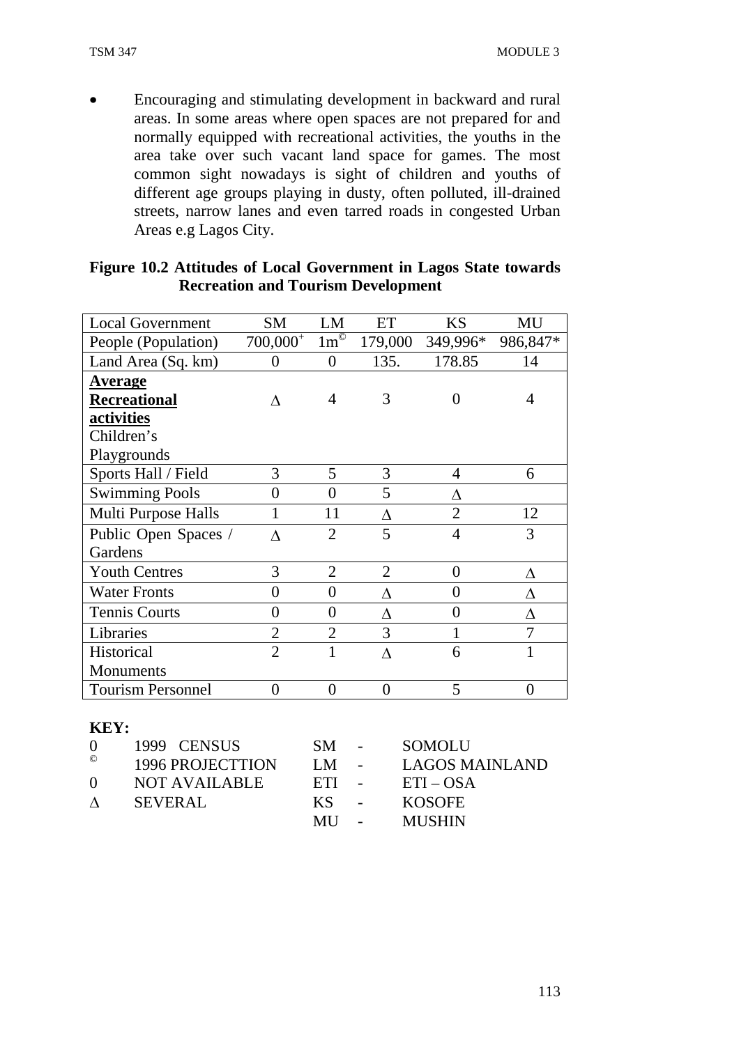- Encouraging and stimulating development in backward and rural areas. In some areas where open spaces are not prepared for and normally equipped with recreational activities, the youths in the area take over such vacant land space for games. The most common sight nowadays is sight of children and youths of different age groups playing in dusty, often polluted, ill-drained streets, narrow lanes and even tarred roads in congested Urban Areas e.g Lagos City.

**Figure 10.2 Attitudes of Local Government in Lagos State towards Recreation and Tourism Development**

| Local Government | SM | LM | ET | KS | MU |
|---|---|---|---|---|---|
| People (Population) | 700,000⁺ | 1m© | 179,000 | 349,996* | 986,847* |
| Land Area (Sq. km) | 0 | 0 | 135. | 178.85 | 14 |
| **Average Recreational activities** Children's Playgrounds | Δ | 4 | 3 | 0 | 4 |
| Sports Hall / Field | 3 | 5 | 3 | 4 | 6 |
| Swimming Pools | 0 | 0 | 5 | Δ | |
| Multi Purpose Halls | 1 | 11 | Δ | 2 | 12 |
| Public Open Spaces / Gardens | Δ | 2 | 5 | 4 | 3 |
| Youth Centres | 3 | 2 | 2 | 0 | Δ |
| Water Fronts | 0 | 0 | Δ | 0 | Δ |
| Tennis Courts | 0 | 0 | Δ | 0 | Δ |
| Libraries | 2 | 2 | 3 | 1 | 7 |
| Historical Monuments | 2 | 1 | Δ | 6 | 1 |
| Tourism Personnel | 0 | 0 | 0 | 5 | 0 |

**KEY:**

| | | | | |
|---|---|---|---|---|
| 0 | 1999 CENSUS | SM | - | SOMOLU |
| © | 1996 PROJECTTION | LM | - | LAGOS MAINLAND |
| 0 | NOT AVAILABLE | ETI | - | ETI – OSA |
| Δ | SEVERAL | KS | - | KOSOFE |
| | | MU | - | MUSHIN |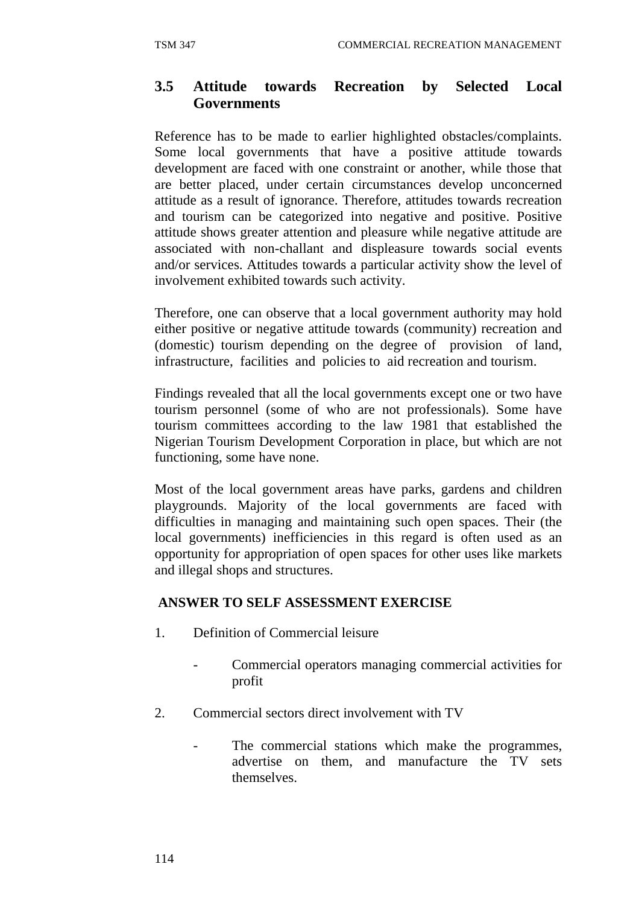## 3.5 Attitude towards Recreation by Selected Local Governments

Reference has to be made to earlier highlighted obstacles/complaints. Some local governments that have a positive attitude towards development are faced with one constraint or another, while those that are better placed, under certain circumstances develop unconcerned attitude as a result of ignorance. Therefore, attitudes towards recreation and tourism can be categorized into negative and positive. Positive attitude shows greater attention and pleasure while negative attitude are associated with non-challant and displeasure towards social events and/or services. Attitudes towards a particular activity show the level of involvement exhibited towards such activity.

Therefore, one can observe that a local government authority may hold either positive or negative attitude towards (community) recreation and (domestic) tourism depending on the degree of provision of land, infrastructure, facilities and policies to aid recreation and tourism.

Findings revealed that all the local governments except one or two have tourism personnel (some of who are not professionals). Some have tourism committees according to the law 1981 that established the Nigerian Tourism Development Corporation in place, but which are not functioning, some have none.

Most of the local government areas have parks, gardens and children playgrounds. Majority of the local governments are faced with difficulties in managing and maintaining such open spaces. Their (the local governments) inefficiencies in this regard is often used as an opportunity for appropriation of open spaces for other uses like markets and illegal shops and structures.

**ANSWER TO SELF ASSESSMENT EXERCISE**

1. Definition of Commercial leisure

   - Commercial operators managing commercial activities for profit

2. Commercial sectors direct involvement with TV

   - The commercial stations which make the programmes, advertise on them, and manufacture the TV sets themselves.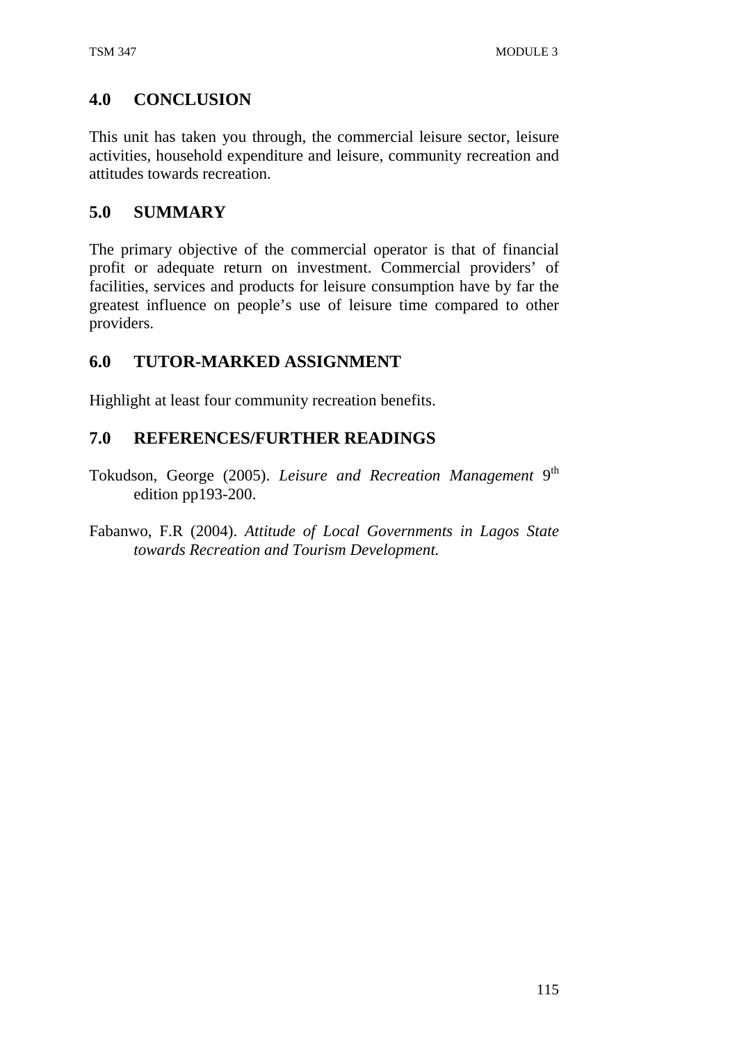## 4.0 CONCLUSION

This unit has taken you through, the commercial leisure sector, leisure activities, household expenditure and leisure, community recreation and attitudes towards recreation.

## 5.0 SUMMARY

The primary objective of the commercial operator is that of financial profit or adequate return on investment. Commercial providers' of facilities, services and products for leisure consumption have by far the greatest influence on people's use of leisure time compared to other providers.

## 6.0 TUTOR-MARKED ASSIGNMENT

Highlight at least four community recreation benefits.

## 7.0 REFERENCES/FURTHER READINGS

Tokudson, George (2005). *Leisure and Recreation Management* 9th edition pp193-200.

Fabanwo, F.R (2004). *Attitude of Local Governments in Lagos State towards Recreation and Tourism Development.*